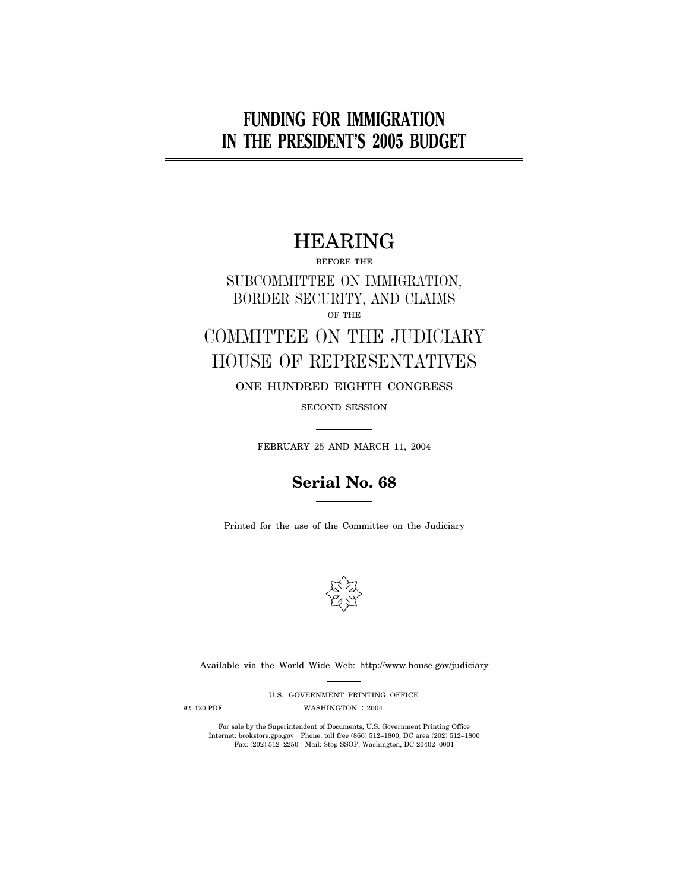# FUNDING FOR IMMIGRATION IN THE PRESIDENT'S 2005 BUDGET

## HEARING

BEFORE THE

SUBCOMMITTEE ON IMMIGRATION, BORDER SECURITY, AND CLAIMS

OF THE

COMMITTEE ON THE JUDICIARY HOUSE OF REPRESENTATIVES

ONE HUNDRED EIGHTH CONGRESS

SECOND SESSION

FEBRUARY 25 AND MARCH 11, 2004

**Serial No. 68**

Printed for the use of the Committee on the Judiciary

Available via the World Wide Web: http://www.house.gov/judiciary

U.S. GOVERNMENT PRINTING OFFICE

92–120 PDF WASHINGTON : 2004

For sale by the Superintendent of Documents, U.S. Government Printing Office
Internet: bookstore.gpo.gov Phone: toll free (866) 512–1800; DC area (202) 512–1800
Fax: (202) 512–2250 Mail: Stop SSOP, Washington, DC 20402–0001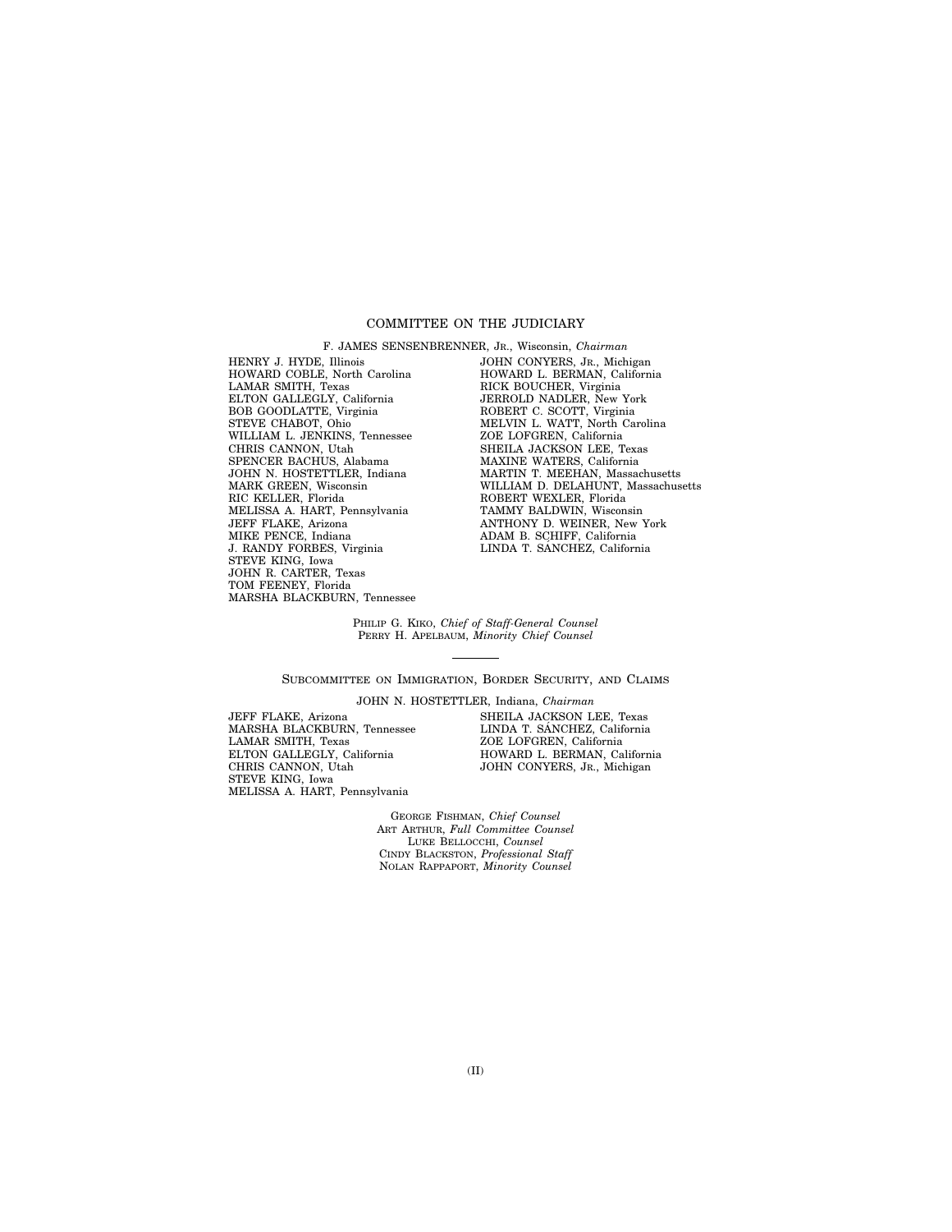## COMMITTEE ON THE JUDICIARY

F. JAMES SENSENBRENNER, JR., Wisconsin, *Chairman*

HENRY J. HYDE, Illinois
HOWARD COBLE, North Carolina
LAMAR SMITH, Texas
ELTON GALLEGLY, California
BOB GOODLATTE, Virginia
STEVE CHABOT, Ohio
WILLIAM L. JENKINS, Tennessee
CHRIS CANNON, Utah
SPENCER BACHUS, Alabama
JOHN N. HOSTETTLER, Indiana
MARK GREEN, Wisconsin
RIC KELLER, Florida
MELISSA A. HART, Pennsylvania
JEFF FLAKE, Arizona
MIKE PENCE, Indiana
J. RANDY FORBES, Virginia
STEVE KING, Iowa
JOHN R. CARTER, Texas
TOM FEENEY, Florida
MARSHA BLACKBURN, Tennessee

JOHN CONYERS, JR., Michigan
HOWARD L. BERMAN, California
RICK BOUCHER, Virginia
JERROLD NADLER, New York
ROBERT C. SCOTT, Virginia
MELVIN L. WATT, North Carolina
ZOE LOFGREN, California
SHEILA JACKSON LEE, Texas
MAXINE WATERS, California
MARTIN T. MEEHAN, Massachusetts
WILLIAM D. DELAHUNT, Massachusetts
ROBERT WEXLER, Florida
TAMMY BALDWIN, Wisconsin
ANTHONY D. WEINER, New York
ADAM B. SCHIFF, California
LINDA T. SÁNCHEZ, California

PHILIP G. KIKO, *Chief of Staff-General Counsel*
PERRY H. APELBAUM, *Minority Chief Counsel*

---

### SUBCOMMITTEE ON IMMIGRATION, BORDER SECURITY, AND CLAIMS

JOHN N. HOSTETTLER, Indiana, *Chairman*

JEFF FLAKE, Arizona
MARSHA BLACKBURN, Tennessee
LAMAR SMITH, Texas
ELTON GALLEGLY, California
CHRIS CANNON, Utah
STEVE KING, Iowa
MELISSA A. HART, Pennsylvania

SHEILA JACKSON LEE, Texas
LINDA T. SÁNCHEZ, California
ZOE LOFGREN, California
HOWARD L. BERMAN, California
JOHN CONYERS, JR., Michigan

GEORGE FISHMAN, *Chief Counsel*
ART ARTHUR, *Full Committee Counsel*
LUKE BELLOCCHI, *Counsel*
CINDY BLACKSTON, *Professional Staff*
NOLAN RAPPAPORT, *Minority Counsel*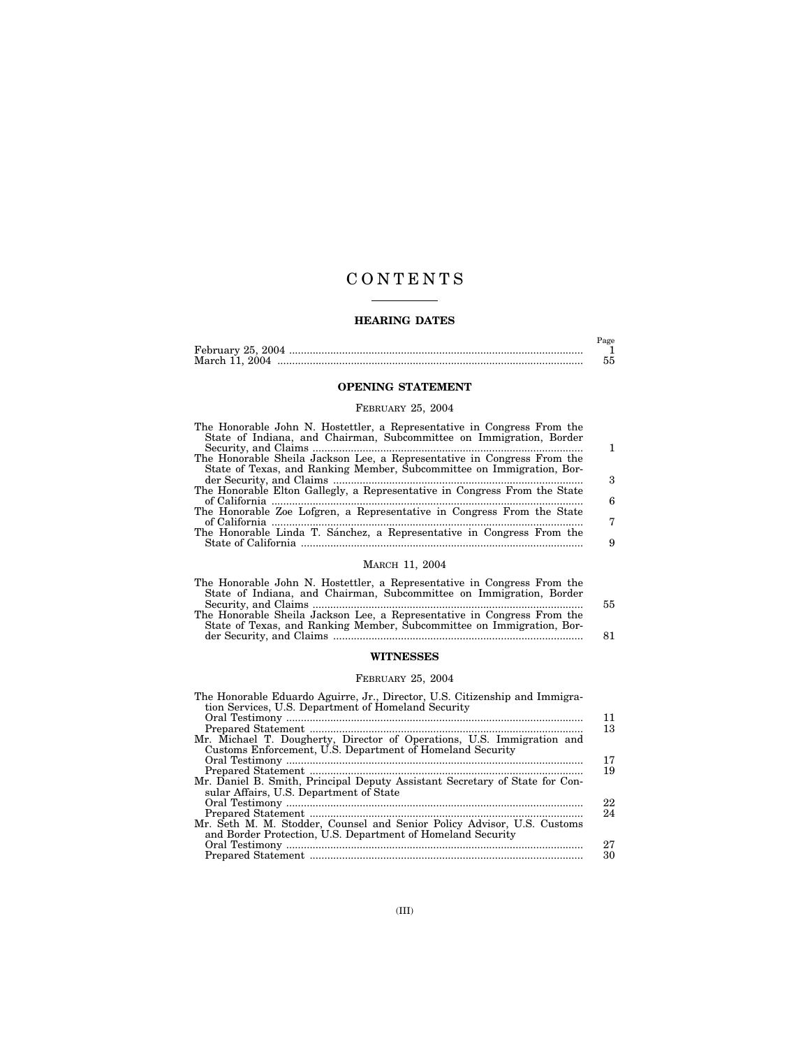# CONTENTS

## HEARING DATES

| | Page |
|---|---|
| February 25, 2004 | 1 |
| March 11, 2004 | 55 |

## OPENING STATEMENT

### February 25, 2004

| | |
|---|---|
| The Honorable John N. Hostettler, a Representative in Congress From the State of Indiana, and Chairman, Subcommittee on Immigration, Border Security, and Claims | 1 |
| The Honorable Sheila Jackson Lee, a Representative in Congress From the State of Texas, and Ranking Member, Subcommittee on Immigration, Border Security, and Claims | 3 |
| The Honorable Elton Gallegly, a Representative in Congress From the State of California | 6 |
| The Honorable Zoe Lofgren, a Representative in Congress From the State of California | 7 |
| The Honorable Linda T. Sánchez, a Representative in Congress From the State of California | 9 |

### March 11, 2004

| | |
|---|---|
| The Honorable John N. Hostettler, a Representative in Congress From the State of Indiana, and Chairman, Subcommittee on Immigration, Border Security, and Claims | 55 |
| The Honorable Sheila Jackson Lee, a Representative in Congress From the State of Texas, and Ranking Member, Subcommittee on Immigration, Border Security, and Claims | 81 |

## WITNESSES

### February 25, 2004

| | |
|---|---|
| The Honorable Eduardo Aguirre, Jr., Director, U.S. Citizenship and Immigration Services, U.S. Department of Homeland Security | |
| Oral Testimony | 11 |
| Prepared Statement | 13 |
| Mr. Michael T. Dougherty, Director of Operations, U.S. Immigration and Customs Enforcement, U.S. Department of Homeland Security | |
| Oral Testimony | 17 |
| Prepared Statement | 19 |
| Mr. Daniel B. Smith, Principal Deputy Assistant Secretary of State for Consular Affairs, U.S. Department of State | |
| Oral Testimony | 22 |
| Prepared Statement | 24 |
| Mr. Seth M. M. Stodder, Counsel and Senior Policy Advisor, U.S. Customs and Border Protection, U.S. Department of Homeland Security | |
| Oral Testimony | 27 |
| Prepared Statement | 30 |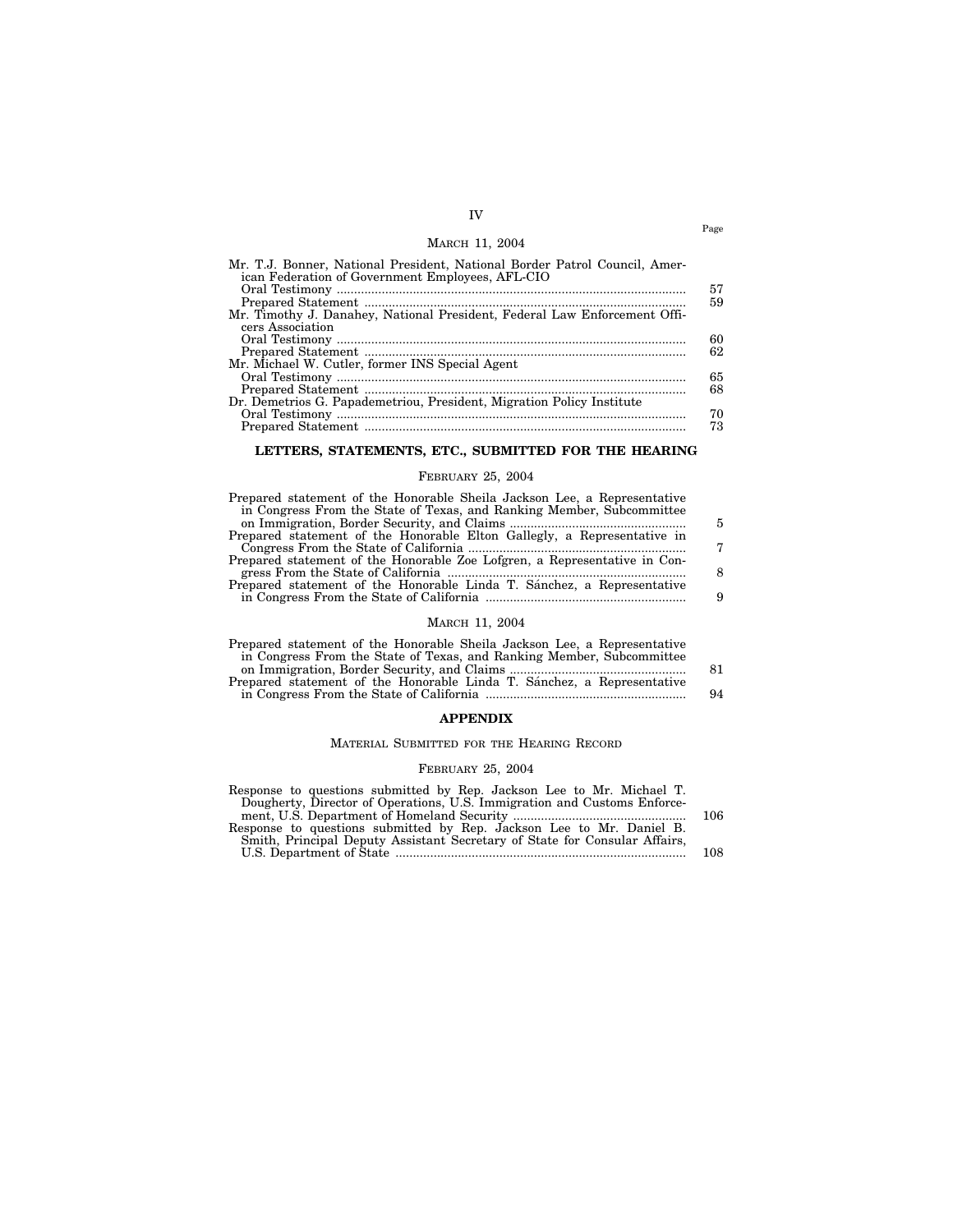MARCH 11, 2004

| | Page |
|---|---|
| Mr. T.J. Bonner, National President, National Border Patrol Council, American Federation of Government Employees, AFL-CIO | |
| Oral Testimony | 57 |
| Prepared Statement | 59 |
| Mr. Timothy J. Danahey, National President, Federal Law Enforcement Officers Association | |
| Oral Testimony | 60 |
| Prepared Statement | 62 |
| Mr. Michael W. Cutler, former INS Special Agent | |
| Oral Testimony | 65 |
| Prepared Statement | 68 |
| Dr. Demetrios G. Papademetriou, President, Migration Policy Institute | |
| Oral Testimony | 70 |
| Prepared Statement | 73 |

## LETTERS, STATEMENTS, ETC., SUBMITTED FOR THE HEARING

FEBRUARY 25, 2004

| | |
|---|---|
| Prepared statement of the Honorable Sheila Jackson Lee, a Representative in Congress From the State of Texas, and Ranking Member, Subcommittee on Immigration, Border Security, and Claims | 5 |
| Prepared statement of the Honorable Elton Gallegly, a Representative in Congress From the State of California | 7 |
| Prepared statement of the Honorable Zoe Lofgren, a Representative in Congress From the State of California | 8 |
| Prepared statement of the Honorable Linda T. Sánchez, a Representative in Congress From the State of California | 9 |

MARCH 11, 2004

| | |
|---|---|
| Prepared statement of the Honorable Sheila Jackson Lee, a Representative in Congress From the State of Texas, and Ranking Member, Subcommittee on Immigration, Border Security, and Claims | 81 |
| Prepared statement of the Honorable Linda T. Sánchez, a Representative in Congress From the State of California | 94 |

## APPENDIX

MATERIAL SUBMITTED FOR THE HEARING RECORD

FEBRUARY 25, 2004

| | |
|---|---|
| Response to questions submitted by Rep. Jackson Lee to Mr. Michael T. Dougherty, Director of Operations, U.S. Immigration and Customs Enforcement, U.S. Department of Homeland Security | 106 |
| Response to questions submitted by Rep. Jackson Lee to Mr. Daniel B. Smith, Principal Deputy Assistant Secretary of State for Consular Affairs, U.S. Department of State | 108 |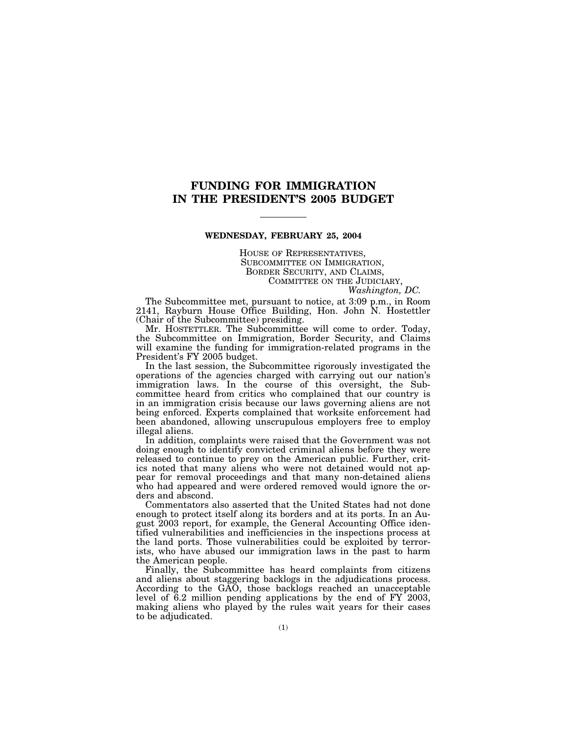# FUNDING FOR IMMIGRATION IN THE PRESIDENT'S 2005 BUDGET

**WEDNESDAY, FEBRUARY 25, 2004**

HOUSE OF REPRESENTATIVES,
SUBCOMMITTEE ON IMMIGRATION,
BORDER SECURITY, AND CLAIMS,
COMMITTEE ON THE JUDICIARY,
*Washington, DC.*

The Subcommittee met, pursuant to notice, at 3:09 p.m., in Room 2141, Rayburn House Office Building, Hon. John N. Hostettler (Chair of the Subcommittee) presiding.

Mr. HOSTETTLER. The Subcommittee will come to order. Today, the Subcommittee on Immigration, Border Security, and Claims will examine the funding for immigration-related programs in the President's FY 2005 budget.

In the last session, the Subcommittee rigorously investigated the operations of the agencies charged with carrying out our nation's immigration laws. In the course of this oversight, the Subcommittee heard from critics who complained that our country is in an immigration crisis because our laws governing aliens are not being enforced. Experts complained that worksite enforcement had been abandoned, allowing unscrupulous employers free to employ illegal aliens.

In addition, complaints were raised that the Government was not doing enough to identify convicted criminal aliens before they were released to continue to prey on the American public. Further, critics noted that many aliens who were not detained would not appear for removal proceedings and that many non-detained aliens who had appeared and were ordered removed would ignore the orders and abscond.

Commentators also asserted that the United States had not done enough to protect itself along its borders and at its ports. In an August 2003 report, for example, the General Accounting Office identified vulnerabilities and inefficiencies in the inspections process at the land ports. Those vulnerabilities could be exploited by terrorists, who have abused our immigration laws in the past to harm the American people.

Finally, the Subcommittee has heard complaints from citizens and aliens about staggering backlogs in the adjudications process. According to the GAO, those backlogs reached an unacceptable level of 6.2 million pending applications by the end of FY 2003, making aliens who played by the rules wait years for their cases to be adjudicated.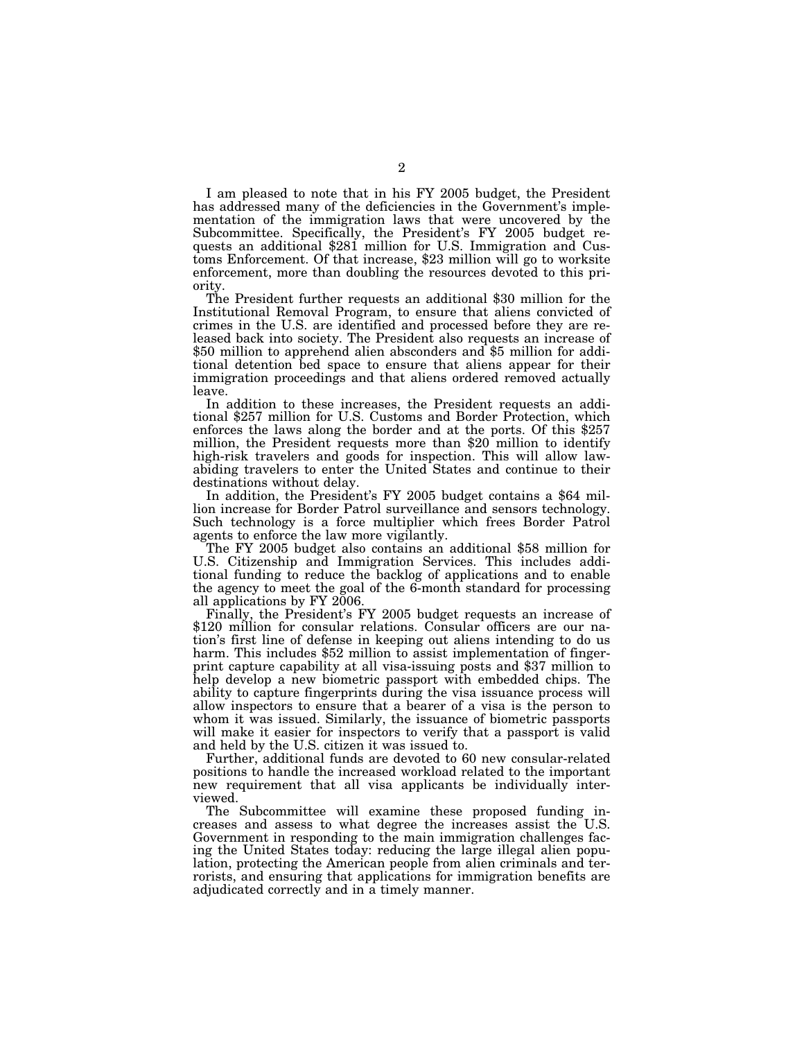I am pleased to note that in his FY 2005 budget, the President has addressed many of the deficiencies in the Government's implementation of the immigration laws that were uncovered by the Subcommittee. Specifically, the President's FY 2005 budget requests an additional $281 million for U.S. Immigration and Customs Enforcement. Of that increase, $23 million will go to worksite enforcement, more than doubling the resources devoted to this priority.

The President further requests an additional $30 million for the Institutional Removal Program, to ensure that aliens convicted of crimes in the U.S. are identified and processed before they are released back into society. The President also requests an increase of $50 million to apprehend alien absconders and $5 million for additional detention bed space to ensure that aliens appear for their immigration proceedings and that aliens ordered removed actually leave.

In addition to these increases, the President requests an additional $257 million for U.S. Customs and Border Protection, which enforces the laws along the border and at the ports. Of this $257 million, the President requests more than $20 million to identify high-risk travelers and goods for inspection. This will allow law-abiding travelers to enter the United States and continue to their destinations without delay.

In addition, the President's FY 2005 budget contains a $64 million increase for Border Patrol surveillance and sensors technology. Such technology is a force multiplier which frees Border Patrol agents to enforce the law more vigilantly.

The FY 2005 budget also contains an additional $58 million for U.S. Citizenship and Immigration Services. This includes additional funding to reduce the backlog of applications and to enable the agency to meet the goal of the 6-month standard for processing all applications by FY 2006.

Finally, the President's FY 2005 budget requests an increase of $120 million for consular relations. Consular officers are our nation's first line of defense in keeping out aliens intending to do us harm. This includes $52 million to assist implementation of fingerprint capture capability at all visa-issuing posts and $37 million to help develop a new biometric passport with embedded chips. The ability to capture fingerprints during the visa issuance process will allow inspectors to ensure that a bearer of a visa is the person to whom it was issued. Similarly, the issuance of biometric passports will make it easier for inspectors to verify that a passport is valid and held by the U.S. citizen it was issued to.

Further, additional funds are devoted to 60 new consular-related positions to handle the increased workload related to the important new requirement that all visa applicants be individually interviewed.

The Subcommittee will examine these proposed funding increases and assess to what degree the increases assist the U.S. Government in responding to the main immigration challenges facing the United States today: reducing the large illegal alien population, protecting the American people from alien criminals and terrorists, and ensuring that applications for immigration benefits are adjudicated correctly and in a timely manner.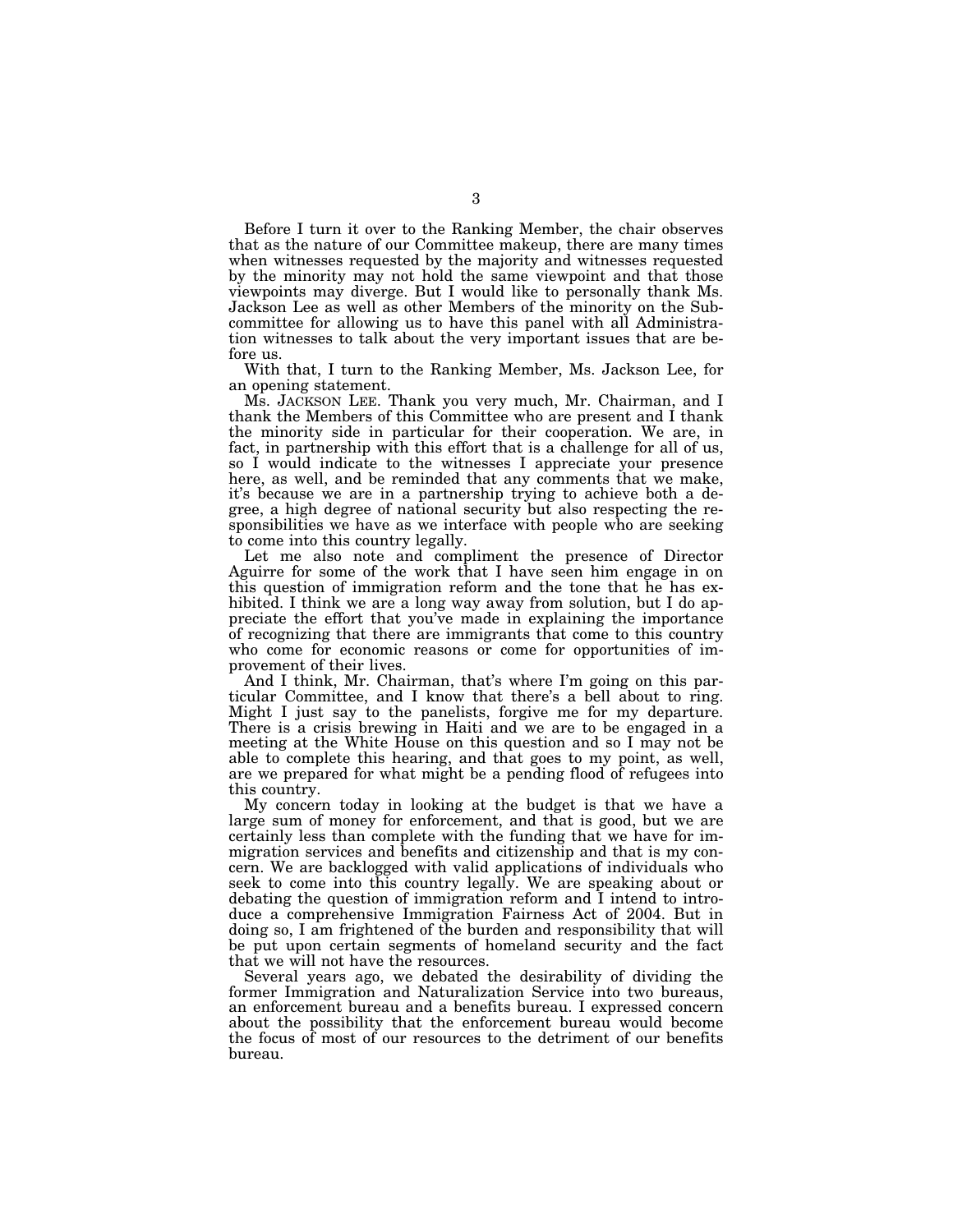Before I turn it over to the Ranking Member, the chair observes that as the nature of our Committee makeup, there are many times when witnesses requested by the majority and witnesses requested by the minority may not hold the same viewpoint and that those viewpoints may diverge. But I would like to personally thank Ms. Jackson Lee as well as other Members of the minority on the Subcommittee for allowing us to have this panel with all Administration witnesses to talk about the very important issues that are before us.

With that, I turn to the Ranking Member, Ms. Jackson Lee, for an opening statement.

Ms. JACKSON LEE. Thank you very much, Mr. Chairman, and I thank the Members of this Committee who are present and I thank the minority side in particular for their cooperation. We are, in fact, in partnership with this effort that is a challenge for all of us, so I would indicate to the witnesses I appreciate your presence here, as well, and be reminded that any comments that we make, it's because we are in a partnership trying to achieve both a degree, a high degree of national security but also respecting the responsibilities we have as we interface with people who are seeking to come into this country legally.

Let me also note and compliment the presence of Director Aguirre for some of the work that I have seen him engage in on this question of immigration reform and the tone that he has exhibited. I think we are a long way away from solution, but I do appreciate the effort that you've made in explaining the importance of recognizing that there are immigrants that come to this country who come for economic reasons or come for opportunities of improvement of their lives.

And I think, Mr. Chairman, that's where I'm going on this particular Committee, and I know that there's a bell about to ring. Might I just say to the panelists, forgive me for my departure. There is a crisis brewing in Haiti and we are to be engaged in a meeting at the White House on this question and so I may not be able to complete this hearing, and that goes to my point, as well, are we prepared for what might be a pending flood of refugees into this country.

My concern today in looking at the budget is that we have a large sum of money for enforcement, and that is good, but we are certainly less than complete with the funding that we have for immigration services and benefits and citizenship and that is my concern. We are backlogged with valid applications of individuals who seek to come into this country legally. We are speaking about or debating the question of immigration reform and I intend to introduce a comprehensive Immigration Fairness Act of 2004. But in doing so, I am frightened of the burden and responsibility that will be put upon certain segments of homeland security and the fact that we will not have the resources.

Several years ago, we debated the desirability of dividing the former Immigration and Naturalization Service into two bureaus, an enforcement bureau and a benefits bureau. I expressed concern about the possibility that the enforcement bureau would become the focus of most of our resources to the detriment of our benefits bureau.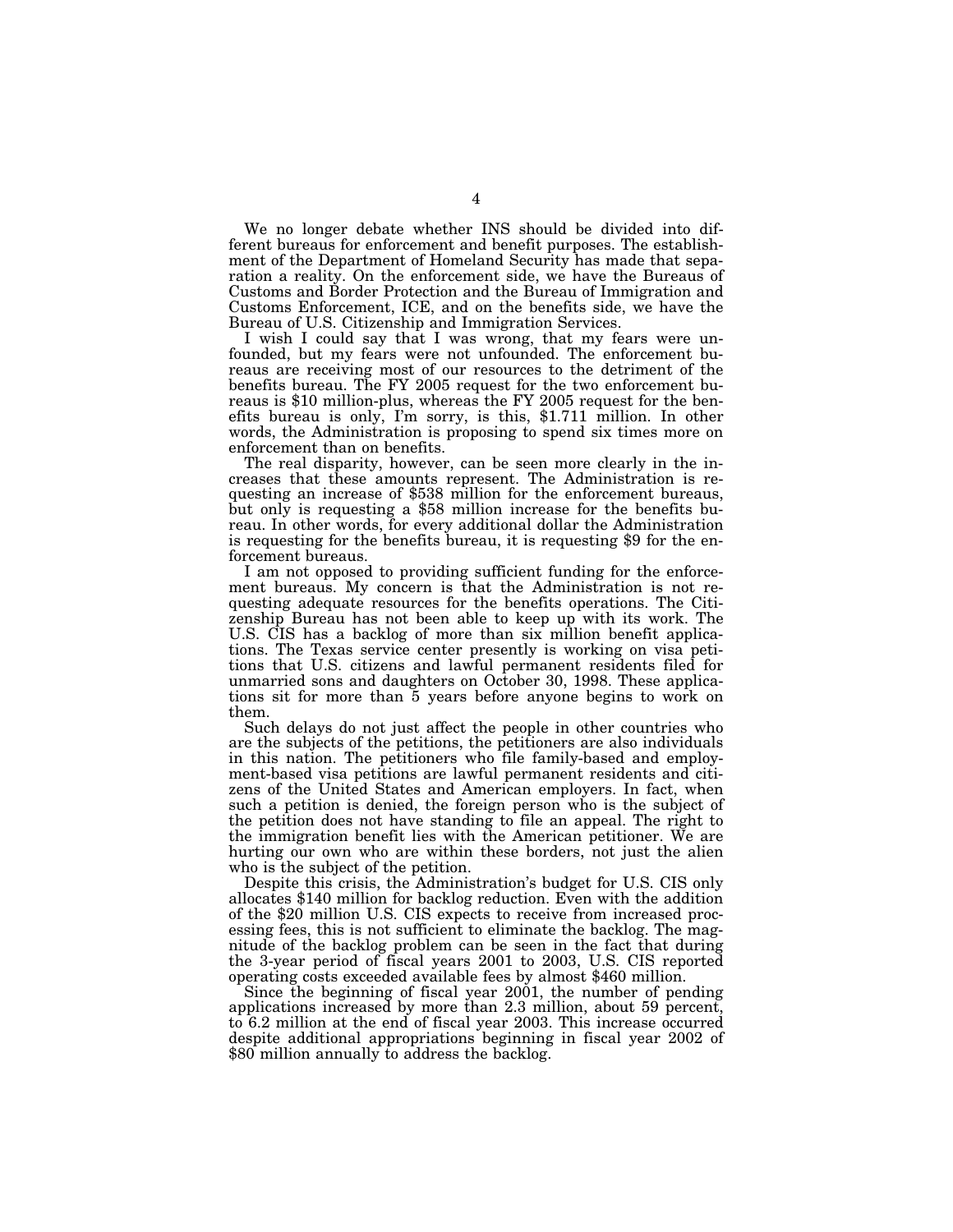We no longer debate whether INS should be divided into different bureaus for enforcement and benefit purposes. The establishment of the Department of Homeland Security has made that separation a reality. On the enforcement side, we have the Bureaus of Customs and Border Protection and the Bureau of Immigration and Customs Enforcement, ICE, and on the benefits side, we have the Bureau of U.S. Citizenship and Immigration Services.

I wish I could say that I was wrong, that my fears were unfounded, but my fears were not unfounded. The enforcement bureaus are receiving most of our resources to the detriment of the benefits bureau. The FY 2005 request for the two enforcement bureaus is $10 million-plus, whereas the FY 2005 request for the benefits bureau is only, I'm sorry, is this, $1.711 million. In other words, the Administration is proposing to spend six times more on enforcement than on benefits.

The real disparity, however, can be seen more clearly in the increases that these amounts represent. The Administration is requesting an increase of $538 million for the enforcement bureaus, but only is requesting a $58 million increase for the benefits bureau. In other words, for every additional dollar the Administration is requesting for the benefits bureau, it is requesting $9 for the enforcement bureaus.

I am not opposed to providing sufficient funding for the enforcement bureaus. My concern is that the Administration is not requesting adequate resources for the benefits operations. The Citizenship Bureau has not been able to keep up with its work. The U.S. CIS has a backlog of more than six million benefit applications. The Texas service center presently is working on visa petitions that U.S. citizens and lawful permanent residents filed for unmarried sons and daughters on October 30, 1998. These applications sit for more than 5 years before anyone begins to work on them.

Such delays do not just affect the people in other countries who are the subjects of the petitions, the petitioners are also individuals in this nation. The petitioners who file family-based and employment-based visa petitions are lawful permanent residents and citizens of the United States and American employers. In fact, when such a petition is denied, the foreign person who is the subject of the petition does not have standing to file an appeal. The right to the immigration benefit lies with the American petitioner. We are hurting our own who are within these borders, not just the alien who is the subject of the petition.

Despite this crisis, the Administration's budget for U.S. CIS only allocates $140 million for backlog reduction. Even with the addition of the $20 million U.S. CIS expects to receive from increased processing fees, this is not sufficient to eliminate the backlog. The magnitude of the backlog problem can be seen in the fact that during the 3-year period of fiscal years 2001 to 2003, U.S. CIS reported operating costs exceeded available fees by almost $460 million.

Since the beginning of fiscal year 2001, the number of pending applications increased by more than 2.3 million, about 59 percent, to 6.2 million at the end of fiscal year 2003. This increase occurred despite additional appropriations beginning in fiscal year 2002 of $80 million annually to address the backlog.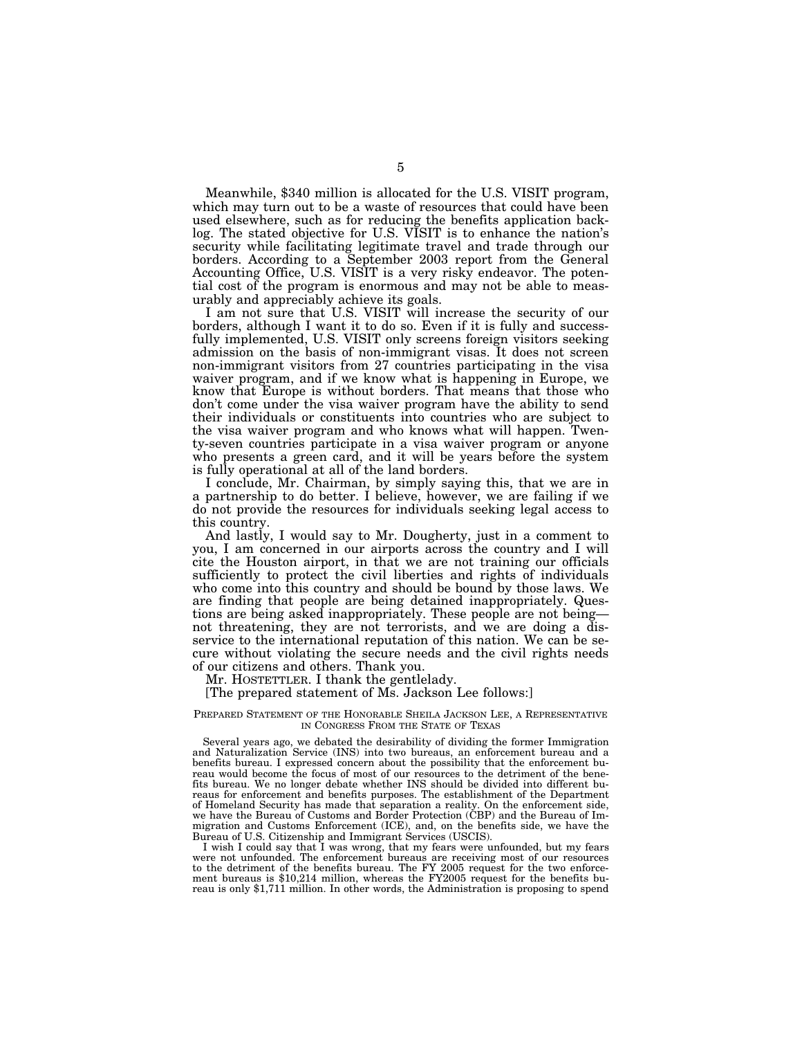Meanwhile, $340 million is allocated for the U.S. VISIT program, which may turn out to be a waste of resources that could have been used elsewhere, such as for reducing the benefits application backlog. The stated objective for U.S. VISIT is to enhance the nation's security while facilitating legitimate travel and trade through our borders. According to a September 2003 report from the General Accounting Office, U.S. VISIT is a very risky endeavor. The potential cost of the program is enormous and may not be able to measurably and appreciably achieve its goals.

I am not sure that U.S. VISIT will increase the security of our borders, although I want it to do so. Even if it is fully and successfully implemented, U.S. VISIT only screens foreign visitors seeking admission on the basis of non-immigrant visas. It does not screen non-immigrant visitors from 27 countries participating in the visa waiver program, and if we know what is happening in Europe, we know that Europe is without borders. That means that those who don't come under the visa waiver program have the ability to send their individuals or constituents into countries who are subject to the visa waiver program and who knows what will happen. Twenty-seven countries participate in a visa waiver program or anyone who presents a green card, and it will be years before the system is fully operational at all of the land borders.

I conclude, Mr. Chairman, by simply saying this, that we are in a partnership to do better. I believe, however, we are failing if we do not provide the resources for individuals seeking legal access to this country.

And lastly, I would say to Mr. Dougherty, just in a comment to you, I am concerned in our airports across the country and I will cite the Houston airport, in that we are not training our officials sufficiently to protect the civil liberties and rights of individuals who come into this country and should be bound by those laws. We are finding that people are being detained inappropriately. Questions are being asked inappropriately. These people are not being—not threatening, they are not terrorists, and we are doing a disservice to the international reputation of this nation. We can be secure without violating the secure needs and the civil rights needs of our citizens and others. Thank you.

Mr. HOSTETTLER. I thank the gentlelady.

[The prepared statement of Ms. Jackson Lee follows:]

PREPARED STATEMENT OF THE HONORABLE SHEILA JACKSON LEE, A REPRESENTATIVE IN CONGRESS FROM THE STATE OF TEXAS

Several years ago, we debated the desirability of dividing the former Immigration and Naturalization Service (INS) into two bureaus, an enforcement bureau and a benefits bureau. I expressed concern about the possibility that the enforcement bureau would become the focus of most of our resources to the detriment of the benefits bureau. We no longer debate whether INS should be divided into different bureaus for enforcement and benefits purposes. The establishment of the Department of Homeland Security has made that separation a reality. On the enforcement side, we have the Bureau of Customs and Border Protection (CBP) and the Bureau of Immigration and Customs Enforcement (ICE), and, on the benefits side, we have the Bureau of U.S. Citizenship and Immigrant Services (USCIS).

I wish I could say that I was wrong, that my fears were unfounded, but my fears were not unfounded. The enforcement bureaus are receiving most of our resources to the detriment of the benefits bureau. The FY 2005 request for the two enforcement bureaus is $10,214 million, whereas the FY2005 request for the benefits bureau is only $1,711 million. In other words, the Administration is proposing to spend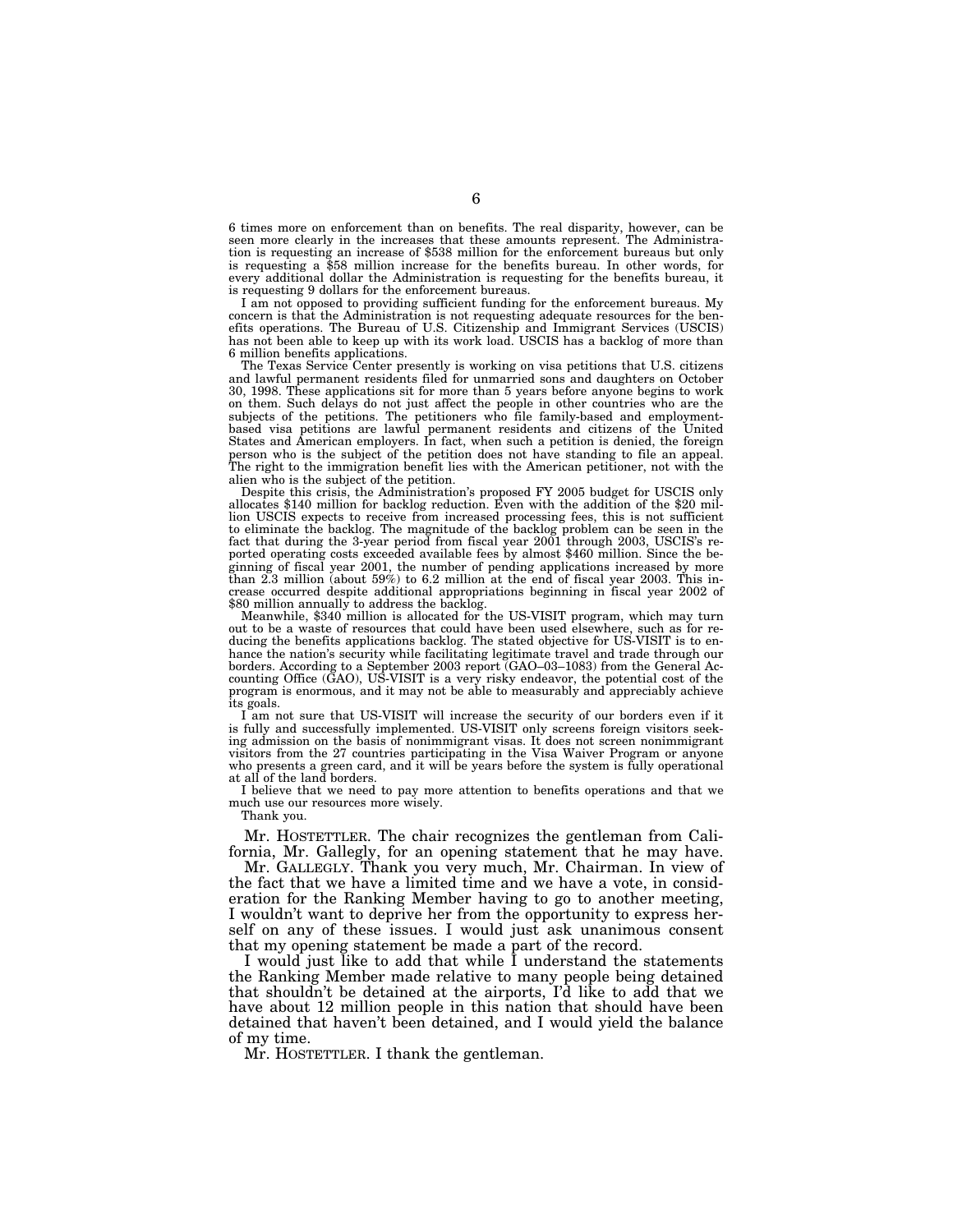6 times more on enforcement than on benefits. The real disparity, however, can be seen more clearly in the increases that these amounts represent. The Administration is requesting an increase of $538 million for the enforcement bureaus but only is requesting a $58 million increase for the benefits bureau. In other words, for every additional dollar the Administration is requesting for the benefits bureau, it is requesting 9 dollars for the enforcement bureaus.

I am not opposed to providing sufficient funding for the enforcement bureaus. My concern is that the Administration is not requesting adequate resources for the benefits operations. The Bureau of U.S. Citizenship and Immigrant Services (USCIS) has not been able to keep up with its work load. USCIS has a backlog of more than 6 million benefits applications.

The Texas Service Center presently is working on visa petitions that U.S. citizens and lawful permanent residents filed for unmarried sons and daughters on October 30, 1998. These applications sit for more than 5 years before anyone begins to work on them. Such delays do not just affect the people in other countries who are the subjects of the petitions. The petitioners who file family-based and employment-based visa petitions are lawful permanent residents and citizens of the United States and American employers. In fact, when such a petition is denied, the foreign person who is the subject of the petition does not have standing to file an appeal. The right to the immigration benefit lies with the American petitioner, not with the alien who is the subject of the petition.

Despite this crisis, the Administration's proposed FY 2005 budget for USCIS only allocates $140 million for backlog reduction. Even with the addition of the $20 million USCIS expects to receive from increased processing fees, this is not sufficient to eliminate the backlog. The magnitude of the backlog problem can be seen in the fact that during the 3-year period from fiscal year 2001 through 2003, USCIS's reported operating costs exceeded available fees by almost $460 million. Since the beginning of fiscal year 2001, the number of pending applications increased by more than 2.3 million (about 59%) to 6.2 million at the end of fiscal year 2003. This increase occurred despite additional appropriations beginning in fiscal year 2002 of $80 million annually to address the backlog.

Meanwhile, $340 million is allocated for the US-VISIT program, which may turn out to be a waste of resources that could have been used elsewhere, such as for reducing the benefits applications backlog. The stated objective for US-VISIT is to enhance the nation's security while facilitating legitimate travel and trade through our borders. According to a September 2003 report (GAO–03–1083) from the General Accounting Office (GAO), US-VISIT is a very risky endeavor, the potential cost of the program is enormous, and it may not be able to measurably and appreciably achieve its goals.

I am not sure that US-VISIT will increase the security of our borders even if it is fully and successfully implemented. US-VISIT only screens foreign visitors seeking admission on the basis of nonimmigrant visas. It does not screen nonimmigrant visitors from the 27 countries participating in the Visa Waiver Program or anyone who presents a green card, and it will be years before the system is fully operational at all of the land borders.

I believe that we need to pay more attention to benefits operations and that we much use our resources more wisely.

Thank you.

Mr. HOSTETTLER. The chair recognizes the gentleman from California, Mr. Gallegly, for an opening statement that he may have.

Mr. GALLEGLY. Thank you very much, Mr. Chairman. In view of the fact that we have a limited time and we have a vote, in consideration for the Ranking Member having to go to another meeting, I wouldn't want to deprive her from the opportunity to express herself on any of these issues. I would just ask unanimous consent that my opening statement be made a part of the record.

I would just like to add that while I understand the statements the Ranking Member made relative to many people being detained that shouldn't be detained at the airports, I'd like to add that we have about 12 million people in this nation that should have been detained that haven't been detained, and I would yield the balance of my time.

Mr. HOSTETTLER. I thank the gentleman.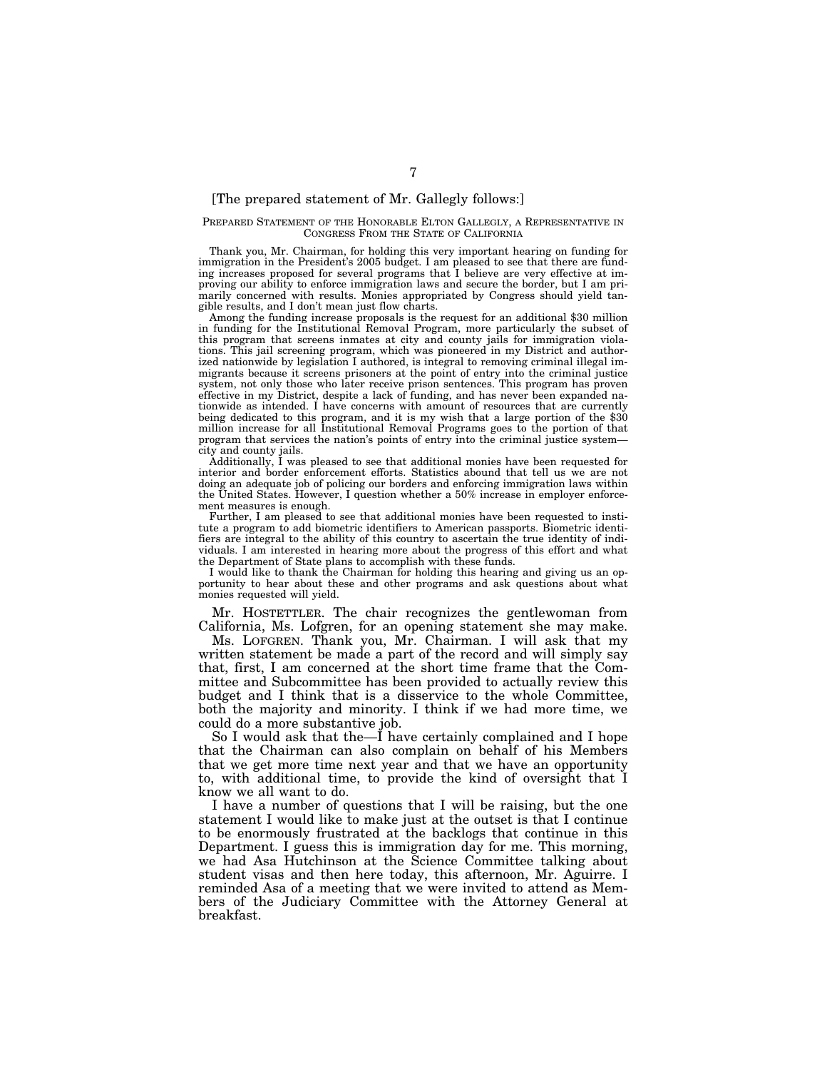[The prepared statement of Mr. Gallegly follows:]

PREPARED STATEMENT OF THE HONORABLE ELTON GALLEGLY, A REPRESENTATIVE IN CONGRESS FROM THE STATE OF CALIFORNIA

Thank you, Mr. Chairman, for holding this very important hearing on funding for immigration in the President's 2005 budget. I am pleased to see that there are funding increases proposed for several programs that I believe are very effective at improving our ability to enforce immigration laws and secure the border, but I am primarily concerned with results. Monies appropriated by Congress should yield tangible results, and I don't mean just flow charts.

Among the funding increase proposals is the request for an additional $30 million in funding for the Institutional Removal Program, more particularly the subset of this program that screens inmates at city and county jails for immigration violations. This jail screening program, which was pioneered in my District and authorized nationwide by legislation I authored, is integral to removing criminal illegal immigrants because it screens prisoners at the point of entry into the criminal justice system, not only those who later receive prison sentences. This program has proven effective in my District, despite a lack of funding, and has never been expanded nationwide as intended. I have concerns with amount of resources that are currently being dedicated to this program, and it is my wish that a large portion of the $30 million increase for all Institutional Removal Programs goes to the portion of that program that services the nation's points of entry into the criminal justice system—city and county jails.

Additionally, I was pleased to see that additional monies have been requested for interior and border enforcement efforts. Statistics abound that tell us we are not doing an adequate job of policing our borders and enforcing immigration laws within the United States. However, I question whether a 50% increase in employer enforcement measures is enough.

Further, I am pleased to see that additional monies have been requested to institute a program to add biometric identifiers to American passports. Biometric identifiers are integral to the ability of this country to ascertain the true identity of individuals. I am interested in hearing more about the progress of this effort and what the Department of State plans to accomplish with these funds.

I would like to thank the Chairman for holding this hearing and giving us an opportunity to hear about these and other programs and ask questions about what monies requested will yield.

Mr. HOSTETTLER. The chair recognizes the gentlewoman from California, Ms. Lofgren, for an opening statement she may make.

Ms. LOFGREN. Thank you, Mr. Chairman. I will ask that my written statement be made a part of the record and will simply say that, first, I am concerned at the short time frame that the Committee and Subcommittee has been provided to actually review this budget and I think that is a disservice to the whole Committee, both the majority and minority. I think if we had more time, we could do a more substantive job.

So I would ask that the—I have certainly complained and I hope that the Chairman can also complain on behalf of his Members that we get more time next year and that we have an opportunity to, with additional time, to provide the kind of oversight that I know we all want to do.

I have a number of questions that I will be raising, but the one statement I would like to make just at the outset is that I continue to be enormously frustrated at the backlogs that continue in this Department. I guess this is immigration day for me. This morning, we had Asa Hutchinson at the Science Committee talking about student visas and then here today, this afternoon, Mr. Aguirre. I reminded Asa of a meeting that we were invited to attend as Members of the Judiciary Committee with the Attorney General at breakfast.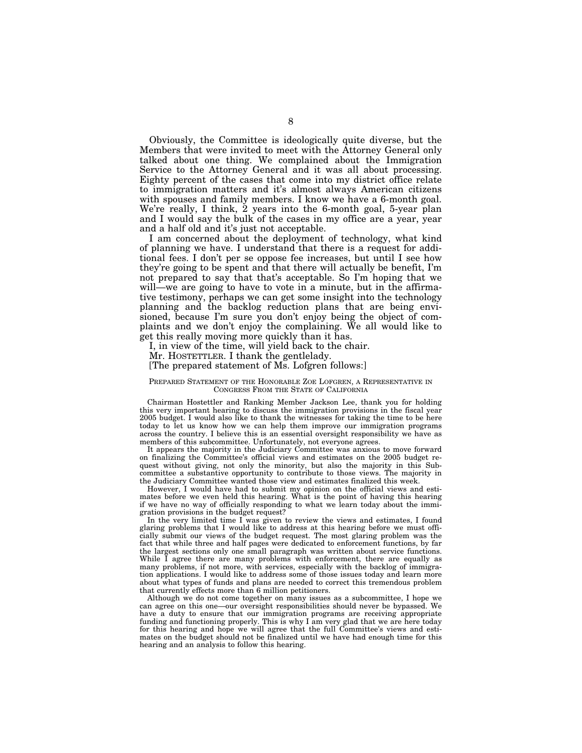Obviously, the Committee is ideologically quite diverse, but the Members that were invited to meet with the Attorney General only talked about one thing. We complained about the Immigration Service to the Attorney General and it was all about processing. Eighty percent of the cases that come into my district office relate to immigration matters and it's almost always American citizens with spouses and family members. I know we have a 6-month goal. We're really, I think, 2 years into the 6-month goal, 5-year plan and I would say the bulk of the cases in my office are a year, year and a half old and it's just not acceptable.

I am concerned about the deployment of technology, what kind of planning we have. I understand that there is a request for additional fees. I don't per se oppose fee increases, but until I see how they're going to be spent and that there will actually be benefit, I'm not prepared to say that that's acceptable. So I'm hoping that we will—we are going to have to vote in a minute, but in the affirmative testimony, perhaps we can get some insight into the technology planning and the backlog reduction plans that are being envisioned, because I'm sure you don't enjoy being the object of complaints and we don't enjoy the complaining. We all would like to get this really moving more quickly than it has.

I, in view of the time, will yield back to the chair.

Mr. HOSTETTLER. I thank the gentlelady.

[The prepared statement of Ms. Lofgren follows:]

PREPARED STATEMENT OF THE HONORABLE ZOE LOFGREN, A REPRESENTATIVE IN CONGRESS FROM THE STATE OF CALIFORNIA

Chairman Hostettler and Ranking Member Jackson Lee, thank you for holding this very important hearing to discuss the immigration provisions in the fiscal year 2005 budget. I would also like to thank the witnesses for taking the time to be here today to let us know how we can help them improve our immigration programs across the country. I believe this is an essential oversight responsibility we have as members of this subcommittee. Unfortunately, not everyone agrees.

It appears the majority in the Judiciary Committee was anxious to move forward on finalizing the Committee's official views and estimates on the 2005 budget request without giving, not only the minority, but also the majority in this Subcommittee a substantive opportunity to contribute to those views. The majority in the Judiciary Committee wanted those view and estimates finalized this week.

However, I would have had to submit my opinion on the official views and estimates before we even held this hearing. What is the point of having this hearing if we have no way of officially responding to what we learn today about the immigration provisions in the budget request?

In the very limited time I was given to review the views and estimates, I found glaring problems that I would like to address at this hearing before we must officially submit our views of the budget request. The most glaring problem was the fact that while three and half pages were dedicated to enforcement functions, by far the largest sections only one small paragraph was written about service functions. While I agree there are many problems with enforcement, there are equally as many problems, if not more, with services, especially with the backlog of immigration applications. I would like to address some of those issues today and learn more about what types of funds and plans are needed to correct this tremendous problem that currently effects more than 6 million petitioners.

Although we do not come together on many issues as a subcommittee, I hope we can agree on this one—our oversight responsibilities should never be bypassed. We have a duty to ensure that our immigration programs are receiving appropriate funding and functioning properly. This is why I am very glad that we are here today for this hearing and hope we will agree that the full Committee's views and estimates on the budget should not be finalized until we have had enough time for this hearing and an analysis to follow this hearing.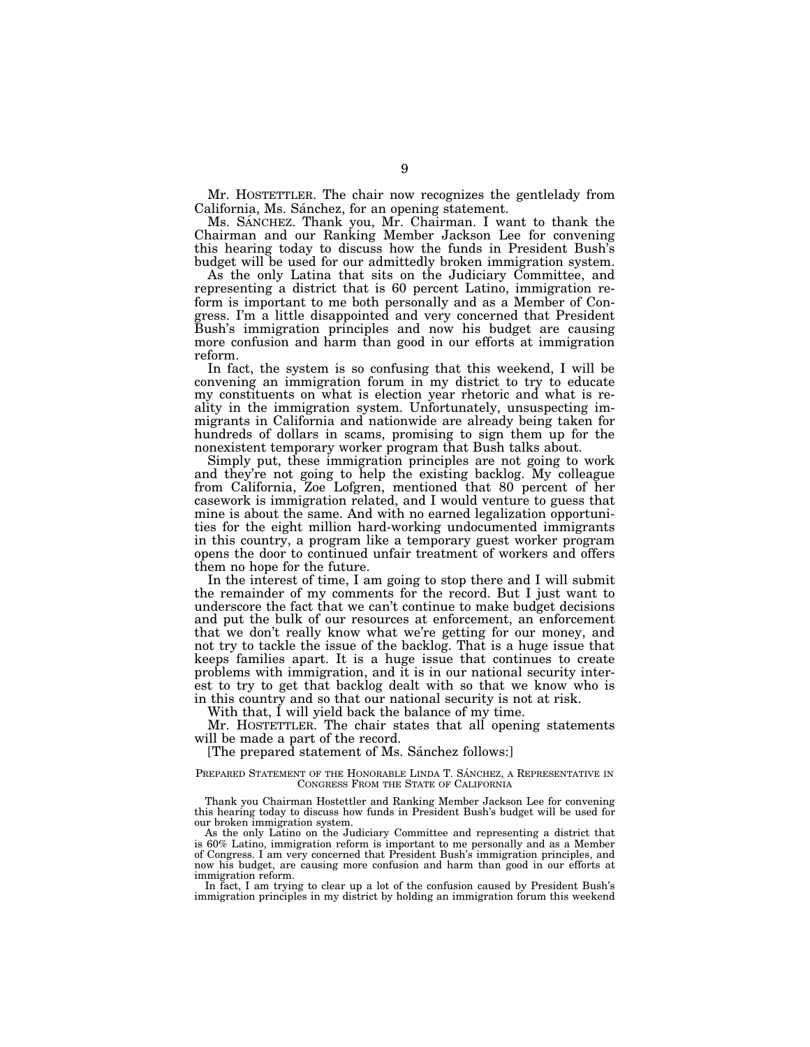Mr. HOSTETTLER. The chair now recognizes the gentlelady from California, Ms. Sánchez, for an opening statement.

Ms. SÁNCHEZ. Thank you, Mr. Chairman. I want to thank the Chairman and our Ranking Member Jackson Lee for convening this hearing today to discuss how the funds in President Bush's budget will be used for our admittedly broken immigration system.

As the only Latina that sits on the Judiciary Committee, and representing a district that is 60 percent Latino, immigration reform is important to me both personally and as a Member of Congress. I'm a little disappointed and very concerned that President Bush's immigration principles and now his budget are causing more confusion and harm than good in our efforts at immigration reform.

In fact, the system is so confusing that this weekend, I will be convening an immigration forum in my district to try to educate my constituents on what is election year rhetoric and what is reality in the immigration system. Unfortunately, unsuspecting immigrants in California and nationwide are already being taken for hundreds of dollars in scams, promising to sign them up for the nonexistent temporary worker program that Bush talks about.

Simply put, these immigration principles are not going to work and they're not going to help the existing backlog. My colleague from California, Zoe Lofgren, mentioned that 80 percent of her casework is immigration related, and I would venture to guess that mine is about the same. And with no earned legalization opportunities for the eight million hard-working undocumented immigrants in this country, a program like a temporary guest worker program opens the door to continued unfair treatment of workers and offers them no hope for the future.

In the interest of time, I am going to stop there and I will submit the remainder of my comments for the record. But I just want to underscore the fact that we can't continue to make budget decisions and put the bulk of our resources at enforcement, an enforcement that we don't really know what we're getting for our money, and not try to tackle the issue of the backlog. That is a huge issue that keeps families apart. It is a huge issue that continues to create problems with immigration, and it is in our national security interest to try to get that backlog dealt with so that we know who is in this country and so that our national security is not at risk.

With that, I will yield back the balance of my time.

Mr. HOSTETTLER. The chair states that all opening statements will be made a part of the record.

[The prepared statement of Ms. Sánchez follows:]

PREPARED STATEMENT OF THE HONORABLE LINDA T. SÁNCHEZ, A REPRESENTATIVE IN CONGRESS FROM THE STATE OF CALIFORNIA

Thank you Chairman Hostettler and Ranking Member Jackson Lee for convening this hearing today to discuss how funds in President Bush's budget will be used for our broken immigration system.

As the only Latino on the Judiciary Committee and representing a district that is 60% Latino, immigration reform is important to me personally and as a Member of Congress. I am very concerned that President Bush's immigration principles, and now his budget, are causing more confusion and harm than good in our efforts at immigration reform.

In fact, I am trying to clear up a lot of the confusion caused by President Bush's immigration principles in my district by holding an immigration forum this weekend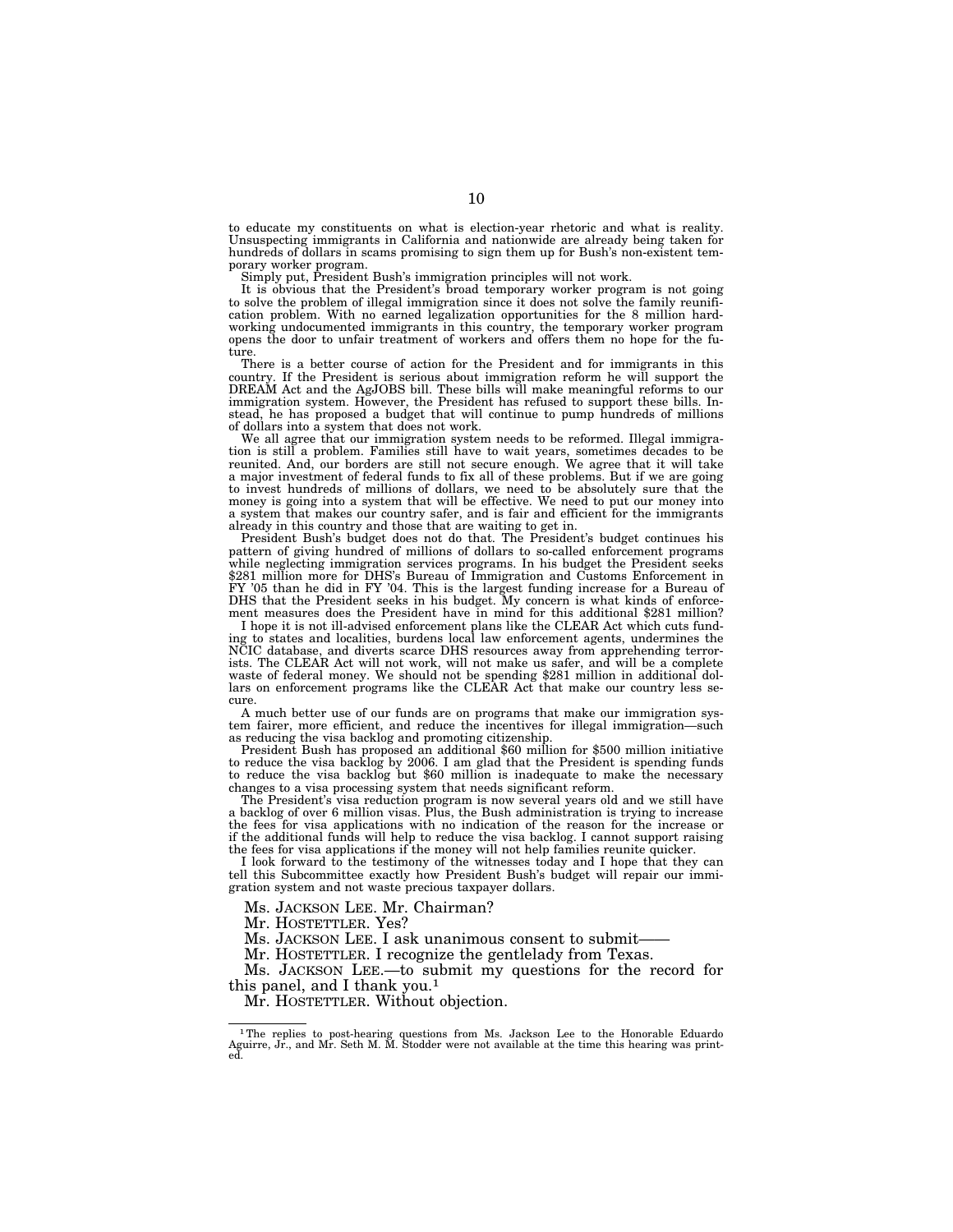to educate my constituents on what is election-year rhetoric and what is reality. Unsuspecting immigrants in California and nationwide are already being taken for hundreds of dollars in scams promising to sign them up for Bush's non-existent temporary worker program.

Simply put, President Bush's immigration principles will not work.

It is obvious that the President's broad temporary worker program is not going to solve the problem of illegal immigration since it does not solve the family reunification problem. With no earned legalization opportunities for the 8 million hard-working undocumented immigrants in this country, the temporary worker program opens the door to unfair treatment of workers and offers them no hope for the future.

There is a better course of action for the President and for immigrants in this country. If the President is serious about immigration reform he will support the DREAM Act and the AgJOBS bill. These bills will make meaningful reforms to our immigration system. However, the President has refused to support these bills. Instead, he has proposed a budget that will continue to pump hundreds of millions of dollars into a system that does not work.

We all agree that our immigration system needs to be reformed. Illegal immigration is still a problem. Families still have to wait years, sometimes decades to be reunited. And, our borders are still not secure enough. We agree that it will take a major investment of federal funds to fix all of these problems. But if we are going to invest hundreds of millions of dollars, we need to be absolutely sure that the money is going into a system that will be effective. We need to put our money into a system that makes our country safer, and is fair and efficient for the immigrants already in this country and those that are waiting to get in.

President Bush's budget does not do that. The President's budget continues his pattern of giving hundred of millions of dollars to so-called enforcement programs while neglecting immigration services programs. In his budget the President seeks $281 million more for DHS's Bureau of Immigration and Customs Enforcement in FY '05 than he did in FY '04. This is the largest funding increase for a Bureau of DHS that the President seeks in his budget. My concern is what kinds of enforcement measures does the President have in mind for this additional $281 million?

I hope it is not ill-advised enforcement plans like the CLEAR Act which cuts funding to states and localities, burdens local law enforcement agents, undermines the NCIC database, and diverts scarce DHS resources away from apprehending terrorists. The CLEAR Act will not work, will not make us safer, and will be a complete waste of federal money. We should not be spending $281 million in additional dollars on enforcement programs like the CLEAR Act that make our country less secure.

A much better use of our funds are on programs that make our immigration system fairer, more efficient, and reduce the incentives for illegal immigration—such as reducing the visa backlog and promoting citizenship.

President Bush has proposed an additional $60 million for $500 million initiative to reduce the visa backlog by 2006. I am glad that the President is spending funds to reduce the visa backlog but $60 million is inadequate to make the necessary changes to a visa processing system that needs significant reform.

The President's visa reduction program is now several years old and we still have a backlog of over 6 million visas. Plus, the Bush administration is trying to increase the fees for visa applications with no indication of the reason for the increase or if the additional funds will help to reduce the visa backlog. I cannot support raising the fees for visa applications if the money will not help families reunite quicker.

I look forward to the testimony of the witnesses today and I hope that they can tell this Subcommittee exactly how President Bush's budget will repair our immigration system and not waste precious taxpayer dollars.

Ms. JACKSON LEE. Mr. Chairman?

Mr. HOSTETTLER. Yes?

Ms. JACKSON LEE. I ask unanimous consent to submit——

Mr. HOSTETTLER. I recognize the gentlelady from Texas.

Ms. JACKSON LEE.—to submit my questions for the record for this panel, and I thank you.[1]

Mr. HOSTETTLER. Without objection.

---

[1] The replies to post-hearing questions from Ms. Jackson Lee to the Honorable Eduardo Aguirre, Jr., and Mr. Seth M. M. Stodder were not available at the time this hearing was printed.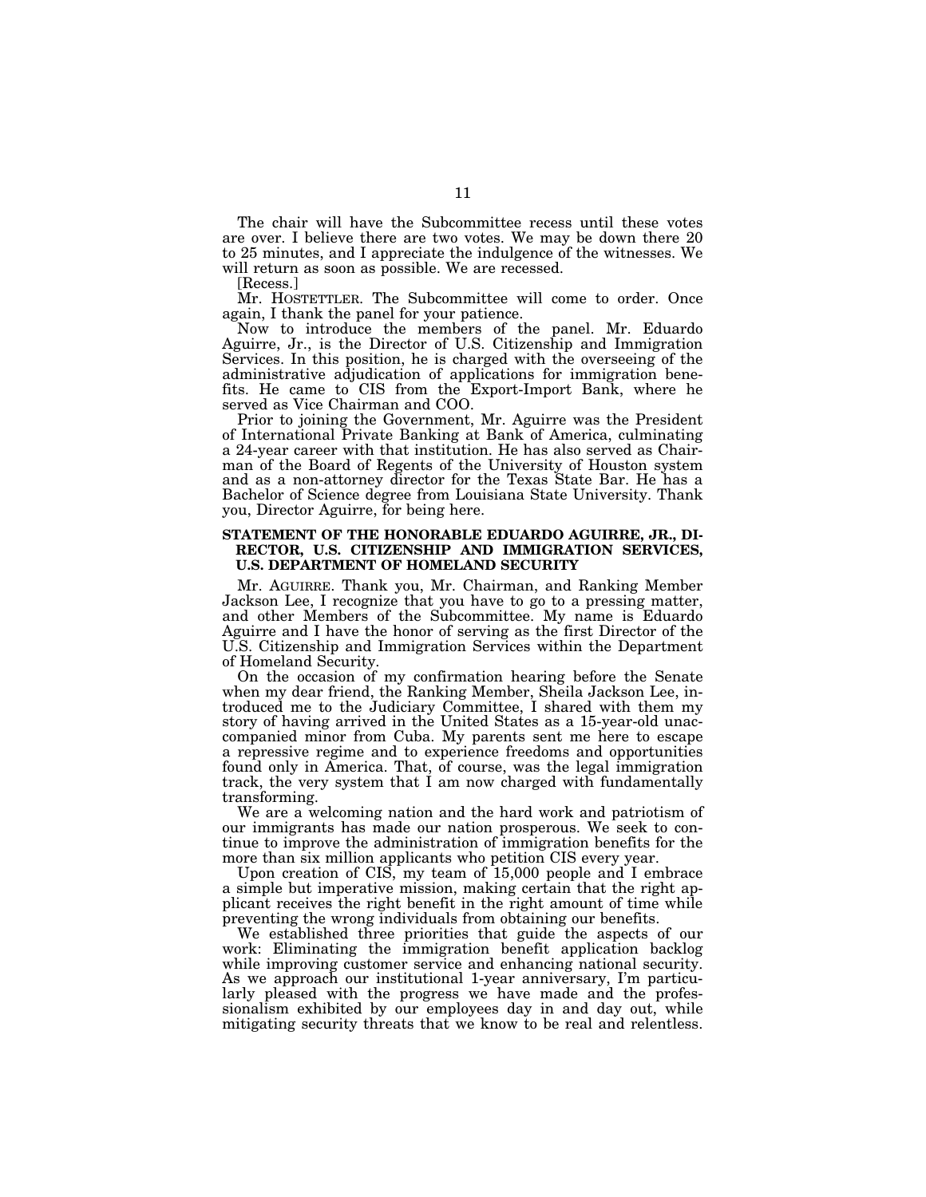The chair will have the Subcommittee recess until these votes are over. I believe there are two votes. We may be down there 20 to 25 minutes, and I appreciate the indulgence of the witnesses. We will return as soon as possible. We are recessed.

[Recess.]

Mr. HOSTETTLER. The Subcommittee will come to order. Once again, I thank the panel for your patience.

Now to introduce the members of the panel. Mr. Eduardo Aguirre, Jr., is the Director of U.S. Citizenship and Immigration Services. In this position, he is charged with the overseeing of the administrative adjudication of applications for immigration benefits. He came to CIS from the Export-Import Bank, where he served as Vice Chairman and COO.

Prior to joining the Government, Mr. Aguirre was the President of International Private Banking at Bank of America, culminating a 24-year career with that institution. He has also served as Chairman of the Board of Regents of the University of Houston system and as a non-attorney director for the Texas State Bar. He has a Bachelor of Science degree from Louisiana State University. Thank you, Director Aguirre, for being here.

**STATEMENT OF THE HONORABLE EDUARDO AGUIRRE, JR., DIRECTOR, U.S. CITIZENSHIP AND IMMIGRATION SERVICES, U.S. DEPARTMENT OF HOMELAND SECURITY**

Mr. AGUIRRE. Thank you, Mr. Chairman, and Ranking Member Jackson Lee, I recognize that you have to go to a pressing matter, and other Members of the Subcommittee. My name is Eduardo Aguirre and I have the honor of serving as the first Director of the U.S. Citizenship and Immigration Services within the Department of Homeland Security.

On the occasion of my confirmation hearing before the Senate when my dear friend, the Ranking Member, Sheila Jackson Lee, introduced me to the Judiciary Committee, I shared with them my story of having arrived in the United States as a 15-year-old unaccompanied minor from Cuba. My parents sent me here to escape a repressive regime and to experience freedoms and opportunities found only in America. That, of course, was the legal immigration track, the very system that I am now charged with fundamentally transforming.

We are a welcoming nation and the hard work and patriotism of our immigrants has made our nation prosperous. We seek to continue to improve the administration of immigration benefits for the more than six million applicants who petition CIS every year.

Upon creation of CIS, my team of 15,000 people and I embrace a simple but imperative mission, making certain that the right applicant receives the right benefit in the right amount of time while preventing the wrong individuals from obtaining our benefits.

We established three priorities that guide the aspects of our work: Eliminating the immigration benefit application backlog while improving customer service and enhancing national security. As we approach our institutional 1-year anniversary, I'm particularly pleased with the progress we have made and the professionalism exhibited by our employees day in and day out, while mitigating security threats that we know to be real and relentless.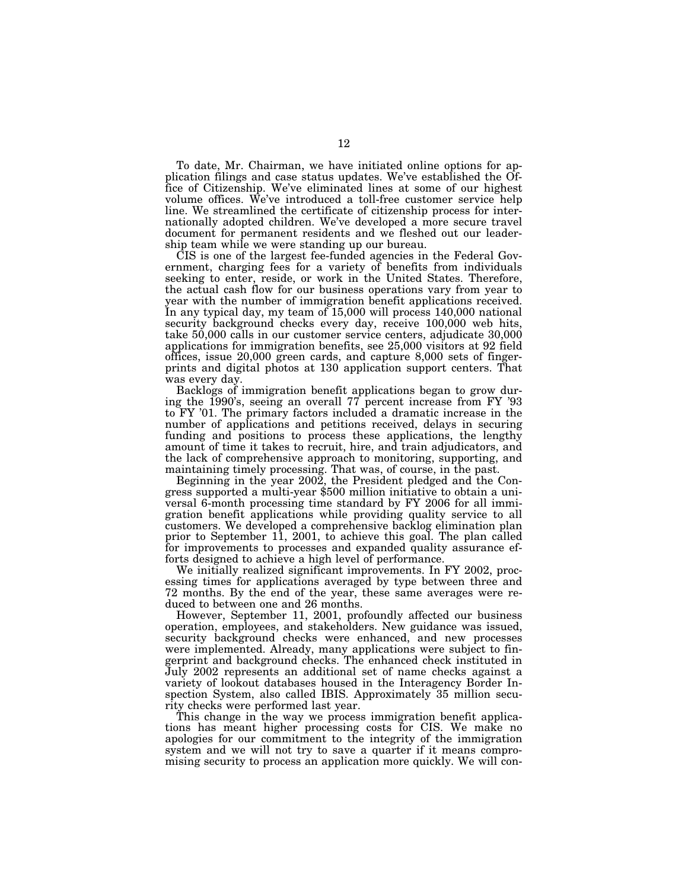To date, Mr. Chairman, we have initiated online options for application filings and case status updates. We've established the Office of Citizenship. We've eliminated lines at some of our highest volume offices. We've introduced a toll-free customer service help line. We streamlined the certificate of citizenship process for internationally adopted children. We've developed a more secure travel document for permanent residents and we fleshed out our leadership team while we were standing up our bureau.

CIS is one of the largest fee-funded agencies in the Federal Government, charging fees for a variety of benefits from individuals seeking to enter, reside, or work in the United States. Therefore, the actual cash flow for our business operations vary from year to year with the number of immigration benefit applications received. In any typical day, my team of 15,000 will process 140,000 national security background checks every day, receive 100,000 web hits, take 50,000 calls in our customer service centers, adjudicate 30,000 applications for immigration benefits, see 25,000 visitors at 92 field offices, issue 20,000 green cards, and capture 8,000 sets of fingerprints and digital photos at 130 application support centers. That was every day.

Backlogs of immigration benefit applications began to grow during the 1990's, seeing an overall 77 percent increase from FY '93 to FY '01. The primary factors included a dramatic increase in the number of applications and petitions received, delays in securing funding and positions to process these applications, the lengthy amount of time it takes to recruit, hire, and train adjudicators, and the lack of comprehensive approach to monitoring, supporting, and maintaining timely processing. That was, of course, in the past.

Beginning in the year 2002, the President pledged and the Congress supported a multi-year $500 million initiative to obtain a universal 6-month processing time standard by FY 2006 for all immigration benefit applications while providing quality service to all customers. We developed a comprehensive backlog elimination plan prior to September 11, 2001, to achieve this goal. The plan called for improvements to processes and expanded quality assurance efforts designed to achieve a high level of performance.

We initially realized significant improvements. In FY 2002, processing times for applications averaged by type between three and 72 months. By the end of the year, these same averages were reduced to between one and 26 months.

However, September 11, 2001, profoundly affected our business operation, employees, and stakeholders. New guidance was issued, security background checks were enhanced, and new processes were implemented. Already, many applications were subject to fingerprint and background checks. The enhanced check instituted in July 2002 represents an additional set of name checks against a variety of lookout databases housed in the Interagency Border Inspection System, also called IBIS. Approximately 35 million security checks were performed last year.

This change in the way we process immigration benefit applications has meant higher processing costs for CIS. We make no apologies for our commitment to the integrity of the immigration system and we will not try to save a quarter if it means compromising security to process an application more quickly. We will con-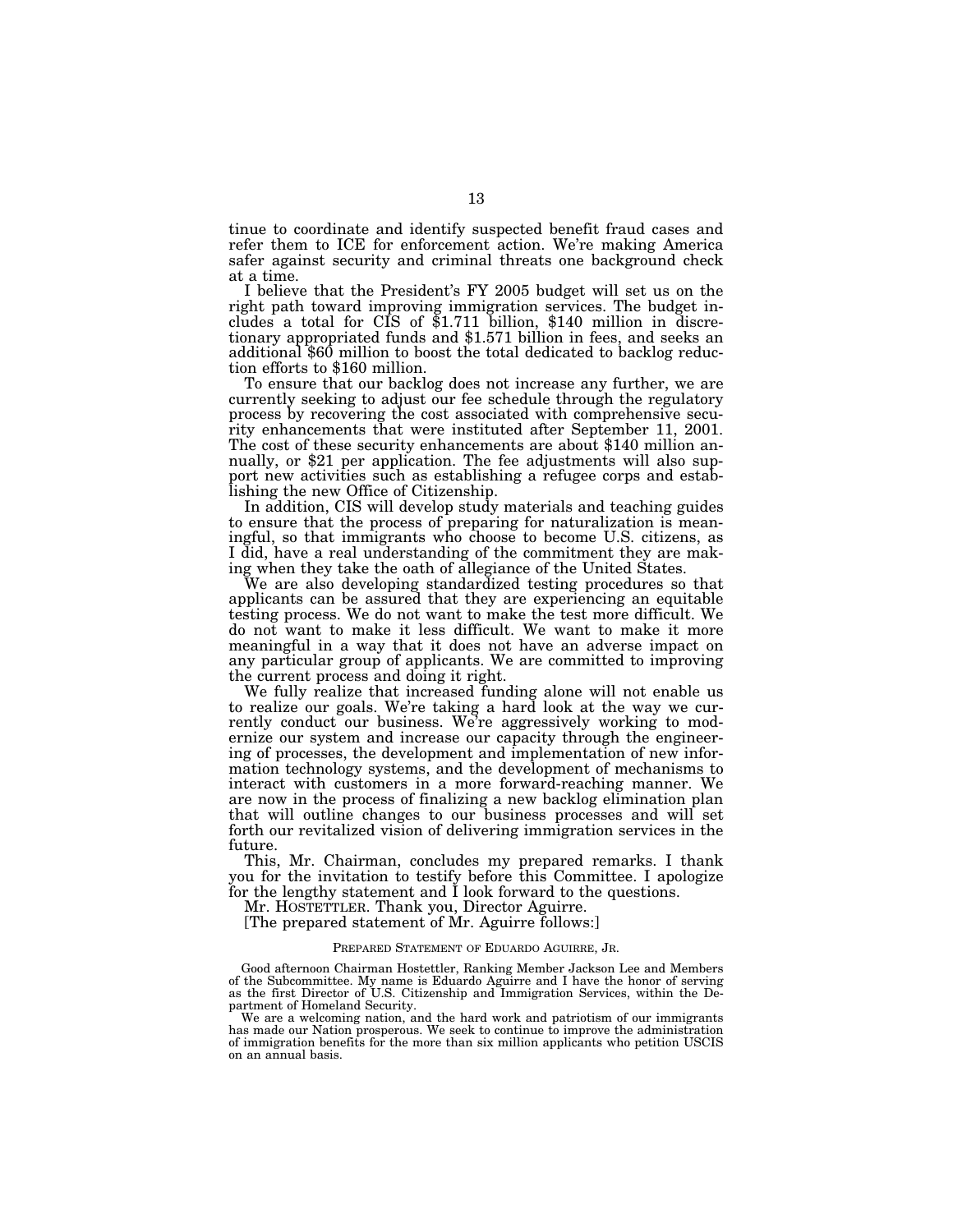tinue to coordinate and identify suspected benefit fraud cases and refer them to ICE for enforcement action. We're making America safer against security and criminal threats one background check at a time.

I believe that the President's FY 2005 budget will set us on the right path toward improving immigration services. The budget includes a total for CIS of $1.711 billion, $140 million in discretionary appropriated funds and $1.571 billion in fees, and seeks an additional $60 million to boost the total dedicated to backlog reduction efforts to $160 million.

To ensure that our backlog does not increase any further, we are currently seeking to adjust our fee schedule through the regulatory process by recovering the cost associated with comprehensive security enhancements that were instituted after September 11, 2001. The cost of these security enhancements are about $140 million annually, or $21 per application. The fee adjustments will also support new activities such as establishing a refugee corps and establishing the new Office of Citizenship.

In addition, CIS will develop study materials and teaching guides to ensure that the process of preparing for naturalization is meaningful, so that immigrants who choose to become U.S. citizens, as I did, have a real understanding of the commitment they are making when they take the oath of allegiance of the United States.

We are also developing standardized testing procedures so that applicants can be assured that they are experiencing an equitable testing process. We do not want to make the test more difficult. We do not want to make it less difficult. We want to make it more meaningful in a way that it does not have an adverse impact on any particular group of applicants. We are committed to improving the current process and doing it right.

We fully realize that increased funding alone will not enable us to realize our goals. We're taking a hard look at the way we currently conduct our business. We're aggressively working to modernize our system and increase our capacity through the engineering of processes, the development and implementation of new information technology systems, and the development of mechanisms to interact with customers in a more forward-reaching manner. We are now in the process of finalizing a new backlog elimination plan that will outline changes to our business processes and will set forth our revitalized vision of delivering immigration services in the future.

This, Mr. Chairman, concludes my prepared remarks. I thank you for the invitation to testify before this Committee. I apologize for the lengthy statement and I look forward to the questions.

Mr. HOSTETTLER. Thank you, Director Aguirre.

[The prepared statement of Mr. Aguirre follows:]

PREPARED STATEMENT OF EDUARDO AGUIRRE, JR.

Good afternoon Chairman Hostettler, Ranking Member Jackson Lee and Members of the Subcommittee. My name is Eduardo Aguirre and I have the honor of serving as the first Director of U.S. Citizenship and Immigration Services, within the Department of Homeland Security.

We are a welcoming nation, and the hard work and patriotism of our immigrants has made our Nation prosperous. We seek to continue to improve the administration of immigration benefits for the more than six million applicants who petition USCIS on an annual basis.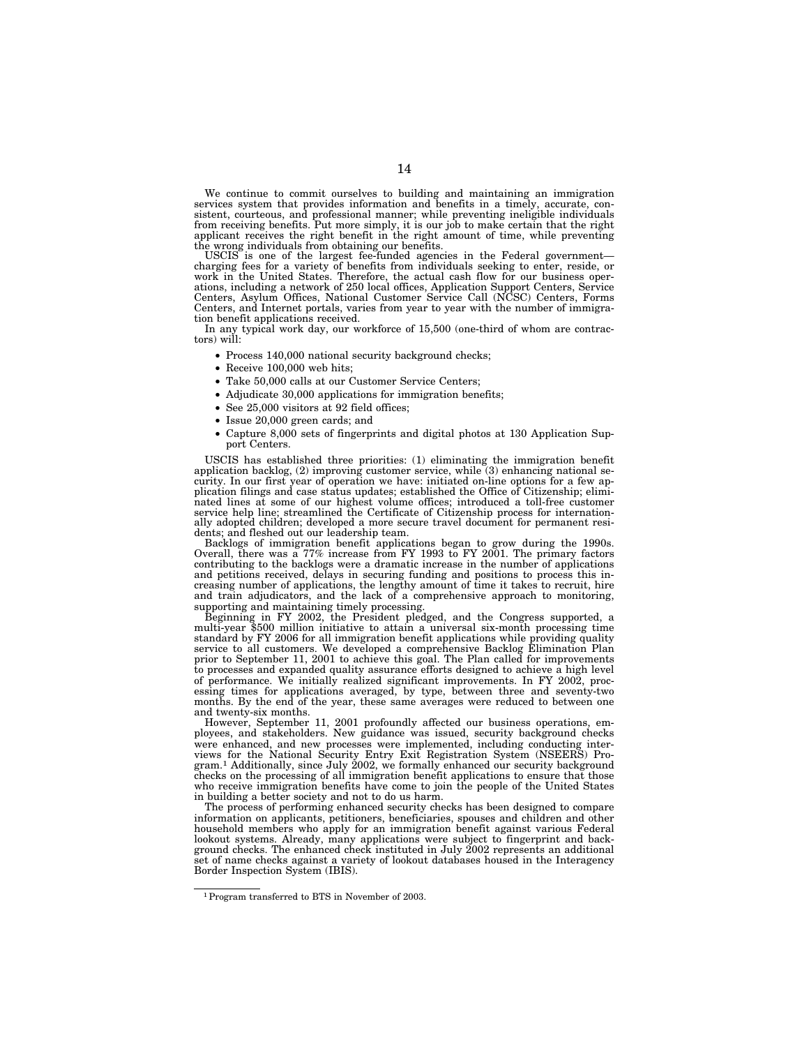We continue to commit ourselves to building and maintaining an immigration services system that provides information and benefits in a timely, accurate, consistent, courteous, and professional manner; while preventing ineligible individuals from receiving benefits. Put more simply, it is our job to make certain that the right applicant receives the right benefit in the right amount of time, while preventing the wrong individuals from obtaining our benefits.

USCIS is one of the largest fee-funded agencies in the Federal government—charging fees for a variety of benefits from individuals seeking to enter, reside, or work in the United States. Therefore, the actual cash flow for our business operations, including a network of 250 local offices, Application Support Centers, Service Centers, Asylum Offices, National Customer Service Call (NCSC) Centers, Forms Centers, and Internet portals, varies from year to year with the number of immigration benefit applications received.

In any typical work day, our workforce of 15,500 (one-third of whom are contractors) will:

- Process 140,000 national security background checks;
- Receive 100,000 web hits;
- Take 50,000 calls at our Customer Service Centers;
- Adjudicate 30,000 applications for immigration benefits;
- See 25,000 visitors at 92 field offices;
- Issue 20,000 green cards; and
- Capture 8,000 sets of fingerprints and digital photos at 130 Application Support Centers.

USCIS has established three priorities: (1) eliminating the immigration benefit application backlog, (2) improving customer service, while (3) enhancing national security. In our first year of operation we have: initiated on-line options for a few application filings and case status updates; established the Office of Citizenship; eliminated lines at some of our highest volume offices; introduced a toll-free customer service help line; streamlined the Certificate of Citizenship process for internationally adopted children; developed a more secure travel document for permanent residents; and fleshed out our leadership team.

Backlogs of immigration benefit applications began to grow during the 1990s. Overall, there was a 77% increase from FY 1993 to FY 2001. The primary factors contributing to the backlogs were a dramatic increase in the number of applications and petitions received, delays in securing funding and positions to process this increasing number of applications, the lengthy amount of time it takes to recruit, hire and train adjudicators, and the lack of a comprehensive approach to monitoring, supporting and maintaining timely processing.

Beginning in FY 2002, the President pledged, and the Congress supported, a multi-year $500 million initiative to attain a universal six-month processing time standard by FY 2006 for all immigration benefit applications while providing quality service to all customers. We developed a comprehensive Backlog Elimination Plan prior to September 11, 2001 to achieve this goal. The Plan called for improvements to processes and expanded quality assurance efforts designed to achieve a high level of performance. We initially realized significant improvements. In FY 2002, processing times for applications averaged, by type, between three and seventy-two months. By the end of the year, these same averages were reduced to between one and twenty-six months.

However, September 11, 2001 profoundly affected our business operations, employees, and stakeholders. New guidance was issued, security background checks were enhanced, and new processes were implemented, including conducting interviews for the National Security Entry Exit Registration System (NSEERS) Program.[1] Additionally, since July 2002, we formally enhanced our security background checks on the processing of all immigration benefit applications to ensure that those who receive immigration benefits have come to join the people of the United States in building a better society and not to do us harm.

The process of performing enhanced security checks has been designed to compare information on applicants, petitioners, beneficiaries, spouses and children and other household members who apply for an immigration benefit against various Federal lookout systems. Already, many applications were subject to fingerprint and background checks. The enhanced check instituted in July 2002 represents an additional set of name checks against a variety of lookout databases housed in the Interagency Border Inspection System (IBIS).

[1] Program transferred to BTS in November of 2003.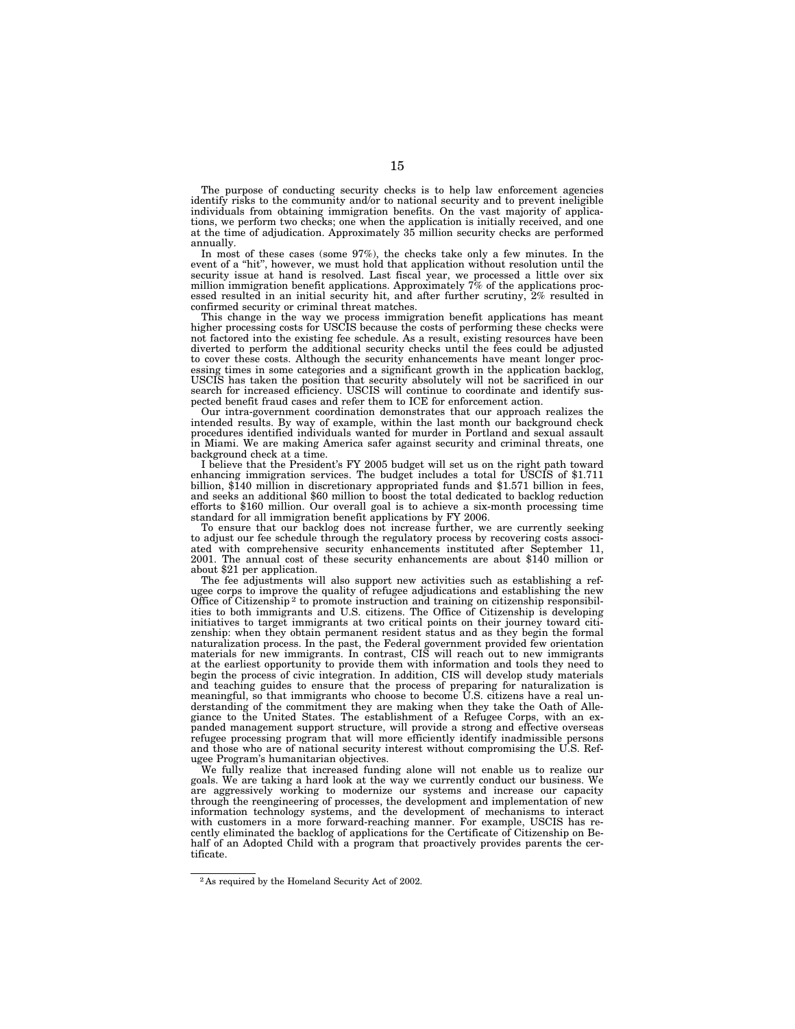The purpose of conducting security checks is to help law enforcement agencies identify risks to the community and/or to national security and to prevent ineligible individuals from obtaining immigration benefits. On the vast majority of applications, we perform two checks; one when the application is initially received, and one at the time of adjudication. Approximately 35 million security checks are performed annually.

In most of these cases (some 97%), the checks take only a few minutes. In the event of a "hit", however, we must hold that application without resolution until the security issue at hand is resolved. Last fiscal year, we processed a little over six million immigration benefit applications. Approximately 7% of the applications processed resulted in an initial security hit, and after further scrutiny, 2% resulted in confirmed security or criminal threat matches.

This change in the way we process immigration benefit applications has meant higher processing costs for USCIS because the costs of performing these checks were not factored into the existing fee schedule. As a result, existing resources have been diverted to perform the additional security checks until the fees could be adjusted to cover these costs. Although the security enhancements have meant longer processing times in some categories and a significant growth in the application backlog, USCIS has taken the position that security absolutely will not be sacrificed in our search for increased efficiency. USCIS will continue to coordinate and identify suspected benefit fraud cases and refer them to ICE for enforcement action.

Our intra-government coordination demonstrates that our approach realizes the intended results. By way of example, within the last month our background check procedures identified individuals wanted for murder in Portland and sexual assault in Miami. We are making America safer against security and criminal threats, one background check at a time.

I believe that the President's FY 2005 budget will set us on the right path toward enhancing immigration services. The budget includes a total for USCIS of $1.711 billion, $140 million in discretionary appropriated funds and $1.571 billion in fees, and seeks an additional $60 million to boost the total dedicated to backlog reduction efforts to $160 million. Our overall goal is to achieve a six-month processing time standard for all immigration benefit applications by FY 2006.

To ensure that our backlog does not increase further, we are currently seeking to adjust our fee schedule through the regulatory process by recovering costs associated with comprehensive security enhancements instituted after September 11, 2001. The annual cost of these security enhancements are about $140 million or about $21 per application.

The fee adjustments will also support new activities such as establishing a refugee corps to improve the quality of refugee adjudications and establishing the new Office of Citizenship [2] to promote instruction and training on citizenship responsibilities to both immigrants and U.S. citizens. The Office of Citizenship is developing initiatives to target immigrants at two critical points on their journey toward citizenship: when they obtain permanent resident status and as they begin the formal naturalization process. In the past, the Federal government provided few orientation materials for new immigrants. In contrast, CIS will reach out to new immigrants at the earliest opportunity to provide them with information and tools they need to begin the process of civic integration. In addition, CIS will develop study materials and teaching guides to ensure that the process of preparing for naturalization is meaningful, so that immigrants who choose to become U.S. citizens have a real understanding of the commitment they are making when they take the Oath of Allegiance to the United States. The establishment of a Refugee Corps, with an expanded management support structure, will provide a strong and effective overseas refugee processing program that will more efficiently identify inadmissible persons and those who are of national security interest without compromising the U.S. Refugee Program's humanitarian objectives.

We fully realize that increased funding alone will not enable us to realize our goals. We are taking a hard look at the way we currently conduct our business. We are aggressively working to modernize our systems and increase our capacity through the reengineering of processes, the development and implementation of new information technology systems, and the development of mechanisms to interact with customers in a more forward-reaching manner. For example, USCIS has recently eliminated the backlog of applications for the Certificate of Citizenship on Behalf of an Adopted Child with a program that proactively provides parents the certificate.

---

[2] As required by the Homeland Security Act of 2002.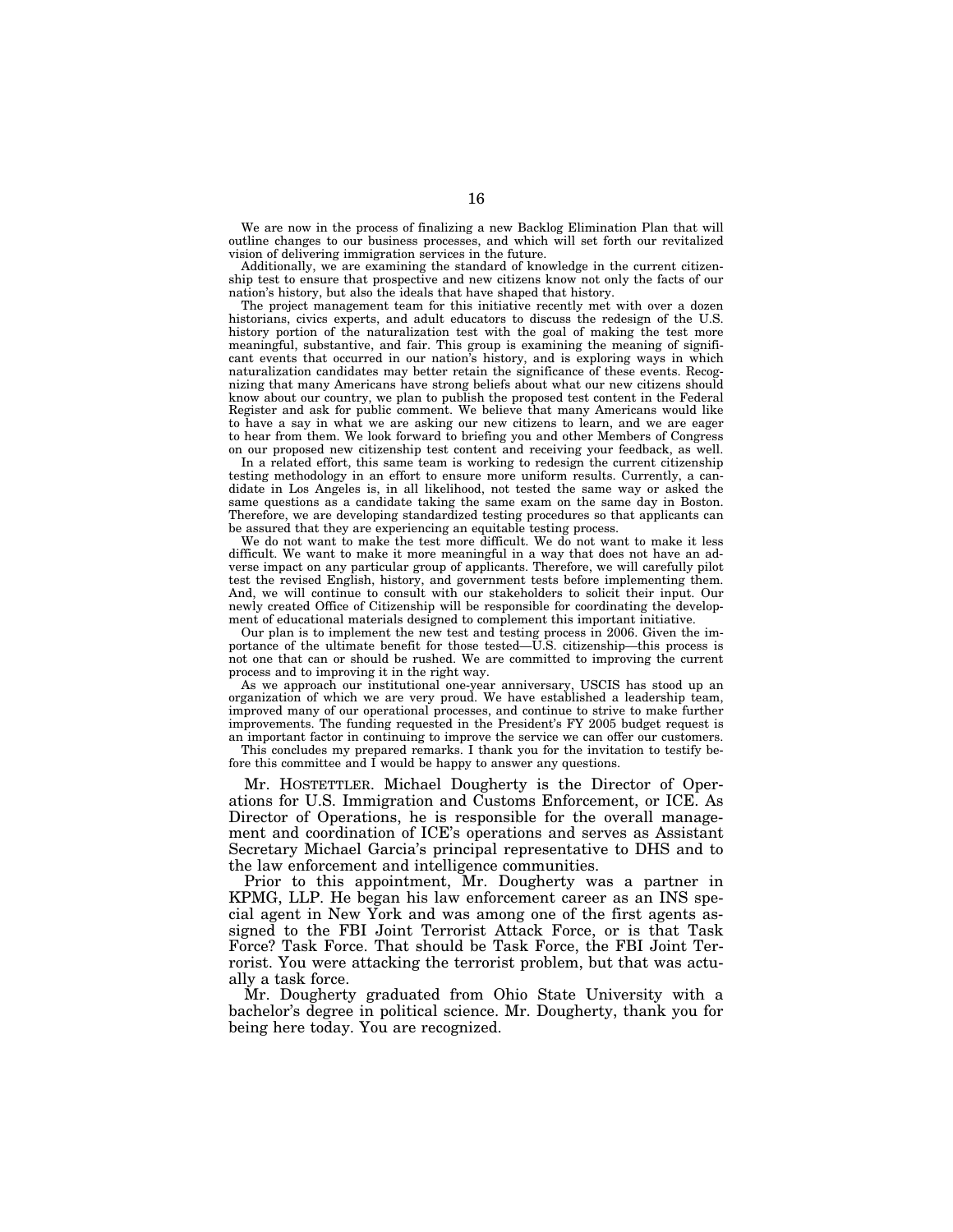We are now in the process of finalizing a new Backlog Elimination Plan that will outline changes to our business processes, and which will set forth our revitalized vision of delivering immigration services in the future.

Additionally, we are examining the standard of knowledge in the current citizenship test to ensure that prospective and new citizens know not only the facts of our nation's history, but also the ideals that have shaped that history.

The project management team for this initiative recently met with over a dozen historians, civics experts, and adult educators to discuss the redesign of the U.S. history portion of the naturalization test with the goal of making the test more meaningful, substantive, and fair. This group is examining the meaning of significant events that occurred in our nation's history, and is exploring ways in which naturalization candidates may better retain the significance of these events. Recognizing that many Americans have strong beliefs about what our new citizens should know about our country, we plan to publish the proposed test content in the Federal Register and ask for public comment. We believe that many Americans would like to have a say in what we are asking our new citizens to learn, and we are eager to hear from them. We look forward to briefing you and other Members of Congress on our proposed new citizenship test content and receiving your feedback, as well.

In a related effort, this same team is working to redesign the current citizenship testing methodology in an effort to ensure more uniform results. Currently, a candidate in Los Angeles is, in all likelihood, not tested the same way or asked the same questions as a candidate taking the same exam on the same day in Boston. Therefore, we are developing standardized testing procedures so that applicants can be assured that they are experiencing an equitable testing process.

We do not want to make the test more difficult. We do not want to make it less difficult. We want to make it more meaningful in a way that does not have an adverse impact on any particular group of applicants. Therefore, we will carefully pilot test the revised English, history, and government tests before implementing them. And, we will continue to consult with our stakeholders to solicit their input. Our newly created Office of Citizenship will be responsible for coordinating the development of educational materials designed to complement this important initiative.

Our plan is to implement the new test and testing process in 2006. Given the importance of the ultimate benefit for those tested—U.S. citizenship—this process is not one that can or should be rushed. We are committed to improving the current process and to improving it in the right way.

As we approach our institutional one-year anniversary, USCIS has stood up an organization of which we are very proud. We have established a leadership team, improved many of our operational processes, and continue to strive to make further improvements. The funding requested in the President's FY 2005 budget request is an important factor in continuing to improve the service we can offer our customers.

This concludes my prepared remarks. I thank you for the invitation to testify before this committee and I would be happy to answer any questions.

Mr. HOSTETTLER. Michael Dougherty is the Director of Operations for U.S. Immigration and Customs Enforcement, or ICE. As Director of Operations, he is responsible for the overall management and coordination of ICE's operations and serves as Assistant Secretary Michael Garcia's principal representative to DHS and to the law enforcement and intelligence communities.

Prior to this appointment, Mr. Dougherty was a partner in KPMG, LLP. He began his law enforcement career as an INS special agent in New York and was among one of the first agents assigned to the FBI Joint Terrorist Attack Force, or is that Task Force? Task Force. That should be Task Force, the FBI Joint Terrorist. You were attacking the terrorist problem, but that was actually a task force.

Mr. Dougherty graduated from Ohio State University with a bachelor's degree in political science. Mr. Dougherty, thank you for being here today. You are recognized.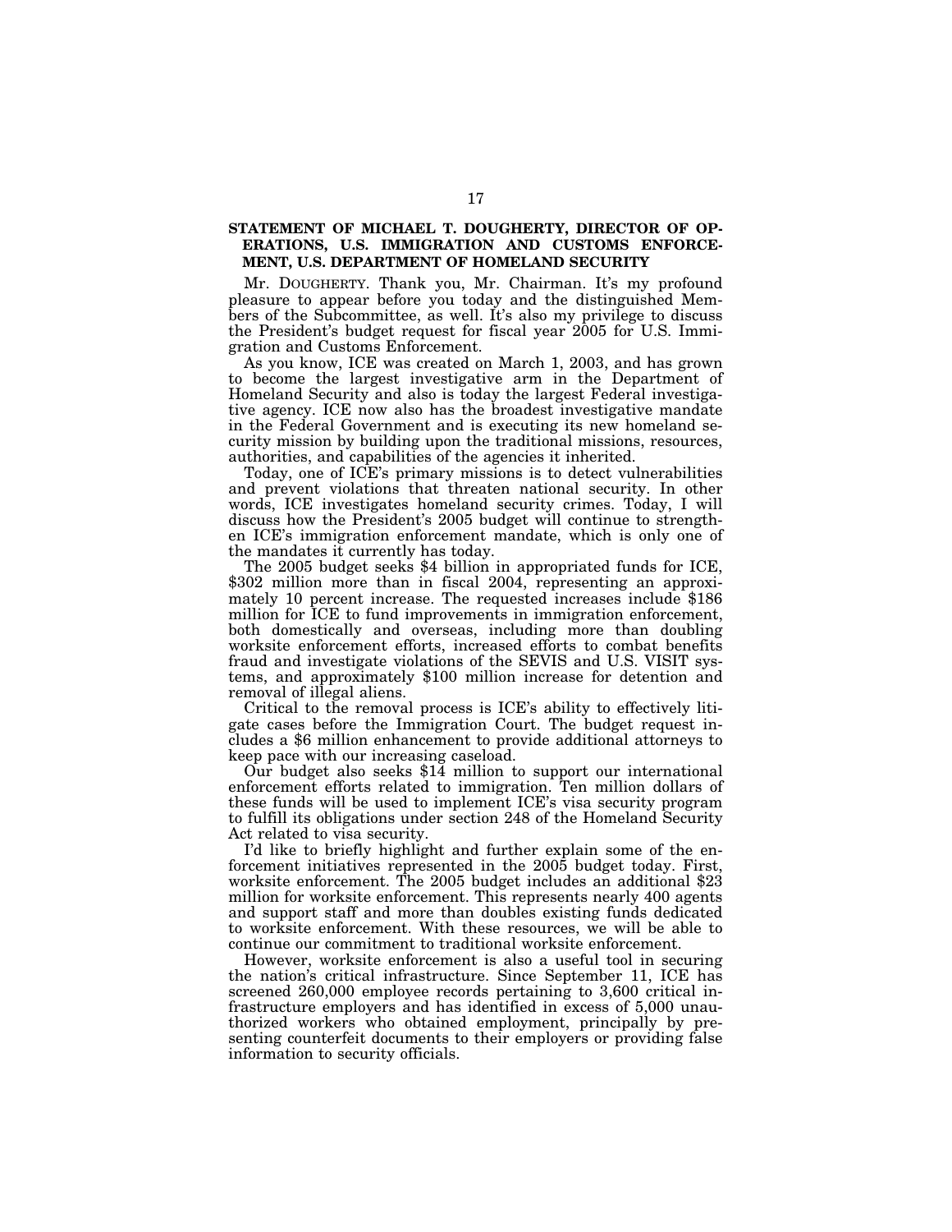## STATEMENT OF MICHAEL T. DOUGHERTY, DIRECTOR OF OPERATIONS, U.S. IMMIGRATION AND CUSTOMS ENFORCEMENT, U.S. DEPARTMENT OF HOMELAND SECURITY

Mr. DOUGHERTY. Thank you, Mr. Chairman. It's my profound pleasure to appear before you today and the distinguished Members of the Subcommittee, as well. It's also my privilege to discuss the President's budget request for fiscal year 2005 for U.S. Immigration and Customs Enforcement.

As you know, ICE was created on March 1, 2003, and has grown to become the largest investigative arm in the Department of Homeland Security and also is today the largest Federal investigative agency. ICE now also has the broadest investigative mandate in the Federal Government and is executing its new homeland security mission by building upon the traditional missions, resources, authorities, and capabilities of the agencies it inherited.

Today, one of ICE's primary missions is to detect vulnerabilities and prevent violations that threaten national security. In other words, ICE investigates homeland security crimes. Today, I will discuss how the President's 2005 budget will continue to strengthen ICE's immigration enforcement mandate, which is only one of the mandates it currently has today.

The 2005 budget seeks $4 billion in appropriated funds for ICE, $302 million more than in fiscal 2004, representing an approximately 10 percent increase. The requested increases include $186 million for ICE to fund improvements in immigration enforcement, both domestically and overseas, including more than doubling worksite enforcement efforts, increased efforts to combat benefits fraud and investigate violations of the SEVIS and U.S. VISIT systems, and approximately $100 million increase for detention and removal of illegal aliens.

Critical to the removal process is ICE's ability to effectively litigate cases before the Immigration Court. The budget request includes a $6 million enhancement to provide additional attorneys to keep pace with our increasing caseload.

Our budget also seeks $14 million to support our international enforcement efforts related to immigration. Ten million dollars of these funds will be used to implement ICE's visa security program to fulfill its obligations under section 248 of the Homeland Security Act related to visa security.

I'd like to briefly highlight and further explain some of the enforcement initiatives represented in the 2005 budget today. First, worksite enforcement. The 2005 budget includes an additional $23 million for worksite enforcement. This represents nearly 400 agents and support staff and more than doubles existing funds dedicated to worksite enforcement. With these resources, we will be able to continue our commitment to traditional worksite enforcement.

However, worksite enforcement is also a useful tool in securing the nation's critical infrastructure. Since September 11, ICE has screened 260,000 employee records pertaining to 3,600 critical infrastructure employers and has identified in excess of 5,000 unauthorized workers who obtained employment, principally by presenting counterfeit documents to their employers or providing false information to security officials.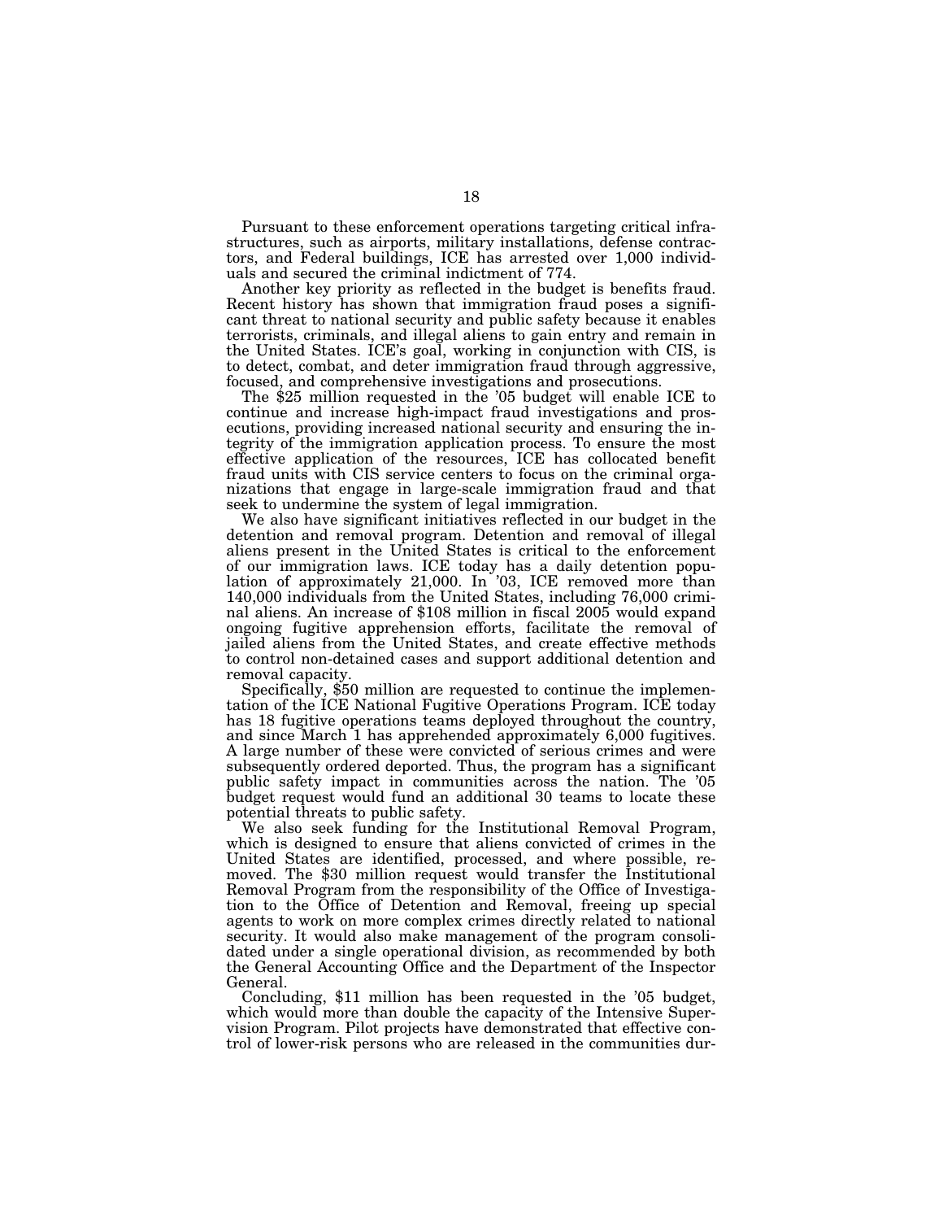Pursuant to these enforcement operations targeting critical infrastructures, such as airports, military installations, defense contractors, and Federal buildings, ICE has arrested over 1,000 individuals and secured the criminal indictment of 774.

Another key priority as reflected in the budget is benefits fraud. Recent history has shown that immigration fraud poses a significant threat to national security and public safety because it enables terrorists, criminals, and illegal aliens to gain entry and remain in the United States. ICE's goal, working in conjunction with CIS, is to detect, combat, and deter immigration fraud through aggressive, focused, and comprehensive investigations and prosecutions.

The $25 million requested in the '05 budget will enable ICE to continue and increase high-impact fraud investigations and prosecutions, providing increased national security and ensuring the integrity of the immigration application process. To ensure the most effective application of the resources, ICE has collocated benefit fraud units with CIS service centers to focus on the criminal organizations that engage in large-scale immigration fraud and that seek to undermine the system of legal immigration.

We also have significant initiatives reflected in our budget in the detention and removal program. Detention and removal of illegal aliens present in the United States is critical to the enforcement of our immigration laws. ICE today has a daily detention population of approximately 21,000. In '03, ICE removed more than 140,000 individuals from the United States, including 76,000 criminal aliens. An increase of $108 million in fiscal 2005 would expand ongoing fugitive apprehension efforts, facilitate the removal of jailed aliens from the United States, and create effective methods to control non-detained cases and support additional detention and removal capacity.

Specifically, $50 million are requested to continue the implementation of the ICE National Fugitive Operations Program. ICE today has 18 fugitive operations teams deployed throughout the country, and since March 1 has apprehended approximately 6,000 fugitives. A large number of these were convicted of serious crimes and were subsequently ordered deported. Thus, the program has a significant public safety impact in communities across the nation. The '05 budget request would fund an additional 30 teams to locate these potential threats to public safety.

We also seek funding for the Institutional Removal Program, which is designed to ensure that aliens convicted of crimes in the United States are identified, processed, and where possible, removed. The $30 million request would transfer the Institutional Removal Program from the responsibility of the Office of Investigation to the Office of Detention and Removal, freeing up special agents to work on more complex crimes directly related to national security. It would also make management of the program consolidated under a single operational division, as recommended by both the General Accounting Office and the Department of the Inspector General.

Concluding, $11 million has been requested in the '05 budget, which would more than double the capacity of the Intensive Supervision Program. Pilot projects have demonstrated that effective control of lower-risk persons who are released in the communities dur-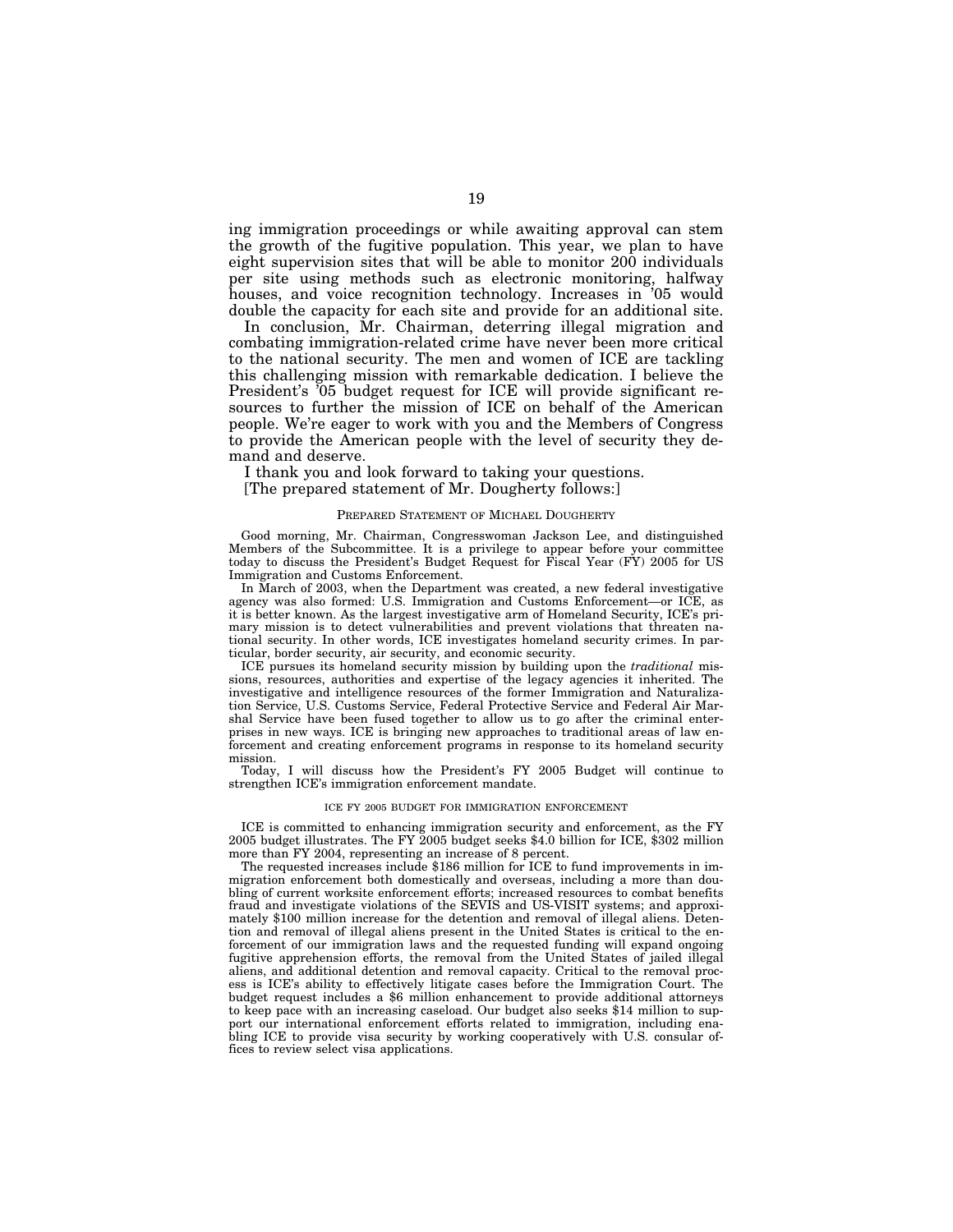ing immigration proceedings or while awaiting approval can stem the growth of the fugitive population. This year, we plan to have eight supervision sites that will be able to monitor 200 individuals per site using methods such as electronic monitoring, halfway houses, and voice recognition technology. Increases in '05 would double the capacity for each site and provide for an additional site.

In conclusion, Mr. Chairman, deterring illegal migration and combating immigration-related crime have never been more critical to the national security. The men and women of ICE are tackling this challenging mission with remarkable dedication. I believe the President's '05 budget request for ICE will provide significant resources to further the mission of ICE on behalf of the American people. We're eager to work with you and the Members of Congress to provide the American people with the level of security they demand and deserve.

I thank you and look forward to taking your questions.

[The prepared statement of Mr. Dougherty follows:]

PREPARED STATEMENT OF MICHAEL DOUGHERTY

Good morning, Mr. Chairman, Congresswoman Jackson Lee, and distinguished Members of the Subcommittee. It is a privilege to appear before your committee today to discuss the President's Budget Request for Fiscal Year (FY) 2005 for US Immigration and Customs Enforcement.

In March of 2003, when the Department was created, a new federal investigative agency was also formed: U.S. Immigration and Customs Enforcement—or ICE, as it is better known. As the largest investigative arm of Homeland Security, ICE's primary mission is to detect vulnerabilities and prevent violations that threaten national security. In other words, ICE investigates homeland security crimes. In particular, border security, air security, and economic security.

ICE pursues its homeland security mission by building upon the *traditional* missions, resources, authorities and expertise of the legacy agencies it inherited. The investigative and intelligence resources of the former Immigration and Naturalization Service, U.S. Customs Service, Federal Protective Service and Federal Air Marshal Service have been fused together to allow us to go after the criminal enterprises in new ways. ICE is bringing new approaches to traditional areas of law enforcement and creating enforcement programs in response to its homeland security mission.

Today, I will discuss how the President's FY 2005 Budget will continue to strengthen ICE's immigration enforcement mandate.

ICE FY 2005 BUDGET FOR IMMIGRATION ENFORCEMENT

ICE is committed to enhancing immigration security and enforcement, as the FY 2005 budget illustrates. The FY 2005 budget seeks $4.0 billion for ICE, $302 million more than FY 2004, representing an increase of 8 percent.

The requested increases include $186 million for ICE to fund improvements in immigration enforcement both domestically and overseas, including a more than doubling of current worksite enforcement efforts; increased resources to combat benefits fraud and investigate violations of the SEVIS and US-VISIT systems; and approximately $100 million increase for the detention and removal of illegal aliens. Detention and removal of illegal aliens present in the United States is critical to the enforcement of our immigration laws and the requested funding will expand ongoing fugitive apprehension efforts, the removal from the United States of jailed illegal aliens, and additional detention and removal capacity. Critical to the removal process is ICE's ability to effectively litigate cases before the Immigration Court. The budget request includes a $6 million enhancement to provide additional attorneys to keep pace with an increasing caseload. Our budget also seeks $14 million to support our international enforcement efforts related to immigration, including enabling ICE to provide visa security by working cooperatively with U.S. consular offices to review select visa applications.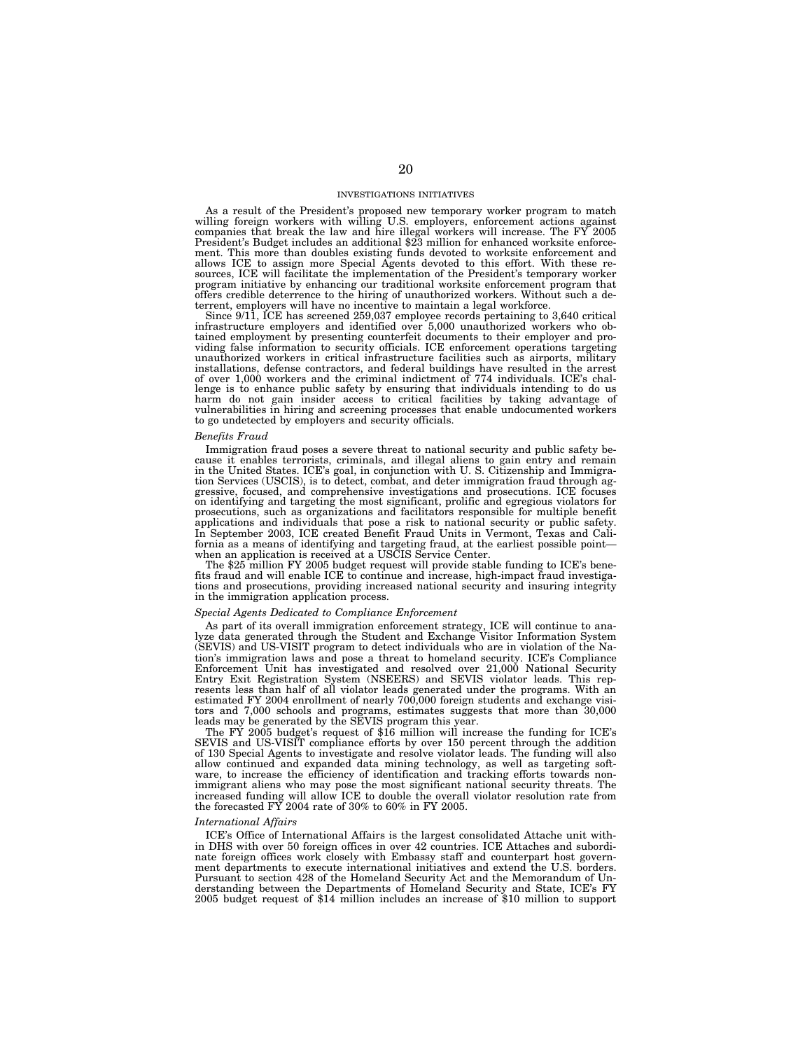## INVESTIGATIONS INITIATIVES

As a result of the President's proposed new temporary worker program to match willing foreign workers with willing U.S. employers, enforcement actions against companies that break the law and hire illegal workers will increase. The FY 2005 President's Budget includes an additional $23 million for enhanced worksite enforcement. This more than doubles existing funds devoted to worksite enforcement and allows ICE to assign more Special Agents devoted to this effort. With these resources, ICE will facilitate the implementation of the President's temporary worker program initiative by enhancing our traditional worksite enforcement program that offers credible deterrence to the hiring of unauthorized workers. Without such a deterrent, employers will have no incentive to maintain a legal workforce.

Since 9/11, ICE has screened 259,037 employee records pertaining to 3,640 critical infrastructure employers and identified over 5,000 unauthorized workers who obtained employment by presenting counterfeit documents to their employer and providing false information to security officials. ICE enforcement operations targeting unauthorized workers in critical infrastructure facilities such as airports, military installations, defense contractors, and federal buildings have resulted in the arrest of over 1,000 workers and the criminal indictment of 774 individuals. ICE's challenge is to enhance public safety by ensuring that individuals intending to do us harm do not gain insider access to critical facilities by taking advantage of vulnerabilities in hiring and screening processes that enable undocumented workers to go undetected by employers and security officials.

### *Benefits Fraud*

Immigration fraud poses a severe threat to national security and public safety because it enables terrorists, criminals, and illegal aliens to gain entry and remain in the United States. ICE's goal, in conjunction with U. S. Citizenship and Immigration Services (USCIS), is to detect, combat, and deter immigration fraud through aggressive, focused, and comprehensive investigations and prosecutions. ICE focuses on identifying and targeting the most significant, prolific and egregious violators for prosecutions, such as organizations and facilitators responsible for multiple benefit applications and individuals that pose a risk to national security or public safety. In September 2003, ICE created Benefit Fraud Units in Vermont, Texas and California as a means of identifying and targeting fraud, at the earliest possible point—when an application is received at a USCIS Service Center.

The $25 million FY 2005 budget request will provide stable funding to ICE's benefits fraud and will enable ICE to continue and increase, high-impact fraud investigations and prosecutions, providing increased national security and insuring integrity in the immigration application process.

### *Special Agents Dedicated to Compliance Enforcement*

As part of its overall immigration enforcement strategy, ICE will continue to analyze data generated through the Student and Exchange Visitor Information System (SEVIS) and US-VISIT program to detect individuals who are in violation of the Nation's immigration laws and pose a threat to homeland security. ICE's Compliance Enforcement Unit has investigated and resolved over 21,000 National Security Entry Exit Registration System (NSEERS) and SEVIS violator leads. This represents less than half of all violator leads generated under the programs. With an estimated FY 2004 enrollment of nearly 700,000 foreign students and exchange visitors and 7,000 schools and programs, estimates suggests that more than 30,000 leads may be generated by the SEVIS program this year.

The FY 2005 budget's request of $16 million will increase the funding for ICE's SEVIS and US-VISIT compliance efforts by over 150 percent through the addition of 130 Special Agents to investigate and resolve violator leads. The funding will also allow continued and expanded data mining technology, as well as targeting software, to increase the efficiency of identification and tracking efforts towards nonimmigrant aliens who may pose the most significant national security threats. The increased funding will allow ICE to double the overall violator resolution rate from the forecasted FY 2004 rate of 30% to 60% in FY 2005.

### *International Affairs*

ICE's Office of International Affairs is the largest consolidated Attache unit within DHS with over 50 foreign offices in over 42 countries. ICE Attaches and subordinate foreign offices work closely with Embassy staff and counterpart host government departments to execute international initiatives and extend the U.S. borders. Pursuant to section 428 of the Homeland Security Act and the Memorandum of Understanding between the Departments of Homeland Security and State, ICE's FY 2005 budget request of $14 million includes an increase of $10 million to support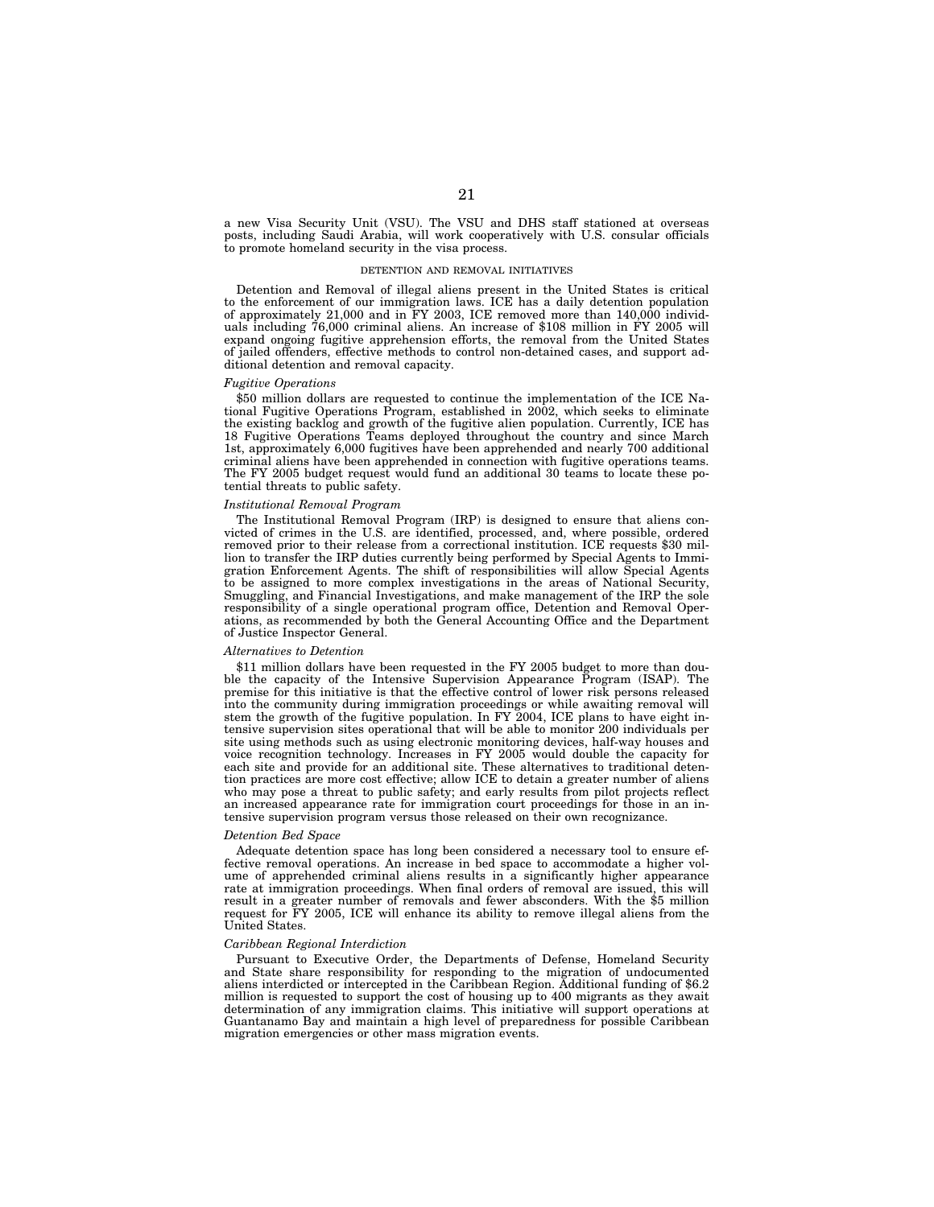a new Visa Security Unit (VSU). The VSU and DHS staff stationed at overseas posts, including Saudi Arabia, will work cooperatively with U.S. consular officials to promote homeland security in the visa process.

## DETENTION AND REMOVAL INITIATIVES

Detention and Removal of illegal aliens present in the United States is critical to the enforcement of our immigration laws. ICE has a daily detention population of approximately 21,000 and in FY 2003, ICE removed more than 140,000 individuals including 76,000 criminal aliens. An increase of $108 million in FY 2005 will expand ongoing fugitive apprehension efforts, the removal from the United States of jailed offenders, effective methods to control non-detained cases, and support additional detention and removal capacity.

### *Fugitive Operations*

$50 million dollars are requested to continue the implementation of the ICE National Fugitive Operations Program, established in 2002, which seeks to eliminate the existing backlog and growth of the fugitive alien population. Currently, ICE has 18 Fugitive Operations Teams deployed throughout the country and since March 1st, approximately 6,000 fugitives have been apprehended and nearly 700 additional criminal aliens have been apprehended in connection with fugitive operations teams. The FY 2005 budget request would fund an additional 30 teams to locate these potential threats to public safety.

### *Institutional Removal Program*

The Institutional Removal Program (IRP) is designed to ensure that aliens convicted of crimes in the U.S. are identified, processed, and, where possible, ordered removed prior to their release from a correctional institution. ICE requests $30 million to transfer the IRP duties currently being performed by Special Agents to Immigration Enforcement Agents. The shift of responsibilities will allow Special Agents to be assigned to more complex investigations in the areas of National Security, Smuggling, and Financial Investigations, and make management of the IRP the sole responsibility of a single operational program office, Detention and Removal Operations, as recommended by both the General Accounting Office and the Department of Justice Inspector General.

### *Alternatives to Detention*

$11 million dollars have been requested in the FY 2005 budget to more than double the capacity of the Intensive Supervision Appearance Program (ISAP). The premise for this initiative is that the effective control of lower risk persons released into the community during immigration proceedings or while awaiting removal will stem the growth of the fugitive population. In FY 2004, ICE plans to have eight intensive supervision sites operational that will be able to monitor 200 individuals per site using methods such as using electronic monitoring devices, half-way houses and voice recognition technology. Increases in FY 2005 would double the capacity for each site and provide for an additional site. These alternatives to traditional detention practices are more cost effective; allow ICE to detain a greater number of aliens who may pose a threat to public safety; and early results from pilot projects reflect an increased appearance rate for immigration court proceedings for those in an intensive supervision program versus those released on their own recognizance.

### *Detention Bed Space*

Adequate detention space has long been considered a necessary tool to ensure effective removal operations. An increase in bed space to accommodate a higher volume of apprehended criminal aliens results in a significantly higher appearance rate at immigration proceedings. When final orders of removal are issued, this will result in a greater number of removals and fewer absconders. With the $5 million request for FY 2005, ICE will enhance its ability to remove illegal aliens from the United States.

### *Caribbean Regional Interdiction*

Pursuant to Executive Order, the Departments of Defense, Homeland Security and State share responsibility for responding to the migration of undocumented aliens interdicted or intercepted in the Caribbean Region. Additional funding of $6.2 million is requested to support the cost of housing up to 400 migrants as they await determination of any immigration claims. This initiative will support operations at Guantanamo Bay and maintain a high level of preparedness for possible Caribbean migration emergencies or other mass migration events.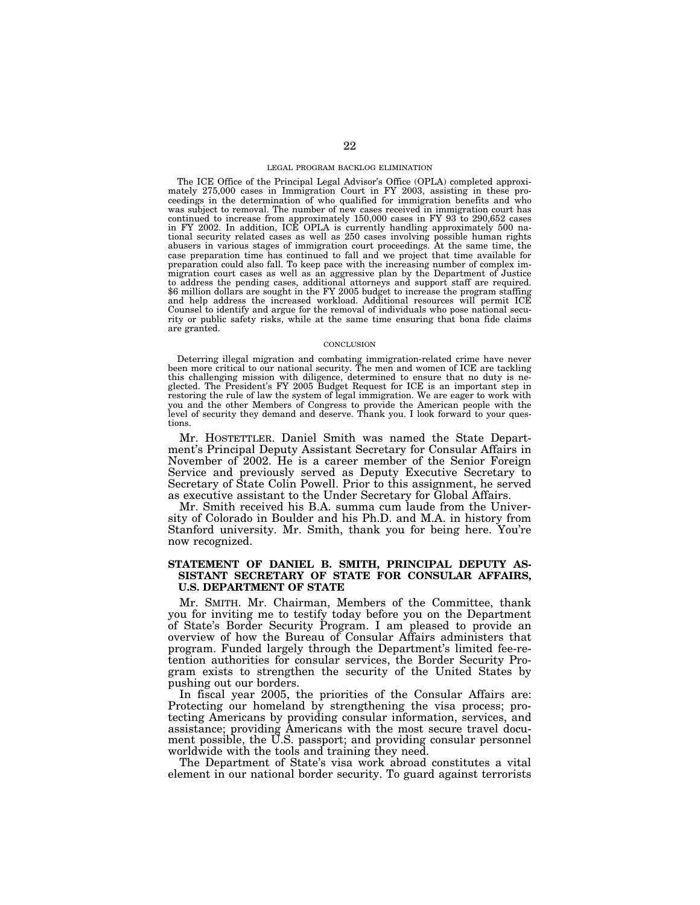LEGAL PROGRAM BACKLOG ELIMINATION

The ICE Office of the Principal Legal Advisor's Office (OPLA) completed approximately 275,000 cases in Immigration Court in FY 2003, assisting in these proceedings in the determination of who qualified for immigration benefits and who was subject to removal. The number of new cases received in immigration court has continued to increase from approximately 150,000 cases in FY 93 to 290,652 cases in FY 2002. In addition, ICE OPLA is currently handling approximately 500 national security related cases as well as 250 cases involving possible human rights abusers in various stages of immigration court proceedings. At the same time, the case preparation time has continued to fall and we project that time available for preparation could also fall. To keep pace with the increasing number of complex immigration court cases as well as an aggressive plan by the Department of Justice to address the pending cases, additional attorneys and support staff are required. $6 million dollars are sought in the FY 2005 budget to increase the program staffing and help address the increased workload. Additional resources will permit ICE Counsel to identify and argue for the removal of individuals who pose national security or public safety risks, while at the same time ensuring that bona fide claims are granted.

CONCLUSION

Deterring illegal migration and combating immigration-related crime have never been more critical to our national security. The men and women of ICE are tackling this challenging mission with diligence, determined to ensure that no duty is neglected. The President's FY 2005 Budget Request for ICE is an important step in restoring the rule of law the system of legal immigration. We are eager to work with you and the other Members of Congress to provide the American people with the level of security they demand and deserve. Thank you. I look forward to your questions.

Mr. HOSTETTLER. Daniel Smith was named the State Department's Principal Deputy Assistant Secretary for Consular Affairs in November of 2002. He is a career member of the Senior Foreign Service and previously served as Deputy Executive Secretary to Secretary of State Colin Powell. Prior to this assignment, he served as executive assistant to the Under Secretary for Global Affairs.

Mr. Smith received his B.A. summa cum laude from the University of Colorado in Boulder and his Ph.D. and M.A. in history from Stanford university. Mr. Smith, thank you for being here. You're now recognized.

**STATEMENT OF DANIEL B. SMITH, PRINCIPAL DEPUTY ASSISTANT SECRETARY OF STATE FOR CONSULAR AFFAIRS, U.S. DEPARTMENT OF STATE**

Mr. SMITH. Mr. Chairman, Members of the Committee, thank you for inviting me to testify today before you on the Department of State's Border Security Program. I am pleased to provide an overview of how the Bureau of Consular Affairs administers that program. Funded largely through the Department's limited fee-retention authorities for consular services, the Border Security Program exists to strengthen the security of the United States by pushing out our borders.

In fiscal year 2005, the priorities of the Consular Affairs are: Protecting our homeland by strengthening the visa process; protecting Americans by providing consular information, services, and assistance; providing Americans with the most secure travel document possible, the U.S. passport; and providing consular personnel worldwide with the tools and training they need.

The Department of State's visa work abroad constitutes a vital element in our national border security. To guard against terrorists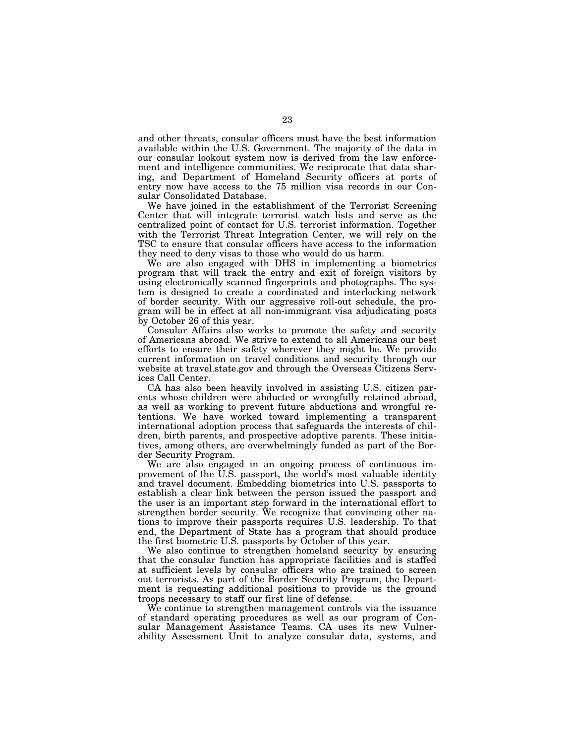and other threats, consular officers must have the best information available within the U.S. Government. The majority of the data in our consular lookout system now is derived from the law enforcement and intelligence communities. We reciprocate that data sharing, and Department of Homeland Security officers at ports of entry now have access to the 75 million visa records in our Consular Consolidated Database.

We have joined in the establishment of the Terrorist Screening Center that will integrate terrorist watch lists and serve as the centralized point of contact for U.S. terrorist information. Together with the Terrorist Threat Integration Center, we will rely on the TSC to ensure that consular officers have access to the information they need to deny visas to those who would do us harm.

We are also engaged with DHS in implementing a biometrics program that will track the entry and exit of foreign visitors by using electronically scanned fingerprints and photographs. The system is designed to create a coordinated and interlocking network of border security. With our aggressive roll-out schedule, the program will be in effect at all non-immigrant visa adjudicating posts by October 26 of this year.

Consular Affairs also works to promote the safety and security of Americans abroad. We strive to extend to all Americans our best efforts to ensure their safety wherever they might be. We provide current information on travel conditions and security through our website at travel.state.gov and through the Overseas Citizens Services Call Center.

CA has also been heavily involved in assisting U.S. citizen parents whose children were abducted or wrongfully retained abroad, as well as working to prevent future abductions and wrongful retentions. We have worked toward implementing a transparent international adoption process that safeguards the interests of children, birth parents, and prospective adoptive parents. These initiatives, among others, are overwhelmingly funded as part of the Border Security Program.

We are also engaged in an ongoing process of continuous improvement of the U.S. passport, the world's most valuable identity and travel document. Embedding biometrics into U.S. passports to establish a clear link between the person issued the passport and the user is an important step forward in the international effort to strengthen border security. We recognize that convincing other nations to improve their passports requires U.S. leadership. To that end, the Department of State has a program that should produce the first biometric U.S. passports by October of this year.

We also continue to strengthen homeland security by ensuring that the consular function has appropriate facilities and is staffed at sufficient levels by consular officers who are trained to screen out terrorists. As part of the Border Security Program, the Department is requesting additional positions to provide us the ground troops necessary to staff our first line of defense.

We continue to strengthen management controls via the issuance of standard operating procedures as well as our program of Consular Management Assistance Teams. CA uses its new Vulnerability Assessment Unit to analyze consular data, systems, and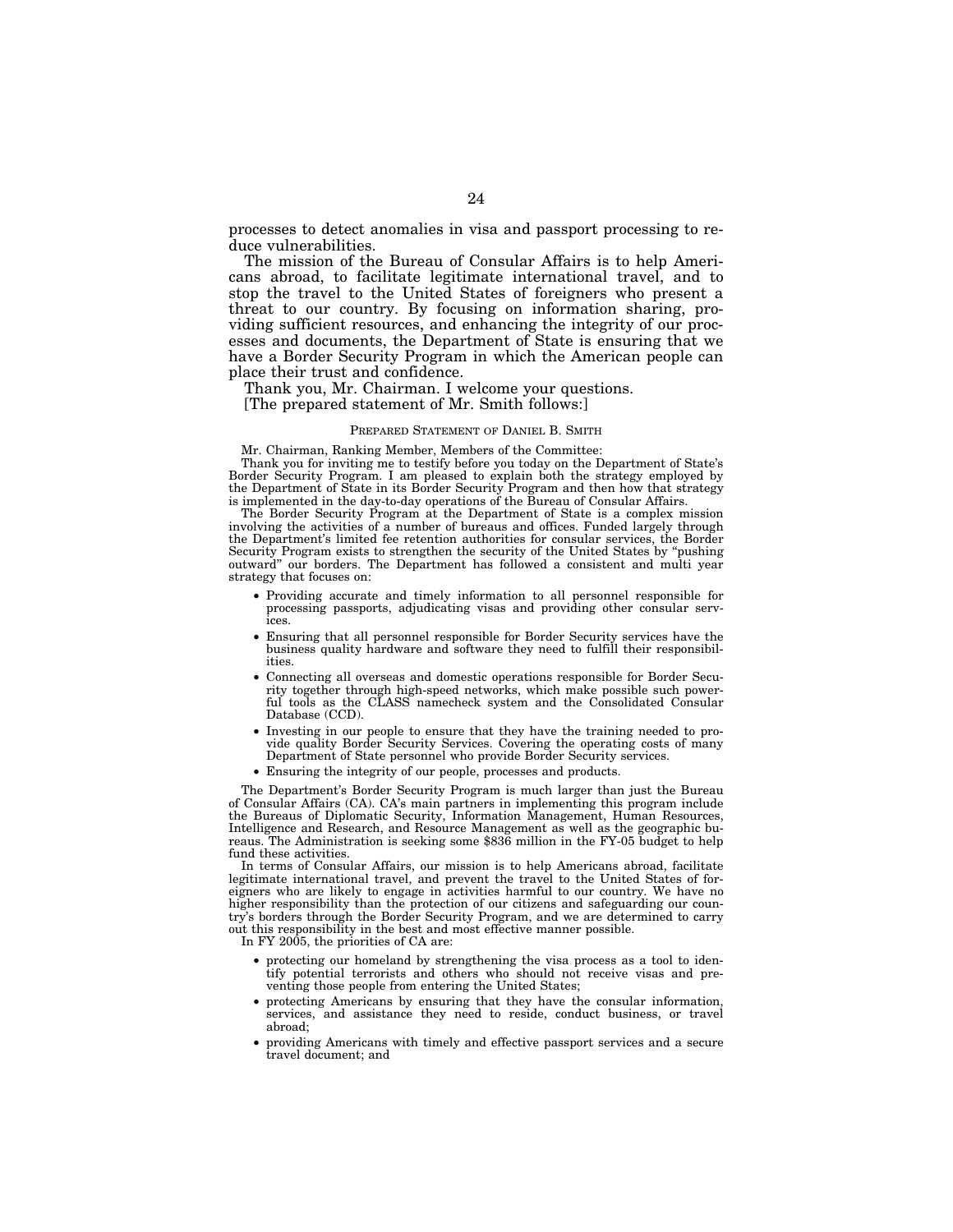processes to detect anomalies in visa and passport processing to reduce vulnerabilities.

The mission of the Bureau of Consular Affairs is to help Americans abroad, to facilitate legitimate international travel, and to stop the travel to the United States of foreigners who present a threat to our country. By focusing on information sharing, providing sufficient resources, and enhancing the integrity of our processes and documents, the Department of State is ensuring that we have a Border Security Program in which the American people can place their trust and confidence.

Thank you, Mr. Chairman. I welcome your questions.

[The prepared statement of Mr. Smith follows:]

PREPARED STATEMENT OF DANIEL B. SMITH

Mr. Chairman, Ranking Member, Members of the Committee:

Thank you for inviting me to testify before you today on the Department of State's Border Security Program. I am pleased to explain both the strategy employed by the Department of State in its Border Security Program and then how that strategy is implemented in the day-to-day operations of the Bureau of Consular Affairs.

The Border Security Program at the Department of State is a complex mission involving the activities of a number of bureaus and offices. Funded largely through the Department's limited fee retention authorities for consular services, the Border Security Program exists to strengthen the security of the United States by "pushing outward" our borders. The Department has followed a consistent and multi year strategy that focuses on:

- Providing accurate and timely information to all personnel responsible for processing passports, adjudicating visas and providing other consular services.
- Ensuring that all personnel responsible for Border Security services have the business quality hardware and software they need to fulfill their responsibilities.
- Connecting all overseas and domestic operations responsible for Border Security together through high-speed networks, which make possible such powerful tools as the CLASS namecheck system and the Consolidated Consular Database (CCD).
- Investing in our people to ensure that they have the training needed to provide quality Border Security Services. Covering the operating costs of many Department of State personnel who provide Border Security services.
- Ensuring the integrity of our people, processes and products.

The Department's Border Security Program is much larger than just the Bureau of Consular Affairs (CA). CA's main partners in implementing this program include the Bureaus of Diplomatic Security, Information Management, Human Resources, Intelligence and Research, and Resource Management as well as the geographic bureaus. The Administration is seeking some $836 million in the FY-05 budget to help fund these activities.

In terms of Consular Affairs, our mission is to help Americans abroad, facilitate legitimate international travel, and prevent the travel to the United States of foreigners who are likely to engage in activities harmful to our country. We have no higher responsibility than the protection of our citizens and safeguarding our country's borders through the Border Security Program, and we are determined to carry out this responsibility in the best and most effective manner possible.

In FY 2005, the priorities of CA are:

- protecting our homeland by strengthening the visa process as a tool to identify potential terrorists and others who should not receive visas and preventing those people from entering the United States;
- protecting Americans by ensuring that they have the consular information, services, and assistance they need to reside, conduct business, or travel abroad;
- providing Americans with timely and effective passport services and a secure travel document; and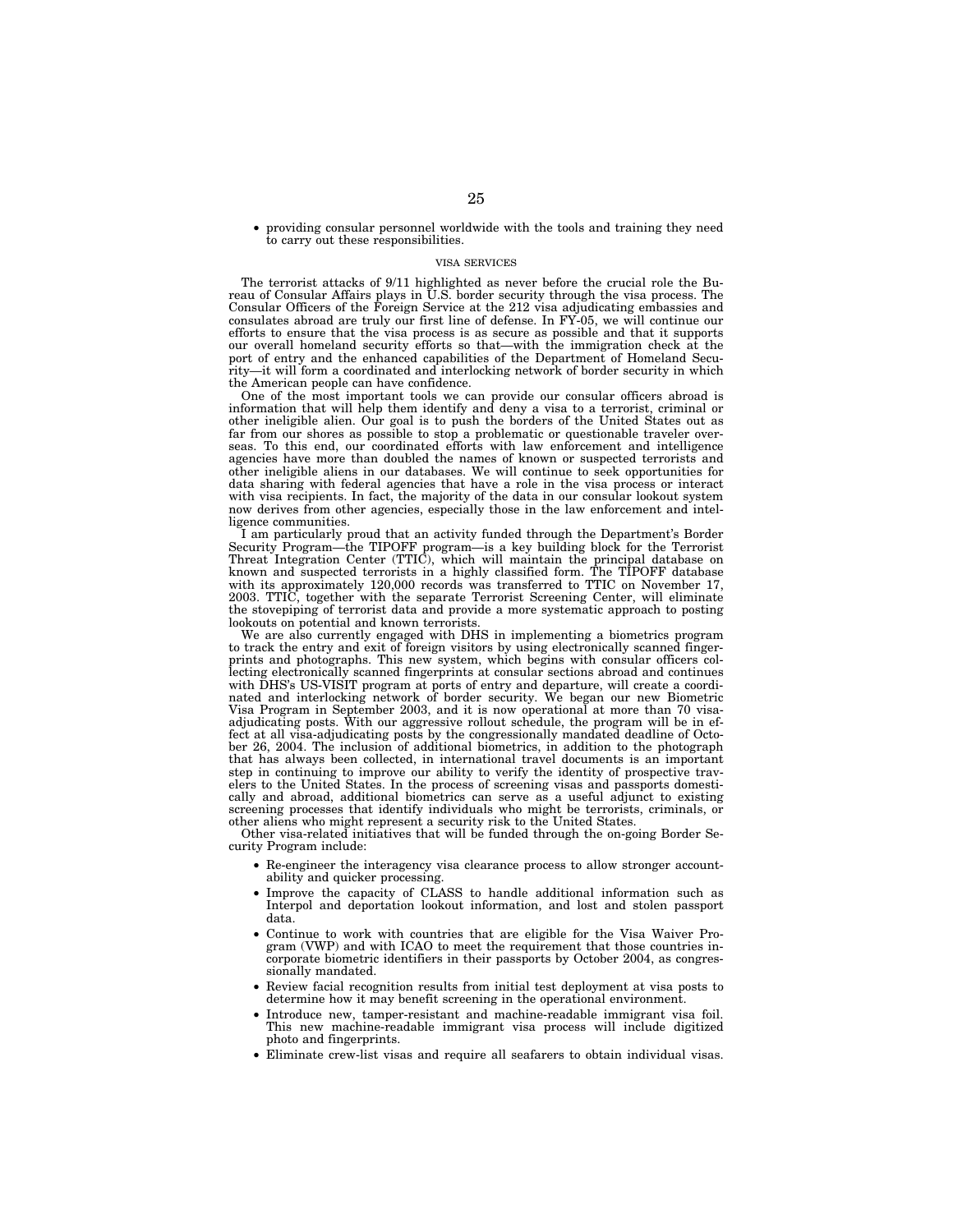- providing consular personnel worldwide with the tools and training they need to carry out these responsibilities.

### VISA SERVICES

The terrorist attacks of 9/11 highlighted as never before the crucial role the Bureau of Consular Affairs plays in U.S. border security through the visa process. The Consular Officers of the Foreign Service at the 212 visa adjudicating embassies and consulates abroad are truly our first line of defense. In FY-05, we will continue our efforts to ensure that the visa process is as secure as possible and that it supports our overall homeland security efforts so that—with the immigration check at the port of entry and the enhanced capabilities of the Department of Homeland Security—it will form a coordinated and interlocking network of border security in which the American people can have confidence.

One of the most important tools we can provide our consular officers abroad is information that will help them identify and deny a visa to a terrorist, criminal or other ineligible alien. Our goal is to push the borders of the United States out as far from our shores as possible to stop a problematic or questionable traveler overseas. To this end, our coordinated efforts with law enforcement and intelligence agencies have more than doubled the names of known or suspected terrorists and other ineligible aliens in our databases. We will continue to seek opportunities for data sharing with federal agencies that have a role in the visa process or interact with visa recipients. In fact, the majority of the data in our consular lookout system now derives from other agencies, especially those in the law enforcement and intelligence communities.

I am particularly proud that an activity funded through the Department's Border Security Program—the TIPOFF program—is a key building block for the Terrorist Threat Integration Center (TTIC), which will maintain the principal database on known and suspected terrorists in a highly classified form. The TIPOFF database with its approximately 120,000 records was transferred to TTIC on November 17, 2003. TTIC, together with the separate Terrorist Screening Center, will eliminate the stovepiping of terrorist data and provide a more systematic approach to posting lookouts on potential and known terrorists.

We are also currently engaged with DHS in implementing a biometrics program to track the entry and exit of foreign visitors by using electronically scanned fingerprints and photographs. This new system, which begins with consular officers collecting electronically scanned fingerprints at consular sections abroad and continues with DHS's US-VISIT program at ports of entry and departure, will create a coordinated and interlocking network of border security. We began our new Biometric Visa Program in September 2003, and it is now operational at more than 70 visa-adjudicating posts. With our aggressive rollout schedule, the program will be in effect at all visa-adjudicating posts by the congressionally mandated deadline of October 26, 2004. The inclusion of additional biometrics, in addition to the photograph that has always been collected, in international travel documents is an important step in continuing to improve our ability to verify the identity of prospective travelers to the United States. In the process of screening visas and passports domestically and abroad, additional biometrics can serve as a useful adjunct to existing screening processes that identify individuals who might be terrorists, criminals, or other aliens who might represent a security risk to the United States.

Other visa-related initiatives that will be funded through the on-going Border Security Program include:

- Re-engineer the interagency visa clearance process to allow stronger accountability and quicker processing.
- Improve the capacity of CLASS to handle additional information such as Interpol and deportation lookout information, and lost and stolen passport data.
- Continue to work with countries that are eligible for the Visa Waiver Program (VWP) and with ICAO to meet the requirement that those countries incorporate biometric identifiers in their passports by October 2004, as congressionally mandated.
- Review facial recognition results from initial test deployment at visa posts to determine how it may benefit screening in the operational environment.
- Introduce new, tamper-resistant and machine-readable immigrant visa foil. This new machine-readable immigrant visa process will include digitized photo and fingerprints.
- Eliminate crew-list visas and require all seafarers to obtain individual visas.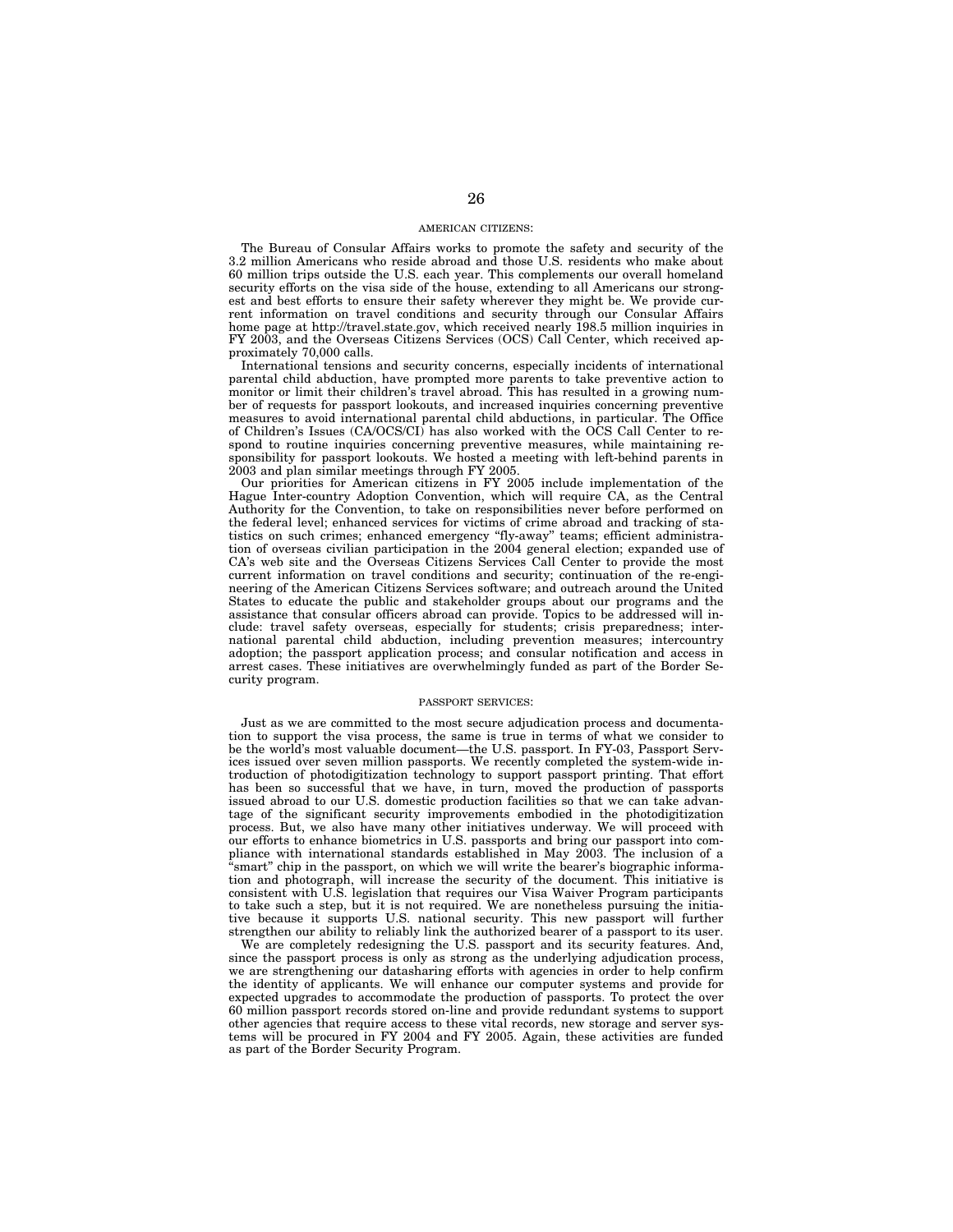## AMERICAN CITIZENS:

The Bureau of Consular Affairs works to promote the safety and security of the 3.2 million Americans who reside abroad and those U.S. residents who make about 60 million trips outside the U.S. each year. This complements our overall homeland security efforts on the visa side of the house, extending to all Americans our strongest and best efforts to ensure their safety wherever they might be. We provide current information on travel conditions and security through our Consular Affairs home page at http://travel.state.gov, which received nearly 198.5 million inquiries in FY 2003, and the Overseas Citizens Services (OCS) Call Center, which received approximately 70,000 calls.

International tensions and security concerns, especially incidents of international parental child abduction, have prompted more parents to take preventive action to monitor or limit their children's travel abroad. This has resulted in a growing number of requests for passport lookouts, and increased inquiries concerning preventive measures to avoid international parental child abductions, in particular. The Office of Children's Issues (CA/OCS/CI) has also worked with the OCS Call Center to respond to routine inquiries concerning preventive measures, while maintaining responsibility for passport lookouts. We hosted a meeting with left-behind parents in 2003 and plan similar meetings through FY 2005.

Our priorities for American citizens in FY 2005 include implementation of the Hague Inter-country Adoption Convention, which will require CA, as the Central Authority for the Convention, to take on responsibilities never before performed on the federal level; enhanced services for victims of crime abroad and tracking of statistics on such crimes; enhanced emergency "fly-away" teams; efficient administration of overseas civilian participation in the 2004 general election; expanded use of CA's web site and the Overseas Citizens Services Call Center to provide the most current information on travel conditions and security; continuation of the re-engineering of the American Citizens Services software; and outreach around the United States to educate the public and stakeholder groups about our programs and the assistance that consular officers abroad can provide. Topics to be addressed will include: travel safety overseas, especially for students; crisis preparedness; international parental child abduction, including prevention measures; intercountry adoption; the passport application process; and consular notification and access in arrest cases. These initiatives are overwhelmingly funded as part of the Border Security program.

## PASSPORT SERVICES:

Just as we are committed to the most secure adjudication process and documentation to support the visa process, the same is true in terms of what we consider to be the world's most valuable document—the U.S. passport. In FY-03, Passport Services issued over seven million passports. We recently completed the system-wide introduction of photodigitization technology to support passport printing. That effort has been so successful that we have, in turn, moved the production of passports issued abroad to our U.S. domestic production facilities so that we can take advantage of the significant security improvements embodied in the photodigitization process. But, we also have many other initiatives underway. We will proceed with our efforts to enhance biometrics in U.S. passports and bring our passport into compliance with international standards established in May 2003. The inclusion of a "smart" chip in the passport, on which we will write the bearer's biographic information and photograph, will increase the security of the document. This initiative is consistent with U.S. legislation that requires our Visa Waiver Program participants to take such a step, but it is not required. We are nonetheless pursuing the initiative because it supports U.S. national security. This new passport will further strengthen our ability to reliably link the authorized bearer of a passport to its user.

We are completely redesigning the U.S. passport and its security features. And, since the passport process is only as strong as the underlying adjudication process, we are strengthening our datasharing efforts with agencies in order to help confirm the identity of applicants. We will enhance our computer systems and provide for expected upgrades to accommodate the production of passports. To protect the over 60 million passport records stored on-line and provide redundant systems to support other agencies that require access to these vital records, new storage and server systems will be procured in FY 2004 and FY 2005. Again, these activities are funded as part of the Border Security Program.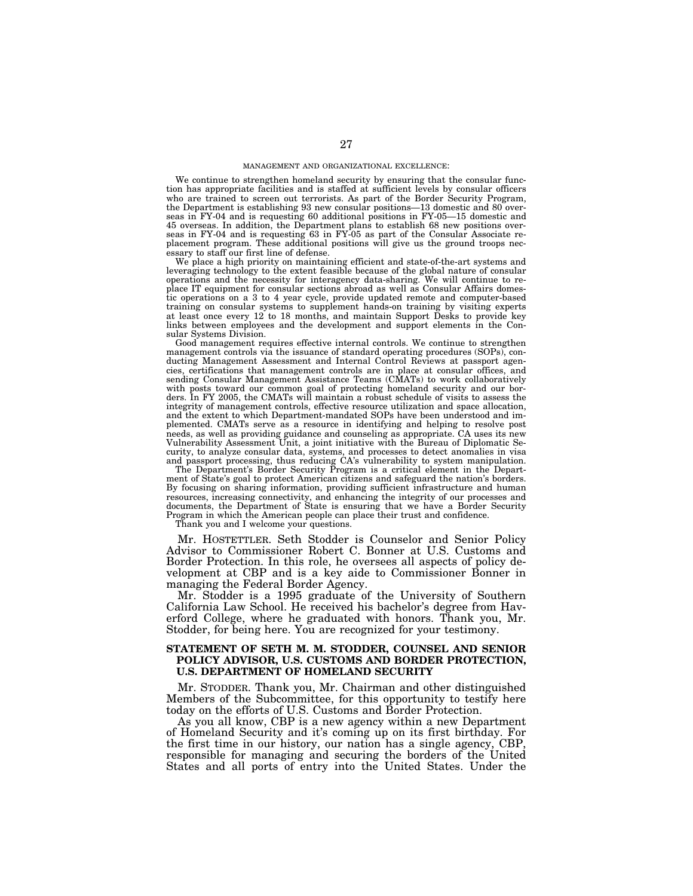MANAGEMENT AND ORGANIZATIONAL EXCELLENCE:

We continue to strengthen homeland security by ensuring that the consular function has appropriate facilities and is staffed at sufficient levels by consular officers who are trained to screen out terrorists. As part of the Border Security Program, the Department is establishing 93 new consular positions—13 domestic and 80 overseas in FY-04 and is requesting 60 additional positions in FY-05—15 domestic and 45 overseas. In addition, the Department plans to establish 68 new positions overseas in FY-04 and is requesting 63 in FY-05 as part of the Consular Associate replacement program. These additional positions will give us the ground troops necessary to staff our first line of defense.

We place a high priority on maintaining efficient and state-of-the-art systems and leveraging technology to the extent feasible because of the global nature of consular operations and the necessity for interagency data-sharing. We will continue to replace IT equipment for consular sections abroad as well as Consular Affairs domestic operations on a 3 to 4 year cycle, provide updated remote and computer-based training on consular systems to supplement hands-on training by visiting experts at least once every 12 to 18 months, and maintain Support Desks to provide key links between employees and the development and support elements in the Consular Systems Division.

Good management requires effective internal controls. We continue to strengthen management controls via the issuance of standard operating procedures (SOPs), conducting Management Assessment and Internal Control Reviews at passport agencies, certifications that management controls are in place at consular offices, and sending Consular Management Assistance Teams (CMATs) to work collaboratively with posts toward our common goal of protecting homeland security and our borders. In FY 2005, the CMATs will maintain a robust schedule of visits to assess the integrity of management controls, effective resource utilization and space allocation, and the extent to which Department-mandated SOPs have been understood and implemented. CMATs serve as a resource in identifying and helping to resolve post needs, as well as providing guidance and counseling as appropriate. CA uses its new Vulnerability Assessment Unit, a joint initiative with the Bureau of Diplomatic Security, to analyze consular data, systems, and processes to detect anomalies in visa and passport processing, thus reducing CA's vulnerability to system manipulation.

The Department's Border Security Program is a critical element in the Department of State's goal to protect American citizens and safeguard the nation's borders. By focusing on sharing information, providing sufficient infrastructure and human resources, increasing connectivity, and enhancing the integrity of our processes and documents, the Department of State is ensuring that we have a Border Security Program in which the American people can place their trust and confidence.

Thank you and I welcome your questions.

Mr. HOSTETTLER. Seth Stodder is Counselor and Senior Policy Advisor to Commissioner Robert C. Bonner at U.S. Customs and Border Protection. In this role, he oversees all aspects of policy development at CBP and is a key aide to Commissioner Bonner in managing the Federal Border Agency.

Mr. Stodder is a 1995 graduate of the University of Southern California Law School. He received his bachelor's degree from Haverford College, where he graduated with honors. Thank you, Mr. Stodder, for being here. You are recognized for your testimony.

## STATEMENT OF SETH M. M. STODDER, COUNSEL AND SENIOR POLICY ADVISOR, U.S. CUSTOMS AND BORDER PROTECTION, U.S. DEPARTMENT OF HOMELAND SECURITY

Mr. STODDER. Thank you, Mr. Chairman and other distinguished Members of the Subcommittee, for this opportunity to testify here today on the efforts of U.S. Customs and Border Protection.

As you all know, CBP is a new agency within a new Department of Homeland Security and it's coming up on its first birthday. For the first time in our history, our nation has a single agency, CBP, responsible for managing and securing the borders of the United States and all ports of entry into the United States. Under the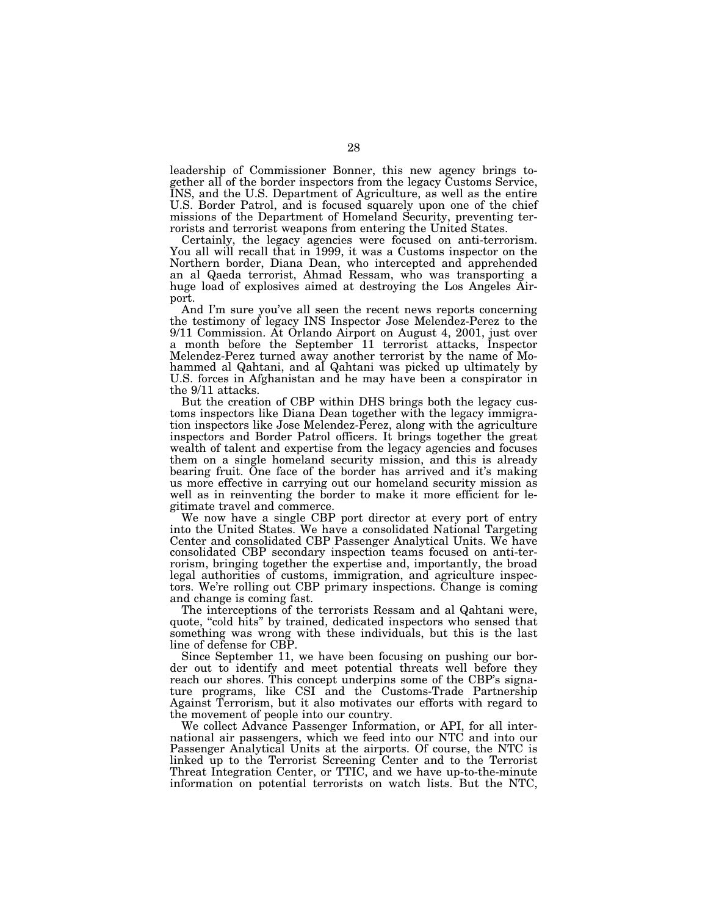leadership of Commissioner Bonner, this new agency brings together all of the border inspectors from the legacy Customs Service, INS, and the U.S. Department of Agriculture, as well as the entire U.S. Border Patrol, and is focused squarely upon one of the chief missions of the Department of Homeland Security, preventing terrorists and terrorist weapons from entering the United States.

Certainly, the legacy agencies were focused on anti-terrorism. You all will recall that in 1999, it was a Customs inspector on the Northern border, Diana Dean, who intercepted and apprehended an al Qaeda terrorist, Ahmad Ressam, who was transporting a huge load of explosives aimed at destroying the Los Angeles Airport.

And I'm sure you've all seen the recent news reports concerning the testimony of legacy INS Inspector Jose Melendez-Perez to the 9/11 Commission. At Orlando Airport on August 4, 2001, just over a month before the September 11 terrorist attacks, Inspector Melendez-Perez turned away another terrorist by the name of Mohammed al Qahtani, and al Qahtani was picked up ultimately by U.S. forces in Afghanistan and he may have been a conspirator in the 9/11 attacks.

But the creation of CBP within DHS brings both the legacy customs inspectors like Diana Dean together with the legacy immigration inspectors like Jose Melendez-Perez, along with the agriculture inspectors and Border Patrol officers. It brings together the great wealth of talent and expertise from the legacy agencies and focuses them on a single homeland security mission, and this is already bearing fruit. One face of the border has arrived and it's making us more effective in carrying out our homeland security mission as well as in reinventing the border to make it more efficient for legitimate travel and commerce.

We now have a single CBP port director at every port of entry into the United States. We have a consolidated National Targeting Center and consolidated CBP Passenger Analytical Units. We have consolidated CBP secondary inspection teams focused on anti-terrorism, bringing together the expertise and, importantly, the broad legal authorities of customs, immigration, and agriculture inspectors. We're rolling out CBP primary inspections. Change is coming and change is coming fast.

The interceptions of the terrorists Ressam and al Qahtani were, quote, "cold hits" by trained, dedicated inspectors who sensed that something was wrong with these individuals, but this is the last line of defense for CBP.

Since September 11, we have been focusing on pushing our border out to identify and meet potential threats well before they reach our shores. This concept underpins some of the CBP's signature programs, like CSI and the Customs-Trade Partnership Against Terrorism, but it also motivates our efforts with regard to the movement of people into our country.

We collect Advance Passenger Information, or API, for all international air passengers, which we feed into our NTC and into our Passenger Analytical Units at the airports. Of course, the NTC is linked up to the Terrorist Screening Center and to the Terrorist Threat Integration Center, or TTIC, and we have up-to-the-minute information on potential terrorists on watch lists. But the NTC,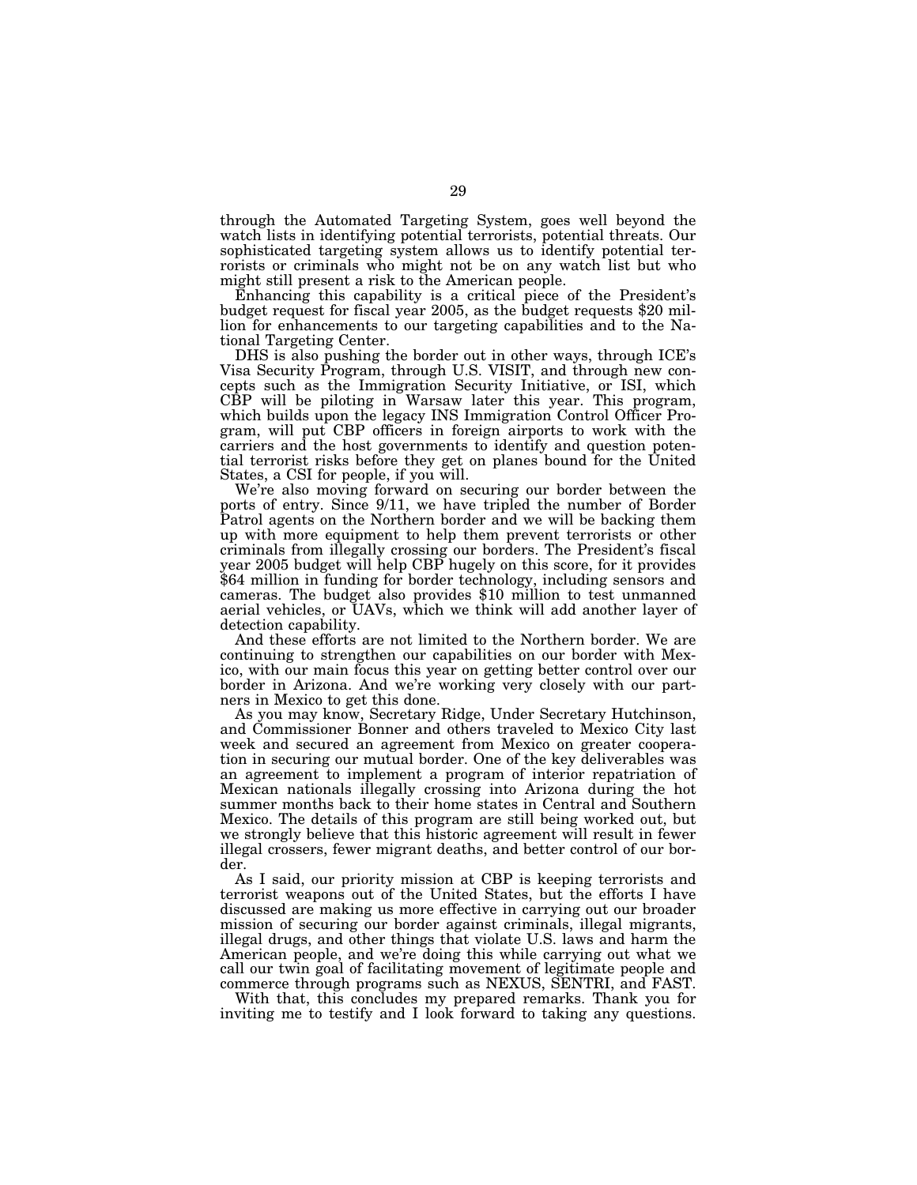through the Automated Targeting System, goes well beyond the watch lists in identifying potential terrorists, potential threats. Our sophisticated targeting system allows us to identify potential terrorists or criminals who might not be on any watch list but who might still present a risk to the American people.

Enhancing this capability is a critical piece of the President's budget request for fiscal year 2005, as the budget requests $20 million for enhancements to our targeting capabilities and to the National Targeting Center.

DHS is also pushing the border out in other ways, through ICE's Visa Security Program, through U.S. VISIT, and through new concepts such as the Immigration Security Initiative, or ISI, which CBP will be piloting in Warsaw later this year. This program, which builds upon the legacy INS Immigration Control Officer Program, will put CBP officers in foreign airports to work with the carriers and the host governments to identify and question potential terrorist risks before they get on planes bound for the United States, a CSI for people, if you will.

We're also moving forward on securing our border between the ports of entry. Since 9/11, we have tripled the number of Border Patrol agents on the Northern border and we will be backing them up with more equipment to help them prevent terrorists or other criminals from illegally crossing our borders. The President's fiscal year 2005 budget will help CBP hugely on this score, for it provides $64 million in funding for border technology, including sensors and cameras. The budget also provides $10 million to test unmanned aerial vehicles, or UAVs, which we think will add another layer of detection capability.

And these efforts are not limited to the Northern border. We are continuing to strengthen our capabilities on our border with Mexico, with our main focus this year on getting better control over our border in Arizona. And we're working very closely with our partners in Mexico to get this done.

As you may know, Secretary Ridge, Under Secretary Hutchinson, and Commissioner Bonner and others traveled to Mexico City last week and secured an agreement from Mexico on greater cooperation in securing our mutual border. One of the key deliverables was an agreement to implement a program of interior repatriation of Mexican nationals illegally crossing into Arizona during the hot summer months back to their home states in Central and Southern Mexico. The details of this program are still being worked out, but we strongly believe that this historic agreement will result in fewer illegal crossers, fewer migrant deaths, and better control of our border.

As I said, our priority mission at CBP is keeping terrorists and terrorist weapons out of the United States, but the efforts I have discussed are making us more effective in carrying out our broader mission of securing our border against criminals, illegal migrants, illegal drugs, and other things that violate U.S. laws and harm the American people, and we're doing this while carrying out what we call our twin goal of facilitating movement of legitimate people and commerce through programs such as NEXUS, SENTRI, and FAST.

With that, this concludes my prepared remarks. Thank you for inviting me to testify and I look forward to taking any questions.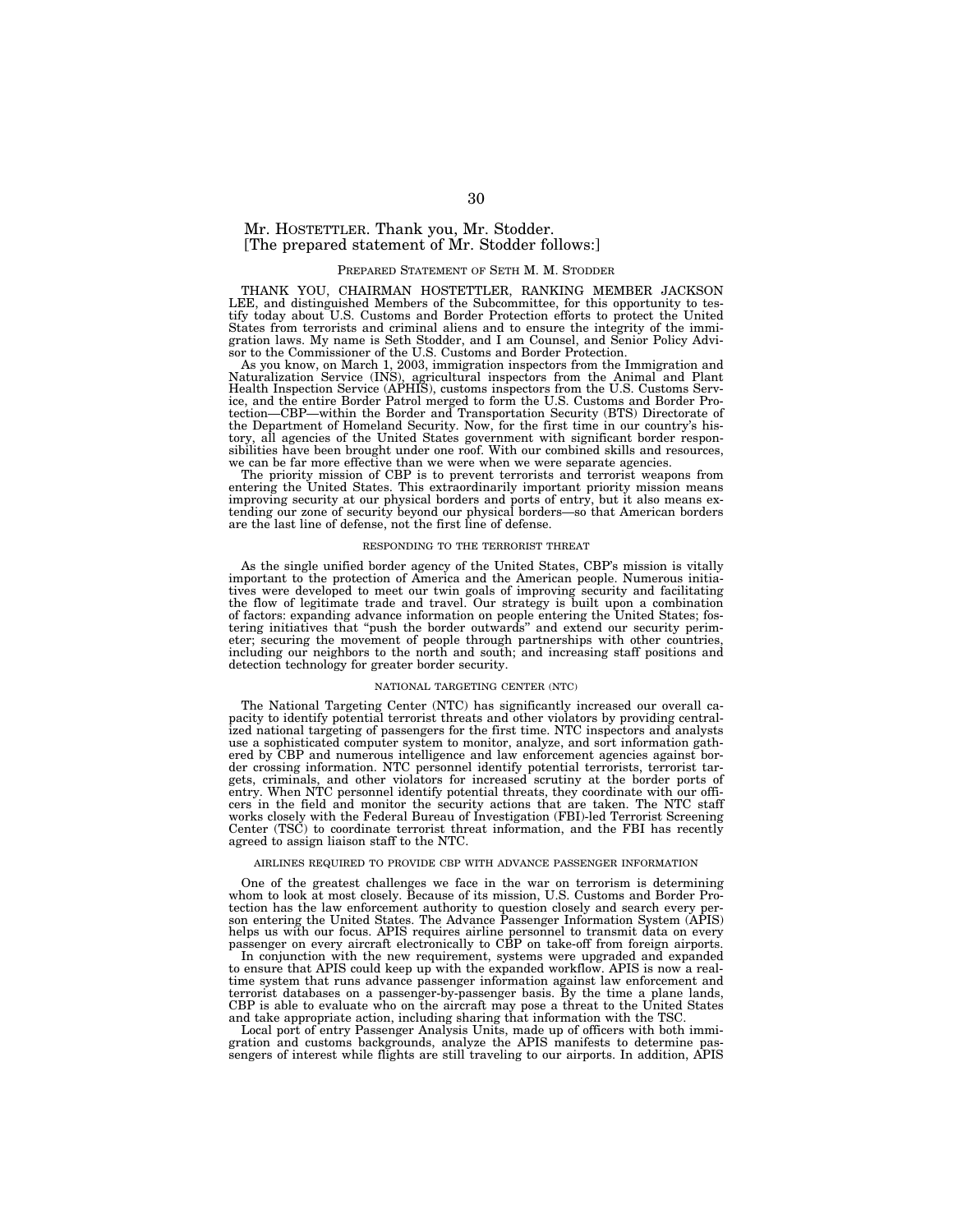Mr. HOSTETTLER. Thank you, Mr. Stodder.

[The prepared statement of Mr. Stodder follows:]

## PREPARED STATEMENT OF SETH M. M. STODDER

THANK YOU, CHAIRMAN HOSTETTLER, RANKING MEMBER JACKSON LEE, and distinguished Members of the Subcommittee, for this opportunity to testify today about U.S. Customs and Border Protection efforts to protect the United States from terrorists and criminal aliens and to ensure the integrity of the immigration laws. My name is Seth Stodder, and I am Counsel, and Senior Policy Advisor to the Commissioner of the U.S. Customs and Border Protection.

As you know, on March 1, 2003, immigration inspectors from the Immigration and Naturalization Service (INS), agricultural inspectors from the Animal and Plant Health Inspection Service (APHIS), customs inspectors from the U.S. Customs Service, and the entire Border Patrol merged to form the U.S. Customs and Border Protection—CBP—within the Border and Transportation Security (BTS) Directorate of the Department of Homeland Security. Now, for the first time in our country's history, all agencies of the United States government with significant border responsibilities have been brought under one roof. With our combined skills and resources, we can be far more effective than we were when we were separate agencies.

The priority mission of CBP is to prevent terrorists and terrorist weapons from entering the United States. This extraordinarily important priority mission means improving security at our physical borders and ports of entry, but it also means extending our zone of security beyond our physical borders—so that American borders are the last line of defense, not the first line of defense.

### RESPONDING TO THE TERRORIST THREAT

As the single unified border agency of the United States, CBP's mission is vitally important to the protection of America and the American people. Numerous initiatives were developed to meet our twin goals of improving security and facilitating the flow of legitimate trade and travel. Our strategy is built upon a combination of factors: expanding advance information on people entering the United States; fostering initiatives that "push the border outwards" and extend our security perimeter; securing the movement of people through partnerships with other countries, including our neighbors to the north and south; and increasing staff positions and detection technology for greater border security.

### NATIONAL TARGETING CENTER (NTC)

The National Targeting Center (NTC) has significantly increased our overall capacity to identify potential terrorist threats and other violators by providing centralized national targeting of passengers for the first time. NTC inspectors and analysts use a sophisticated computer system to monitor, analyze, and sort information gathered by CBP and numerous intelligence and law enforcement agencies against border crossing information. NTC personnel identify potential terrorists, terrorist targets, criminals, and other violators for increased scrutiny at the border ports of entry. When NTC personnel identify potential threats, they coordinate with our officers in the field and monitor the security actions that are taken. The NTC staff works closely with the Federal Bureau of Investigation (FBI)-led Terrorist Screening Center (TSC) to coordinate terrorist threat information, and the FBI has recently agreed to assign liaison staff to the NTC.

### AIRLINES REQUIRED TO PROVIDE CBP WITH ADVANCE PASSENGER INFORMATION

One of the greatest challenges we face in the war on terrorism is determining whom to look at most closely. Because of its mission, U.S. Customs and Border Protection has the law enforcement authority to question closely and search every person entering the United States. The Advance Passenger Information System (APIS) helps us with our focus. APIS requires airline personnel to transmit data on every passenger on every aircraft electronically to CBP on take-off from foreign airports.

In conjunction with the new requirement, systems were upgraded and expanded to ensure that APIS could keep up with the expanded workflow. APIS is now a real-time system that runs advance passenger information against law enforcement and terrorist databases on a passenger-by-passenger basis. By the time a plane lands, CBP is able to evaluate who on the aircraft may pose a threat to the United States and take appropriate action, including sharing that information with the TSC.

Local port of entry Passenger Analysis Units, made up of officers with both immigration and customs backgrounds, analyze the APIS manifests to determine passengers of interest while flights are still traveling to our airports. In addition, APIS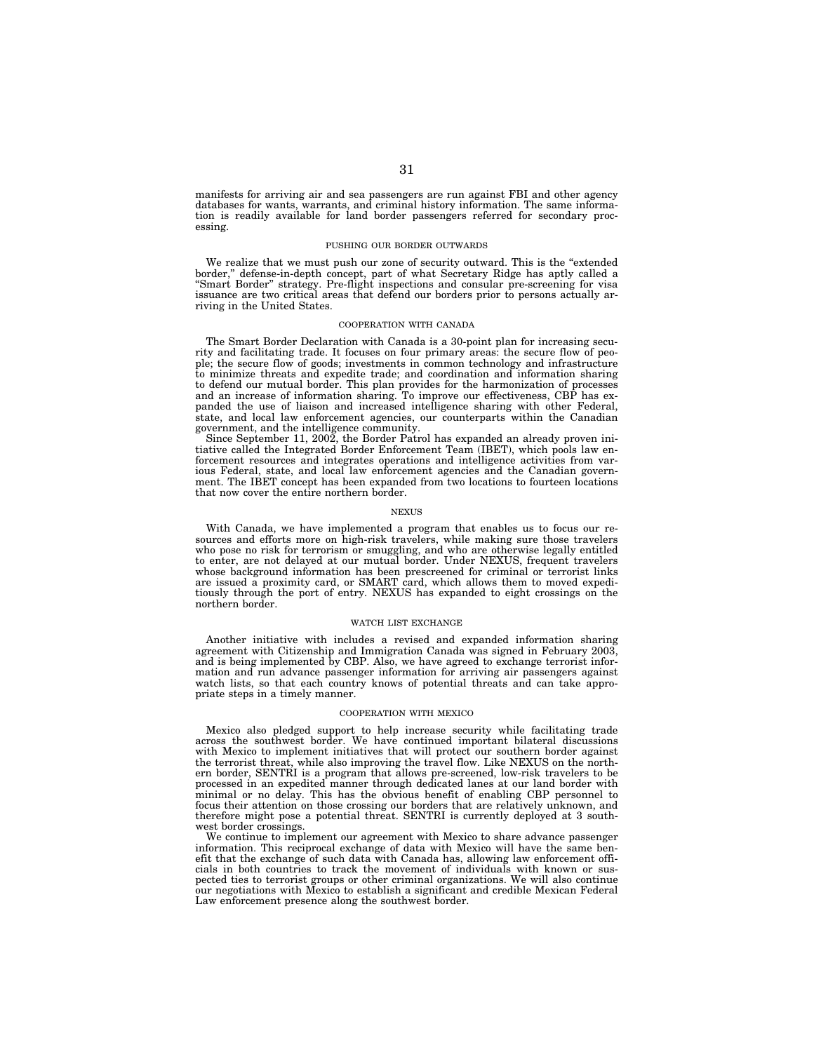manifests for arriving air and sea passengers are run against FBI and other agency databases for wants, warrants, and criminal history information. The same information is readily available for land border passengers referred for secondary processing.

## PUSHING OUR BORDER OUTWARDS

We realize that we must push our zone of security outward. This is the "extended border," defense-in-depth concept, part of what Secretary Ridge has aptly called a "Smart Border" strategy. Pre-flight inspections and consular pre-screening for visa issuance are two critical areas that defend our borders prior to persons actually arriving in the United States.

## COOPERATION WITH CANADA

The Smart Border Declaration with Canada is a 30-point plan for increasing security and facilitating trade. It focuses on four primary areas: the secure flow of people; the secure flow of goods; investments in common technology and infrastructure to minimize threats and expedite trade; and coordination and information sharing to defend our mutual border. This plan provides for the harmonization of processes and an increase of information sharing. To improve our effectiveness, CBP has expanded the use of liaison and increased intelligence sharing with other Federal, state, and local law enforcement agencies, our counterparts within the Canadian government, and the intelligence community.

Since September 11, 2002, the Border Patrol has expanded an already proven initiative called the Integrated Border Enforcement Team (IBET), which pools law enforcement resources and integrates operations and intelligence activities from various Federal, state, and local law enforcement agencies and the Canadian government. The IBET concept has been expanded from two locations to fourteen locations that now cover the entire northern border.

## NEXUS

With Canada, we have implemented a program that enables us to focus our resources and efforts more on high-risk travelers, while making sure those travelers who pose no risk for terrorism or smuggling, and who are otherwise legally entitled to enter, are not delayed at our mutual border. Under NEXUS, frequent travelers whose background information has been prescreened for criminal or terrorist links are issued a proximity card, or SMART card, which allows them to moved expeditiously through the port of entry. NEXUS has expanded to eight crossings on the northern border.

## WATCH LIST EXCHANGE

Another initiative with includes a revised and expanded information sharing agreement with Citizenship and Immigration Canada was signed in February 2003, and is being implemented by CBP. Also, we have agreed to exchange terrorist information and run advance passenger information for arriving air passengers against watch lists, so that each country knows of potential threats and can take appropriate steps in a timely manner.

## COOPERATION WITH MEXICO

Mexico also pledged support to help increase security while facilitating trade across the southwest border. We have continued important bilateral discussions with Mexico to implement initiatives that will protect our southern border against the terrorist threat, while also improving the travel flow. Like NEXUS on the northern border, SENTRI is a program that allows pre-screened, low-risk travelers to be processed in an expedited manner through dedicated lanes at our land border with minimal or no delay. This has the obvious benefit of enabling CBP personnel to focus their attention on those crossing our borders that are relatively unknown, and therefore might pose a potential threat. SENTRI is currently deployed at 3 southwest border crossings.

We continue to implement our agreement with Mexico to share advance passenger information. This reciprocal exchange of data with Mexico will have the same benefit that the exchange of such data with Canada has, allowing law enforcement officials in both countries to track the movement of individuals with known or suspected ties to terrorist groups or other criminal organizations. We will also continue our negotiations with Mexico to establish a significant and credible Mexican Federal Law enforcement presence along the southwest border.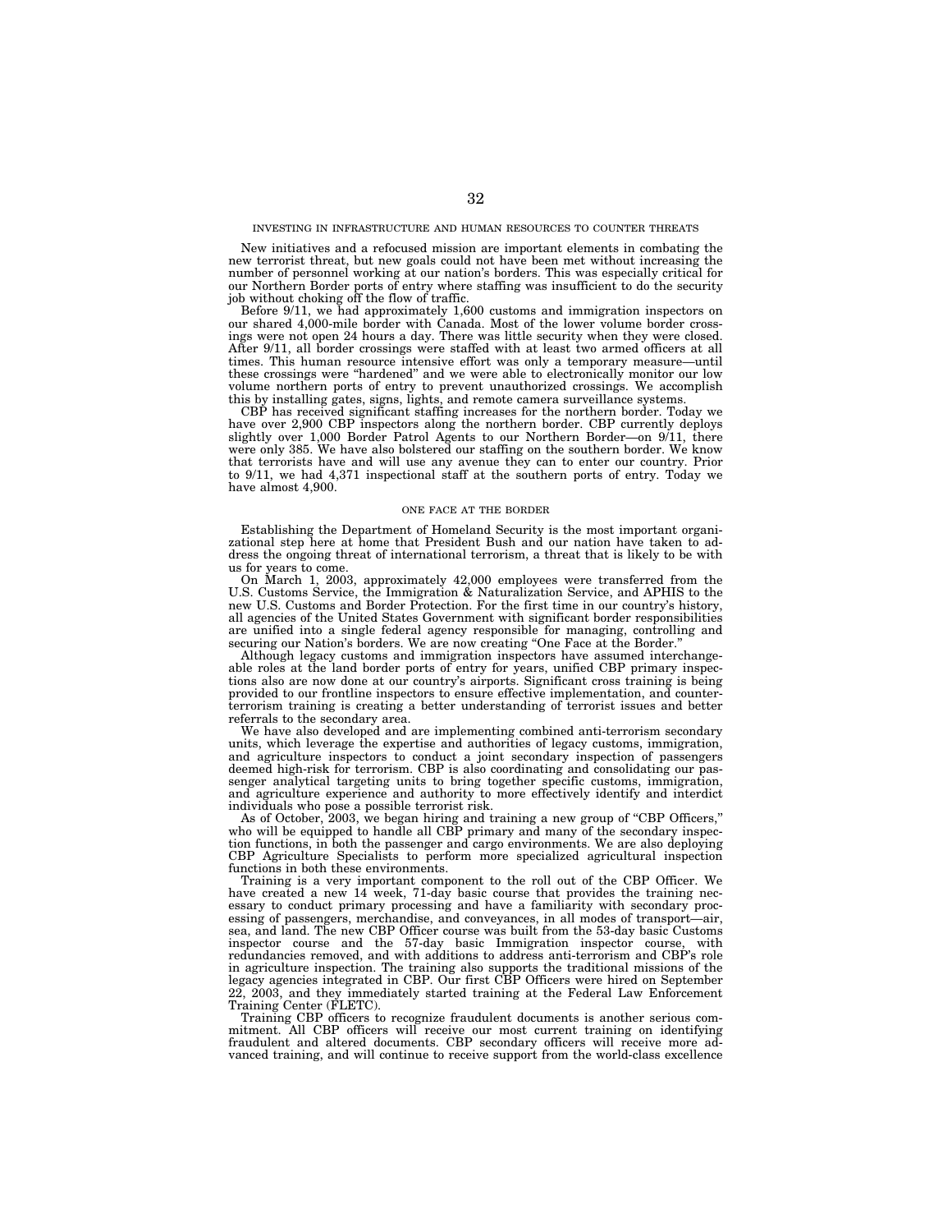## INVESTING IN INFRASTRUCTURE AND HUMAN RESOURCES TO COUNTER THREATS

New initiatives and a refocused mission are important elements in combating the new terrorist threat, but new goals could not have been met without increasing the number of personnel working at our nation's borders. This was especially critical for our Northern Border ports of entry where staffing was insufficient to do the security job without choking off the flow of traffic.

Before 9/11, we had approximately 1,600 customs and immigration inspectors on our shared 4,000-mile border with Canada. Most of the lower volume border crossings were not open 24 hours a day. There was little security when they were closed. After 9/11, all border crossings were staffed with at least two armed officers at all times. This human resource intensive effort was only a temporary measure—until these crossings were "hardened" and we were able to electronically monitor our low volume northern ports of entry to prevent unauthorized crossings. We accomplish this by installing gates, signs, lights, and remote camera surveillance systems.

CBP has received significant staffing increases for the northern border. Today we have over 2,900 CBP inspectors along the northern border. CBP currently deploys slightly over 1,000 Border Patrol Agents to our Northern Border—on 9/11, there were only 385. We have also bolstered our staffing on the southern border. We know that terrorists have and will use any avenue they can to enter our country. Prior to 9/11, we had 4,371 inspectional staff at the southern ports of entry. Today we have almost 4,900.

## ONE FACE AT THE BORDER

Establishing the Department of Homeland Security is the most important organizational step here at home that President Bush and our nation have taken to address the ongoing threat of international terrorism, a threat that is likely to be with us for years to come.

On March 1, 2003, approximately 42,000 employees were transferred from the U.S. Customs Service, the Immigration & Naturalization Service, and APHIS to the new U.S. Customs and Border Protection. For the first time in our country's history, all agencies of the United States Government with significant border responsibilities are unified into a single federal agency responsible for managing, controlling and securing our Nation's borders. We are now creating "One Face at the Border."

Although legacy customs and immigration inspectors have assumed interchangeable roles at the land border ports of entry for years, unified CBP primary inspections also are now done at our country's airports. Significant cross training is being provided to our frontline inspectors to ensure effective implementation, and counterterrorism training is creating a better understanding of terrorist issues and better referrals to the secondary area.

We have also developed and are implementing combined anti-terrorism secondary units, which leverage the expertise and authorities of legacy customs, immigration, and agriculture inspectors to conduct a joint secondary inspection of passengers deemed high-risk for terrorism. CBP is also coordinating and consolidating our passenger analytical targeting units to bring together specific customs, immigration, and agriculture experience and authority to more effectively identify and interdict individuals who pose a possible terrorist risk.

As of October, 2003, we began hiring and training a new group of "CBP Officers," who will be equipped to handle all CBP primary and many of the secondary inspection functions, in both the passenger and cargo environments. We are also deploying CBP Agriculture Specialists to perform more specialized agricultural inspection functions in both these environments.

Training is a very important component to the roll out of the CBP Officer. We have created a new 14 week, 71-day basic course that provides the training necessary to conduct primary processing and have a familiarity with secondary processing of passengers, merchandise, and conveyances, in all modes of transport—air, sea, and land. The new CBP Officer course was built from the 53-day basic Customs inspector course and the 57-day basic Immigration inspector course, with redundancies removed, and with additions to address anti-terrorism and CBP's role in agriculture inspection. The training also supports the traditional missions of the legacy agencies integrated in CBP. Our first CBP Officers were hired on September 22, 2003, and they immediately started training at the Federal Law Enforcement Training Center (FLETC).

Training CBP officers to recognize fraudulent documents is another serious commitment. All CBP officers will receive our most current training on identifying fraudulent and altered documents. CBP secondary officers will receive more advanced training, and will continue to receive support from the world-class excellence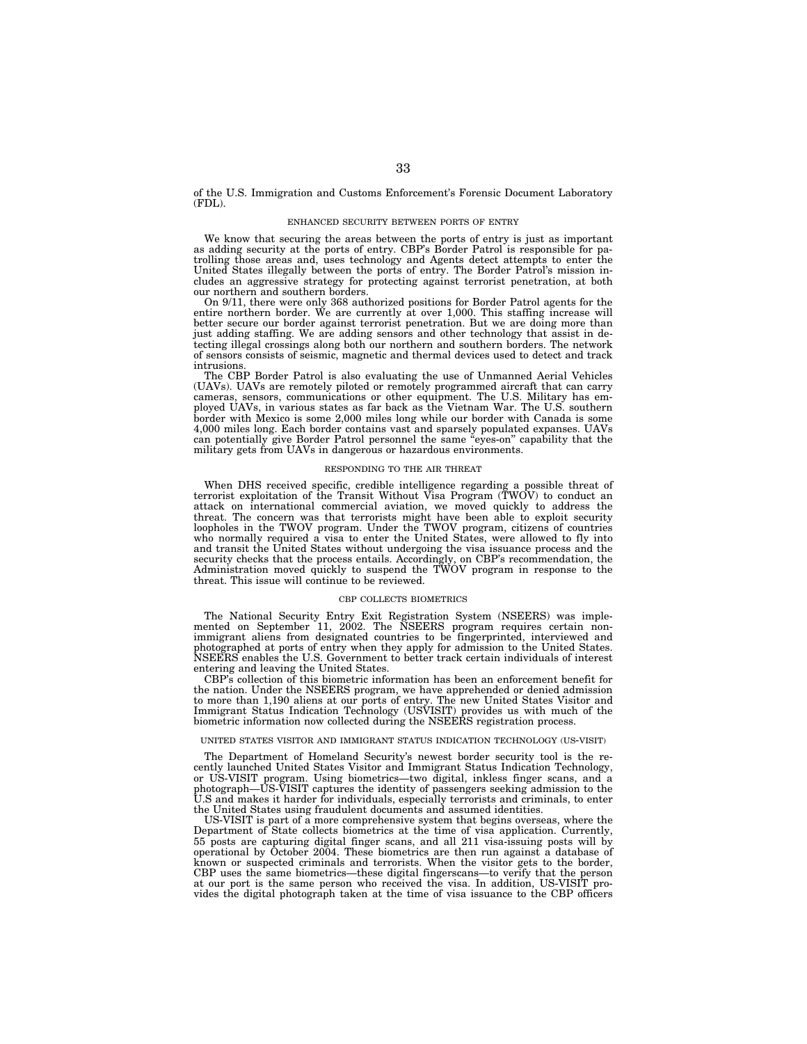of the U.S. Immigration and Customs Enforcement's Forensic Document Laboratory (FDL).

### ENHANCED SECURITY BETWEEN PORTS OF ENTRY

We know that securing the areas between the ports of entry is just as important as adding security at the ports of entry. CBP's Border Patrol is responsible for patrolling those areas and, uses technology and Agents detect attempts to enter the United States illegally between the ports of entry. The Border Patrol's mission includes an aggressive strategy for protecting against terrorist penetration, at both our northern and southern borders.

On 9/11, there were only 368 authorized positions for Border Patrol agents for the entire northern border. We are currently at over 1,000. This staffing increase will better secure our border against terrorist penetration. But we are doing more than just adding staffing. We are adding sensors and other technology that assist in detecting illegal crossings along both our northern and southern borders. The network of sensors consists of seismic, magnetic and thermal devices used to detect and track intrusions.

The CBP Border Patrol is also evaluating the use of Unmanned Aerial Vehicles (UAVs). UAVs are remotely piloted or remotely programmed aircraft that can carry cameras, sensors, communications or other equipment. The U.S. Military has employed UAVs, in various states as far back as the Vietnam War. The U.S. southern border with Mexico is some 2,000 miles long while our border with Canada is some 4,000 miles long. Each border contains vast and sparsely populated expanses. UAVs can potentially give Border Patrol personnel the same "eyes-on" capability that the military gets from UAVs in dangerous or hazardous environments.

### RESPONDING TO THE AIR THREAT

When DHS received specific, credible intelligence regarding a possible threat of terrorist exploitation of the Transit Without Visa Program (TWOV) to conduct an attack on international commercial aviation, we moved quickly to address the threat. The concern was that terrorists might have been able to exploit security loopholes in the TWOV program. Under the TWOV program, citizens of countries who normally required a visa to enter the United States, were allowed to fly into and transit the United States without undergoing the visa issuance process and the security checks that the process entails. Accordingly, on CBP's recommendation, the Administration moved quickly to suspend the TWOV program in response to the threat. This issue will continue to be reviewed.

### CBP COLLECTS BIOMETRICS

The National Security Entry Exit Registration System (NSEERS) was implemented on September 11, 2002. The NSEERS program requires certain nonimmigrant aliens from designated countries to be fingerprinted, interviewed and photographed at ports of entry when they apply for admission to the United States. NSEERS enables the U.S. Government to better track certain individuals of interest entering and leaving the United States.

CBP's collection of this biometric information has been an enforcement benefit for the nation. Under the NSEERS program, we have apprehended or denied admission to more than 1,190 aliens at our ports of entry. The new United States Visitor and Immigrant Status Indication Technology (USVISIT) provides us with much of the biometric information now collected during the NSEERS registration process.

### UNITED STATES VISITOR AND IMMIGRANT STATUS INDICATION TECHNOLOGY (US-VISIT)

The Department of Homeland Security's newest border security tool is the recently launched United States Visitor and Immigrant Status Indication Technology, or US-VISIT program. Using biometrics—two digital, inkless finger scans, and a photograph—US-VISIT captures the identity of passengers seeking admission to the U.S and makes it harder for individuals, especially terrorists and criminals, to enter the United States using fraudulent documents and assumed identities.

US-VISIT is part of a more comprehensive system that begins overseas, where the Department of State collects biometrics at the time of visa application. Currently, 55 posts are capturing digital finger scans, and all 211 visa-issuing posts will by operational by October 2004. These biometrics are then run against a database of known or suspected criminals and terrorists. When the visitor gets to the border, CBP uses the same biometrics—these digital fingerscans—to verify that the person at our port is the same person who received the visa. In addition, US-VISIT provides the digital photograph taken at the time of visa issuance to the CBP officers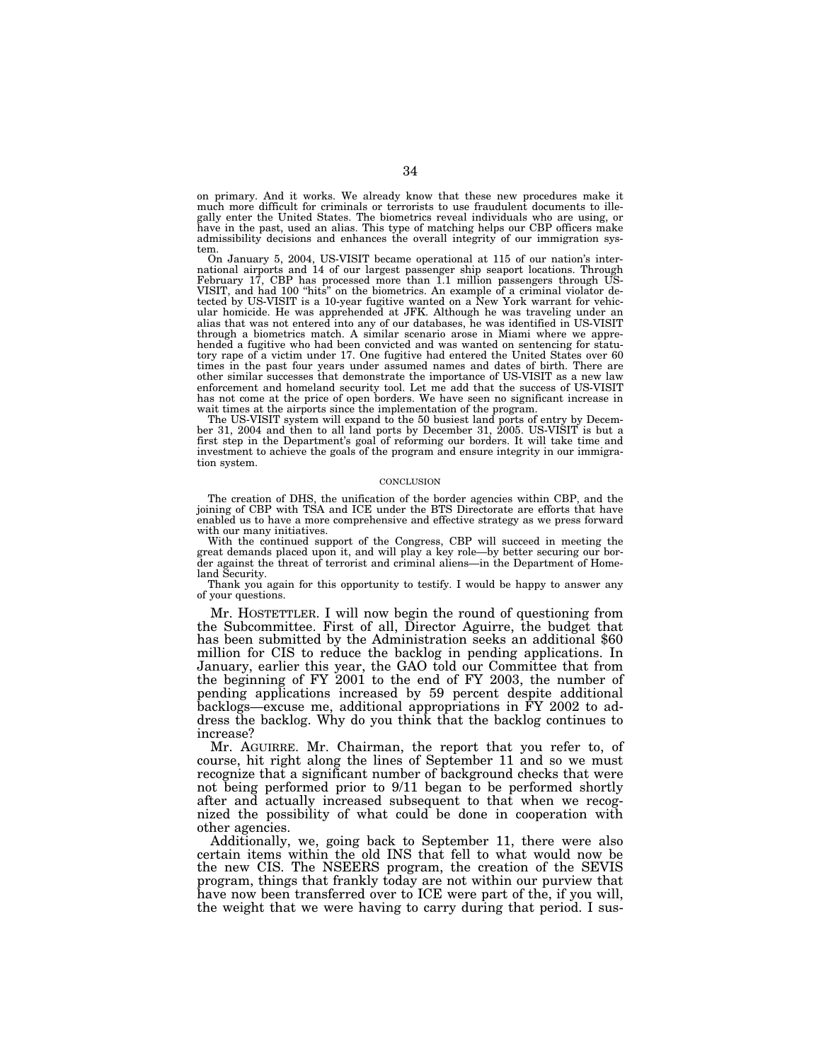on primary. And it works. We already know that these new procedures make it much more difficult for criminals or terrorists to use fraudulent documents to illegally enter the United States. The biometrics reveal individuals who are using, or have in the past, used an alias. This type of matching helps our CBP officers make admissibility decisions and enhances the overall integrity of our immigration system.

On January 5, 2004, US-VISIT became operational at 115 of our nation's international airports and 14 of our largest passenger ship seaport locations. Through February 17, CBP has processed more than 1.1 million passengers through US-VISIT, and had 100 "hits" on the biometrics. An example of a criminal violator detected by US-VISIT is a 10-year fugitive wanted on a New York warrant for vehicular homicide. He was apprehended at JFK. Although he was traveling under an alias that was not entered into any of our databases, he was identified in US-VISIT through a biometrics match. A similar scenario arose in Miami where we apprehended a fugitive who had been convicted and was wanted on sentencing for statutory rape of a victim under 17. One fugitive had entered the United States over 60 times in the past four years under assumed names and dates of birth. There are other similar successes that demonstrate the importance of US-VISIT as a new law enforcement and homeland security tool. Let me add that the success of US-VISIT has not come at the price of open borders. We have seen no significant increase in wait times at the airports since the implementation of the program.

The US-VISIT system will expand to the 50 busiest land ports of entry by December 31, 2004 and then to all land ports by December 31, 2005. US-VISIT is but a first step in the Department's goal of reforming our borders. It will take time and investment to achieve the goals of the program and ensure integrity in our immigration system.

## CONCLUSION

The creation of DHS, the unification of the border agencies within CBP, and the joining of CBP with TSA and ICE under the BTS Directorate are efforts that have enabled us to have a more comprehensive and effective strategy as we press forward with our many initiatives.

With the continued support of the Congress, CBP will succeed in meeting the great demands placed upon it, and will play a key role—by better securing our border against the threat of terrorist and criminal aliens—in the Department of Homeland Security.

Thank you again for this opportunity to testify. I would be happy to answer any of your questions.

Mr. HOSTETTLER. I will now begin the round of questioning from the Subcommittee. First of all, Director Aguirre, the budget that has been submitted by the Administration seeks an additional $60 million for CIS to reduce the backlog in pending applications. In January, earlier this year, the GAO told our Committee that from the beginning of FY 2001 to the end of FY 2003, the number of pending applications increased by 59 percent despite additional backlogs—excuse me, additional appropriations in FY 2002 to address the backlog. Why do you think that the backlog continues to increase?

Mr. AGUIRRE. Mr. Chairman, the report that you refer to, of course, hit right along the lines of September 11 and so we must recognize that a significant number of background checks that were not being performed prior to 9/11 began to be performed shortly after and actually increased subsequent to that when we recognized the possibility of what could be done in cooperation with other agencies.

Additionally, we, going back to September 11, there were also certain items within the old INS that fell to what would now be the new CIS. The NSEERS program, the creation of the SEVIS program, things that frankly today are not within our purview that have now been transferred over to ICE were part of the, if you will, the weight that we were having to carry during that period. I sus-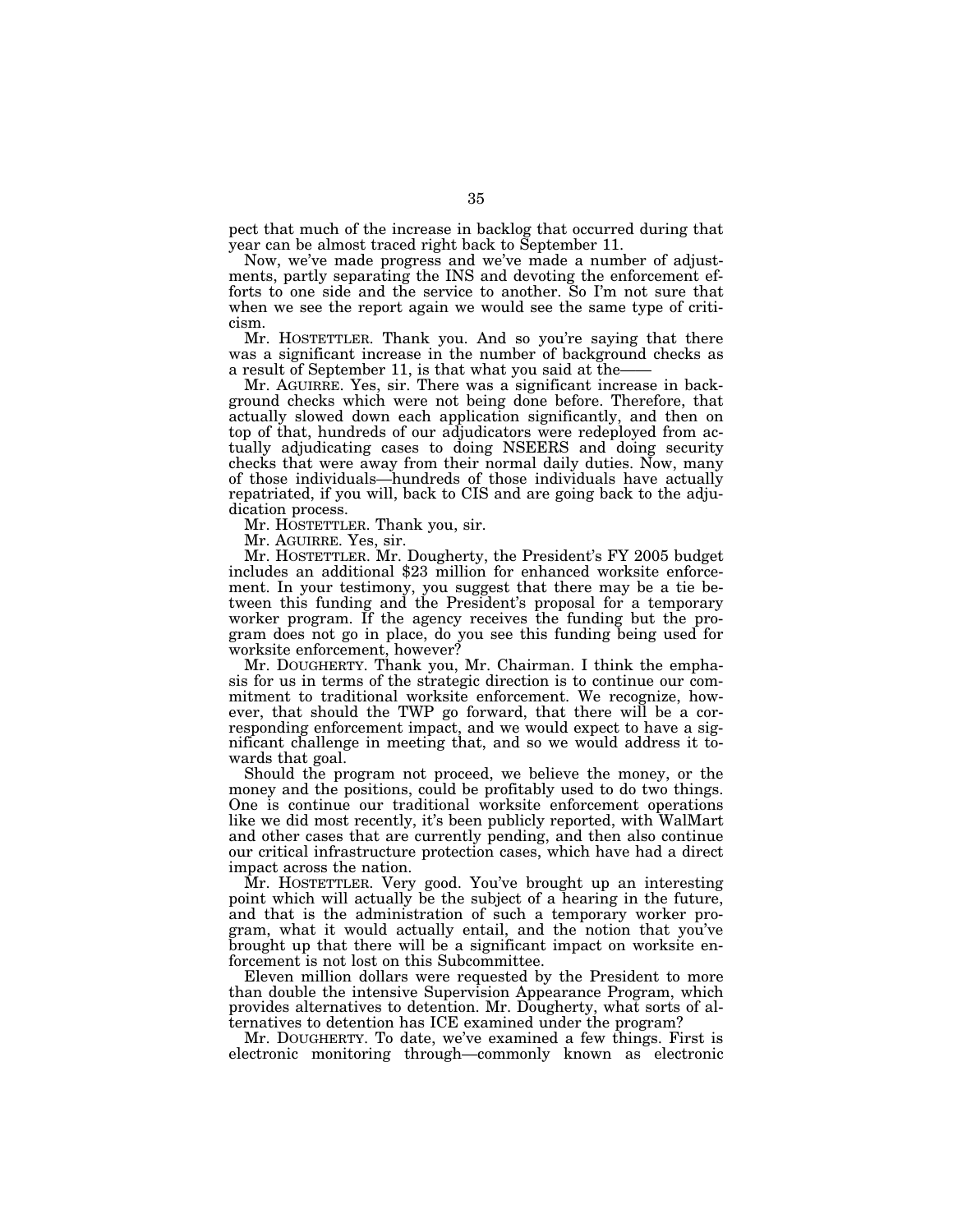pect that much of the increase in backlog that occurred during that year can be almost traced right back to September 11.

Now, we've made progress and we've made a number of adjustments, partly separating the INS and devoting the enforcement efforts to one side and the service to another. So I'm not sure that when we see the report again we would see the same type of criticism.

Mr. HOSTETTLER. Thank you. And so you're saying that there was a significant increase in the number of background checks as a result of September 11, is that what you said at the——

Mr. AGUIRRE. Yes, sir. There was a significant increase in background checks which were not being done before. Therefore, that actually slowed down each application significantly, and then on top of that, hundreds of our adjudicators were redeployed from actually adjudicating cases to doing NSEERS and doing security checks that were away from their normal daily duties. Now, many of those individuals—hundreds of those individuals have actually repatriated, if you will, back to CIS and are going back to the adjudication process.

Mr. HOSTETTLER. Thank you, sir.

Mr. AGUIRRE. Yes, sir.

Mr. HOSTETTLER. Mr. Dougherty, the President's FY 2005 budget includes an additional $23 million for enhanced worksite enforcement. In your testimony, you suggest that there may be a tie between this funding and the President's proposal for a temporary worker program. If the agency receives the funding but the program does not go in place, do you see this funding being used for worksite enforcement, however?

Mr. DOUGHERTY. Thank you, Mr. Chairman. I think the emphasis for us in terms of the strategic direction is to continue our commitment to traditional worksite enforcement. We recognize, however, that should the TWP go forward, that there will be a corresponding enforcement impact, and we would expect to have a significant challenge in meeting that, and so we would address it towards that goal.

Should the program not proceed, we believe the money, or the money and the positions, could be profitably used to do two things. One is continue our traditional worksite enforcement operations like we did most recently, it's been publicly reported, with WalMart and other cases that are currently pending, and then also continue our critical infrastructure protection cases, which have had a direct impact across the nation.

Mr. HOSTETTLER. Very good. You've brought up an interesting point which will actually be the subject of a hearing in the future, and that is the administration of such a temporary worker program, what it would actually entail, and the notion that you've brought up that there will be a significant impact on worksite enforcement is not lost on this Subcommittee.

Eleven million dollars were requested by the President to more than double the intensive Supervision Appearance Program, which provides alternatives to detention. Mr. Dougherty, what sorts of alternatives to detention has ICE examined under the program?

Mr. DOUGHERTY. To date, we've examined a few things. First is electronic monitoring through—commonly known as electronic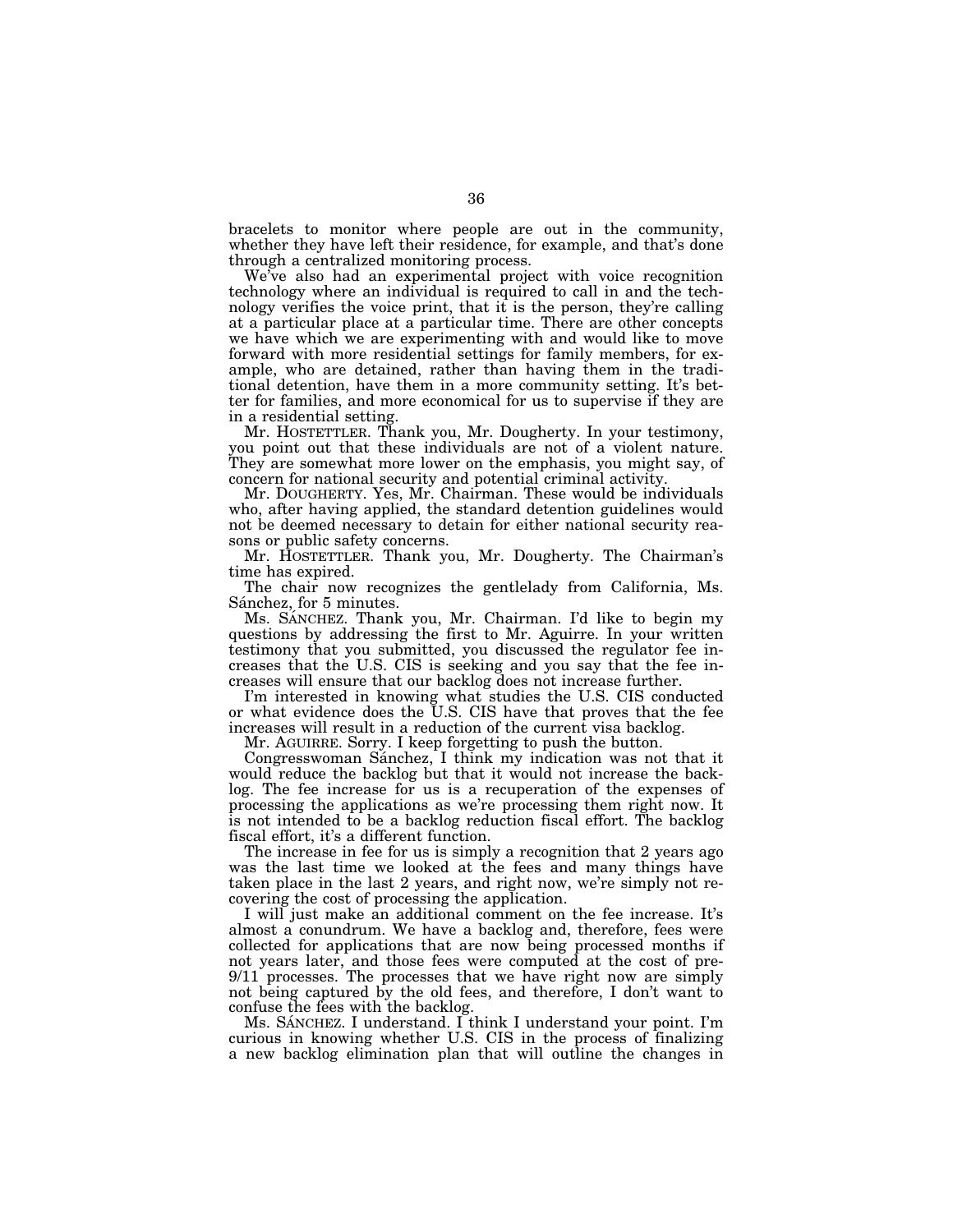bracelets to monitor where people are out in the community, whether they have left their residence, for example, and that's done through a centralized monitoring process.

We've also had an experimental project with voice recognition technology where an individual is required to call in and the technology verifies the voice print, that it is the person, they're calling at a particular place at a particular time. There are other concepts we have which we are experimenting with and would like to move forward with more residential settings for family members, for example, who are detained, rather than having them in the traditional detention, have them in a more community setting. It's better for families, and more economical for us to supervise if they are in a residential setting.

Mr. HOSTETTLER. Thank you, Mr. Dougherty. In your testimony, you point out that these individuals are not of a violent nature. They are somewhat more lower on the emphasis, you might say, of concern for national security and potential criminal activity.

Mr. DOUGHERTY. Yes, Mr. Chairman. These would be individuals who, after having applied, the standard detention guidelines would not be deemed necessary to detain for either national security reasons or public safety concerns.

Mr. HOSTETTLER. Thank you, Mr. Dougherty. The Chairman's time has expired.

The chair now recognizes the gentlelady from California, Ms. Sánchez, for 5 minutes.

Ms. SÁNCHEZ. Thank you, Mr. Chairman. I'd like to begin my questions by addressing the first to Mr. Aguirre. In your written testimony that you submitted, you discussed the regulator fee increases that the U.S. CIS is seeking and you say that the fee increases will ensure that our backlog does not increase further.

I'm interested in knowing what studies the U.S. CIS conducted or what evidence does the U.S. CIS have that proves that the fee increases will result in a reduction of the current visa backlog.

Mr. AGUIRRE. Sorry. I keep forgetting to push the button.

Congresswoman Sánchez, I think my indication was not that it would reduce the backlog but that it would not increase the backlog. The fee increase for us is a recuperation of the expenses of processing the applications as we're processing them right now. It is not intended to be a backlog reduction fiscal effort. The backlog fiscal effort, it's a different function.

The increase in fee for us is simply a recognition that 2 years ago was the last time we looked at the fees and many things have taken place in the last 2 years, and right now, we're simply not recovering the cost of processing the application.

I will just make an additional comment on the fee increase. It's almost a conundrum. We have a backlog and, therefore, fees were collected for applications that are now being processed months if not years later, and those fees were computed at the cost of pre-9/11 processes. The processes that we have right now are simply not being captured by the old fees, and therefore, I don't want to confuse the fees with the backlog.

Ms. SÁNCHEZ. I understand. I think I understand your point. I'm curious in knowing whether U.S. CIS in the process of finalizing a new backlog elimination plan that will outline the changes in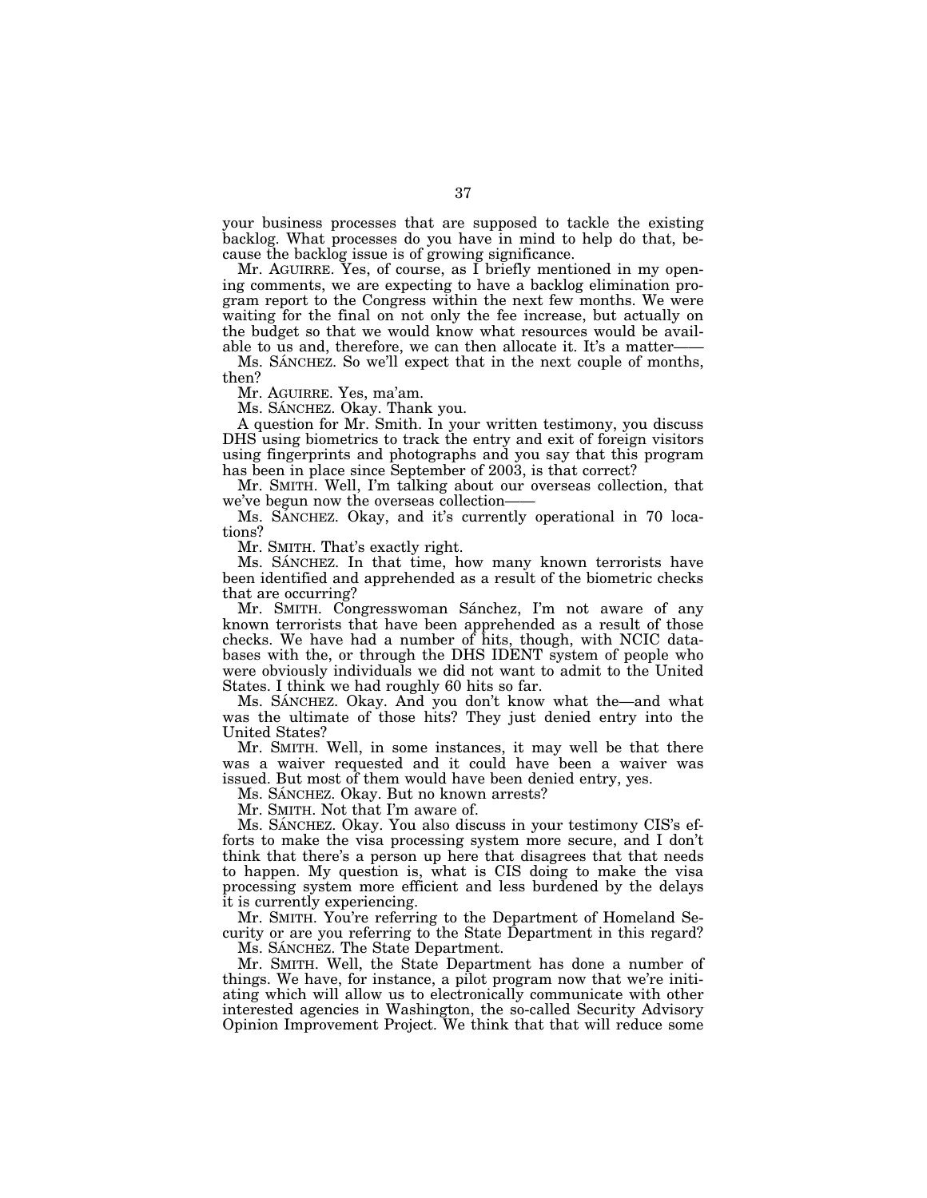your business processes that are supposed to tackle the existing backlog. What processes do you have in mind to help do that, because the backlog issue is of growing significance.

Mr. AGUIRRE. Yes, of course, as I briefly mentioned in my opening comments, we are expecting to have a backlog elimination program report to the Congress within the next few months. We were waiting for the final on not only the fee increase, but actually on the budget so that we would know what resources would be available to us and, therefore, we can then allocate it. It's a matter——

Ms. SÁNCHEZ. So we'll expect that in the next couple of months, then?

Mr. AGUIRRE. Yes, ma'am.

Ms. SÁNCHEZ. Okay. Thank you.

A question for Mr. Smith. In your written testimony, you discuss DHS using biometrics to track the entry and exit of foreign visitors using fingerprints and photographs and you say that this program has been in place since September of 2003, is that correct?

Mr. SMITH. Well, I'm talking about our overseas collection, that we've begun now the overseas collection——

Ms. SÁNCHEZ. Okay, and it's currently operational in 70 locations?

Mr. SMITH. That's exactly right.

Ms. SÁNCHEZ. In that time, how many known terrorists have been identified and apprehended as a result of the biometric checks that are occurring?

Mr. SMITH. Congresswoman Sánchez, I'm not aware of any known terrorists that have been apprehended as a result of those checks. We have had a number of hits, though, with NCIC databases with the, or through the DHS IDENT system of people who were obviously individuals we did not want to admit to the United States. I think we had roughly 60 hits so far.

Ms. SÁNCHEZ. Okay. And you don't know what the—and what was the ultimate of those hits? They just denied entry into the United States?

Mr. SMITH. Well, in some instances, it may well be that there was a waiver requested and it could have been a waiver was issued. But most of them would have been denied entry, yes.

Ms. SÁNCHEZ. Okay. But no known arrests?

Mr. SMITH. Not that I'm aware of.

Ms. SÁNCHEZ. Okay. You also discuss in your testimony CIS's efforts to make the visa processing system more secure, and I don't think that there's a person up here that disagrees that that needs to happen. My question is, what is CIS doing to make the visa processing system more efficient and less burdened by the delays it is currently experiencing.

Mr. SMITH. You're referring to the Department of Homeland Security or are you referring to the State Department in this regard?

Ms. SÁNCHEZ. The State Department.

Mr. SMITH. Well, the State Department has done a number of things. We have, for instance, a pilot program now that we're initiating which will allow us to electronically communicate with other interested agencies in Washington, the so-called Security Advisory Opinion Improvement Project. We think that that will reduce some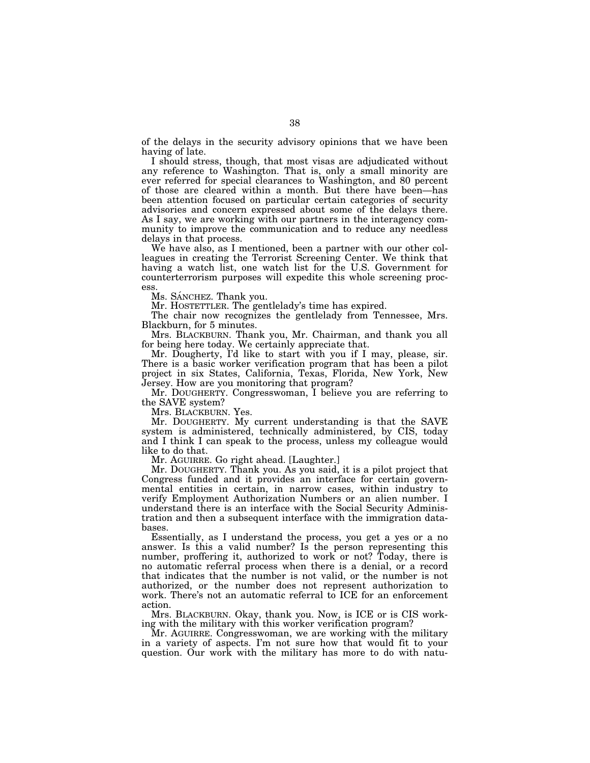of the delays in the security advisory opinions that we have been having of late.

I should stress, though, that most visas are adjudicated without any reference to Washington. That is, only a small minority are ever referred for special clearances to Washington, and 80 percent of those are cleared within a month. But there have been—has been attention focused on particular certain categories of security advisories and concern expressed about some of the delays there. As I say, we are working with our partners in the interagency community to improve the communication and to reduce any needless delays in that process.

We have also, as I mentioned, been a partner with our other colleagues in creating the Terrorist Screening Center. We think that having a watch list, one watch list for the U.S. Government for counterterrorism purposes will expedite this whole screening process.

Ms. SÁNCHEZ. Thank you.

Mr. HOSTETTLER. The gentlelady's time has expired.

The chair now recognizes the gentlelady from Tennessee, Mrs. Blackburn, for 5 minutes.

Mrs. BLACKBURN. Thank you, Mr. Chairman, and thank you all for being here today. We certainly appreciate that.

Mr. Dougherty, I'd like to start with you if I may, please, sir. There is a basic worker verification program that has been a pilot project in six States, California, Texas, Florida, New York, New Jersey. How are you monitoring that program?

Mr. DOUGHERTY. Congresswoman, I believe you are referring to the SAVE system?

Mrs. BLACKBURN. Yes.

Mr. DOUGHERTY. My current understanding is that the SAVE system is administered, technically administered, by CIS, today and I think I can speak to the process, unless my colleague would like to do that.

Mr. AGUIRRE. Go right ahead. [Laughter.]

Mr. DOUGHERTY. Thank you. As you said, it is a pilot project that Congress funded and it provides an interface for certain governmental entities in certain, in narrow cases, within industry to verify Employment Authorization Numbers or an alien number. I understand there is an interface with the Social Security Administration and then a subsequent interface with the immigration databases.

Essentially, as I understand the process, you get a yes or a no answer. Is this a valid number? Is the person representing this number, proffering it, authorized to work or not? Today, there is no automatic referral process when there is a denial, or a record that indicates that the number is not valid, or the number is not authorized, or the number does not represent authorization to work. There's not an automatic referral to ICE for an enforcement action.

Mrs. BLACKBURN. Okay, thank you. Now, is ICE or is CIS working with the military with this worker verification program?

Mr. AGUIRRE. Congresswoman, we are working with the military in a variety of aspects. I'm not sure how that would fit to your question. Our work with the military has more to do with natu-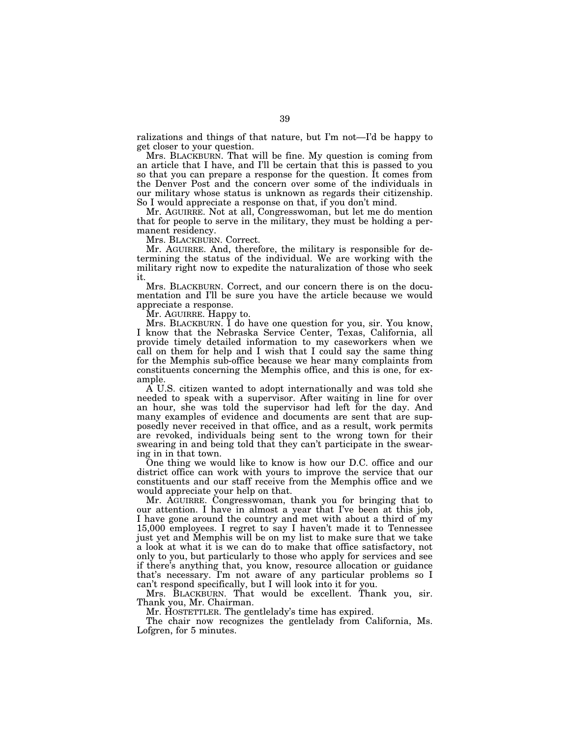ralizations and things of that nature, but I'm not—I'd be happy to get closer to your question.

Mrs. BLACKBURN. That will be fine. My question is coming from an article that I have, and I'll be certain that this is passed to you so that you can prepare a response for the question. It comes from the Denver Post and the concern over some of the individuals in our military whose status is unknown as regards their citizenship. So I would appreciate a response on that, if you don't mind.

Mr. AGUIRRE. Not at all, Congresswoman, but let me do mention that for people to serve in the military, they must be holding a permanent residency.

Mrs. BLACKBURN. Correct.

Mr. AGUIRRE. And, therefore, the military is responsible for determining the status of the individual. We are working with the military right now to expedite the naturalization of those who seek it.

Mrs. BLACKBURN. Correct, and our concern there is on the documentation and I'll be sure you have the article because we would appreciate a response.

Mr. AGUIRRE. Happy to.

Mrs. BLACKBURN. I do have one question for you, sir. You know, I know that the Nebraska Service Center, Texas, California, all provide timely detailed information to my caseworkers when we call on them for help and I wish that I could say the same thing for the Memphis sub-office because we hear many complaints from constituents concerning the Memphis office, and this is one, for example.

A U.S. citizen wanted to adopt internationally and was told she needed to speak with a supervisor. After waiting in line for over an hour, she was told the supervisor had left for the day. And many examples of evidence and documents are sent that are supposedly never received in that office, and as a result, work permits are revoked, individuals being sent to the wrong town for their swearing in and being told that they can't participate in the swearing in in that town.

One thing we would like to know is how our D.C. office and our district office can work with yours to improve the service that our constituents and our staff receive from the Memphis office and we would appreciate your help on that.

Mr. AGUIRRE. Congresswoman, thank you for bringing that to our attention. I have in almost a year that I've been at this job, I have gone around the country and met with about a third of my 15,000 employees. I regret to say I haven't made it to Tennessee just yet and Memphis will be on my list to make sure that we take a look at what it is we can do to make that office satisfactory, not only to you, but particularly to those who apply for services and see if there's anything that, you know, resource allocation or guidance that's necessary. I'm not aware of any particular problems so I can't respond specifically, but I will look into it for you.

Mrs. BLACKBURN. That would be excellent. Thank you, sir. Thank you, Mr. Chairman.

Mr. HOSTETTLER. The gentlelady's time has expired.

The chair now recognizes the gentlelady from California, Ms. Lofgren, for 5 minutes.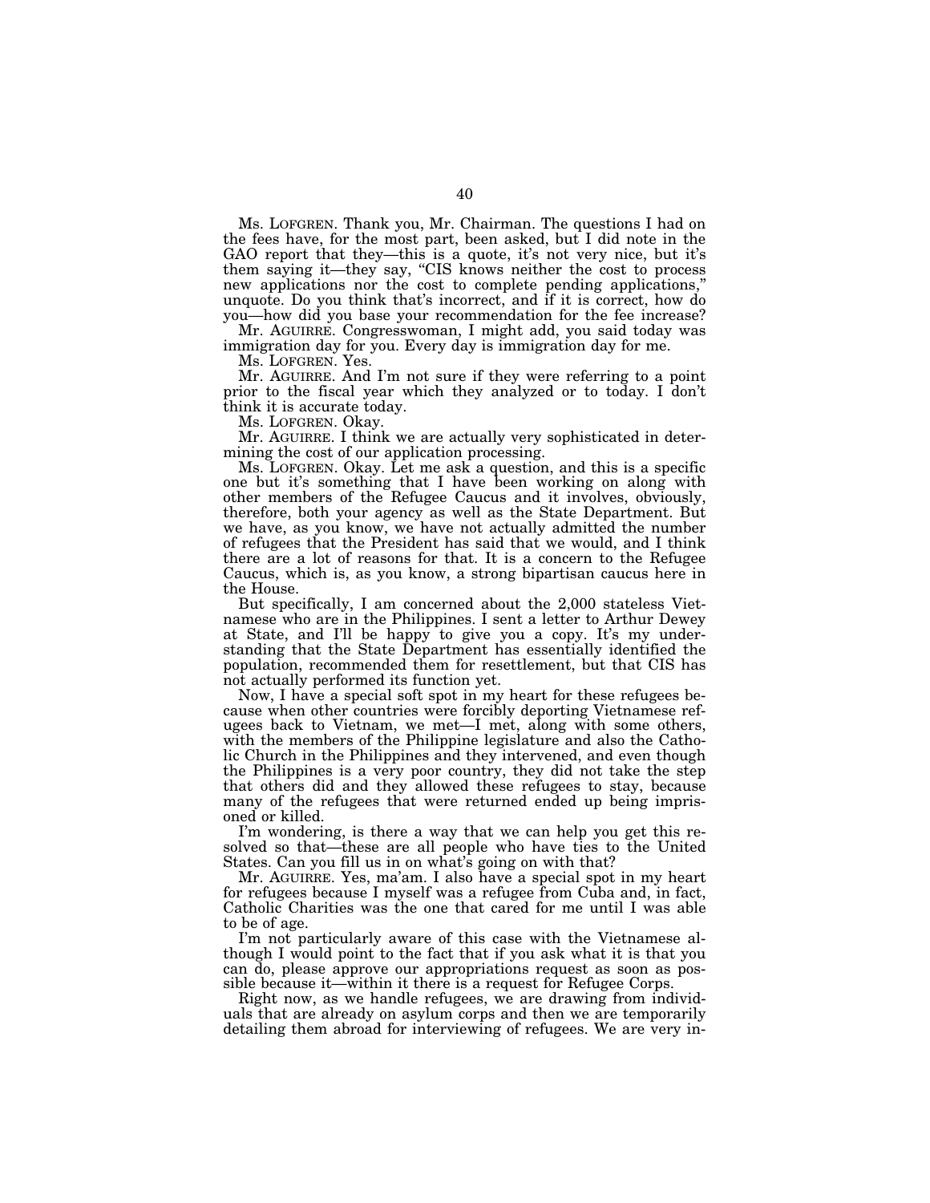Ms. LOFGREN. Thank you, Mr. Chairman. The questions I had on the fees have, for the most part, been asked, but I did note in the GAO report that they—this is a quote, it's not very nice, but it's them saying it—they say, "CIS knows neither the cost to process new applications nor the cost to complete pending applications," unquote. Do you think that's incorrect, and if it is correct, how do you—how did you base your recommendation for the fee increase?

Mr. AGUIRRE. Congresswoman, I might add, you said today was immigration day for you. Every day is immigration day for me.

Ms. LOFGREN. Yes.

Mr. AGUIRRE. And I'm not sure if they were referring to a point prior to the fiscal year which they analyzed or to today. I don't think it is accurate today.

Ms. LOFGREN. Okay.

Mr. AGUIRRE. I think we are actually very sophisticated in determining the cost of our application processing.

Ms. LOFGREN. Okay. Let me ask a question, and this is a specific one but it's something that I have been working on along with other members of the Refugee Caucus and it involves, obviously, therefore, both your agency as well as the State Department. But we have, as you know, we have not actually admitted the number of refugees that the President has said that we would, and I think there are a lot of reasons for that. It is a concern to the Refugee Caucus, which is, as you know, a strong bipartisan caucus here in the House.

But specifically, I am concerned about the 2,000 stateless Vietnamese who are in the Philippines. I sent a letter to Arthur Dewey at State, and I'll be happy to give you a copy. It's my understanding that the State Department has essentially identified the population, recommended them for resettlement, but that CIS has not actually performed its function yet.

Now, I have a special soft spot in my heart for these refugees because when other countries were forcibly deporting Vietnamese refugees back to Vietnam, we met—I met, along with some others, with the members of the Philippine legislature and also the Catholic Church in the Philippines and they intervened, and even though the Philippines is a very poor country, they did not take the step that others did and they allowed these refugees to stay, because many of the refugees that were returned ended up being imprisoned or killed.

I'm wondering, is there a way that we can help you get this resolved so that—these are all people who have ties to the United States. Can you fill us in on what's going on with that?

Mr. AGUIRRE. Yes, ma'am. I also have a special spot in my heart for refugees because I myself was a refugee from Cuba and, in fact, Catholic Charities was the one that cared for me until I was able to be of age.

I'm not particularly aware of this case with the Vietnamese although I would point to the fact that if you ask what it is that you can do, please approve our appropriations request as soon as possible because it—within it there is a request for Refugee Corps.

Right now, as we handle refugees, we are drawing from individuals that are already on asylum corps and then we are temporarily detailing them abroad for interviewing of refugees. We are very in-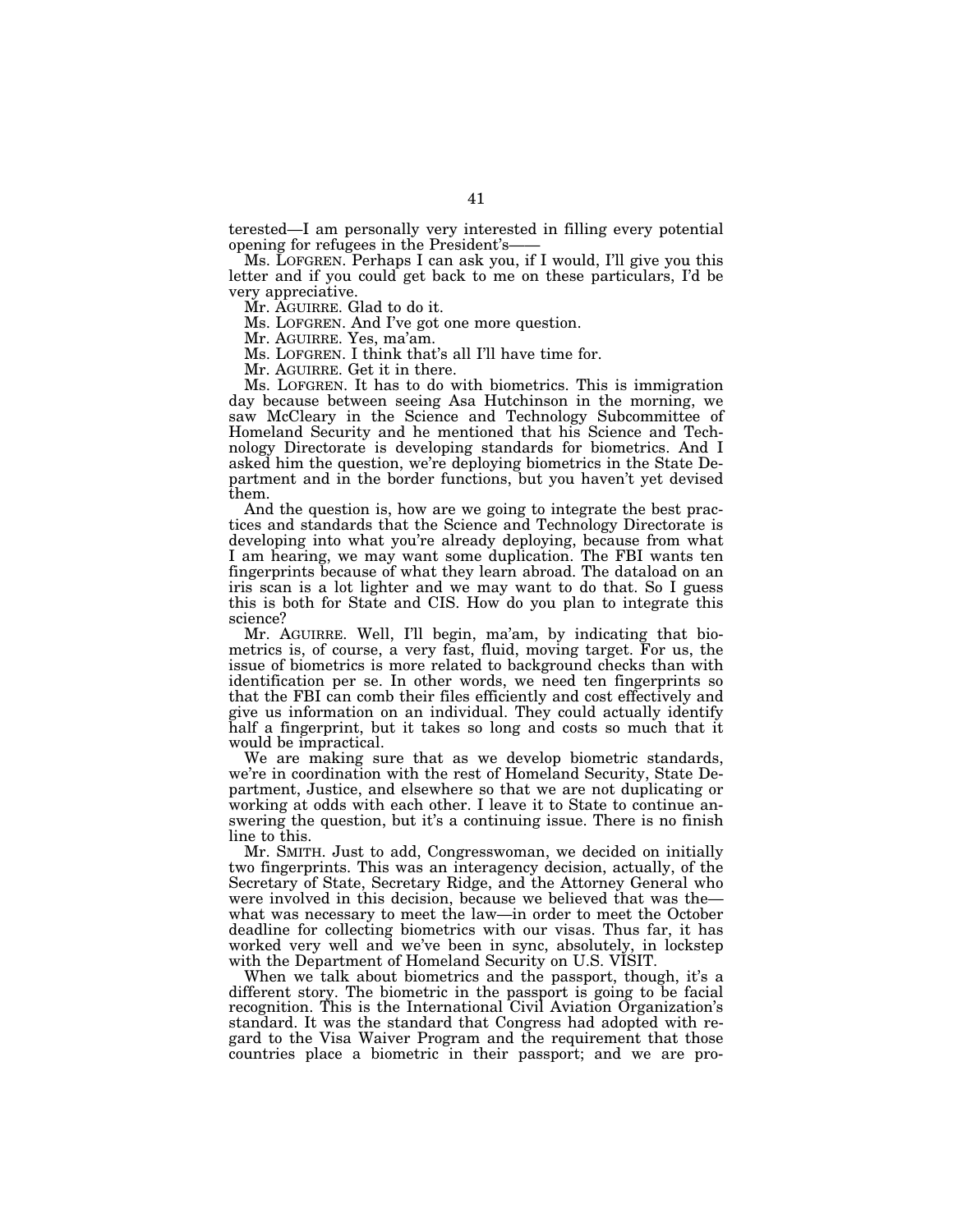terested—I am personally very interested in filling every potential opening for refugees in the President's——

Ms. LOFGREN. Perhaps I can ask you, if I would, I'll give you this letter and if you could get back to me on these particulars, I'd be very appreciative.

Mr. AGUIRRE. Glad to do it.

Ms. LOFGREN. And I've got one more question.

Mr. AGUIRRE. Yes, ma'am.

Ms. LOFGREN. I think that's all I'll have time for.

Mr. AGUIRRE. Get it in there.

Ms. LOFGREN. It has to do with biometrics. This is immigration day because between seeing Asa Hutchinson in the morning, we saw McCleary in the Science and Technology Subcommittee of Homeland Security and he mentioned that his Science and Technology Directorate is developing standards for biometrics. And I asked him the question, we're deploying biometrics in the State Department and in the border functions, but you haven't yet devised them.

And the question is, how are we going to integrate the best practices and standards that the Science and Technology Directorate is developing into what you're already deploying, because from what I am hearing, we may want some duplication. The FBI wants ten fingerprints because of what they learn abroad. The dataload on an iris scan is a lot lighter and we may want to do that. So I guess this is both for State and CIS. How do you plan to integrate this science?

Mr. AGUIRRE. Well, I'll begin, ma'am, by indicating that biometrics is, of course, a very fast, fluid, moving target. For us, the issue of biometrics is more related to background checks than with identification per se. In other words, we need ten fingerprints so that the FBI can comb their files efficiently and cost effectively and give us information on an individual. They could actually identify half a fingerprint, but it takes so long and costs so much that it would be impractical.

We are making sure that as we develop biometric standards, we're in coordination with the rest of Homeland Security, State Department, Justice, and elsewhere so that we are not duplicating or working at odds with each other. I leave it to State to continue answering the question, but it's a continuing issue. There is no finish line to this.

Mr. SMITH. Just to add, Congresswoman, we decided on initially two fingerprints. This was an interagency decision, actually, of the Secretary of State, Secretary Ridge, and the Attorney General who were involved in this decision, because we believed that was the—what was necessary to meet the law—in order to meet the October deadline for collecting biometrics with our visas. Thus far, it has worked very well and we've been in sync, absolutely, in lockstep with the Department of Homeland Security on U.S. VISIT.

When we talk about biometrics and the passport, though, it's a different story. The biometric in the passport is going to be facial recognition. This is the International Civil Aviation Organization's standard. It was the standard that Congress had adopted with regard to the Visa Waiver Program and the requirement that those countries place a biometric in their passport; and we are pro-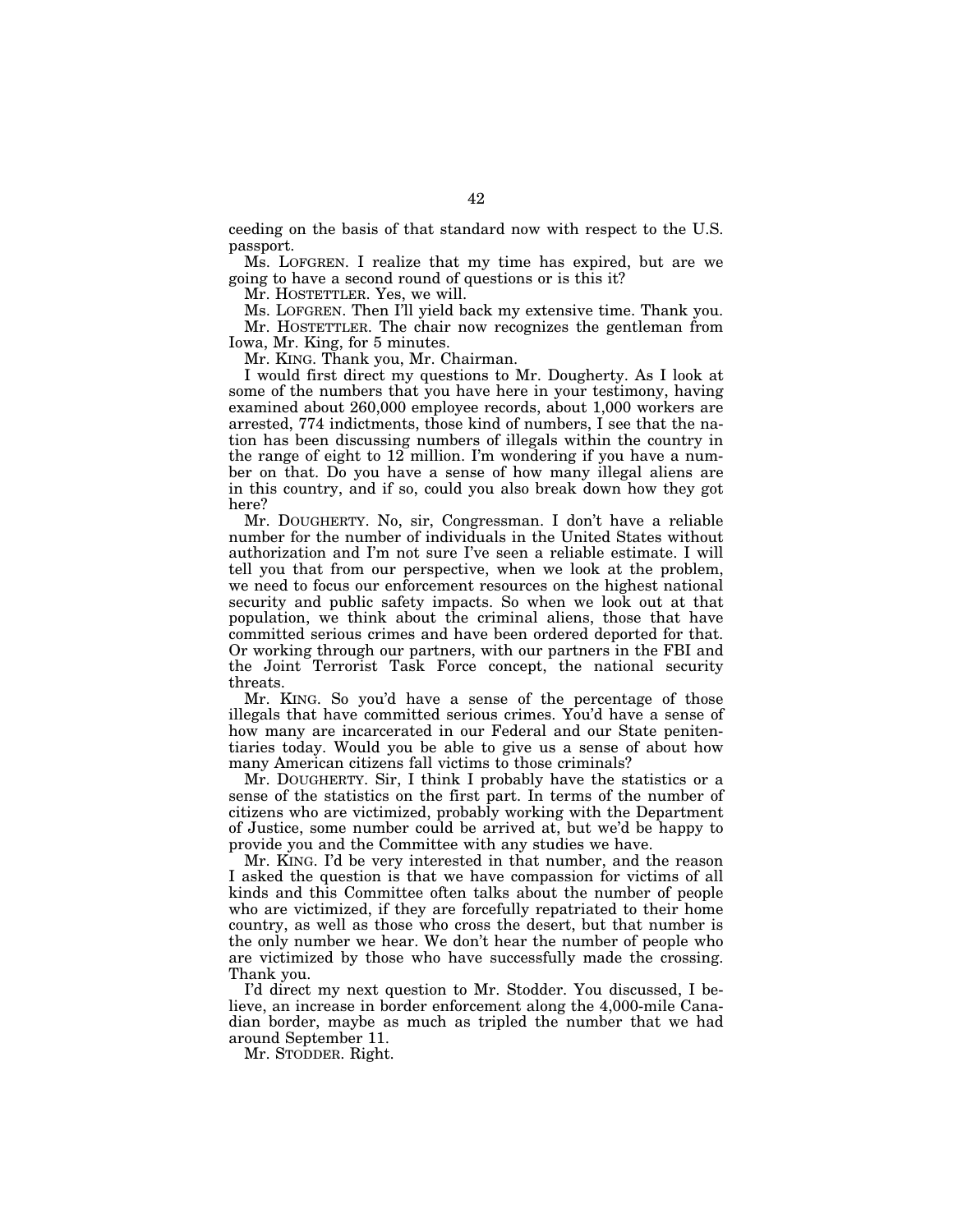ceeding on the basis of that standard now with respect to the U.S. passport.

Ms. LOFGREN. I realize that my time has expired, but are we going to have a second round of questions or is this it?

Mr. HOSTETTLER. Yes, we will.

Ms. LOFGREN. Then I'll yield back my extensive time. Thank you.

Mr. HOSTETTLER. The chair now recognizes the gentleman from Iowa, Mr. King, for 5 minutes.

Mr. KING. Thank you, Mr. Chairman.

I would first direct my questions to Mr. Dougherty. As I look at some of the numbers that you have here in your testimony, having examined about 260,000 employee records, about 1,000 workers are arrested, 774 indictments, those kind of numbers, I see that the nation has been discussing numbers of illegals within the country in the range of eight to 12 million. I'm wondering if you have a number on that. Do you have a sense of how many illegal aliens are in this country, and if so, could you also break down how they got here?

Mr. DOUGHERTY. No, sir, Congressman. I don't have a reliable number for the number of individuals in the United States without authorization and I'm not sure I've seen a reliable estimate. I will tell you that from our perspective, when we look at the problem, we need to focus our enforcement resources on the highest national security and public safety impacts. So when we look out at that population, we think about the criminal aliens, those that have committed serious crimes and have been ordered deported for that. Or working through our partners, with our partners in the FBI and the Joint Terrorist Task Force concept, the national security threats.

Mr. KING. So you'd have a sense of the percentage of those illegals that have committed serious crimes. You'd have a sense of how many are incarcerated in our Federal and our State penitentiaries today. Would you be able to give us a sense of about how many American citizens fall victims to those criminals?

Mr. DOUGHERTY. Sir, I think I probably have the statistics or a sense of the statistics on the first part. In terms of the number of citizens who are victimized, probably working with the Department of Justice, some number could be arrived at, but we'd be happy to provide you and the Committee with any studies we have.

Mr. KING. I'd be very interested in that number, and the reason I asked the question is that we have compassion for victims of all kinds and this Committee often talks about the number of people who are victimized, if they are forcefully repatriated to their home country, as well as those who cross the desert, but that number is the only number we hear. We don't hear the number of people who are victimized by those who have successfully made the crossing. Thank you.

I'd direct my next question to Mr. Stodder. You discussed, I believe, an increase in border enforcement along the 4,000-mile Canadian border, maybe as much as tripled the number that we had around September 11.

Mr. STODDER. Right.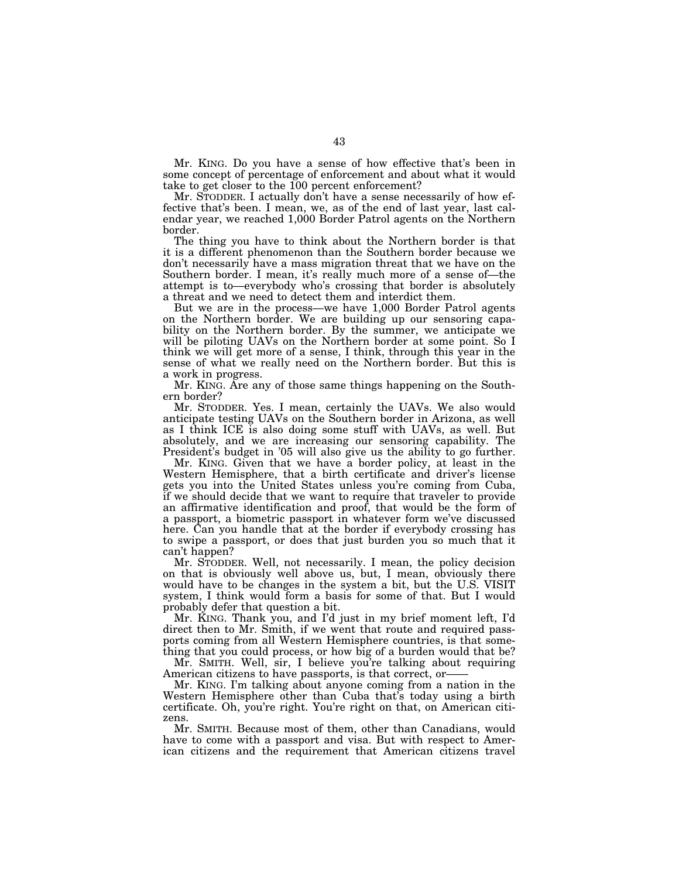Mr. KING. Do you have a sense of how effective that's been in some concept of percentage of enforcement and about what it would take to get closer to the 100 percent enforcement?

Mr. STODDER. I actually don't have a sense necessarily of how effective that's been. I mean, we, as of the end of last year, last calendar year, we reached 1,000 Border Patrol agents on the Northern border.

The thing you have to think about the Northern border is that it is a different phenomenon than the Southern border because we don't necessarily have a mass migration threat that we have on the Southern border. I mean, it's really much more of a sense of—the attempt is to—everybody who's crossing that border is absolutely a threat and we need to detect them and interdict them.

But we are in the process—we have 1,000 Border Patrol agents on the Northern border. We are building up our sensoring capability on the Northern border. By the summer, we anticipate we will be piloting UAVs on the Northern border at some point. So I think we will get more of a sense, I think, through this year in the sense of what we really need on the Northern border. But this is a work in progress.

Mr. KING. Are any of those same things happening on the Southern border?

Mr. STODDER. Yes. I mean, certainly the UAVs. We also would anticipate testing UAVs on the Southern border in Arizona, as well as I think ICE is also doing some stuff with UAVs, as well. But absolutely, and we are increasing our sensoring capability. The President's budget in '05 will also give us the ability to go further.

Mr. KING. Given that we have a border policy, at least in the Western Hemisphere, that a birth certificate and driver's license gets you into the United States unless you're coming from Cuba, if we should decide that we want to require that traveler to provide an affirmative identification and proof, that would be the form of a passport, a biometric passport in whatever form we've discussed here. Can you handle that at the border if everybody crossing has to swipe a passport, or does that just burden you so much that it can't happen?

Mr. STODDER. Well, not necessarily. I mean, the policy decision on that is obviously well above us, but, I mean, obviously there would have to be changes in the system a bit, but the U.S. VISIT system, I think would form a basis for some of that. But I would probably defer that question a bit.

Mr. KING. Thank you, and I'd just in my brief moment left, I'd direct then to Mr. Smith, if we went that route and required passports coming from all Western Hemisphere countries, is that something that you could process, or how big of a burden would that be?

Mr. SMITH. Well, sir, I believe you're talking about requiring American citizens to have passports, is that correct, or——

Mr. KING. I'm talking about anyone coming from a nation in the Western Hemisphere other than Cuba that's today using a birth certificate. Oh, you're right. You're right on that, on American citizens.

Mr. SMITH. Because most of them, other than Canadians, would have to come with a passport and visa. But with respect to American citizens and the requirement that American citizens travel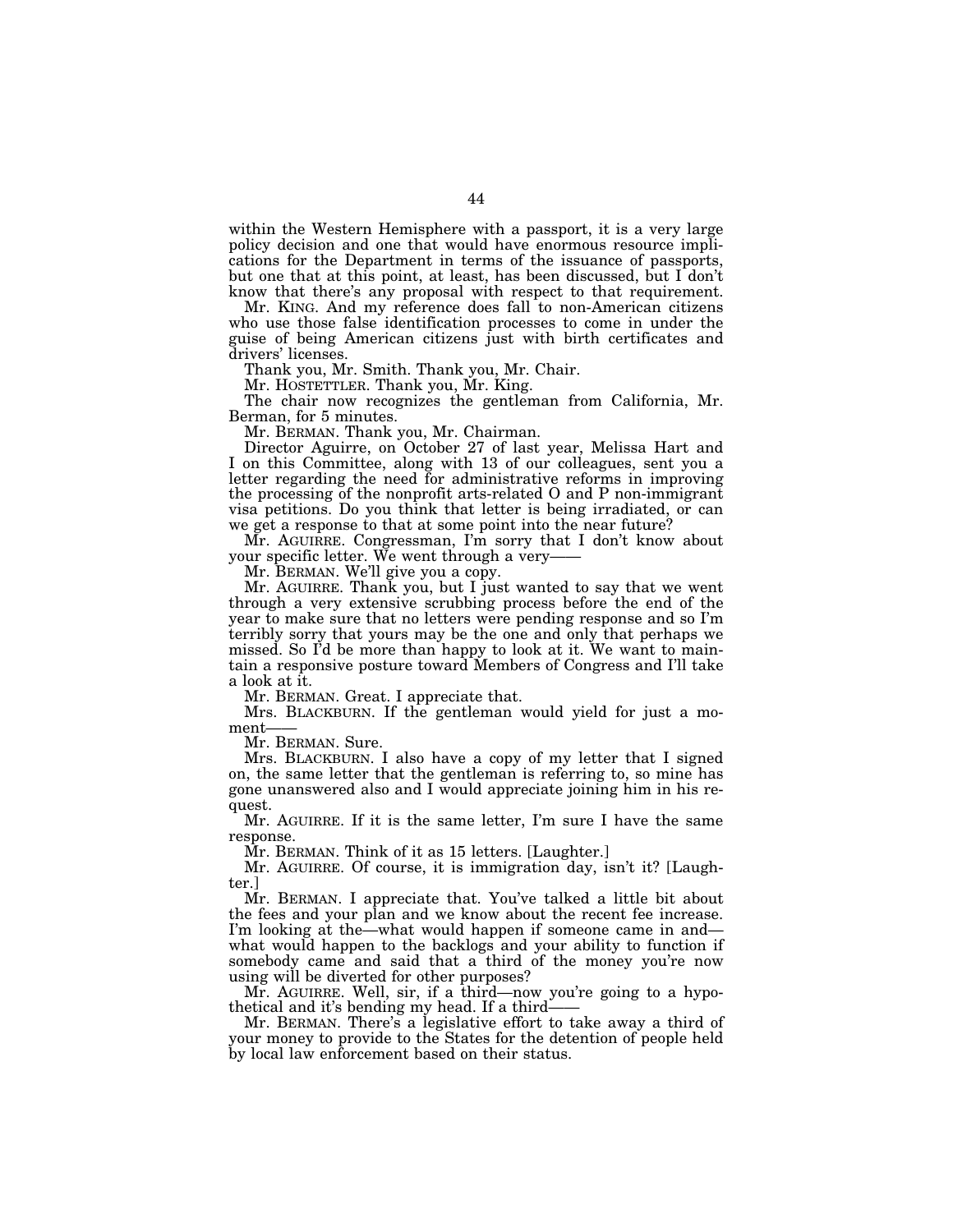within the Western Hemisphere with a passport, it is a very large policy decision and one that would have enormous resource implications for the Department in terms of the issuance of passports, but one that at this point, at least, has been discussed, but I don't know that there's any proposal with respect to that requirement.

Mr. KING. And my reference does fall to non-American citizens who use those false identification processes to come in under the guise of being American citizens just with birth certificates and drivers' licenses.

Thank you, Mr. Smith. Thank you, Mr. Chair.

Mr. HOSTETTLER. Thank you, Mr. King.

The chair now recognizes the gentleman from California, Mr. Berman, for 5 minutes.

Mr. BERMAN. Thank you, Mr. Chairman.

Director Aguirre, on October 27 of last year, Melissa Hart and I on this Committee, along with 13 of our colleagues, sent you a letter regarding the need for administrative reforms in improving the processing of the nonprofit arts-related O and P non-immigrant visa petitions. Do you think that letter is being irradiated, or can we get a response to that at some point into the near future?

Mr. AGUIRRE. Congressman, I'm sorry that I don't know about your specific letter. We went through a very——

Mr. BERMAN. We'll give you a copy.

Mr. AGUIRRE. Thank you, but I just wanted to say that we went through a very extensive scrubbing process before the end of the year to make sure that no letters were pending response and so I'm terribly sorry that yours may be the one and only that perhaps we missed. So I'd be more than happy to look at it. We want to maintain a responsive posture toward Members of Congress and I'll take a look at it.

Mr. BERMAN. Great. I appreciate that.

Mrs. BLACKBURN. If the gentleman would yield for just a moment——

Mr. BERMAN. Sure.

Mrs. BLACKBURN. I also have a copy of my letter that I signed on, the same letter that the gentleman is referring to, so mine has gone unanswered also and I would appreciate joining him in his request.

Mr. AGUIRRE. If it is the same letter, I'm sure I have the same response.

Mr. BERMAN. Think of it as 15 letters. [Laughter.]

Mr. AGUIRRE. Of course, it is immigration day, isn't it? [Laughter.]

Mr. BERMAN. I appreciate that. You've talked a little bit about the fees and your plan and we know about the recent fee increase. I'm looking at the—what would happen if someone came in and—what would happen to the backlogs and your ability to function if somebody came and said that a third of the money you're now using will be diverted for other purposes?

Mr. AGUIRRE. Well, sir, if a third—now you're going to a hypothetical and it's bending my head. If a third——

Mr. BERMAN. There's a legislative effort to take away a third of your money to provide to the States for the detention of people held by local law enforcement based on their status.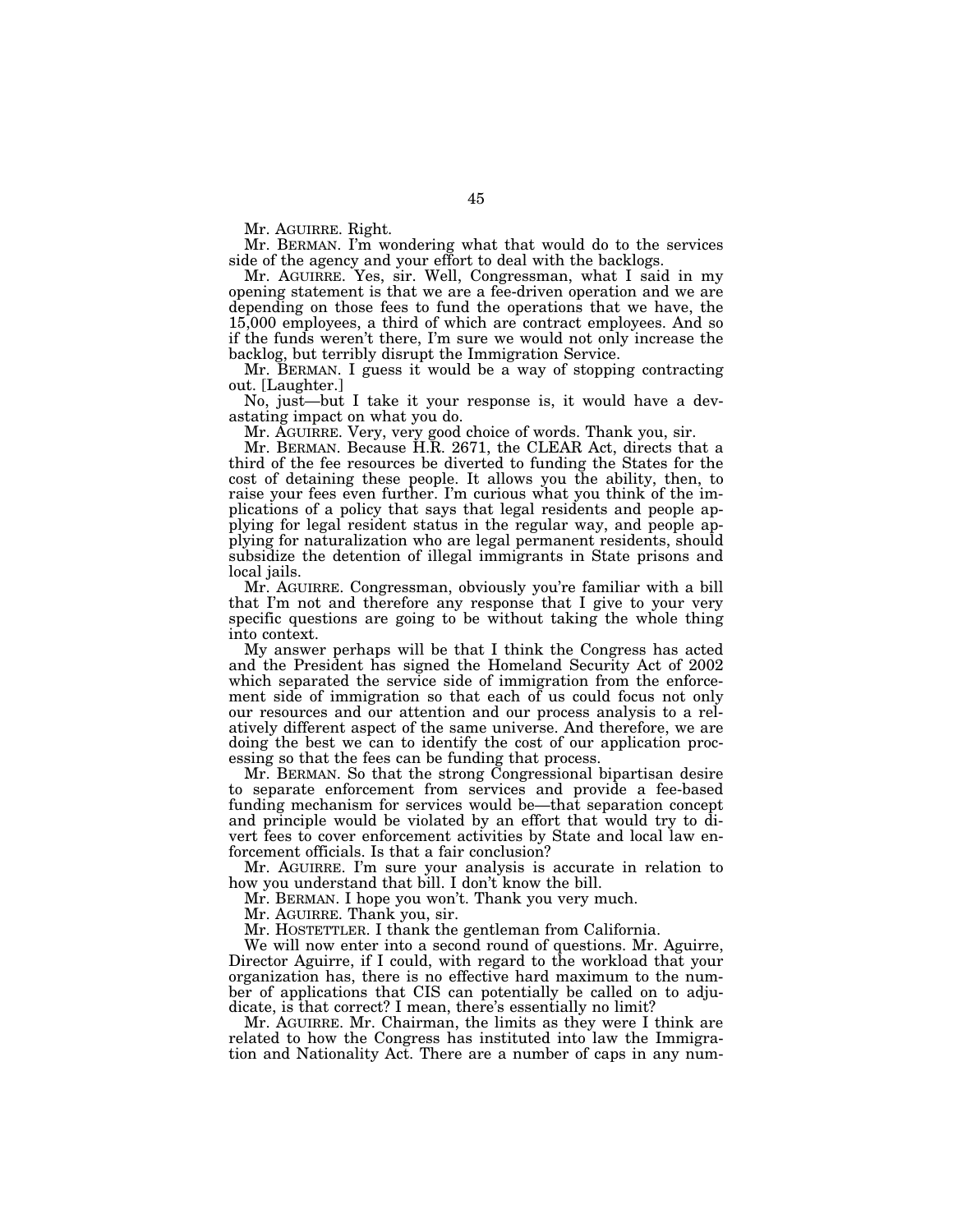Mr. AGUIRRE. Right.

Mr. BERMAN. I'm wondering what that would do to the services side of the agency and your effort to deal with the backlogs.

Mr. AGUIRRE. Yes, sir. Well, Congressman, what I said in my opening statement is that we are a fee-driven operation and we are depending on those fees to fund the operations that we have, the 15,000 employees, a third of which are contract employees. And so if the funds weren't there, I'm sure we would not only increase the backlog, but terribly disrupt the Immigration Service.

Mr. BERMAN. I guess it would be a way of stopping contracting out. [Laughter.]

No, just—but I take it your response is, it would have a devastating impact on what you do.

Mr. AGUIRRE. Very, very good choice of words. Thank you, sir.

Mr. BERMAN. Because H.R. 2671, the CLEAR Act, directs that a third of the fee resources be diverted to funding the States for the cost of detaining these people. It allows you the ability, then, to raise your fees even further. I'm curious what you think of the implications of a policy that says that legal residents and people applying for legal resident status in the regular way, and people applying for naturalization who are legal permanent residents, should subsidize the detention of illegal immigrants in State prisons and local jails.

Mr. AGUIRRE. Congressman, obviously you're familiar with a bill that I'm not and therefore any response that I give to your very specific questions are going to be without taking the whole thing into context.

My answer perhaps will be that I think the Congress has acted and the President has signed the Homeland Security Act of 2002 which separated the service side of immigration from the enforcement side of immigration so that each of us could focus not only our resources and our attention and our process analysis to a relatively different aspect of the same universe. And therefore, we are doing the best we can to identify the cost of our application processing so that the fees can be funding that process.

Mr. BERMAN. So that the strong Congressional bipartisan desire to separate enforcement from services and provide a fee-based funding mechanism for services would be—that separation concept and principle would be violated by an effort that would try to divert fees to cover enforcement activities by State and local law enforcement officials. Is that a fair conclusion?

Mr. AGUIRRE. I'm sure your analysis is accurate in relation to how you understand that bill. I don't know the bill.

Mr. BERMAN. I hope you won't. Thank you very much.

Mr. AGUIRRE. Thank you, sir.

Mr. HOSTETTLER. I thank the gentleman from California.

We will now enter into a second round of questions. Mr. Aguirre, Director Aguirre, if I could, with regard to the workload that your organization has, there is no effective hard maximum to the number of applications that CIS can potentially be called on to adjudicate, is that correct? I mean, there's essentially no limit?

Mr. AGUIRRE. Mr. Chairman, the limits as they were I think are related to how the Congress has instituted into law the Immigration and Nationality Act. There are a number of caps in any num-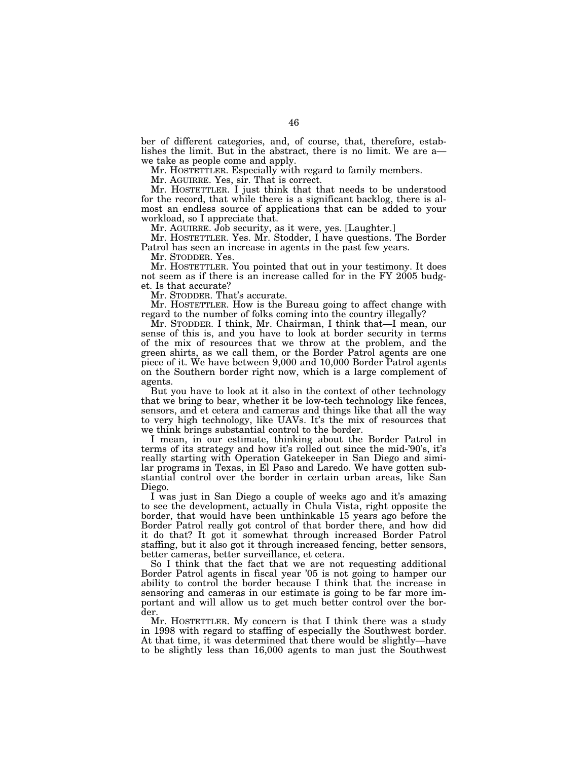ber of different categories, and, of course, that, therefore, establishes the limit. But in the abstract, there is no limit. We are a— we take as people come and apply.

Mr. HOSTETTLER. Especially with regard to family members.

Mr. AGUIRRE. Yes, sir. That is correct.

Mr. HOSTETTLER. I just think that that needs to be understood for the record, that while there is a significant backlog, there is almost an endless source of applications that can be added to your workload, so I appreciate that.

Mr. AGUIRRE. Job security, as it were, yes. [Laughter.]

Mr. HOSTETTLER. Yes. Mr. Stodder, I have questions. The Border Patrol has seen an increase in agents in the past few years.

Mr. STODDER. Yes.

Mr. HOSTETTLER. You pointed that out in your testimony. It does not seem as if there is an increase called for in the FY 2005 budget. Is that accurate?

Mr. STODDER. That's accurate.

Mr. HOSTETTLER. How is the Bureau going to affect change with regard to the number of folks coming into the country illegally?

Mr. STODDER. I think, Mr. Chairman, I think that—I mean, our sense of this is, and you have to look at border security in terms of the mix of resources that we throw at the problem, and the green shirts, as we call them, or the Border Patrol agents are one piece of it. We have between 9,000 and 10,000 Border Patrol agents on the Southern border right now, which is a large complement of agents.

But you have to look at it also in the context of other technology that we bring to bear, whether it be low-tech technology like fences, sensors, and et cetera and cameras and things like that all the way to very high technology, like UAVs. It's the mix of resources that we think brings substantial control to the border.

I mean, in our estimate, thinking about the Border Patrol in terms of its strategy and how it's rolled out since the mid-'90's, it's really starting with Operation Gatekeeper in San Diego and similar programs in Texas, in El Paso and Laredo. We have gotten substantial control over the border in certain urban areas, like San Diego.

I was just in San Diego a couple of weeks ago and it's amazing to see the development, actually in Chula Vista, right opposite the border, that would have been unthinkable 15 years ago before the Border Patrol really got control of that border there, and how did it do that? It got it somewhat through increased Border Patrol staffing, but it also got it through increased fencing, better sensors, better cameras, better surveillance, et cetera.

So I think that the fact that we are not requesting additional Border Patrol agents in fiscal year '05 is not going to hamper our ability to control the border because I think that the increase in sensoring and cameras in our estimate is going to be far more important and will allow us to get much better control over the border.

Mr. HOSTETTLER. My concern is that I think there was a study in 1998 with regard to staffing of especially the Southwest border. At that time, it was determined that there would be slightly—have to be slightly less than 16,000 agents to man just the Southwest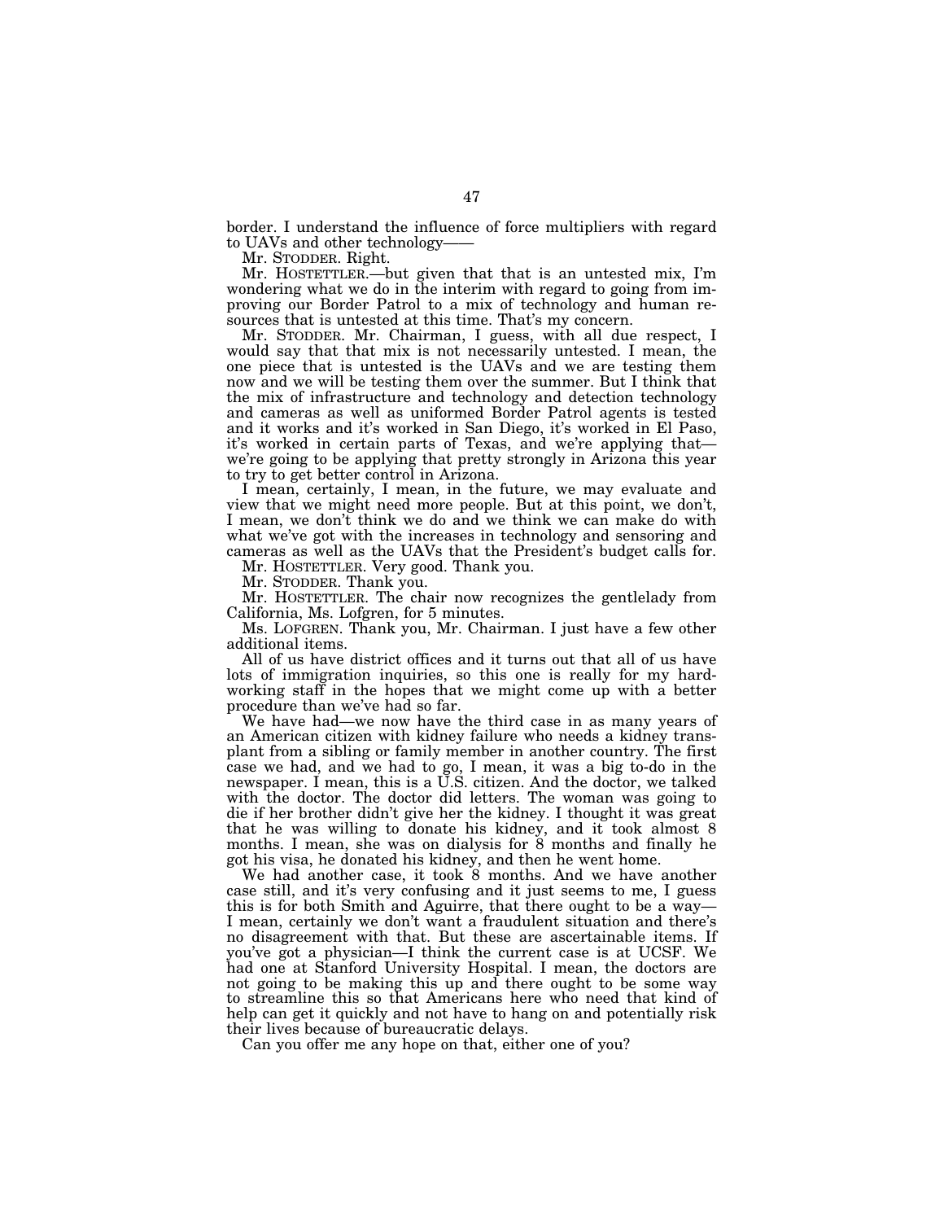border. I understand the influence of force multipliers with regard to UAVs and other technology——

Mr. STODDER. Right.

Mr. HOSTETTLER.—but given that that is an untested mix, I'm wondering what we do in the interim with regard to going from improving our Border Patrol to a mix of technology and human resources that is untested at this time. That's my concern.

Mr. STODDER. Mr. Chairman, I guess, with all due respect, I would say that that mix is not necessarily untested. I mean, the one piece that is untested is the UAVs and we are testing them now and we will be testing them over the summer. But I think that the mix of infrastructure and technology and detection technology and cameras as well as uniformed Border Patrol agents is tested and it works and it's worked in San Diego, it's worked in El Paso, it's worked in certain parts of Texas, and we're applying that—we're going to be applying that pretty strongly in Arizona this year to try to get better control in Arizona.

I mean, certainly, I mean, in the future, we may evaluate and view that we might need more people. But at this point, we don't, I mean, we don't think we do and we think we can make do with what we've got with the increases in technology and sensoring and cameras as well as the UAVs that the President's budget calls for.

Mr. HOSTETTLER. Very good. Thank you.

Mr. STODDER. Thank you.

Mr. HOSTETTLER. The chair now recognizes the gentlelady from California, Ms. Lofgren, for 5 minutes.

Ms. LOFGREN. Thank you, Mr. Chairman. I just have a few other additional items.

All of us have district offices and it turns out that all of us have lots of immigration inquiries, so this one is really for my hardworking staff in the hopes that we might come up with a better procedure than we've had so far.

We have had—we now have the third case in as many years of an American citizen with kidney failure who needs a kidney transplant from a sibling or family member in another country. The first case we had, and we had to go, I mean, it was a big to-do in the newspaper. I mean, this is a U.S. citizen. And the doctor, we talked with the doctor. The doctor did letters. The woman was going to die if her brother didn't give her the kidney. I thought it was great that he was willing to donate his kidney, and it took almost 8 months. I mean, she was on dialysis for 8 months and finally he got his visa, he donated his kidney, and then he went home.

We had another case, it took 8 months. And we have another case still, and it's very confusing and it just seems to me, I guess this is for both Smith and Aguirre, that there ought to be a way—I mean, certainly we don't want a fraudulent situation and there's no disagreement with that. But these are ascertainable items. If you've got a physician—I think the current case is at UCSF. We had one at Stanford University Hospital. I mean, the doctors are not going to be making this up and there ought to be some way to streamline this so that Americans here who need that kind of help can get it quickly and not have to hang on and potentially risk their lives because of bureaucratic delays.

Can you offer me any hope on that, either one of you?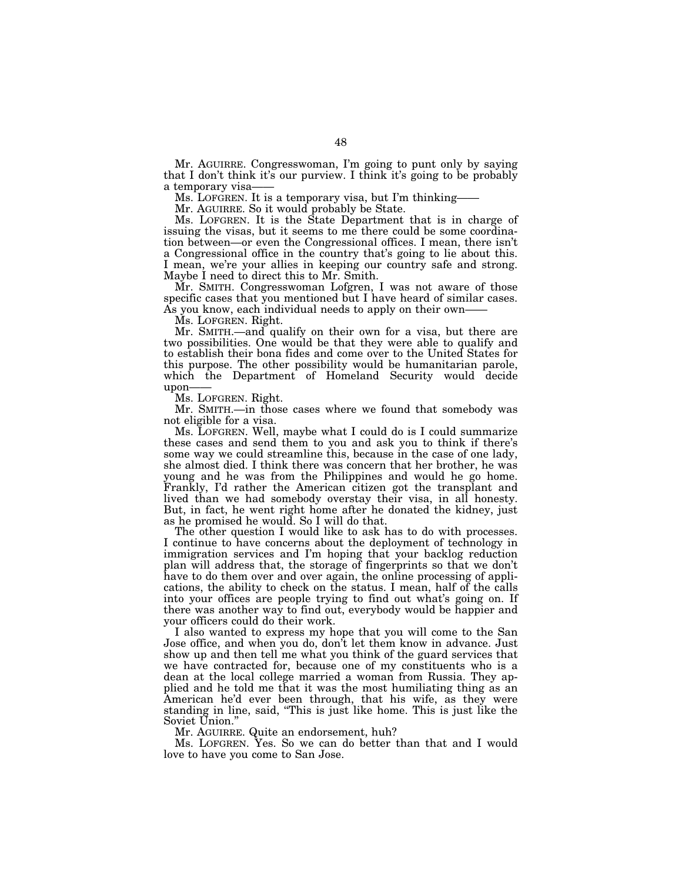Mr. AGUIRRE. Congresswoman, I'm going to punt only by saying that I don't think it's our purview. I think it's going to be probably a temporary visa——

Ms. LOFGREN. It is a temporary visa, but I'm thinking——

Mr. AGUIRRE. So it would probably be State.

Ms. LOFGREN. It is the State Department that is in charge of issuing the visas, but it seems to me there could be some coordination between—or even the Congressional offices. I mean, there isn't a Congressional office in the country that's going to lie about this. I mean, we're your allies in keeping our country safe and strong. Maybe I need to direct this to Mr. Smith.

Mr. SMITH. Congresswoman Lofgren, I was not aware of those specific cases that you mentioned but I have heard of similar cases. As you know, each individual needs to apply on their own——

Ms. LOFGREN. Right.

Mr. SMITH.—and qualify on their own for a visa, but there are two possibilities. One would be that they were able to qualify and to establish their bona fides and come over to the United States for this purpose. The other possibility would be humanitarian parole, which the Department of Homeland Security would decide upon——

Ms. LOFGREN. Right.

Mr. SMITH.—in those cases where we found that somebody was not eligible for a visa.

Ms. LOFGREN. Well, maybe what I could do is I could summarize these cases and send them to you and ask you to think if there's some way we could streamline this, because in the case of one lady, she almost died. I think there was concern that her brother, he was young and he was from the Philippines and would he go home. Frankly, I'd rather the American citizen got the transplant and lived than we had somebody overstay their visa, in all honesty. But, in fact, he went right home after he donated the kidney, just as he promised he would. So I will do that.

The other question I would like to ask has to do with processes. I continue to have concerns about the deployment of technology in immigration services and I'm hoping that your backlog reduction plan will address that, the storage of fingerprints so that we don't have to do them over and over again, the online processing of applications, the ability to check on the status. I mean, half of the calls into your offices are people trying to find out what's going on. If there was another way to find out, everybody would be happier and your officers could do their work.

I also wanted to express my hope that you will come to the San Jose office, and when you do, don't let them know in advance. Just show up and then tell me what you think of the guard services that we have contracted for, because one of my constituents who is a dean at the local college married a woman from Russia. They applied and he told me that it was the most humiliating thing as an American he'd ever been through, that his wife, as they were standing in line, said, "This is just like home. This is just like the Soviet Union."

Mr. AGUIRRE. Quite an endorsement, huh?

Ms. LOFGREN. Yes. So we can do better than that and I would love to have you come to San Jose.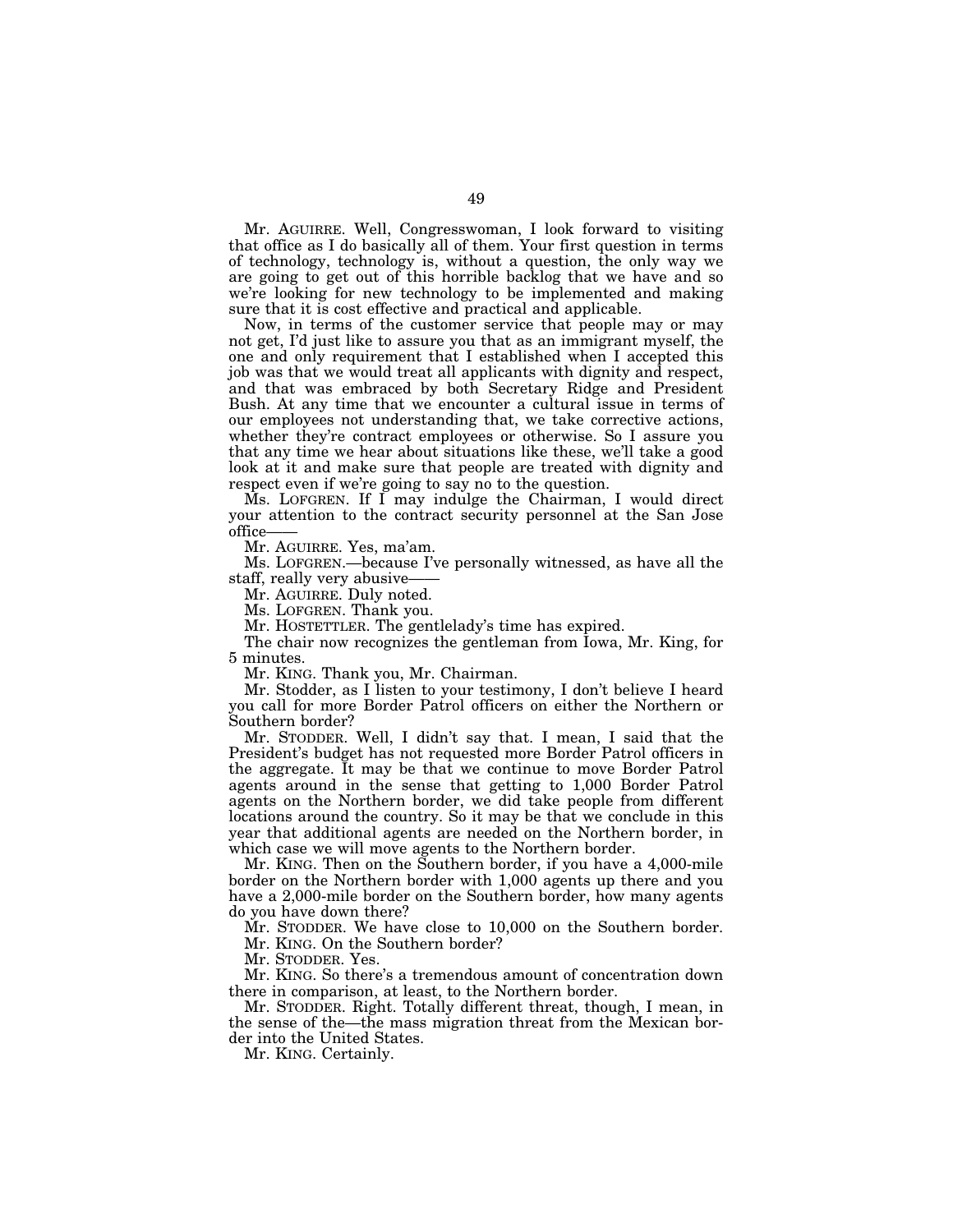Mr. AGUIRRE. Well, Congresswoman, I look forward to visiting that office as I do basically all of them. Your first question in terms of technology, technology is, without a question, the only way we are going to get out of this horrible backlog that we have and so we're looking for new technology to be implemented and making sure that it is cost effective and practical and applicable.

Now, in terms of the customer service that people may or may not get, I'd just like to assure you that as an immigrant myself, the one and only requirement that I established when I accepted this job was that we would treat all applicants with dignity and respect, and that was embraced by both Secretary Ridge and President Bush. At any time that we encounter a cultural issue in terms of our employees not understanding that, we take corrective actions, whether they're contract employees or otherwise. So I assure you that any time we hear about situations like these, we'll take a good look at it and make sure that people are treated with dignity and respect even if we're going to say no to the question.

Ms. LOFGREN. If I may indulge the Chairman, I would direct your attention to the contract security personnel at the San Jose office——

Mr. AGUIRRE. Yes, ma'am.

Ms. LOFGREN.—because I've personally witnessed, as have all the staff, really very abusive——

Mr. AGUIRRE. Duly noted.

Ms. LOFGREN. Thank you.

Mr. HOSTETTLER. The gentlelady's time has expired.

The chair now recognizes the gentleman from Iowa, Mr. King, for 5 minutes.

Mr. KING. Thank you, Mr. Chairman.

Mr. Stodder, as I listen to your testimony, I don't believe I heard you call for more Border Patrol officers on either the Northern or Southern border?

Mr. STODDER. Well, I didn't say that. I mean, I said that the President's budget has not requested more Border Patrol officers in the aggregate. It may be that we continue to move Border Patrol agents around in the sense that getting to 1,000 Border Patrol agents on the Northern border, we did take people from different locations around the country. So it may be that we conclude in this year that additional agents are needed on the Northern border, in which case we will move agents to the Northern border.

Mr. KING. Then on the Southern border, if you have a 4,000-mile border on the Northern border with 1,000 agents up there and you have a 2,000-mile border on the Southern border, how many agents do you have down there?

Mr. STODDER. We have close to 10,000 on the Southern border.

Mr. KING. On the Southern border?

Mr. STODDER. Yes.

Mr. KING. So there's a tremendous amount of concentration down there in comparison, at least, to the Northern border.

Mr. STODDER. Right. Totally different threat, though, I mean, in the sense of the—the mass migration threat from the Mexican border into the United States.

Mr. KING. Certainly.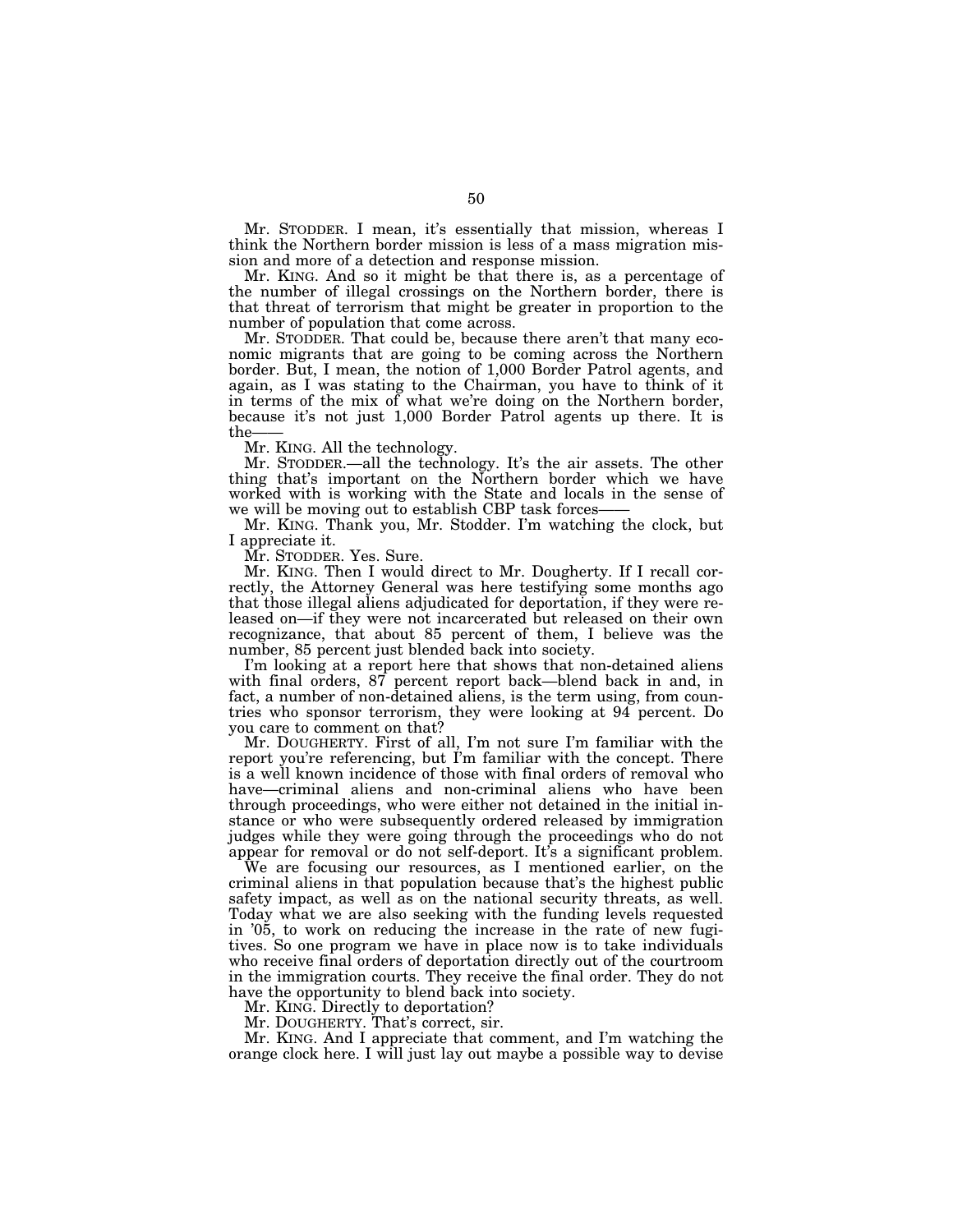Mr. STODDER. I mean, it's essentially that mission, whereas I think the Northern border mission is less of a mass migration mission and more of a detection and response mission.

Mr. KING. And so it might be that there is, as a percentage of the number of illegal crossings on the Northern border, there is that threat of terrorism that might be greater in proportion to the number of population that come across.

Mr. STODDER. That could be, because there aren't that many economic migrants that are going to be coming across the Northern border. But, I mean, the notion of 1,000 Border Patrol agents, and again, as I was stating to the Chairman, you have to think of it in terms of the mix of what we're doing on the Northern border, because it's not just 1,000 Border Patrol agents up there. It is the——

Mr. KING. All the technology.

Mr. STODDER.—all the technology. It's the air assets. The other thing that's important on the Northern border which we have worked with is working with the State and locals in the sense of we will be moving out to establish CBP task forces——

Mr. KING. Thank you, Mr. Stodder. I'm watching the clock, but I appreciate it.

Mr. STODDER. Yes. Sure.

Mr. KING. Then I would direct to Mr. Dougherty. If I recall correctly, the Attorney General was here testifying some months ago that those illegal aliens adjudicated for deportation, if they were released on—if they were not incarcerated but released on their own recognizance, that about 85 percent of them, I believe was the number, 85 percent just blended back into society.

I'm looking at a report here that shows that non-detained aliens with final orders, 87 percent report back—blend back in and, in fact, a number of non-detained aliens, is the term using, from countries who sponsor terrorism, they were looking at 94 percent. Do you care to comment on that?

Mr. DOUGHERTY. First of all, I'm not sure I'm familiar with the report you're referencing, but I'm familiar with the concept. There is a well known incidence of those with final orders of removal who have—criminal aliens and non-criminal aliens who have been through proceedings, who were either not detained in the initial instance or who were subsequently ordered released by immigration judges while they were going through the proceedings who do not appear for removal or do not self-deport. It's a significant problem.

We are focusing our resources, as I mentioned earlier, on the criminal aliens in that population because that's the highest public safety impact, as well as on the national security threats, as well. Today what we are also seeking with the funding levels requested in '05, to work on reducing the increase in the rate of new fugitives. So one program we have in place now is to take individuals who receive final orders of deportation directly out of the courtroom in the immigration courts. They receive the final order. They do not have the opportunity to blend back into society.

Mr. KING. Directly to deportation?

Mr. DOUGHERTY. That's correct, sir.

Mr. KING. And I appreciate that comment, and I'm watching the orange clock here. I will just lay out maybe a possible way to devise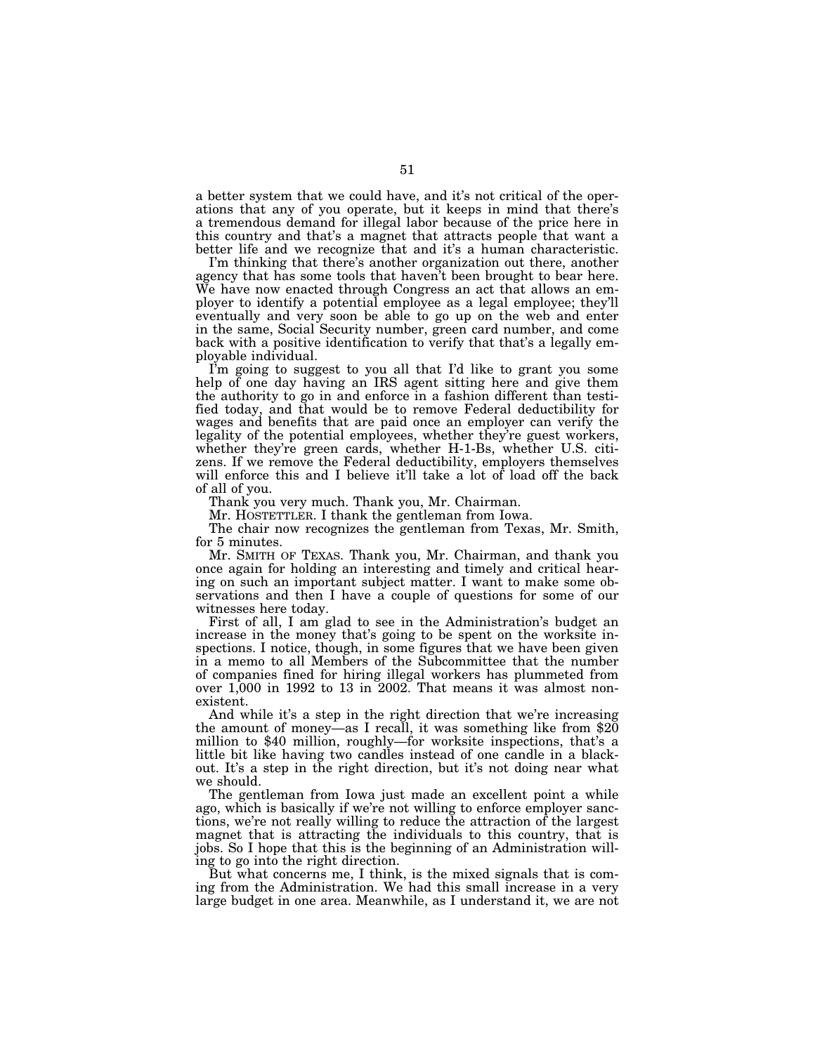a better system that we could have, and it's not critical of the operations that any of you operate, but it keeps in mind that there's a tremendous demand for illegal labor because of the price here in this country and that's a magnet that attracts people that want a better life and we recognize that and it's a human characteristic.

I'm thinking that there's another organization out there, another agency that has some tools that haven't been brought to bear here. We have now enacted through Congress an act that allows an employer to identify a potential employee as a legal employee; they'll eventually and very soon be able to go up on the web and enter in the same, Social Security number, green card number, and come back with a positive identification to verify that that's a legally employable individual.

I'm going to suggest to you all that I'd like to grant you some help of one day having an IRS agent sitting here and give them the authority to go in and enforce in a fashion different than testified today, and that would be to remove Federal deductibility for wages and benefits that are paid once an employer can verify the legality of the potential employees, whether they're guest workers, whether they're green cards, whether H-1-Bs, whether U.S. citizens. If we remove the Federal deductibility, employers themselves will enforce this and I believe it'll take a lot of load off the back of all of you.

Thank you very much. Thank you, Mr. Chairman.

Mr. HOSTETTLER. I thank the gentleman from Iowa.

The chair now recognizes the gentleman from Texas, Mr. Smith, for 5 minutes.

Mr. SMITH OF TEXAS. Thank you, Mr. Chairman, and thank you once again for holding an interesting and timely and critical hearing on such an important subject matter. I want to make some observations and then I have a couple of questions for some of our witnesses here today.

First of all, I am glad to see in the Administration's budget an increase in the money that's going to be spent on the worksite inspections. I notice, though, in some figures that we have been given in a memo to all Members of the Subcommittee that the number of companies fined for hiring illegal workers has plummeted from over 1,000 in 1992 to 13 in 2002. That means it was almost nonexistent.

And while it's a step in the right direction that we're increasing the amount of money—as I recall, it was something like from $20 million to $40 million, roughly—for worksite inspections, that's a little bit like having two candles instead of one candle in a blackout. It's a step in the right direction, but it's not doing near what we should.

The gentleman from Iowa just made an excellent point a while ago, which is basically if we're not willing to enforce employer sanctions, we're not really willing to reduce the attraction of the largest magnet that is attracting the individuals to this country, that is jobs. So I hope that this is the beginning of an Administration willing to go into the right direction.

But what concerns me, I think, is the mixed signals that is coming from the Administration. We had this small increase in a very large budget in one area. Meanwhile, as I understand it, we are not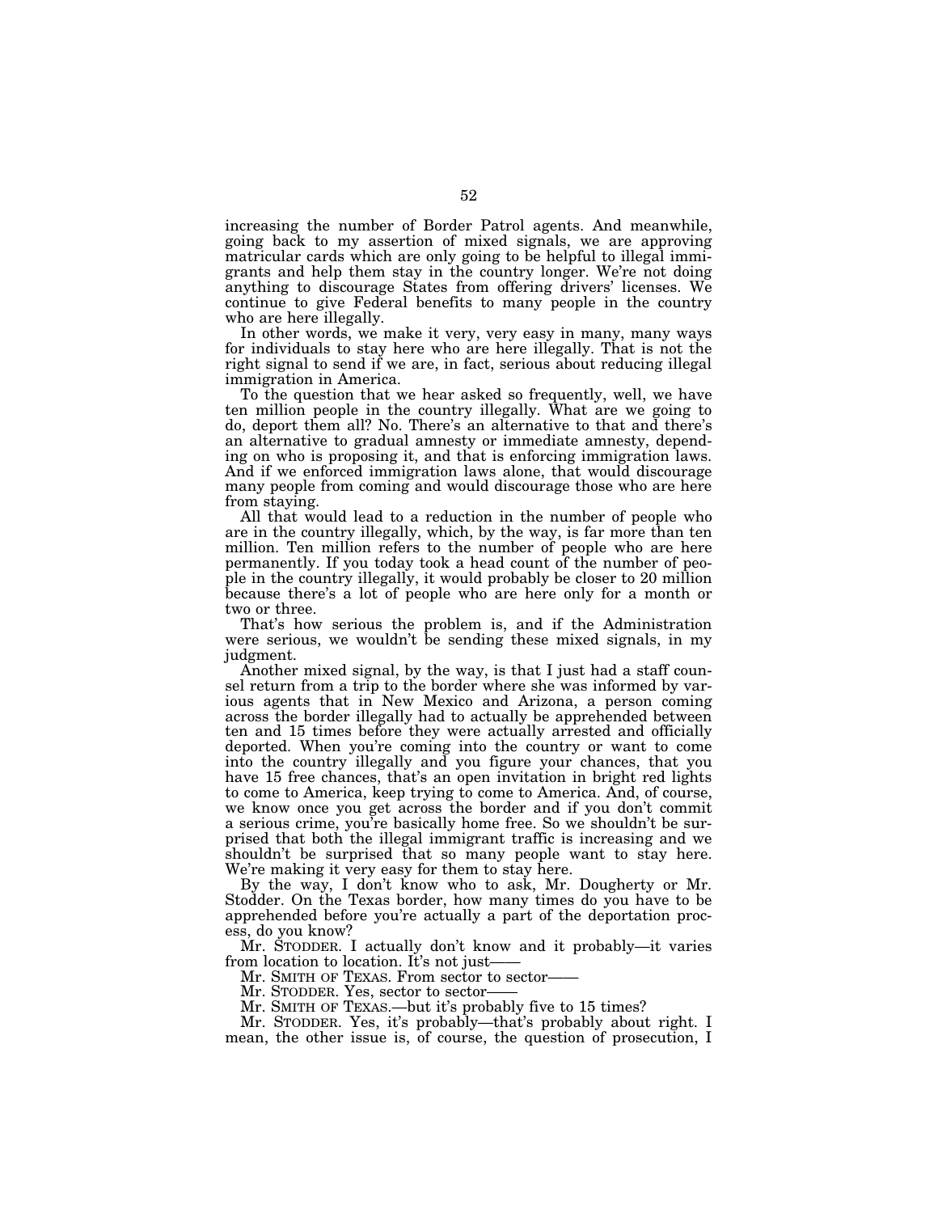increasing the number of Border Patrol agents. And meanwhile, going back to my assertion of mixed signals, we are approving matricular cards which are only going to be helpful to illegal immigrants and help them stay in the country longer. We're not doing anything to discourage States from offering drivers' licenses. We continue to give Federal benefits to many people in the country who are here illegally.

In other words, we make it very, very easy in many, many ways for individuals to stay here who are here illegally. That is not the right signal to send if we are, in fact, serious about reducing illegal immigration in America.

To the question that we hear asked so frequently, well, we have ten million people in the country illegally. What are we going to do, deport them all? No. There's an alternative to that and there's an alternative to gradual amnesty or immediate amnesty, depending on who is proposing it, and that is enforcing immigration laws. And if we enforced immigration laws alone, that would discourage many people from coming and would discourage those who are here from staying.

All that would lead to a reduction in the number of people who are in the country illegally, which, by the way, is far more than ten million. Ten million refers to the number of people who are here permanently. If you today took a head count of the number of people in the country illegally, it would probably be closer to 20 million because there's a lot of people who are here only for a month or two or three.

That's how serious the problem is, and if the Administration were serious, we wouldn't be sending these mixed signals, in my judgment.

Another mixed signal, by the way, is that I just had a staff counsel return from a trip to the border where she was informed by various agents that in New Mexico and Arizona, a person coming across the border illegally had to actually be apprehended between ten and 15 times before they were actually arrested and officially deported. When you're coming into the country or want to come into the country illegally and you figure your chances, that you have 15 free chances, that's an open invitation in bright red lights to come to America, keep trying to come to America. And, of course, we know once you get across the border and if you don't commit a serious crime, you're basically home free. So we shouldn't be surprised that both the illegal immigrant traffic is increasing and we shouldn't be surprised that so many people want to stay here. We're making it very easy for them to stay here.

By the way, I don't know who to ask, Mr. Dougherty or Mr. Stodder. On the Texas border, how many times do you have to be apprehended before you're actually a part of the deportation process, do you know?

Mr. STODDER. I actually don't know and it probably—it varies from location to location. It's not just——

Mr. SMITH OF TEXAS. From sector to sector——

Mr. STODDER. Yes, sector to sector——

Mr. SMITH OF TEXAS.—but it's probably five to 15 times?

Mr. STODDER. Yes, it's probably—that's probably about right. I mean, the other issue is, of course, the question of prosecution, I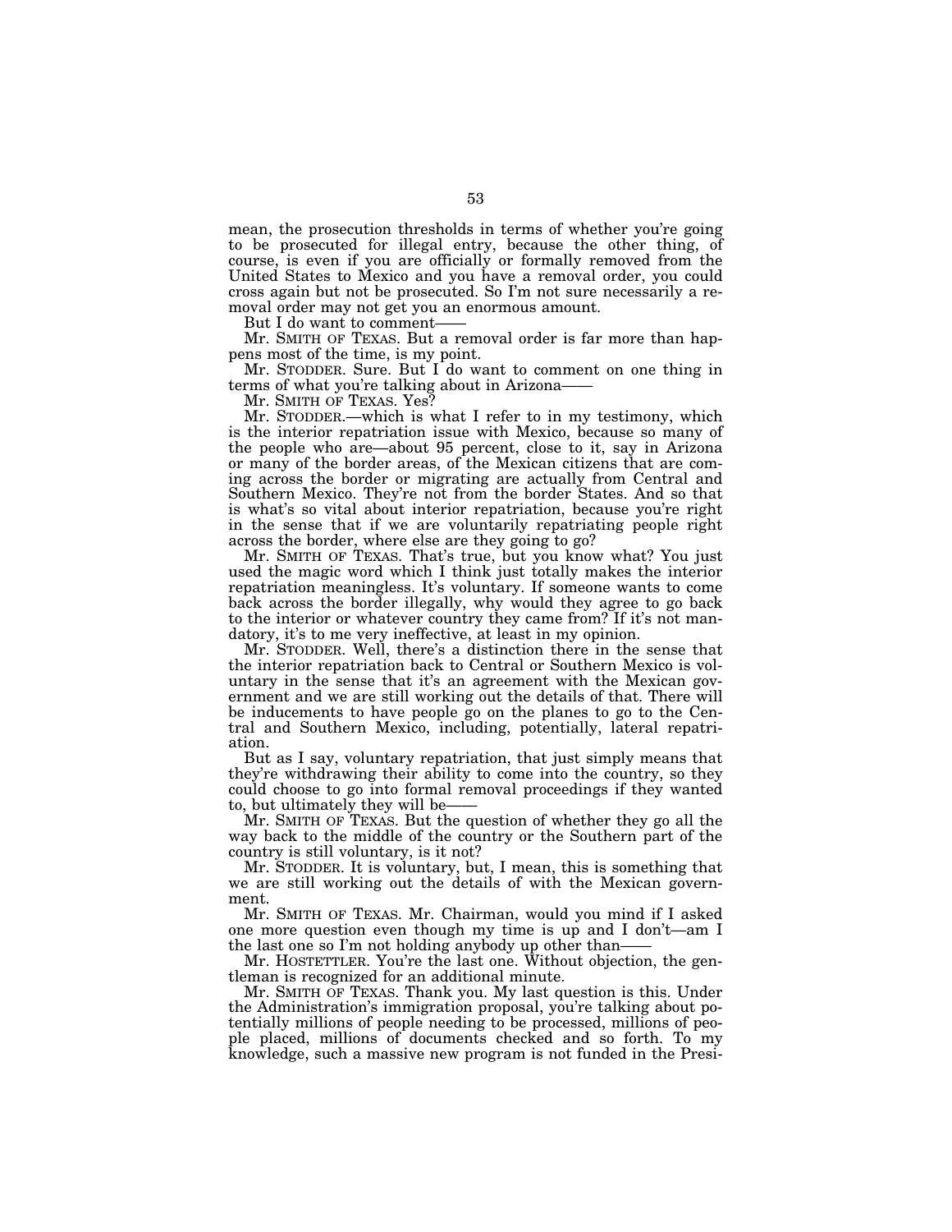mean, the prosecution thresholds in terms of whether you're going to be prosecuted for illegal entry, because the other thing, of course, is even if you are officially or formally removed from the United States to Mexico and you have a removal order, you could cross again but not be prosecuted. So I'm not sure necessarily a removal order may not get you an enormous amount.

But I do want to comment——

Mr. SMITH OF TEXAS. But a removal order is far more than happens most of the time, is my point.

Mr. STODDER. Sure. But I do want to comment on one thing in terms of what you're talking about in Arizona——

Mr. SMITH OF TEXAS. Yes?

Mr. STODDER.—which is what I refer to in my testimony, which is the interior repatriation issue with Mexico, because so many of the people who are—about 95 percent, close to it, say in Arizona or many of the border areas, of the Mexican citizens that are coming across the border or migrating are actually from Central and Southern Mexico. They're not from the border States. And so that is what's so vital about interior repatriation, because you're right in the sense that if we are voluntarily repatriating people right across the border, where else are they going to go?

Mr. SMITH OF TEXAS. That's true, but you know what? You just used the magic word which I think just totally makes the interior repatriation meaningless. It's voluntary. If someone wants to come back across the border illegally, why would they agree to go back to the interior or whatever country they came from? If it's not mandatory, it's to me very ineffective, at least in my opinion.

Mr. STODDER. Well, there's a distinction there in the sense that the interior repatriation back to Central or Southern Mexico is voluntary in the sense that it's an agreement with the Mexican government and we are still working out the details of that. There will be inducements to have people go on the planes to go to the Central and Southern Mexico, including, potentially, lateral repatriation.

But as I say, voluntary repatriation, that just simply means that they're withdrawing their ability to come into the country, so they could choose to go into formal removal proceedings if they wanted to, but ultimately they will be——

Mr. SMITH OF TEXAS. But the question of whether they go all the way back to the middle of the country or the Southern part of the country is still voluntary, is it not?

Mr. STODDER. It is voluntary, but, I mean, this is something that we are still working out the details of with the Mexican government.

Mr. SMITH OF TEXAS. Mr. Chairman, would you mind if I asked one more question even though my time is up and I don't—am I the last one so I'm not holding anybody up other than——

Mr. HOSTETTLER. You're the last one. Without objection, the gentleman is recognized for an additional minute.

Mr. SMITH OF TEXAS. Thank you. My last question is this. Under the Administration's immigration proposal, you're talking about potentially millions of people needing to be processed, millions of people placed, millions of documents checked and so forth. To my knowledge, such a massive new program is not funded in the Presi-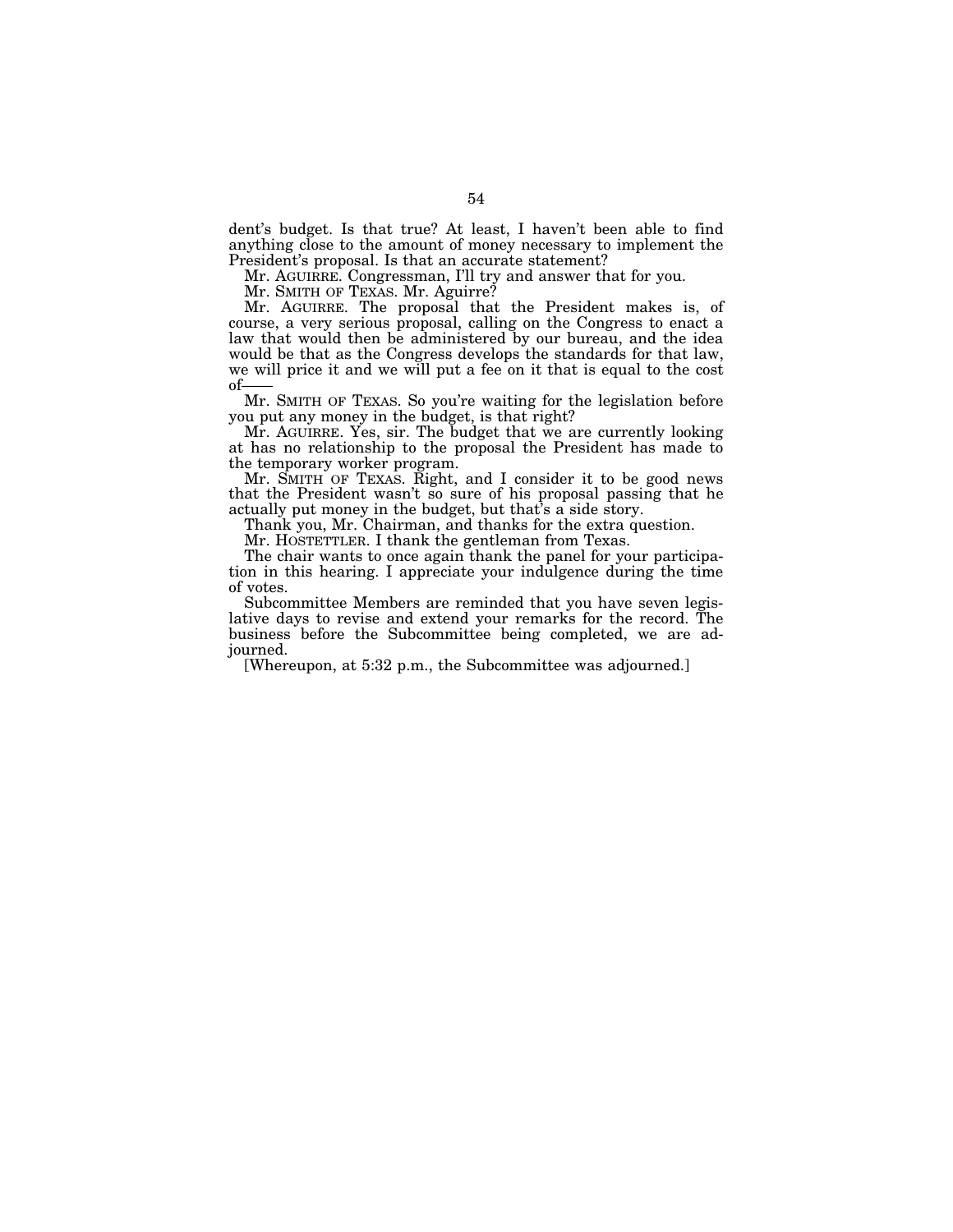dent's budget. Is that true? At least, I haven't been able to find anything close to the amount of money necessary to implement the President's proposal. Is that an accurate statement?

Mr. AGUIRRE. Congressman, I'll try and answer that for you.

Mr. SMITH OF TEXAS. Mr. Aguirre?

Mr. AGUIRRE. The proposal that the President makes is, of course, a very serious proposal, calling on the Congress to enact a law that would then be administered by our bureau, and the idea would be that as the Congress develops the standards for that law, we will price it and we will put a fee on it that is equal to the cost of——

Mr. SMITH OF TEXAS. So you're waiting for the legislation before you put any money in the budget, is that right?

Mr. AGUIRRE. Yes, sir. The budget that we are currently looking at has no relationship to the proposal the President has made to the temporary worker program.

Mr. SMITH OF TEXAS. Right, and I consider it to be good news that the President wasn't so sure of his proposal passing that he actually put money in the budget, but that's a side story.

Thank you, Mr. Chairman, and thanks for the extra question.

Mr. HOSTETTLER. I thank the gentleman from Texas.

The chair wants to once again thank the panel for your participation in this hearing. I appreciate your indulgence during the time of votes.

Subcommittee Members are reminded that you have seven legislative days to revise and extend your remarks for the record. The business before the Subcommittee being completed, we are adjourned.

[Whereupon, at 5:32 p.m., the Subcommittee was adjourned.]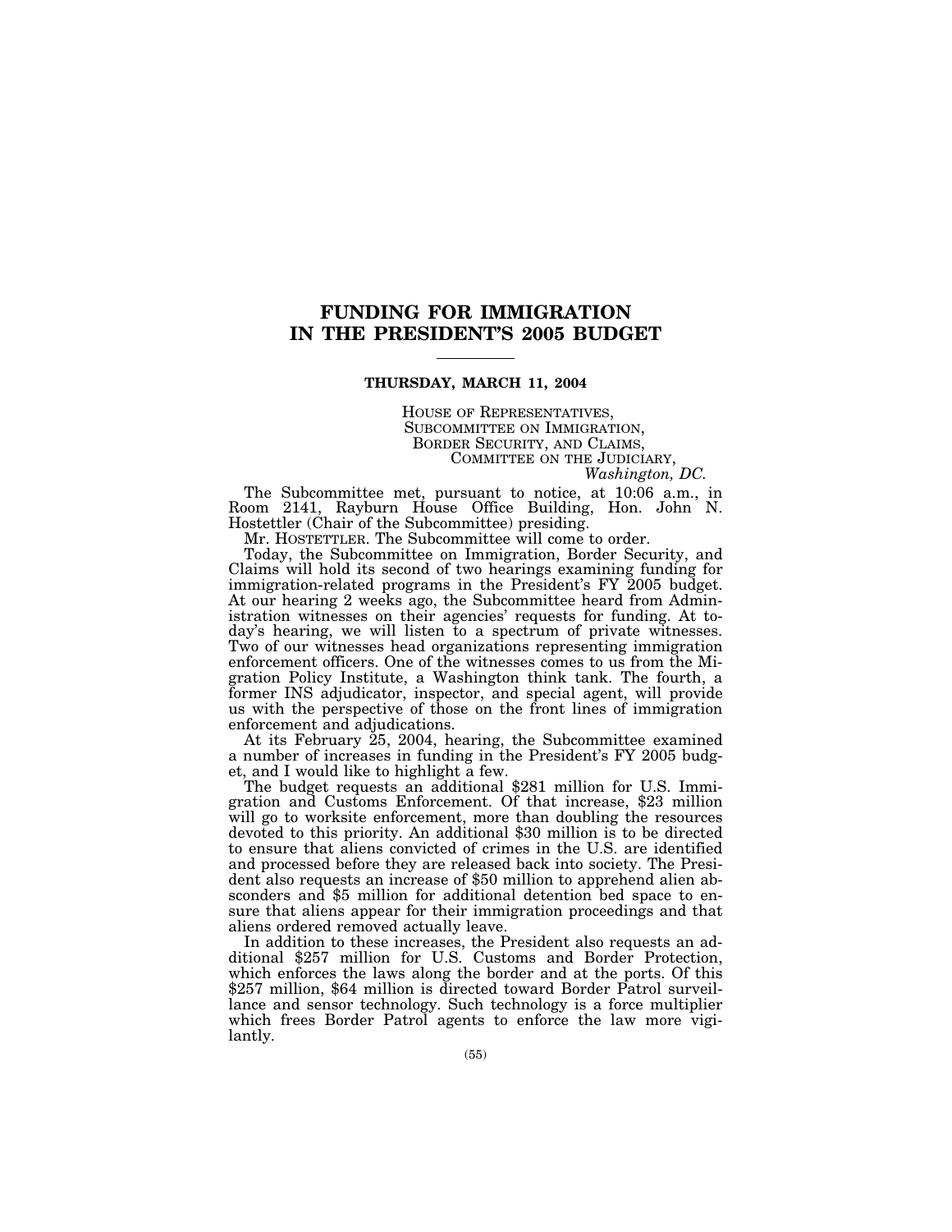# FUNDING FOR IMMIGRATION IN THE PRESIDENT'S 2005 BUDGET

**THURSDAY, MARCH 11, 2004**

HOUSE OF REPRESENTATIVES,
SUBCOMMITTEE ON IMMIGRATION,
BORDER SECURITY, AND CLAIMS,
COMMITTEE ON THE JUDICIARY,
*Washington, DC.*

The Subcommittee met, pursuant to notice, at 10:06 a.m., in Room 2141, Rayburn House Office Building, Hon. John N. Hostettler (Chair of the Subcommittee) presiding.

Mr. HOSTETTLER. The Subcommittee will come to order.

Today, the Subcommittee on Immigration, Border Security, and Claims will hold its second of two hearings examining funding for immigration-related programs in the President's FY 2005 budget. At our hearing 2 weeks ago, the Subcommittee heard from Administration witnesses on their agencies' requests for funding. At today's hearing, we will listen to a spectrum of private witnesses. Two of our witnesses head organizations representing immigration enforcement officers. One of the witnesses comes to us from the Migration Policy Institute, a Washington think tank. The fourth, a former INS adjudicator, inspector, and special agent, will provide us with the perspective of those on the front lines of immigration enforcement and adjudications.

At its February 25, 2004, hearing, the Subcommittee examined a number of increases in funding in the President's FY 2005 budget, and I would like to highlight a few.

The budget requests an additional $281 million for U.S. Immigration and Customs Enforcement. Of that increase, $23 million will go to worksite enforcement, more than doubling the resources devoted to this priority. An additional $30 million is to be directed to ensure that aliens convicted of crimes in the U.S. are identified and processed before they are released back into society. The President also requests an increase of $50 million to apprehend alien absconders and $5 million for additional detention bed space to ensure that aliens appear for their immigration proceedings and that aliens ordered removed actually leave.

In addition to these increases, the President also requests an additional $257 million for U.S. Customs and Border Protection, which enforces the laws along the border and at the ports. Of this $257 million, $64 million is directed toward Border Patrol surveillance and sensor technology. Such technology is a force multiplier which frees Border Patrol agents to enforce the law more vigilantly.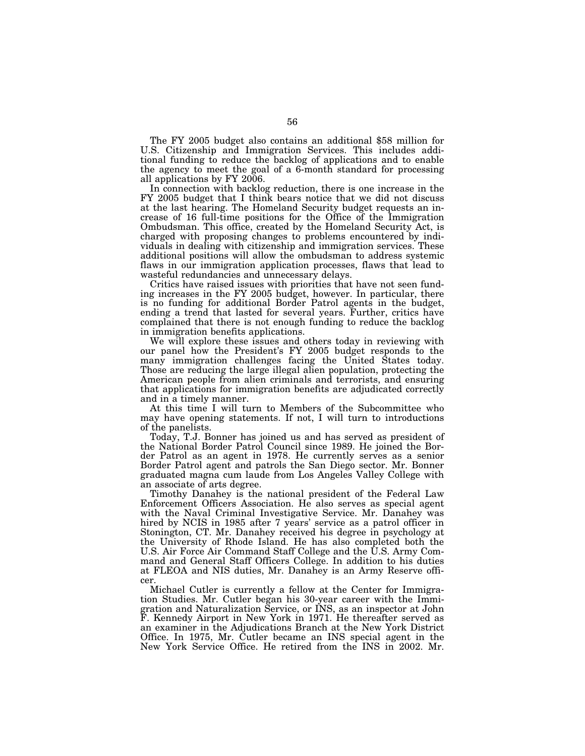The FY 2005 budget also contains an additional $58 million for U.S. Citizenship and Immigration Services. This includes additional funding to reduce the backlog of applications and to enable the agency to meet the goal of a 6-month standard for processing all applications by FY 2006.

In connection with backlog reduction, there is one increase in the FY 2005 budget that I think bears notice that we did not discuss at the last hearing. The Homeland Security budget requests an increase of 16 full-time positions for the Office of the Immigration Ombudsman. This office, created by the Homeland Security Act, is charged with proposing changes to problems encountered by individuals in dealing with citizenship and immigration services. These additional positions will allow the ombudsman to address systemic flaws in our immigration application processes, flaws that lead to wasteful redundancies and unnecessary delays.

Critics have raised issues with priorities that have not seen funding increases in the FY 2005 budget, however. In particular, there is no funding for additional Border Patrol agents in the budget, ending a trend that lasted for several years. Further, critics have complained that there is not enough funding to reduce the backlog in immigration benefits applications.

We will explore these issues and others today in reviewing with our panel how the President's FY 2005 budget responds to the many immigration challenges facing the United States today. Those are reducing the large illegal alien population, protecting the American people from alien criminals and terrorists, and ensuring that applications for immigration benefits are adjudicated correctly and in a timely manner.

At this time I will turn to Members of the Subcommittee who may have opening statements. If not, I will turn to introductions of the panelists.

Today, T.J. Bonner has joined us and has served as president of the National Border Patrol Council since 1989. He joined the Border Patrol as an agent in 1978. He currently serves as a senior Border Patrol agent and patrols the San Diego sector. Mr. Bonner graduated magna cum laude from Los Angeles Valley College with an associate of arts degree.

Timothy Danahey is the national president of the Federal Law Enforcement Officers Association. He also serves as special agent with the Naval Criminal Investigative Service. Mr. Danahey was hired by NCIS in 1985 after 7 years' service as a patrol officer in Stonington, CT. Mr. Danahey received his degree in psychology at the University of Rhode Island. He has also completed both the U.S. Air Force Air Command Staff College and the U.S. Army Command and General Staff Officers College. In addition to his duties at FLEOA and NIS duties, Mr. Danahey is an Army Reserve officer.

Michael Cutler is currently a fellow at the Center for Immigration Studies. Mr. Cutler began his 30-year career with the Immigration and Naturalization Service, or INS, as an inspector at John F. Kennedy Airport in New York in 1971. He thereafter served as an examiner in the Adjudications Branch at the New York District Office. In 1975, Mr. Cutler became an INS special agent in the New York Service Office. He retired from the INS in 2002. Mr.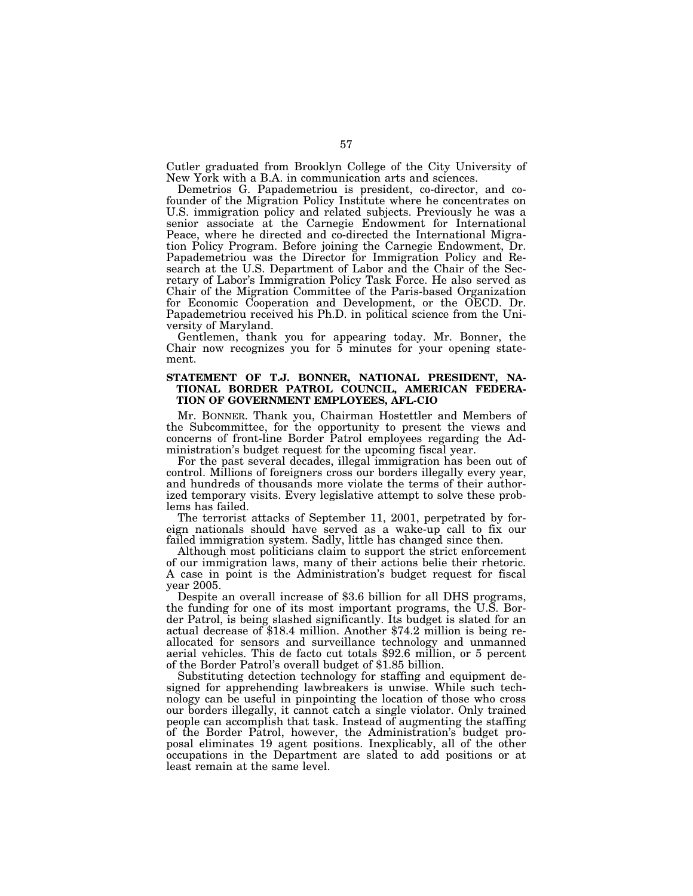Cutler graduated from Brooklyn College of the City University of New York with a B.A. in communication arts and sciences.

Demetrios G. Papademetriou is president, co-director, and co-founder of the Migration Policy Institute where he concentrates on U.S. immigration policy and related subjects. Previously he was a senior associate at the Carnegie Endowment for International Peace, where he directed and co-directed the International Migration Policy Program. Before joining the Carnegie Endowment, Dr. Papademetriou was the Director for Immigration Policy and Research at the U.S. Department of Labor and the Chair of the Secretary of Labor's Immigration Policy Task Force. He also served as Chair of the Migration Committee of the Paris-based Organization for Economic Cooperation and Development, or the OECD. Dr. Papademetriou received his Ph.D. in political science from the University of Maryland.

Gentlemen, thank you for appearing today. Mr. Bonner, the Chair now recognizes you for 5 minutes for your opening statement.

## STATEMENT OF T.J. BONNER, NATIONAL PRESIDENT, NATIONAL BORDER PATROL COUNCIL, AMERICAN FEDERATION OF GOVERNMENT EMPLOYEES, AFL-CIO

Mr. BONNER. Thank you, Chairman Hostettler and Members of the Subcommittee, for the opportunity to present the views and concerns of front-line Border Patrol employees regarding the Administration's budget request for the upcoming fiscal year.

For the past several decades, illegal immigration has been out of control. Millions of foreigners cross our borders illegally every year, and hundreds of thousands more violate the terms of their authorized temporary visits. Every legislative attempt to solve these problems has failed.

The terrorist attacks of September 11, 2001, perpetrated by foreign nationals should have served as a wake-up call to fix our failed immigration system. Sadly, little has changed since then.

Although most politicians claim to support the strict enforcement of our immigration laws, many of their actions belie their rhetoric. A case in point is the Administration's budget request for fiscal year 2005.

Despite an overall increase of $3.6 billion for all DHS programs, the funding for one of its most important programs, the U.S. Border Patrol, is being slashed significantly. Its budget is slated for an actual decrease of $18.4 million. Another $74.2 million is being reallocated for sensors and surveillance technology and unmanned aerial vehicles. This de facto cut totals $92.6 million, or 5 percent of the Border Patrol's overall budget of $1.85 billion.

Substituting detection technology for staffing and equipment designed for apprehending lawbreakers is unwise. While such technology can be useful in pinpointing the location of those who cross our borders illegally, it cannot catch a single violator. Only trained people can accomplish that task. Instead of augmenting the staffing of the Border Patrol, however, the Administration's budget proposal eliminates 19 agent positions. Inexplicably, all of the other occupations in the Department are slated to add positions or at least remain at the same level.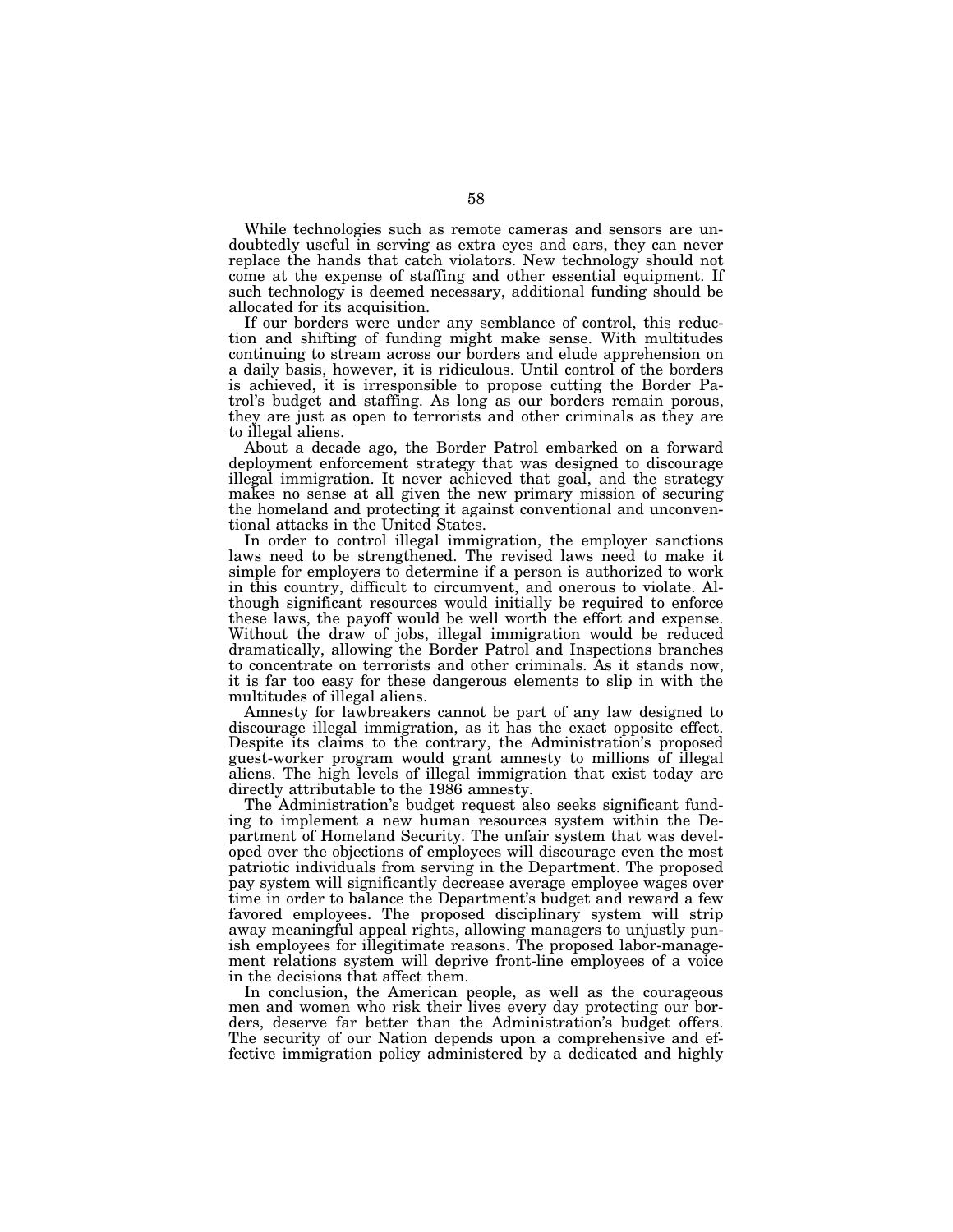While technologies such as remote cameras and sensors are undoubtedly useful in serving as extra eyes and ears, they can never replace the hands that catch violators. New technology should not come at the expense of staffing and other essential equipment. If such technology is deemed necessary, additional funding should be allocated for its acquisition.

If our borders were under any semblance of control, this reduction and shifting of funding might make sense. With multitudes continuing to stream across our borders and elude apprehension on a daily basis, however, it is ridiculous. Until control of the borders is achieved, it is irresponsible to propose cutting the Border Patrol's budget and staffing. As long as our borders remain porous, they are just as open to terrorists and other criminals as they are to illegal aliens.

About a decade ago, the Border Patrol embarked on a forward deployment enforcement strategy that was designed to discourage illegal immigration. It never achieved that goal, and the strategy makes no sense at all given the new primary mission of securing the homeland and protecting it against conventional and unconventional attacks in the United States.

In order to control illegal immigration, the employer sanctions laws need to be strengthened. The revised laws need to make it simple for employers to determine if a person is authorized to work in this country, difficult to circumvent, and onerous to violate. Although significant resources would initially be required to enforce these laws, the payoff would be well worth the effort and expense. Without the draw of jobs, illegal immigration would be reduced dramatically, allowing the Border Patrol and Inspections branches to concentrate on terrorists and other criminals. As it stands now, it is far too easy for these dangerous elements to slip in with the multitudes of illegal aliens.

Amnesty for lawbreakers cannot be part of any law designed to discourage illegal immigration, as it has the exact opposite effect. Despite its claims to the contrary, the Administration's proposed guest-worker program would grant amnesty to millions of illegal aliens. The high levels of illegal immigration that exist today are directly attributable to the 1986 amnesty.

The Administration's budget request also seeks significant funding to implement a new human resources system within the Department of Homeland Security. The unfair system that was developed over the objections of employees will discourage even the most patriotic individuals from serving in the Department. The proposed pay system will significantly decrease average employee wages over time in order to balance the Department's budget and reward a few favored employees. The proposed disciplinary system will strip away meaningful appeal rights, allowing managers to unjustly punish employees for illegitimate reasons. The proposed labor-management relations system will deprive front-line employees of a voice in the decisions that affect them.

In conclusion, the American people, as well as the courageous men and women who risk their lives every day protecting our borders, deserve far better than the Administration's budget offers. The security of our Nation depends upon a comprehensive and effective immigration policy administered by a dedicated and highly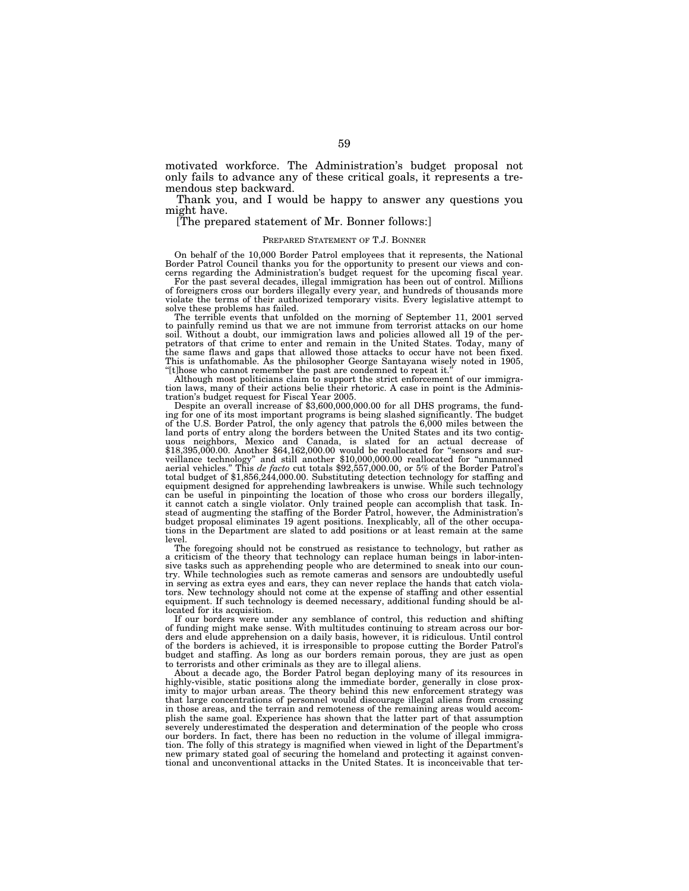motivated workforce. The Administration's budget proposal not only fails to advance any of these critical goals, it represents a tremendous step backward.

Thank you, and I would be happy to answer any questions you might have.

[The prepared statement of Mr. Bonner follows:]

PREPARED STATEMENT OF T.J. BONNER

On behalf of the 10,000 Border Patrol employees that it represents, the National Border Patrol Council thanks you for the opportunity to present our views and concerns regarding the Administration's budget request for the upcoming fiscal year.

For the past several decades, illegal immigration has been out of control. Millions of foreigners cross our borders illegally every year, and hundreds of thousands more violate the terms of their authorized temporary visits. Every legislative attempt to solve these problems has failed.

The terrible events that unfolded on the morning of September 11, 2001 served to painfully remind us that we are not immune from terrorist attacks on our home soil. Without a doubt, our immigration laws and policies allowed all 19 of the perpetrators of that crime to enter and remain in the United States. Today, many of the same flaws and gaps that allowed those attacks to occur have not been fixed. This is unfathomable. As the philosopher George Santayana wisely noted in 1905, "[t]hose who cannot remember the past are condemned to repeat it."

Although most politicians claim to support the strict enforcement of our immigration laws, many of their actions belie their rhetoric. A case in point is the Administration's budget request for Fiscal Year 2005.

Despite an overall increase of $3,600,000,000.00 for all DHS programs, the funding for one of its most important programs is being slashed significantly. The budget of the U.S. Border Patrol, the only agency that patrols the 6,000 miles between the land ports of entry along the borders between the United States and its two contiguous neighbors, Mexico and Canada, is slated for an actual decrease of $18,395,000.00. Another $64,162,000.00 would be reallocated for "sensors and surveillance technology" and still another $10,000,000.00 reallocated for "unmanned aerial vehicles." This *de facto* cut totals $92,557,000.00, or 5% of the Border Patrol's total budget of $1,856,244,000.00. Substituting detection technology for staffing and equipment designed for apprehending lawbreakers is unwise. While such technology can be useful in pinpointing the location of those who cross our borders illegally, it cannot catch a single violator. Only trained people can accomplish that task. Instead of augmenting the staffing of the Border Patrol, however, the Administration's budget proposal eliminates 19 agent positions. Inexplicably, all of the other occupations in the Department are slated to add positions or at least remain at the same level.

The foregoing should not be construed as resistance to technology, but rather as a criticism of the theory that technology can replace human beings in labor-intensive tasks such as apprehending people who are determined to sneak into our country. While technologies such as remote cameras and sensors are undoubtedly useful in serving as extra eyes and ears, they can never replace the hands that catch violators. New technology should not come at the expense of staffing and other essential equipment. If such technology is deemed necessary, additional funding should be allocated for its acquisition.

If our borders were under any semblance of control, this reduction and shifting of funding might make sense. With multitudes continuing to stream across our borders and elude apprehension on a daily basis, however, it is ridiculous. Until control of the borders is achieved, it is irresponsible to propose cutting the Border Patrol's budget and staffing. As long as our borders remain porous, they are just as open to terrorists and other criminals as they are to illegal aliens.

About a decade ago, the Border Patrol began deploying many of its resources in highly-visible, static positions along the immediate border, generally in close proximity to major urban areas. The theory behind this new enforcement strategy was that large concentrations of personnel would discourage illegal aliens from crossing in those areas, and the terrain and remoteness of the remaining areas would accomplish the same goal. Experience has shown that the latter part of that assumption severely underestimated the desperation and determination of the people who cross our borders. In fact, there has been no reduction in the volume of illegal immigration. The folly of this strategy is magnified when viewed in light of the Department's new primary stated goal of securing the homeland and protecting it against conventional and unconventional attacks in the United States. It is inconceivable that ter-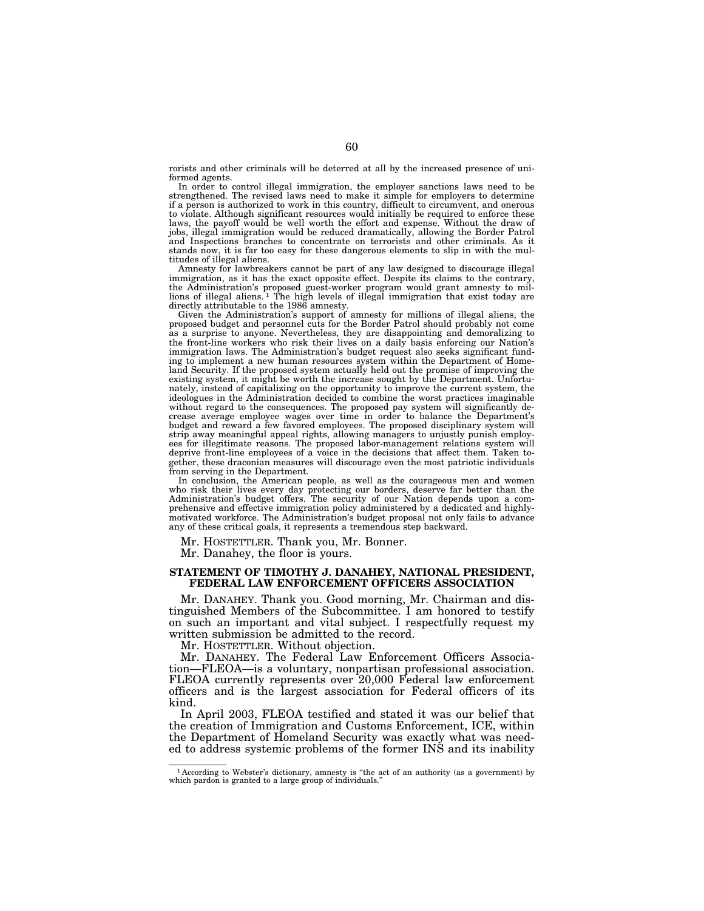rorists and other criminals will be deterred at all by the increased presence of uniformed agents.

In order to control illegal immigration, the employer sanctions laws need to be strengthened. The revised laws need to make it simple for employers to determine if a person is authorized to work in this country, difficult to circumvent, and onerous to violate. Although significant resources would initially be required to enforce these laws, the payoff would be well worth the effort and expense. Without the draw of jobs, illegal immigration would be reduced dramatically, allowing the Border Patrol and Inspections branches to concentrate on terrorists and other criminals. As it stands now, it is far too easy for these dangerous elements to slip in with the multitudes of illegal aliens.

Amnesty for lawbreakers cannot be part of any law designed to discourage illegal immigration, as it has the exact opposite effect. Despite its claims to the contrary, the Administration's proposed guest-worker program would grant amnesty to millions of illegal aliens.[1] The high levels of illegal immigration that exist today are directly attributable to the 1986 amnesty.

Given the Administration's support of amnesty for millions of illegal aliens, the proposed budget and personnel cuts for the Border Patrol should probably not come as a surprise to anyone. Nevertheless, they are disappointing and demoralizing to the front-line workers who risk their lives on a daily basis enforcing our Nation's immigration laws. The Administration's budget request also seeks significant funding to implement a new human resources system within the Department of Homeland Security. If the proposed system actually held out the promise of improving the existing system, it might be worth the increase sought by the Department. Unfortunately, instead of capitalizing on the opportunity to improve the current system, the ideologues in the Administration decided to combine the worst practices imaginable without regard to the consequences. The proposed pay system will significantly decrease average employee wages over time in order to balance the Department's budget and reward a few favored employees. The proposed disciplinary system will strip away meaningful appeal rights, allowing managers to unjustly punish employees for illegitimate reasons. The proposed labor-management relations system will deprive front-line employees of a voice in the decisions that affect them. Taken together, these draconian measures will discourage even the most patriotic individuals from serving in the Department.

In conclusion, the American people, as well as the courageous men and women who risk their lives every day protecting our borders, deserve far better than the Administration's budget offers. The security of our Nation depends upon a comprehensive and effective immigration policy administered by a dedicated and highly-motivated workforce. The Administration's budget proposal not only fails to advance any of these critical goals, it represents a tremendous step backward.

Mr. HOSTETTLER. Thank you, Mr. Bonner.

Mr. Danahey, the floor is yours.

## STATEMENT OF TIMOTHY J. DANAHEY, NATIONAL PRESIDENT, FEDERAL LAW ENFORCEMENT OFFICERS ASSOCIATION

Mr. DANAHEY. Thank you. Good morning, Mr. Chairman and distinguished Members of the Subcommittee. I am honored to testify on such an important and vital subject. I respectfully request my written submission be admitted to the record.

Mr. HOSTETTLER. Without objection.

Mr. DANAHEY. The Federal Law Enforcement Officers Association—FLEOA—is a voluntary, nonpartisan professional association. FLEOA currently represents over 20,000 Federal law enforcement officers and is the largest association for Federal officers of its kind.

In April 2003, FLEOA testified and stated it was our belief that the creation of Immigration and Customs Enforcement, ICE, within the Department of Homeland Security was exactly what was needed to address systemic problems of the former INS and its inability

[1] According to Webster's dictionary, amnesty is "the act of an authority (as a government) by which pardon is granted to a large group of individuals."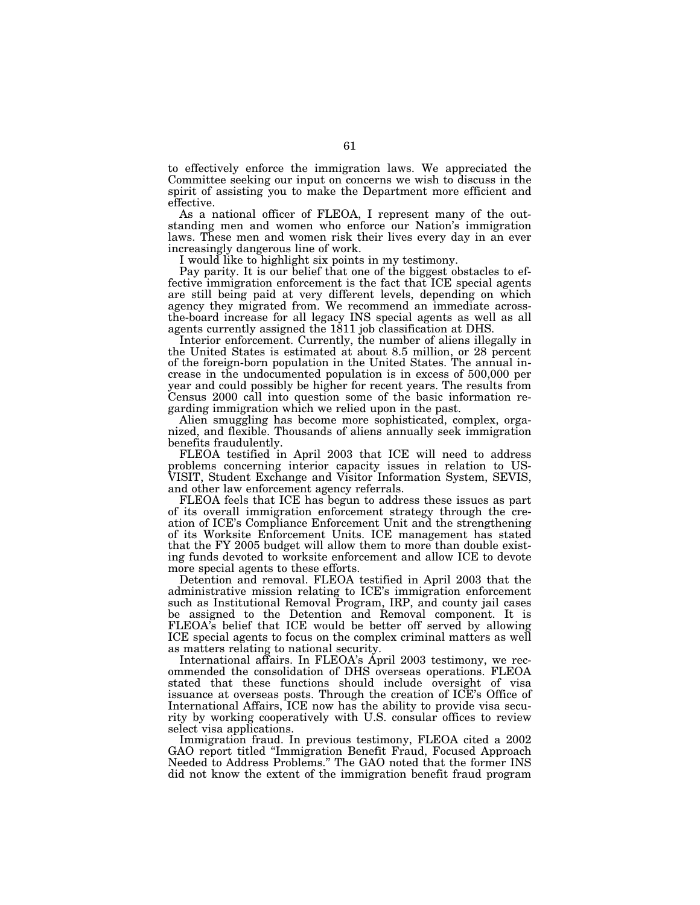to effectively enforce the immigration laws. We appreciated the Committee seeking our input on concerns we wish to discuss in the spirit of assisting you to make the Department more efficient and effective.

As a national officer of FLEOA, I represent many of the outstanding men and women who enforce our Nation's immigration laws. These men and women risk their lives every day in an ever increasingly dangerous line of work.

I would like to highlight six points in my testimony.

Pay parity. It is our belief that one of the biggest obstacles to effective immigration enforcement is the fact that ICE special agents are still being paid at very different levels, depending on which agency they migrated from. We recommend an immediate across-the-board increase for all legacy INS special agents as well as all agents currently assigned the 1811 job classification at DHS.

Interior enforcement. Currently, the number of aliens illegally in the United States is estimated at about 8.5 million, or 28 percent of the foreign-born population in the United States. The annual increase in the undocumented population is in excess of 500,000 per year and could possibly be higher for recent years. The results from Census 2000 call into question some of the basic information regarding immigration which we relied upon in the past.

Alien smuggling has become more sophisticated, complex, organized, and flexible. Thousands of aliens annually seek immigration benefits fraudulently.

FLEOA testified in April 2003 that ICE will need to address problems concerning interior capacity issues in relation to US-VISIT, Student Exchange and Visitor Information System, SEVIS, and other law enforcement agency referrals.

FLEOA feels that ICE has begun to address these issues as part of its overall immigration enforcement strategy through the creation of ICE's Compliance Enforcement Unit and the strengthening of its Worksite Enforcement Units. ICE management has stated that the FY 2005 budget will allow them to more than double existing funds devoted to worksite enforcement and allow ICE to devote more special agents to these efforts.

Detention and removal. FLEOA testified in April 2003 that the administrative mission relating to ICE's immigration enforcement such as Institutional Removal Program, IRP, and county jail cases be assigned to the Detention and Removal component. It is FLEOA's belief that ICE would be better off served by allowing ICE special agents to focus on the complex criminal matters as well as matters relating to national security.

International affairs. In FLEOA's April 2003 testimony, we recommended the consolidation of DHS overseas operations. FLEOA stated that these functions should include oversight of visa issuance at overseas posts. Through the creation of ICE's Office of International Affairs, ICE now has the ability to provide visa security by working cooperatively with U.S. consular offices to review select visa applications.

Immigration fraud. In previous testimony, FLEOA cited a 2002 GAO report titled "Immigration Benefit Fraud, Focused Approach Needed to Address Problems." The GAO noted that the former INS did not know the extent of the immigration benefit fraud program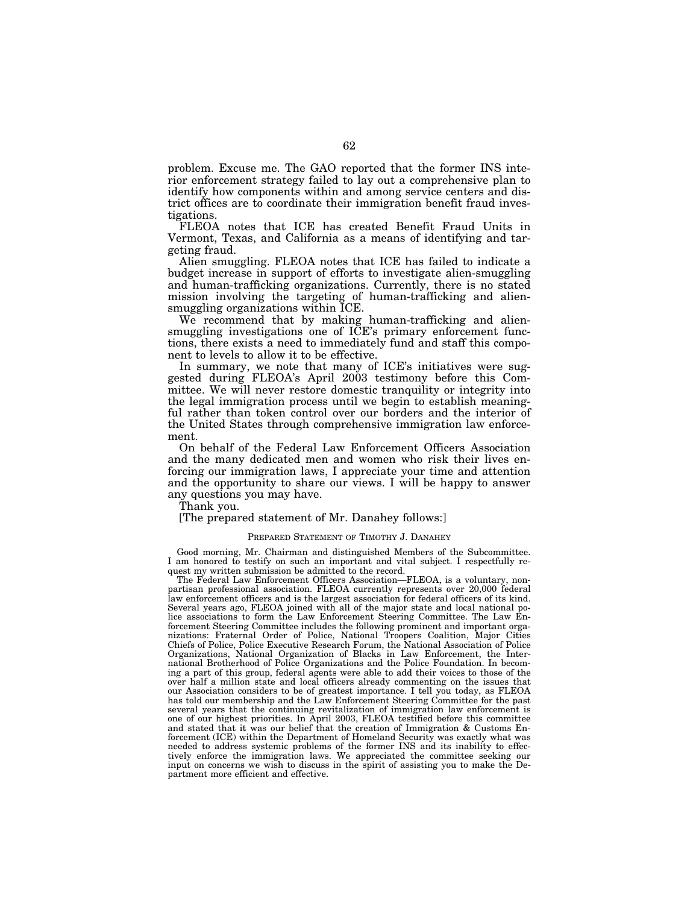problem. Excuse me. The GAO reported that the former INS interior enforcement strategy failed to lay out a comprehensive plan to identify how components within and among service centers and district offices are to coordinate their immigration benefit fraud investigations.

FLEOA notes that ICE has created Benefit Fraud Units in Vermont, Texas, and California as a means of identifying and targeting fraud.

Alien smuggling. FLEOA notes that ICE has failed to indicate a budget increase in support of efforts to investigate alien-smuggling and human-trafficking organizations. Currently, there is no stated mission involving the targeting of human-trafficking and alien-smuggling organizations within ICE.

We recommend that by making human-trafficking and alien-smuggling investigations one of ICE's primary enforcement functions, there exists a need to immediately fund and staff this component to levels to allow it to be effective.

In summary, we note that many of ICE's initiatives were suggested during FLEOA's April 2003 testimony before this Committee. We will never restore domestic tranquility or integrity into the legal immigration process until we begin to establish meaningful rather than token control over our borders and the interior of the United States through comprehensive immigration law enforcement.

On behalf of the Federal Law Enforcement Officers Association and the many dedicated men and women who risk their lives enforcing our immigration laws, I appreciate your time and attention and the opportunity to share our views. I will be happy to answer any questions you may have.

Thank you.

[The prepared statement of Mr. Danahey follows:]

PREPARED STATEMENT OF TIMOTHY J. DANAHEY

Good morning, Mr. Chairman and distinguished Members of the Subcommittee. I am honored to testify on such an important and vital subject. I respectfully request my written submission be admitted to the record.

The Federal Law Enforcement Officers Association—FLEOA, is a voluntary, non-partisan professional association. FLEOA currently represents over 20,000 federal law enforcement officers and is the largest association for federal officers of its kind. Several years ago, FLEOA joined with all of the major state and local national police associations to form the Law Enforcement Steering Committee. The Law Enforcement Steering Committee includes the following prominent and important organizations: Fraternal Order of Police, National Troopers Coalition, Major Cities Chiefs of Police, Police Executive Research Forum, the National Association of Police Organizations, National Organization of Blacks in Law Enforcement, the International Brotherhood of Police Organizations and the Police Foundation. In becoming a part of this group, federal agents were able to add their voices to those of the over half a million state and local officers already commenting on the issues that our Association considers to be of greatest importance. I tell you today, as FLEOA has told our membership and the Law Enforcement Steering Committee for the past several years that the continuing revitalization of immigration law enforcement is one of our highest priorities. In April 2003, FLEOA testified before this committee and stated that it was our belief that the creation of Immigration & Customs Enforcement (ICE) within the Department of Homeland Security was exactly what was needed to address systemic problems of the former INS and its inability to effectively enforce the immigration laws. We appreciated the committee seeking our input on concerns we wish to discuss in the spirit of assisting you to make the Department more efficient and effective.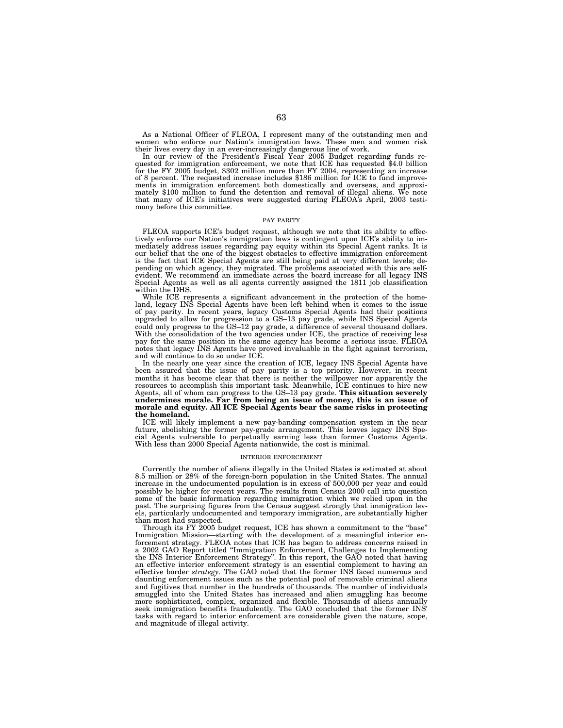As a National Officer of FLEOA, I represent many of the outstanding men and women who enforce our Nation's immigration laws. These men and women risk their lives every day in an ever-increasingly dangerous line of work.

In our review of the President's Fiscal Year 2005 Budget regarding funds requested for immigration enforcement, we note that ICE has requested $4.0 billion for the FY 2005 budget, $302 million more than FY 2004, representing an increase of 8 percent. The requested increase includes $186 million for ICE to fund improvements in immigration enforcement both domestically and overseas, and approximately $100 million to fund the detention and removal of illegal aliens. We note that many of ICE's initiatives were suggested during FLEOA's April, 2003 testimony before this committee.

## PAY PARITY

FLEOA supports ICE's budget request, although we note that its ability to effectively enforce our Nation's immigration laws is contingent upon ICE's ability to immediately address issues regarding pay equity within its Special Agent ranks. It is our belief that the one of the biggest obstacles to effective immigration enforcement is the fact that ICE Special Agents are still being paid at very different levels; depending on which agency, they migrated. The problems associated with this are self-evident. We recommend an immediate across the board increase for all legacy INS Special Agents as well as all agents currently assigned the 1811 job classification within the DHS.

While ICE represents a significant advancement in the protection of the homeland, legacy INS Special Agents have been left behind when it comes to the issue of pay parity. In recent years, legacy Customs Special Agents had their positions upgraded to allow for progression to a GS–13 pay grade, while INS Special Agents could only progress to the GS–12 pay grade, a difference of several thousand dollars. With the consolidation of the two agencies under ICE, the practice of receiving less pay for the same position in the same agency has become a serious issue. FLEOA notes that legacy INS Agents have proved invaluable in the fight against terrorism, and will continue to do so under ICE.

In the nearly one year since the creation of ICE, legacy INS Special Agents have been assured that the issue of pay parity is a top priority. However, in recent months it has become clear that there is neither the willpower nor apparently the resources to accomplish this important task. Meanwhile, ICE continues to hire new Agents, all of whom can progress to the GS–13 pay grade. **This situation severely undermines morale. Far from being an issue of money, this is an issue of morale and equity. All ICE Special Agents bear the same risks in protecting the homeland.**

ICE will likely implement a new pay-banding compensation system in the near future, abolishing the former pay-grade arrangement. This leaves legacy INS Special Agents vulnerable to perpetually earning less than former Customs Agents. With less than 2000 Special Agents nationwide, the cost is minimal.

## INTERIOR ENFORCEMENT

Currently the number of aliens illegally in the United States is estimated at about 8.5 million or 28% of the foreign-born population in the United States. The annual increase in the undocumented population is in excess of 500,000 per year and could possibly be higher for recent years. The results from Census 2000 call into question some of the basic information regarding immigration which we relied upon in the past. The surprising figures from the Census suggest strongly that immigration levels, particularly undocumented and temporary immigration, are substantially higher than most had suspected.

Through its FY 2005 budget request, ICE has shown a commitment to the "base" Immigration Mission—starting with the development of a meaningful interior enforcement strategy. FLEOA notes that ICE has began to address concerns raised in a 2002 GAO Report titled "Immigration Enforcement, Challenges to Implementing the INS Interior Enforcement Strategy". In this report, the GAO noted that having an effective interior enforcement strategy is an essential complement to having an effective border *strategy*. The GAO noted that the former INS faced numerous and daunting enforcement issues such as the potential pool of removable criminal aliens and fugitives that number in the hundreds of thousands. The number of individuals smuggled into the United States has increased and alien smuggling has become more sophisticated, complex, organized and flexible. Thousands of aliens annually seek immigration benefits fraudulently. The GAO concluded that the former INS' tasks with regard to interior enforcement are considerable given the nature, scope, and magnitude of illegal activity.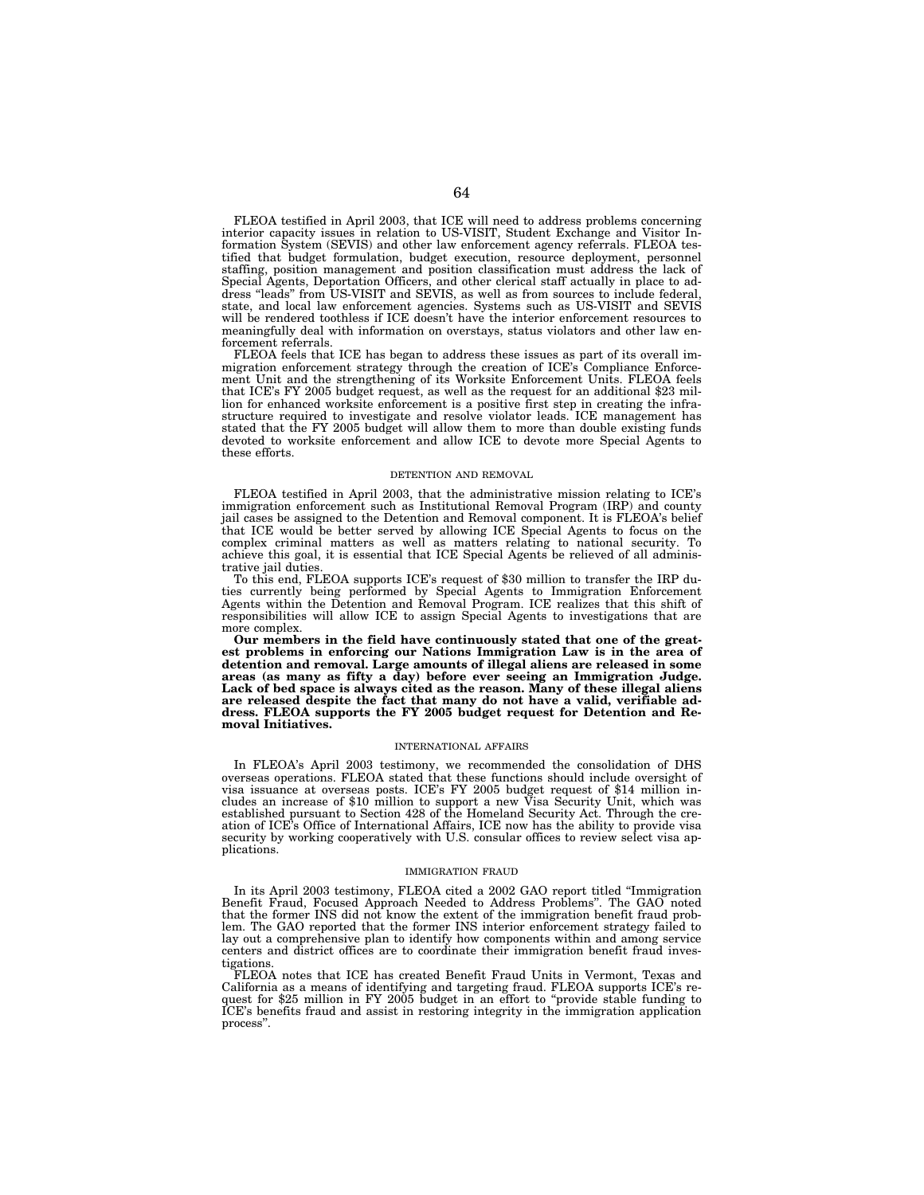FLEOA testified in April 2003, that ICE will need to address problems concerning interior capacity issues in relation to US-VISIT, Student Exchange and Visitor Information System (SEVIS) and other law enforcement agency referrals. FLEOA testified that budget formulation, budget execution, resource deployment, personnel staffing, position management and position classification must address the lack of Special Agents, Deportation Officers, and other clerical staff actually in place to address "leads" from US-VISIT and SEVIS, as well as from sources to include federal, state, and local law enforcement agencies. Systems such as US-VISIT and SEVIS will be rendered toothless if ICE doesn't have the interior enforcement resources to meaningfully deal with information on overstays, status violators and other law enforcement referrals.

FLEOA feels that ICE has began to address these issues as part of its overall immigration enforcement strategy through the creation of ICE's Compliance Enforcement Unit and the strengthening of its Worksite Enforcement Units. FLEOA feels that ICE's FY 2005 budget request, as well as the request for an additional $23 million for enhanced worksite enforcement is a positive first step in creating the infrastructure required to investigate and resolve violator leads. ICE management has stated that the FY 2005 budget will allow them to more than double existing funds devoted to worksite enforcement and allow ICE to devote more Special Agents to these efforts.

## DETENTION AND REMOVAL

FLEOA testified in April 2003, that the administrative mission relating to ICE's immigration enforcement such as Institutional Removal Program (IRP) and county jail cases be assigned to the Detention and Removal component. It is FLEOA's belief that ICE would be better served by allowing ICE Special Agents to focus on the complex criminal matters as well as matters relating to national security. To achieve this goal, it is essential that ICE Special Agents be relieved of all administrative jail duties.

To this end, FLEOA supports ICE's request of $30 million to transfer the IRP duties currently being performed by Special Agents to Immigration Enforcement Agents within the Detention and Removal Program. ICE realizes that this shift of responsibilities will allow ICE to assign Special Agents to investigations that are more complex.

**Our members in the field have continuously stated that one of the greatest problems in enforcing our Nations Immigration Law is in the area of detention and removal. Large amounts of illegal aliens are released in some areas (as many as fifty a day) before ever seeing an Immigration Judge. Lack of bed space is always cited as the reason. Many of these illegal aliens are released despite the fact that many do not have a valid, verifiable address. FLEOA supports the FY 2005 budget request for Detention and Removal Initiatives.**

## INTERNATIONAL AFFAIRS

In FLEOA's April 2003 testimony, we recommended the consolidation of DHS overseas operations. FLEOA stated that these functions should include oversight of visa issuance at overseas posts. ICE's FY 2005 budget request of $14 million includes an increase of $10 million to support a new Visa Security Unit, which was established pursuant to Section 428 of the Homeland Security Act. Through the creation of ICE's Office of International Affairs, ICE now has the ability to provide visa security by working cooperatively with U.S. consular offices to review select visa applications.

## IMMIGRATION FRAUD

In its April 2003 testimony, FLEOA cited a 2002 GAO report titled "Immigration Benefit Fraud, Focused Approach Needed to Address Problems". The GAO noted that the former INS did not know the extent of the immigration benefit fraud problem. The GAO reported that the former INS interior enforcement strategy failed to lay out a comprehensive plan to identify how components within and among service centers and district offices are to coordinate their immigration benefit fraud investigations.

FLEOA notes that ICE has created Benefit Fraud Units in Vermont, Texas and California as a means of identifying and targeting fraud. FLEOA supports ICE's request for $25 million in FY 2005 budget in an effort to "provide stable funding to ICE's benefits fraud and assist in restoring integrity in the immigration application process".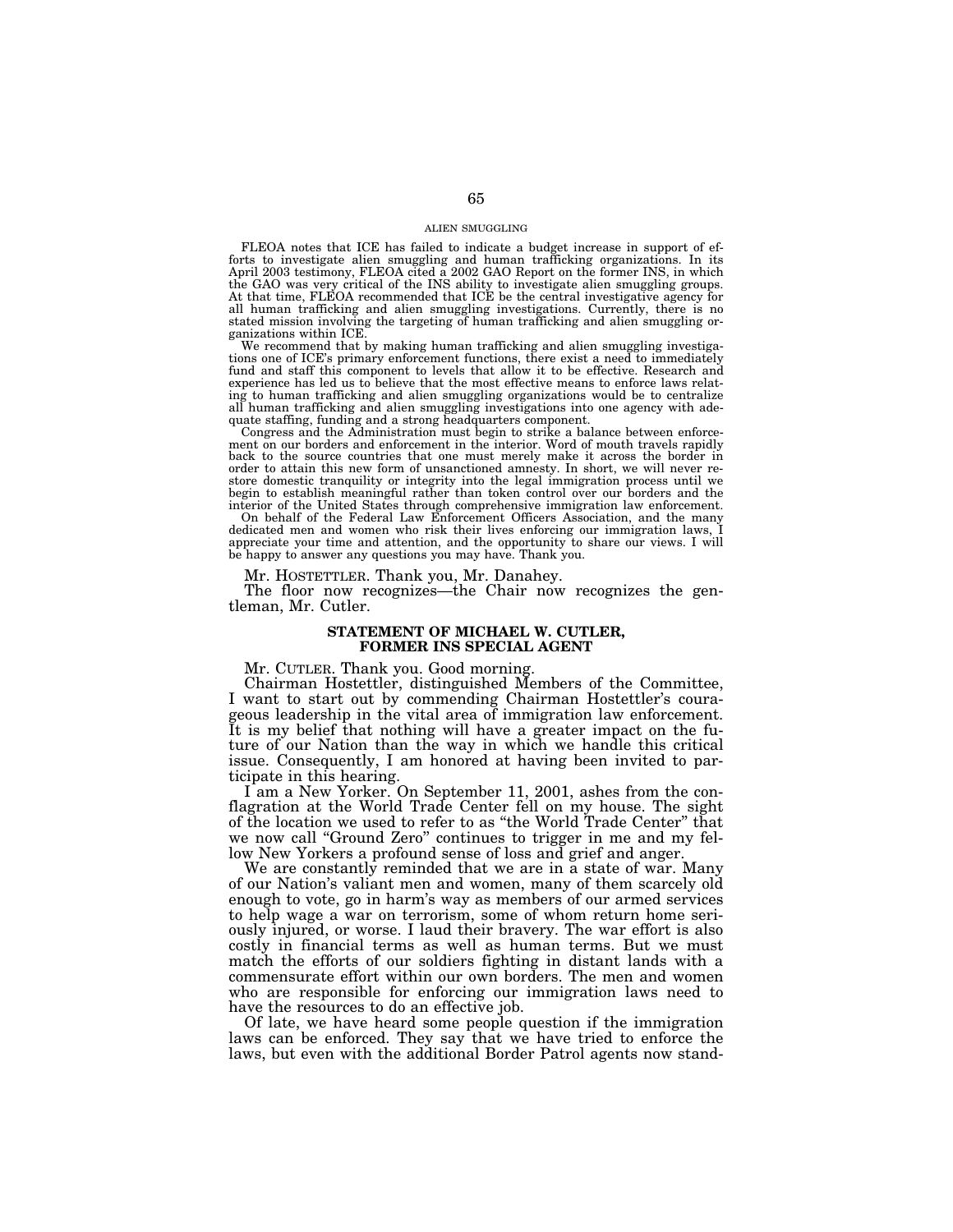ALIEN SMUGGLING

FLEOA notes that ICE has failed to indicate a budget increase in support of efforts to investigate alien smuggling and human trafficking organizations. In its April 2003 testimony, FLEOA cited a 2002 GAO Report on the former INS, in which the GAO was very critical of the INS ability to investigate alien smuggling groups. At that time, FLEOA recommended that ICE be the central investigative agency for all human trafficking and alien smuggling investigations. Currently, there is no stated mission involving the targeting of human trafficking and alien smuggling organizations within ICE.

We recommend that by making human trafficking and alien smuggling investigations one of ICE's primary enforcement functions, there exist a need to immediately fund and staff this component to levels that allow it to be effective. Research and experience has led us to believe that the most effective means to enforce laws relating to human trafficking and alien smuggling organizations would be to centralize all human trafficking and alien smuggling investigations into one agency with adequate staffing, funding and a strong headquarters component.

Congress and the Administration must begin to strike a balance between enforcement on our borders and enforcement in the interior. Word of mouth travels rapidly back to the source countries that one must merely make it across the border in order to attain this new form of unsanctioned amnesty. In short, we will never restore domestic tranquility or integrity into the legal immigration process until we begin to establish meaningful rather than token control over our borders and the interior of the United States through comprehensive immigration law enforcement.

On behalf of the Federal Law Enforcement Officers Association, and the many dedicated men and women who risk their lives enforcing our immigration laws, I appreciate your time and attention, and the opportunity to share our views. I will be happy to answer any questions you may have. Thank you.

Mr. HOSTETTLER. Thank you, Mr. Danahey.

The floor now recognizes—the Chair now recognizes the gentleman, Mr. Cutler.

## STATEMENT OF MICHAEL W. CUTLER, FORMER INS SPECIAL AGENT

Mr. CUTLER. Thank you. Good morning.

Chairman Hostettler, distinguished Members of the Committee, I want to start out by commending Chairman Hostettler's courageous leadership in the vital area of immigration law enforcement. It is my belief that nothing will have a greater impact on the future of our Nation than the way in which we handle this critical issue. Consequently, I am honored at having been invited to participate in this hearing.

I am a New Yorker. On September 11, 2001, ashes from the conflagration at the World Trade Center fell on my house. The sight of the location we used to refer to as "the World Trade Center" that we now call "Ground Zero" continues to trigger in me and my fellow New Yorkers a profound sense of loss and grief and anger.

We are constantly reminded that we are in a state of war. Many of our Nation's valiant men and women, many of them scarcely old enough to vote, go in harm's way as members of our armed services to help wage a war on terrorism, some of whom return home seriously injured, or worse. I laud their bravery. The war effort is also costly in financial terms as well as human terms. But we must match the efforts of our soldiers fighting in distant lands with a commensurate effort within our own borders. The men and women who are responsible for enforcing our immigration laws need to have the resources to do an effective job.

Of late, we have heard some people question if the immigration laws can be enforced. They say that we have tried to enforce the laws, but even with the additional Border Patrol agents now stand-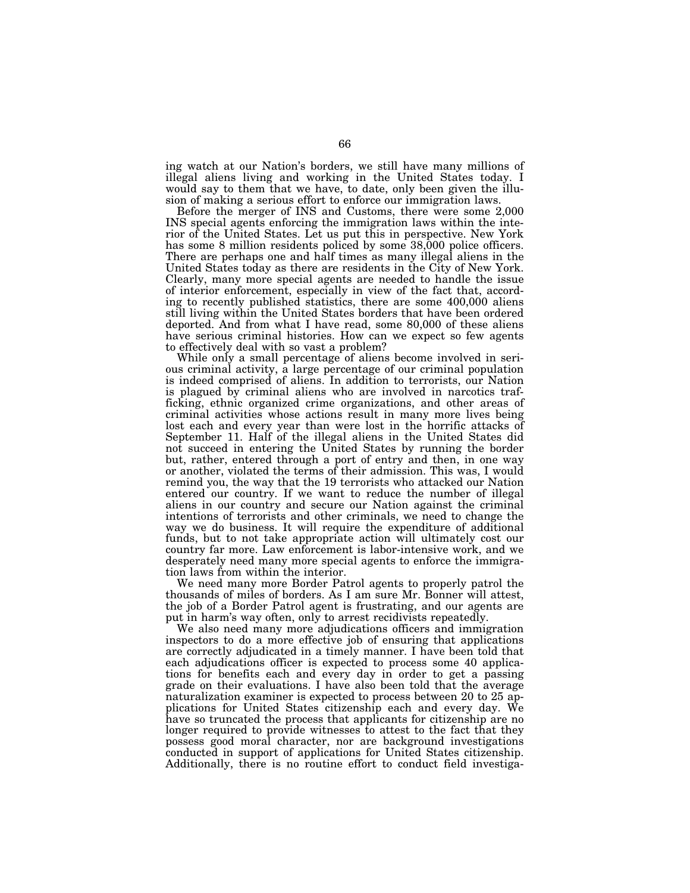ing watch at our Nation's borders, we still have many millions of illegal aliens living and working in the United States today. I would say to them that we have, to date, only been given the illusion of making a serious effort to enforce our immigration laws.

Before the merger of INS and Customs, there were some 2,000 INS special agents enforcing the immigration laws within the interior of the United States. Let us put this in perspective. New York has some 8 million residents policed by some 38,000 police officers. There are perhaps one and half times as many illegal aliens in the United States today as there are residents in the City of New York. Clearly, many more special agents are needed to handle the issue of interior enforcement, especially in view of the fact that, according to recently published statistics, there are some 400,000 aliens still living within the United States borders that have been ordered deported. And from what I have read, some 80,000 of these aliens have serious criminal histories. How can we expect so few agents to effectively deal with so vast a problem?

While only a small percentage of aliens become involved in serious criminal activity, a large percentage of our criminal population is indeed comprised of aliens. In addition to terrorists, our Nation is plagued by criminal aliens who are involved in narcotics trafficking, ethnic organized crime organizations, and other areas of criminal activities whose actions result in many more lives being lost each and every year than were lost in the horrific attacks of September 11. Half of the illegal aliens in the United States did not succeed in entering the United States by running the border but, rather, entered through a port of entry and then, in one way or another, violated the terms of their admission. This was, I would remind you, the way that the 19 terrorists who attacked our Nation entered our country. If we want to reduce the number of illegal aliens in our country and secure our Nation against the criminal intentions of terrorists and other criminals, we need to change the way we do business. It will require the expenditure of additional funds, but to not take appropriate action will ultimately cost our country far more. Law enforcement is labor-intensive work, and we desperately need many more special agents to enforce the immigration laws from within the interior.

We need many more Border Patrol agents to properly patrol the thousands of miles of borders. As I am sure Mr. Bonner will attest, the job of a Border Patrol agent is frustrating, and our agents are put in harm's way often, only to arrest recidivists repeatedly.

We also need many more adjudications officers and immigration inspectors to do a more effective job of ensuring that applications are correctly adjudicated in a timely manner. I have been told that each adjudications officer is expected to process some 40 applications for benefits each and every day in order to get a passing grade on their evaluations. I have also been told that the average naturalization examiner is expected to process between 20 to 25 applications for United States citizenship each and every day. We have so truncated the process that applicants for citizenship are no longer required to provide witnesses to attest to the fact that they possess good moral character, nor are background investigations conducted in support of applications for United States citizenship. Additionally, there is no routine effort to conduct field investiga-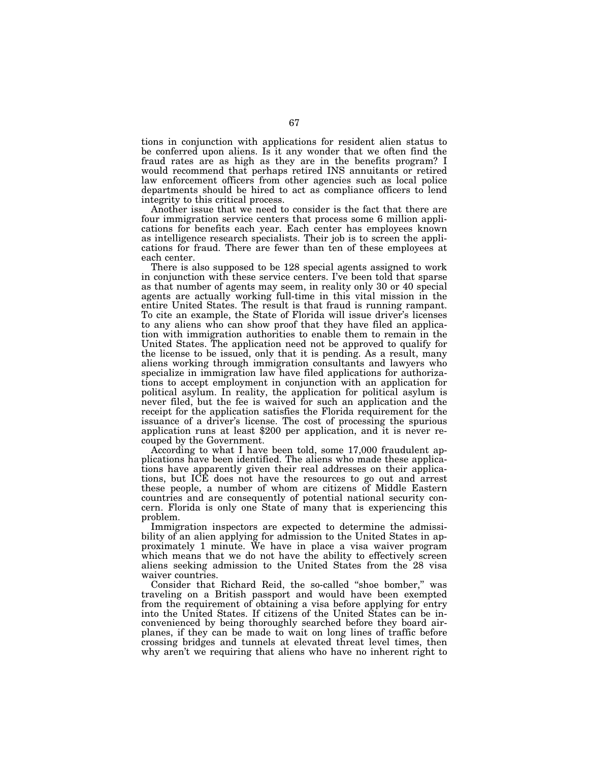tions in conjunction with applications for resident alien status to be conferred upon aliens. Is it any wonder that we often find the fraud rates are as high as they are in the benefits program? I would recommend that perhaps retired INS annuitants or retired law enforcement officers from other agencies such as local police departments should be hired to act as compliance officers to lend integrity to this critical process.

Another issue that we need to consider is the fact that there are four immigration service centers that process some 6 million applications for benefits each year. Each center has employees known as intelligence research specialists. Their job is to screen the applications for fraud. There are fewer than ten of these employees at each center.

There is also supposed to be 128 special agents assigned to work in conjunction with these service centers. I've been told that sparse as that number of agents may seem, in reality only 30 or 40 special agents are actually working full-time in this vital mission in the entire United States. The result is that fraud is running rampant. To cite an example, the State of Florida will issue driver's licenses to any aliens who can show proof that they have filed an application with immigration authorities to enable them to remain in the United States. The application need not be approved to qualify for the license to be issued, only that it is pending. As a result, many aliens working through immigration consultants and lawyers who specialize in immigration law have filed applications for authorizations to accept employment in conjunction with an application for political asylum. In reality, the application for political asylum is never filed, but the fee is waived for such an application and the receipt for the application satisfies the Florida requirement for the issuance of a driver's license. The cost of processing the spurious application runs at least $200 per application, and it is never recouped by the Government.

According to what I have been told, some 17,000 fraudulent applications have been identified. The aliens who made these applications have apparently given their real addresses on their applications, but ICE does not have the resources to go out and arrest these people, a number of whom are citizens of Middle Eastern countries and are consequently of potential national security concern. Florida is only one State of many that is experiencing this problem.

Immigration inspectors are expected to determine the admissibility of an alien applying for admission to the United States in approximately 1 minute. We have in place a visa waiver program which means that we do not have the ability to effectively screen aliens seeking admission to the United States from the 28 visa waiver countries.

Consider that Richard Reid, the so-called "shoe bomber," was traveling on a British passport and would have been exempted from the requirement of obtaining a visa before applying for entry into the United States. If citizens of the United States can be inconvenienced by being thoroughly searched before they board airplanes, if they can be made to wait on long lines of traffic before crossing bridges and tunnels at elevated threat level times, then why aren't we requiring that aliens who have no inherent right to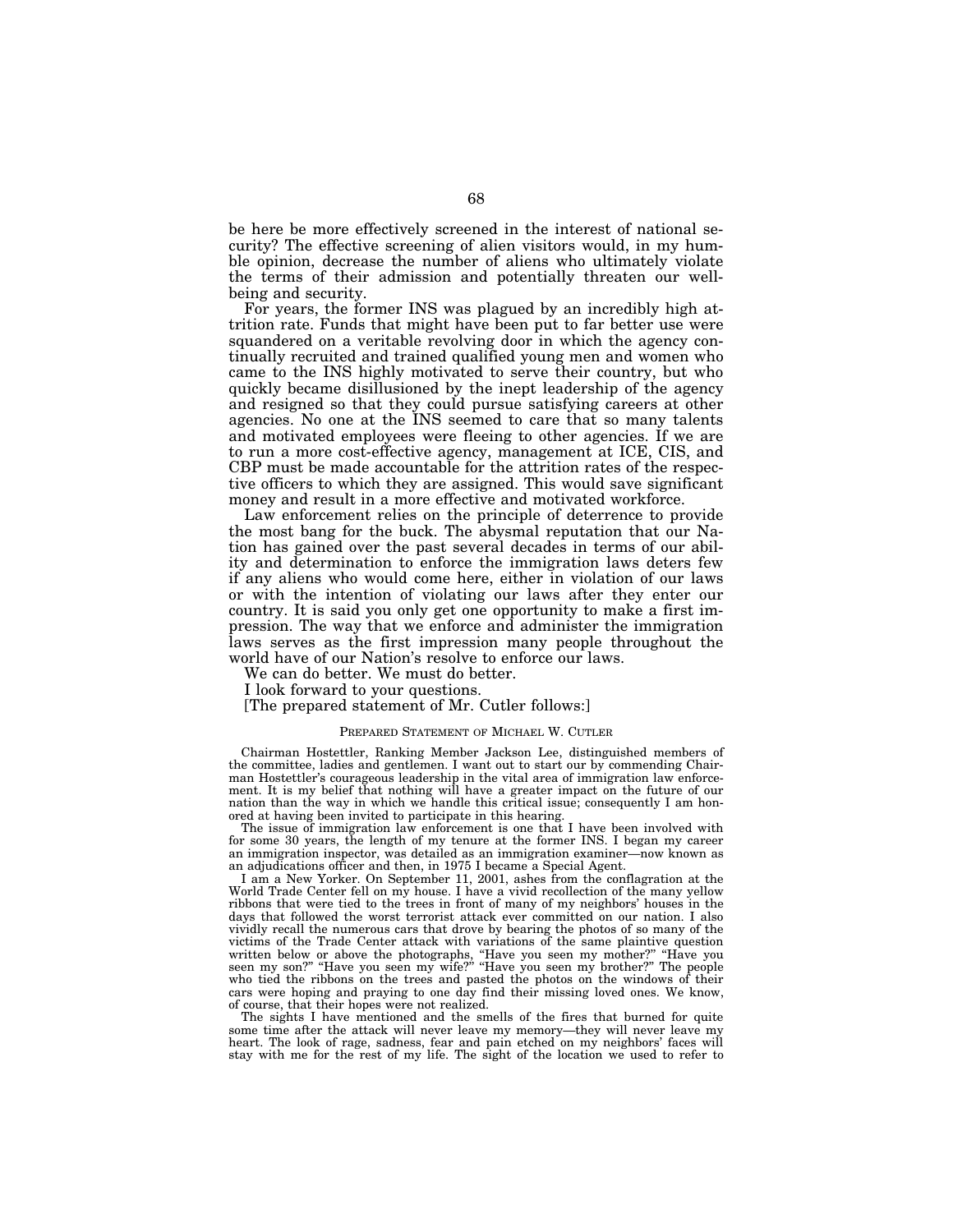be here be more effectively screened in the interest of national security? The effective screening of alien visitors would, in my humble opinion, decrease the number of aliens who ultimately violate the terms of their admission and potentially threaten our wellbeing and security.

For years, the former INS was plagued by an incredibly high attrition rate. Funds that might have been put to far better use were squandered on a veritable revolving door in which the agency continually recruited and trained qualified young men and women who came to the INS highly motivated to serve their country, but who quickly became disillusioned by the inept leadership of the agency and resigned so that they could pursue satisfying careers at other agencies. No one at the INS seemed to care that so many talents and motivated employees were fleeing to other agencies. If we are to run a more cost-effective agency, management at ICE, CIS, and CBP must be made accountable for the attrition rates of the respective officers to which they are assigned. This would save significant money and result in a more effective and motivated workforce.

Law enforcement relies on the principle of deterrence to provide the most bang for the buck. The abysmal reputation that our Nation has gained over the past several decades in terms of our ability and determination to enforce the immigration laws deters few if any aliens who would come here, either in violation of our laws or with the intention of violating our laws after they enter our country. It is said you only get one opportunity to make a first impression. The way that we enforce and administer the immigration laws serves as the first impression many people throughout the world have of our Nation's resolve to enforce our laws.

We can do better. We must do better.

I look forward to your questions.

[The prepared statement of Mr. Cutler follows:]

PREPARED STATEMENT OF MICHAEL W. CUTLER

Chairman Hostettler, Ranking Member Jackson Lee, distinguished members of the committee, ladies and gentlemen. I want out to start our by commending Chairman Hostettler's courageous leadership in the vital area of immigration law enforcement. It is my belief that nothing will have a greater impact on the future of our nation than the way in which we handle this critical issue; consequently I am honored at having been invited to participate in this hearing.

The issue of immigration law enforcement is one that I have been involved with for some 30 years, the length of my tenure at the former INS. I began my career an immigration inspector, was detailed as an immigration examiner—now known as an adjudications officer and then, in 1975 I became a Special Agent.

I am a New Yorker. On September 11, 2001, ashes from the conflagration at the World Trade Center fell on my house. I have a vivid recollection of the many yellow ribbons that were tied to the trees in front of many of my neighbors' houses in the days that followed the worst terrorist attack ever committed on our nation. I also vividly recall the numerous cars that drove by bearing the photos of so many of the victims of the Trade Center attack with variations of the same plaintive question written below or above the photographs, "Have you seen my mother?" "Have you seen my son?" "Have you seen my wife?" "Have you seen my brother?" The people who tied the ribbons on the trees and pasted the photos on the windows of their cars were hoping and praying to one day find their missing loved ones. We know, of course, that their hopes were not realized.

The sights I have mentioned and the smells of the fires that burned for quite some time after the attack will never leave my memory—they will never leave my heart. The look of rage, sadness, fear and pain etched on my neighbors' faces will stay with me for the rest of my life. The sight of the location we used to refer to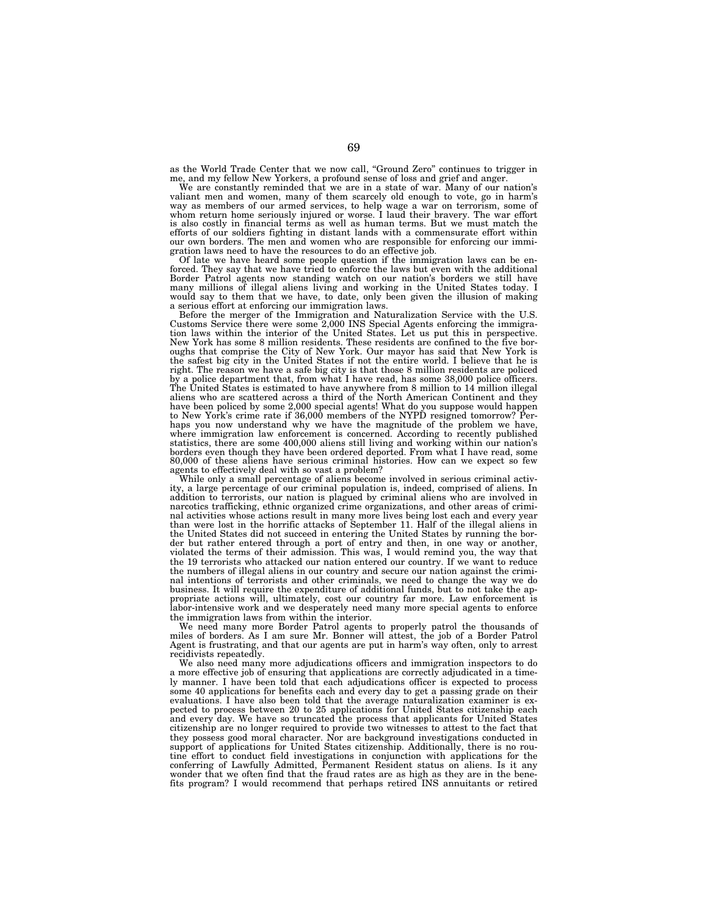as the World Trade Center that we now call, "Ground Zero" continues to trigger in me, and my fellow New Yorkers, a profound sense of loss and grief and anger.

We are constantly reminded that we are in a state of war. Many of our nation's valiant men and women, many of them scarcely old enough to vote, go in harm's way as members of our armed services, to help wage a war on terrorism, some of whom return home seriously injured or worse. I laud their bravery. The war effort is also costly in financial terms as well as human terms. But we must match the efforts of our soldiers fighting in distant lands with a commensurate effort within our own borders. The men and women who are responsible for enforcing our immigration laws need to have the resources to do an effective job.

Of late we have heard some people question if the immigration laws can be enforced. They say that we have tried to enforce the laws but even with the additional Border Patrol agents now standing watch on our nation's borders we still have many millions of illegal aliens living and working in the United States today. I would say to them that we have, to date, only been given the illusion of making a serious effort at enforcing our immigration laws.

Before the merger of the Immigration and Naturalization Service with the U.S. Customs Service there were some 2,000 INS Special Agents enforcing the immigration laws within the interior of the United States. Let us put this in perspective. New York has some 8 million residents. These residents are confined to the five boroughs that comprise the City of New York. Our mayor has said that New York is the safest big city in the United States if not the entire world. I believe that he is right. The reason we have a safe big city is that those 8 million residents are policed by a police department that, from what I have read, has some 38,000 police officers. The United States is estimated to have anywhere from 8 million to 14 million illegal aliens who are scattered across a third of the North American Continent and they have been policed by some 2,000 special agents! What do you suppose would happen to New York's crime rate if 36,000 members of the NYPD resigned tomorrow? Perhaps you now understand why we have the magnitude of the problem we have, where immigration law enforcement is concerned. According to recently published statistics, there are some 400,000 aliens still living and working within our nation's borders even though they have been ordered deported. From what I have read, some 80,000 of these aliens have serious criminal histories. How can we expect so few agents to effectively deal with so vast a problem?

While only a small percentage of aliens become involved in serious criminal activity, a large percentage of our criminal population is, indeed, comprised of aliens. In addition to terrorists, our nation is plagued by criminal aliens who are involved in narcotics trafficking, ethnic organized crime organizations, and other areas of criminal activities whose actions result in many more lives being lost each and every year than were lost in the horrific attacks of September 11. Half of the illegal aliens in the United States did not succeed in entering the United States by running the border but rather entered through a port of entry and then, in one way or another, violated the terms of their admission. This was, I would remind you, the way that the 19 terrorists who attacked our nation entered our country. If we want to reduce the numbers of illegal aliens in our country and secure our nation against the criminal intentions of terrorists and other criminals, we need to change the way we do business. It will require the expenditure of additional funds, but to not take the appropriate actions will, ultimately, cost our country far more. Law enforcement is labor-intensive work and we desperately need many more special agents to enforce the immigration laws from within the interior.

We need many more Border Patrol agents to properly patrol the thousands of miles of borders. As I am sure Mr. Bonner will attest, the job of a Border Patrol Agent is frustrating, and that our agents are put in harm's way often, only to arrest recidivists repeatedly.

We also need many more adjudications officers and immigration inspectors to do a more effective job of ensuring that applications are correctly adjudicated in a timely manner. I have been told that each adjudications officer is expected to process some 40 applications for benefits each and every day to get a passing grade on their evaluations. I have also been told that the average naturalization examiner is expected to process between 20 to 25 applications for United States citizenship each and every day. We have so truncated the process that applicants for United States citizenship are no longer required to provide two witnesses to attest to the fact that they possess good moral character. Nor are background investigations conducted in support of applications for United States citizenship. Additionally, there is no routine effort to conduct field investigations in conjunction with applications for the conferring of Lawfully Admitted, Permanent Resident status on aliens. Is it any wonder that we often find that the fraud rates are as high as they are in the benefits program? I would recommend that perhaps retired INS annuitants or retired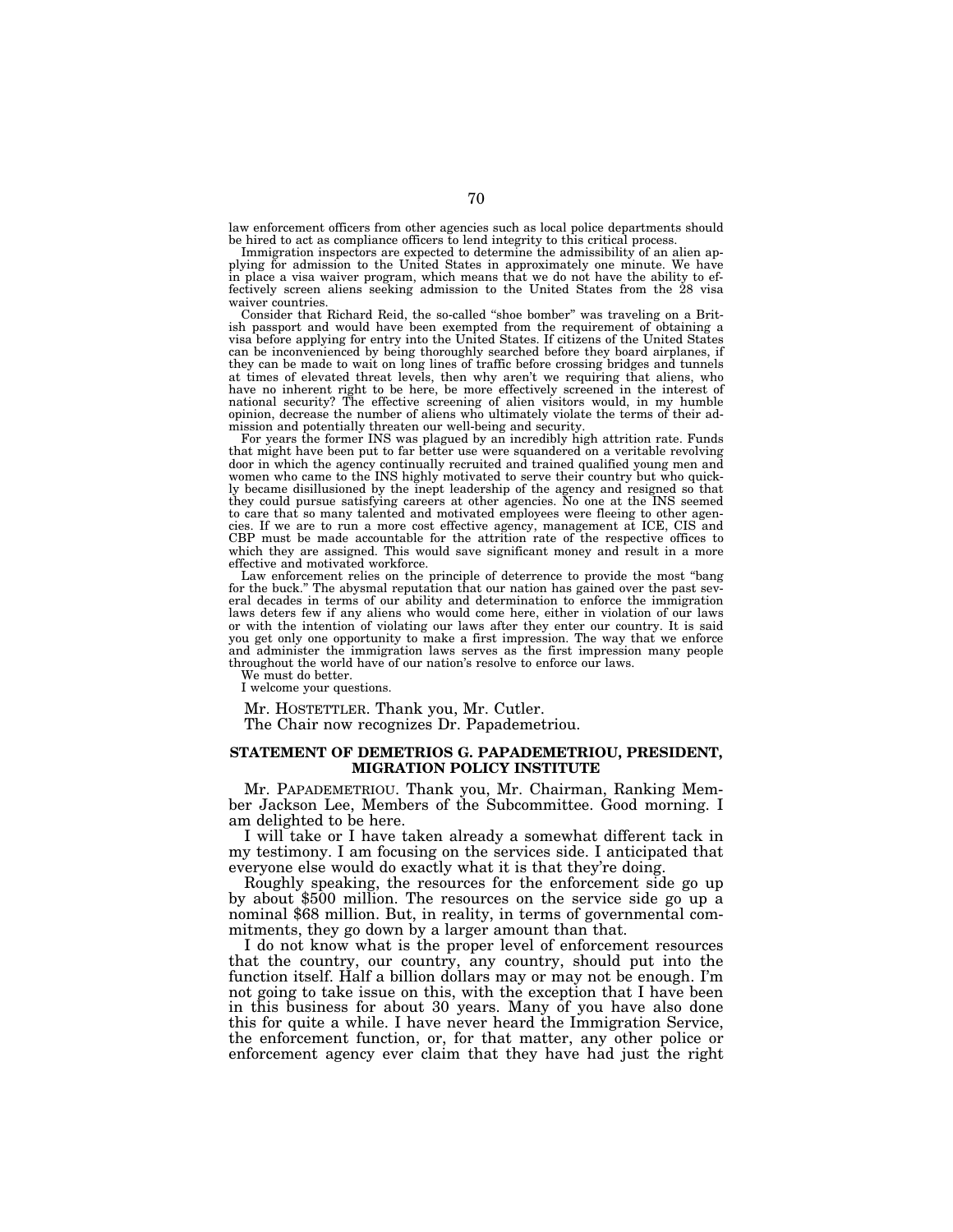law enforcement officers from other agencies such as local police departments should be hired to act as compliance officers to lend integrity to this critical process.

Immigration inspectors are expected to determine the admissibility of an alien applying for admission to the United States in approximately one minute. We have in place a visa waiver program, which means that we do not have the ability to effectively screen aliens seeking admission to the United States from the 28 visa waiver countries.

Consider that Richard Reid, the so-called "shoe bomber" was traveling on a British passport and would have been exempted from the requirement of obtaining a visa before applying for entry into the United States. If citizens of the United States can be inconvenienced by being thoroughly searched before they board airplanes, if they can be made to wait on long lines of traffic before crossing bridges and tunnels at times of elevated threat levels, then why aren't we requiring that aliens, who have no inherent right to be here, be more effectively screened in the interest of national security? The effective screening of alien visitors would, in my humble opinion, decrease the number of aliens who ultimately violate the terms of their admission and potentially threaten our well-being and security.

For years the former INS was plagued by an incredibly high attrition rate. Funds that might have been put to far better use were squandered on a veritable revolving door in which the agency continually recruited and trained qualified young men and women who came to the INS highly motivated to serve their country but who quickly became disillusioned by the inept leadership of the agency and resigned so that they could pursue satisfying careers at other agencies. No one at the INS seemed to care that so many talented and motivated employees were fleeing to other agencies. If we are to run a more cost effective agency, management at ICE, CIS and CBP must be made accountable for the attrition rate of the respective offices to which they are assigned. This would save significant money and result in a more effective and motivated workforce.

Law enforcement relies on the principle of deterrence to provide the most "bang for the buck." The abysmal reputation that our nation has gained over the past several decades in terms of our ability and determination to enforce the immigration laws deters few if any aliens who would come here, either in violation of our laws or with the intention of violating our laws after they enter our country. It is said you get only one opportunity to make a first impression. The way that we enforce and administer the immigration laws serves as the first impression many people throughout the world have of our nation's resolve to enforce our laws.

We must do better.

I welcome your questions.

Mr. HOSTETTLER. Thank you, Mr. Cutler.

The Chair now recognizes Dr. Papademetriou.

## STATEMENT OF DEMETRIOS G. PAPADEMETRIOU, PRESIDENT, MIGRATION POLICY INSTITUTE

Mr. PAPADEMETRIOU. Thank you, Mr. Chairman, Ranking Member Jackson Lee, Members of the Subcommittee. Good morning. I am delighted to be here.

I will take or I have taken already a somewhat different tack in my testimony. I am focusing on the services side. I anticipated that everyone else would do exactly what it is that they're doing.

Roughly speaking, the resources for the enforcement side go up by about $500 million. The resources on the service side go up a nominal $68 million. But, in reality, in terms of governmental commitments, they go down by a larger amount than that.

I do not know what is the proper level of enforcement resources that the country, our country, any country, should put into the function itself. Half a billion dollars may or may not be enough. I'm not going to take issue on this, with the exception that I have been in this business for about 30 years. Many of you have also done this for quite a while. I have never heard the Immigration Service, the enforcement function, or, for that matter, any other police or enforcement agency ever claim that they have had just the right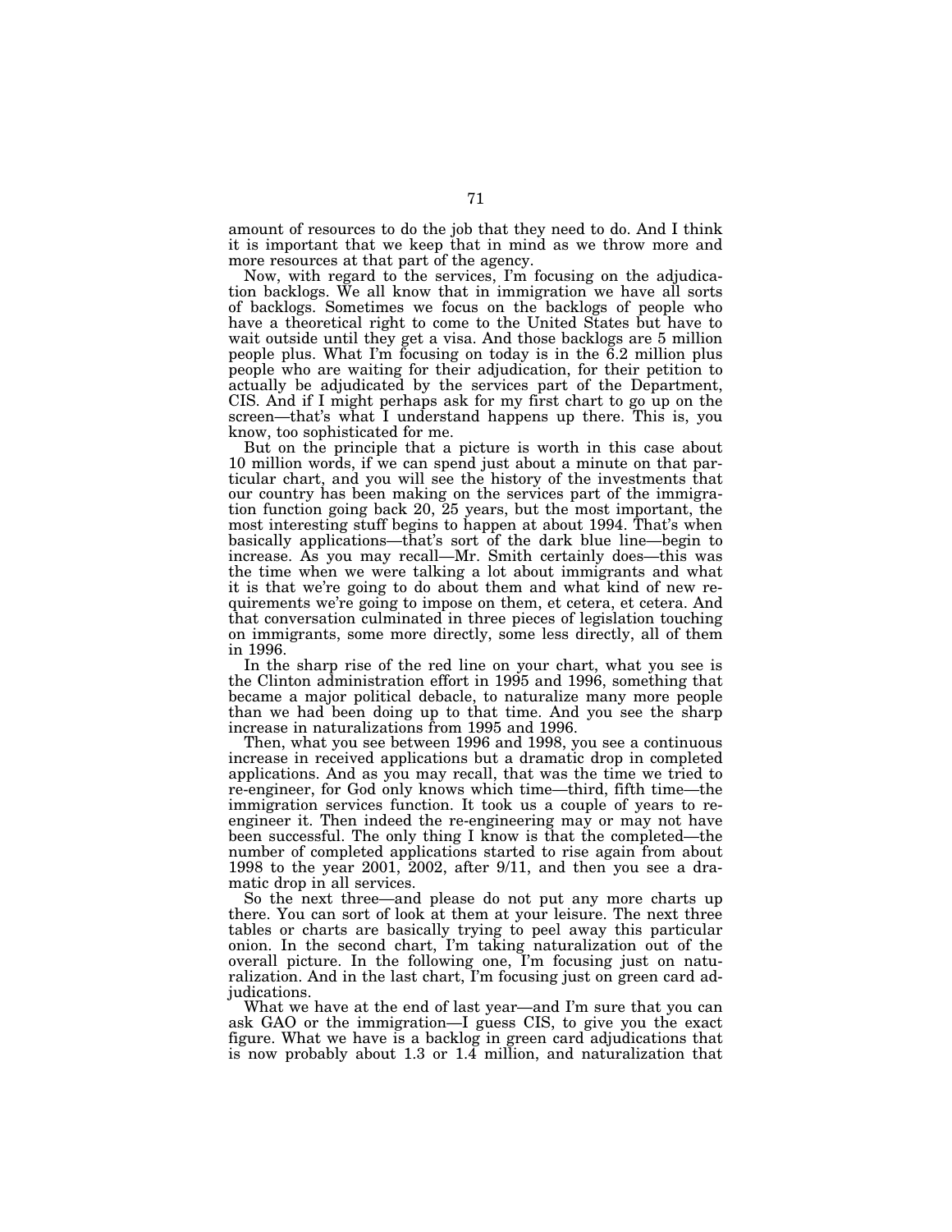amount of resources to do the job that they need to do. And I think it is important that we keep that in mind as we throw more and more resources at that part of the agency.

Now, with regard to the services, I'm focusing on the adjudication backlogs. We all know that in immigration we have all sorts of backlogs. Sometimes we focus on the backlogs of people who have a theoretical right to come to the United States but have to wait outside until they get a visa. And those backlogs are 5 million people plus. What I'm focusing on today is in the 6.2 million plus people who are waiting for their adjudication, for their petition to actually be adjudicated by the services part of the Department, CIS. And if I might perhaps ask for my first chart to go up on the screen—that's what I understand happens up there. This is, you know, too sophisticated for me.

But on the principle that a picture is worth in this case about 10 million words, if we can spend just about a minute on that particular chart, and you will see the history of the investments that our country has been making on the services part of the immigration function going back 20, 25 years, but the most important, the most interesting stuff begins to happen at about 1994. That's when basically applications—that's sort of the dark blue line—begin to increase. As you may recall—Mr. Smith certainly does—this was the time when we were talking a lot about immigrants and what it is that we're going to do about them and what kind of new requirements we're going to impose on them, et cetera, et cetera. And that conversation culminated in three pieces of legislation touching on immigrants, some more directly, some less directly, all of them in 1996.

In the sharp rise of the red line on your chart, what you see is the Clinton administration effort in 1995 and 1996, something that became a major political debacle, to naturalize many more people than we had been doing up to that time. And you see the sharp increase in naturalizations from 1995 and 1996.

Then, what you see between 1996 and 1998, you see a continuous increase in received applications but a dramatic drop in completed applications. And as you may recall, that was the time we tried to re-engineer, for God only knows which time—third, fifth time—the immigration services function. It took us a couple of years to re-engineer it. Then indeed the re-engineering may or may not have been successful. The only thing I know is that the completed—the number of completed applications started to rise again from about 1998 to the year 2001, 2002, after 9/11, and then you see a dramatic drop in all services.

So the next three—and please do not put any more charts up there. You can sort of look at them at your leisure. The next three tables or charts are basically trying to peel away this particular onion. In the second chart, I'm taking naturalization out of the overall picture. In the following one, I'm focusing just on naturalization. And in the last chart, I'm focusing just on green card adjudications.

What we have at the end of last year—and I'm sure that you can ask GAO or the immigration—I guess CIS, to give you the exact figure. What we have is a backlog in green card adjudications that is now probably about 1.3 or 1.4 million, and naturalization that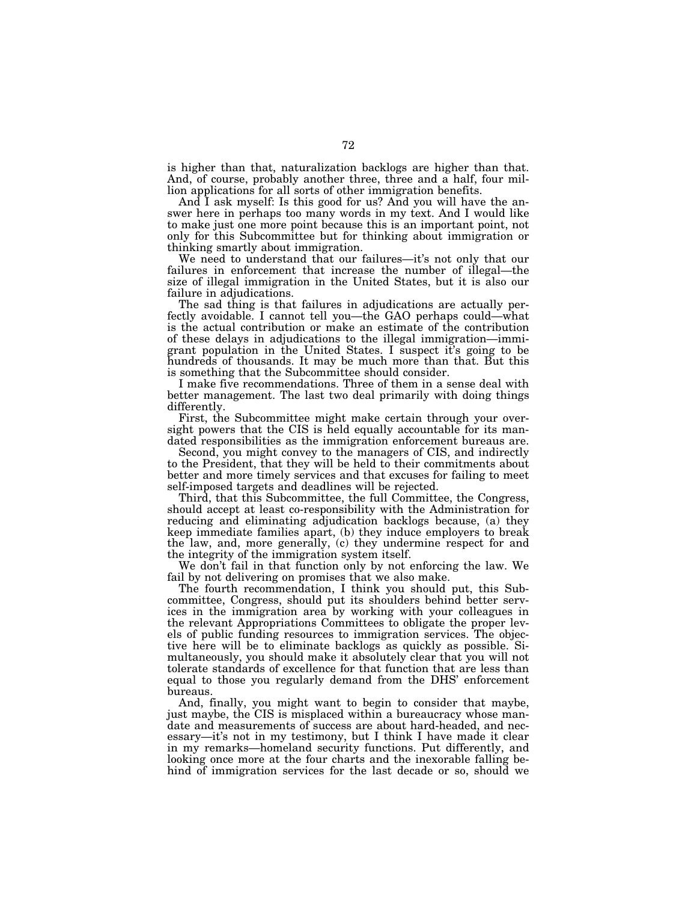is higher than that, naturalization backlogs are higher than that. And, of course, probably another three, three and a half, four million applications for all sorts of other immigration benefits.

And I ask myself: Is this good for us? And you will have the answer here in perhaps too many words in my text. And I would like to make just one more point because this is an important point, not only for this Subcommittee but for thinking about immigration or thinking smartly about immigration.

We need to understand that our failures—it's not only that our failures in enforcement that increase the number of illegal—the size of illegal immigration in the United States, but it is also our failure in adjudications.

The sad thing is that failures in adjudications are actually perfectly avoidable. I cannot tell you—the GAO perhaps could—what is the actual contribution or make an estimate of the contribution of these delays in adjudications to the illegal immigration—immigrant population in the United States. I suspect it's going to be hundreds of thousands. It may be much more than that. But this is something that the Subcommittee should consider.

I make five recommendations. Three of them in a sense deal with better management. The last two deal primarily with doing things differently.

First, the Subcommittee might make certain through your oversight powers that the CIS is held equally accountable for its mandated responsibilities as the immigration enforcement bureaus are.

Second, you might convey to the managers of CIS, and indirectly to the President, that they will be held to their commitments about better and more timely services and that excuses for failing to meet self-imposed targets and deadlines will be rejected.

Third, that this Subcommittee, the full Committee, the Congress, should accept at least co-responsibility with the Administration for reducing and eliminating adjudication backlogs because, (a) they keep immediate families apart, (b) they induce employers to break the law, and, more generally, (c) they undermine respect for and the integrity of the immigration system itself.

We don't fail in that function only by not enforcing the law. We fail by not delivering on promises that we also make.

The fourth recommendation, I think you should put, this Subcommittee, Congress, should put its shoulders behind better services in the immigration area by working with your colleagues in the relevant Appropriations Committees to obligate the proper levels of public funding resources to immigration services. The objective here will be to eliminate backlogs as quickly as possible. Simultaneously, you should make it absolutely clear that you will not tolerate standards of excellence for that function that are less than equal to those you regularly demand from the DHS' enforcement bureaus.

And, finally, you might want to begin to consider that maybe, just maybe, the CIS is misplaced within a bureaucracy whose mandate and measurements of success are about hard-headed, and necessary—it's not in my testimony, but I think I have made it clear in my remarks—homeland security functions. Put differently, and looking once more at the four charts and the inexorable falling behind of immigration services for the last decade or so, should we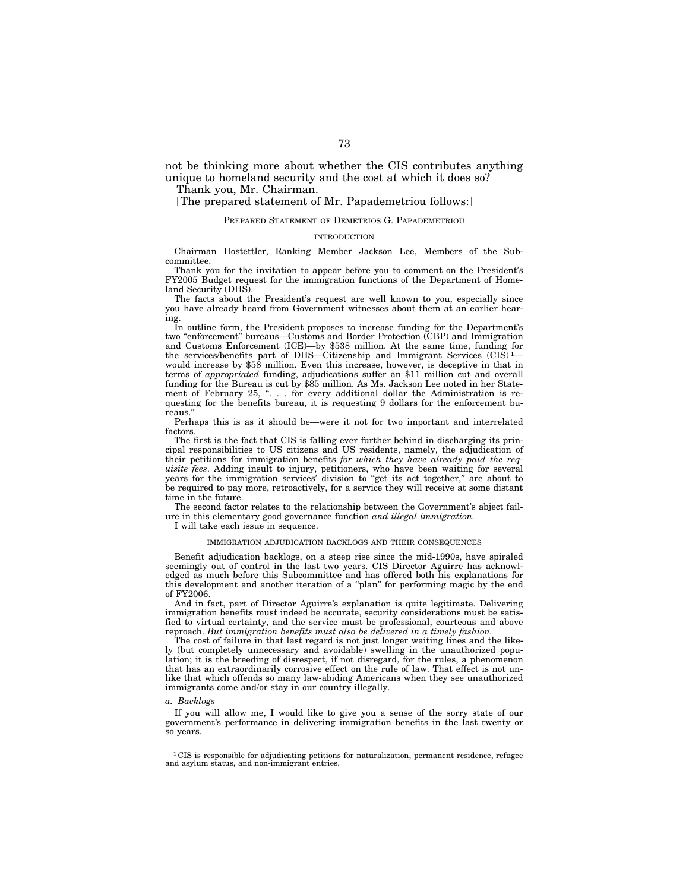not be thinking more about whether the CIS contributes anything unique to homeland security and the cost at which it does so?

Thank you, Mr. Chairman.

[The prepared statement of Mr. Papademetriou follows:]

PREPARED STATEMENT OF DEMETRIOS G. PAPADEMETRIOU

INTRODUCTION

Chairman Hostettler, Ranking Member Jackson Lee, Members of the Subcommittee.

Thank you for the invitation to appear before you to comment on the President's FY2005 Budget request for the immigration functions of the Department of Homeland Security (DHS).

The facts about the President's request are well known to you, especially since you have already heard from Government witnesses about them at an earlier hearing.

In outline form, the President proposes to increase funding for the Department's two "enforcement" bureaus—Customs and Border Protection (CBP) and Immigration and Customs Enforcement (ICE)—by $538 million. At the same time, funding for the services/benefits part of DHS—Citizenship and Immigrant Services (CIS)[1]—would increase by $58 million. Even this increase, however, is deceptive in that in terms of *appropriated* funding, adjudications suffer an $11 million cut and overall funding for the Bureau is cut by $85 million. As Ms. Jackson Lee noted in her Statement of February 25, ". . . for every additional dollar the Administration is requesting for the benefits bureau, it is requesting 9 dollars for the enforcement bureaus."

Perhaps this is as it should be—were it not for two important and interrelated factors.

The first is the fact that CIS is falling ever further behind in discharging its principal responsibilities to US citizens and US residents, namely, the adjudication of their petitions for immigration benefits *for which they have already paid the requisite fees*. Adding insult to injury, petitioners, who have been waiting for several years for the immigration services' division to "get its act together," are about to be required to pay more, retroactively, for a service they will receive at some distant time in the future.

The second factor relates to the relationship between the Government's abject failure in this elementary good governance function *and illegal immigration.*

I will take each issue in sequence.

IMMIGRATION ADJUDICATION BACKLOGS AND THEIR CONSEQUENCES

Benefit adjudication backlogs, on a steep rise since the mid-1990s, have spiraled seemingly out of control in the last two years. CIS Director Aguirre has acknowledged as much before this Subcommittee and has offered both his explanations for this development and another iteration of a "plan" for performing magic by the end of FY2006.

And in fact, part of Director Aguirre's explanation is quite legitimate. Delivering immigration benefits must indeed be accurate, security considerations must be satisfied to virtual certainty, and the service must be professional, courteous and above reproach. *But immigration benefits must also be delivered in a timely fashion.*

The cost of failure in that last regard is not just longer waiting lines and the likely (but completely unnecessary and avoidable) swelling in the unauthorized population; it is the breeding of disrespect, if not disregard, for the rules, a phenomenon that has an extraordinarily corrosive effect on the rule of law. That effect is not unlike that which offends so many law-abiding Americans when they see unauthorized immigrants come and/or stay in our country illegally.

*a. Backlogs*

If you will allow me, I would like to give you a sense of the sorry state of our government's performance in delivering immigration benefits in the last twenty or so years.

---

[1] CIS is responsible for adjudicating petitions for naturalization, permanent residence, refugee and asylum status, and non-immigrant entries.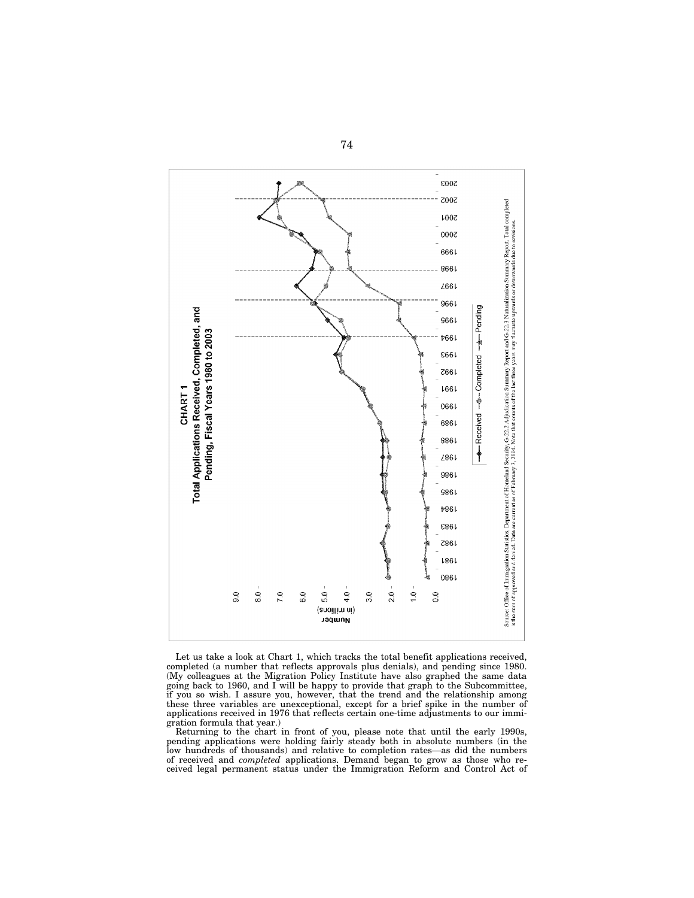**CHART 1**
**Total Applications Received, Completed, and Pending, Fiscal Years 1980 to 2003**

Source: Office of Immigration Statistics, Department of Homeland Security, G-22.2 Adjudication Summary Report and G-22.3 Naturalization Summary Report. Total completed is the sum of approved and denied. Data are current as of February 3, 2004. Note that counts of the last three years may fluctuate upwards or downwards due to revisions.

Let us take a look at Chart 1, which tracks the total benefit applications received, completed (a number that reflects approvals plus denials), and pending since 1980. (My colleagues at the Migration Policy Institute have also graphed the same data going back to 1960, and I will be happy to provide that graph to the Subcommittee, if you so wish. I assure you, however, that the trend and the relationship among these three variables are unexceptional, except for a brief spike in the number of applications received in 1976 that reflects certain one-time adjustments to our immigration formula that year.)

Returning to the chart in front of you, please note that until the early 1990s, pending applications were holding fairly steady both in absolute numbers (in the low hundreds of thousands) and relative to completion rates—as did the numbers of received and *completed* applications. Demand began to grow as those who received legal permanent status under the Immigration Reform and Control Act of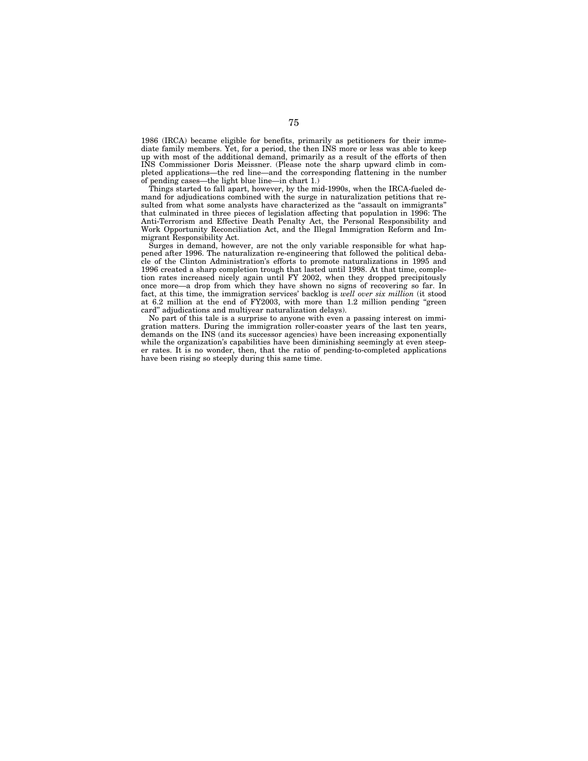1986 (IRCA) became eligible for benefits, primarily as petitioners for their immediate family members. Yet, for a period, the then INS more or less was able to keep up with most of the additional demand, primarily as a result of the efforts of then INS Commissioner Doris Meissner. (Please note the sharp upward climb in completed applications—the red line—and the corresponding flattening in the number of pending cases—the light blue line—in chart 1.)

Things started to fall apart, however, by the mid-1990s, when the IRCA-fueled demand for adjudications combined with the surge in naturalization petitions that resulted from what some analysts have characterized as the "assault on immigrants" that culminated in three pieces of legislation affecting that population in 1996: The Anti-Terrorism and Effective Death Penalty Act, the Personal Responsibility and Work Opportunity Reconciliation Act, and the Illegal Immigration Reform and Immigrant Responsibility Act.

Surges in demand, however, are not the only variable responsible for what happened after 1996. The naturalization re-engineering that followed the political debacle of the Clinton Administration's efforts to promote naturalizations in 1995 and 1996 created a sharp completion trough that lasted until 1998. At that time, completion rates increased nicely again until FY 2002, when they dropped precipitously once more—a drop from which they have shown no signs of recovering so far. In fact, at this time, the immigration services' backlog is *well over six million* (it stood at 6.2 million at the end of FY2003, with more than 1.2 million pending "green card" adjudications and multiyear naturalization delays).

No part of this tale is a surprise to anyone with even a passing interest on immigration matters. During the immigration roller-coaster years of the last ten years, demands on the INS (and its successor agencies) have been increasing exponentially while the organization's capabilities have been diminishing seemingly at even steeper rates. It is no wonder, then, that the ratio of pending-to-completed applications have been rising so steeply during this same time.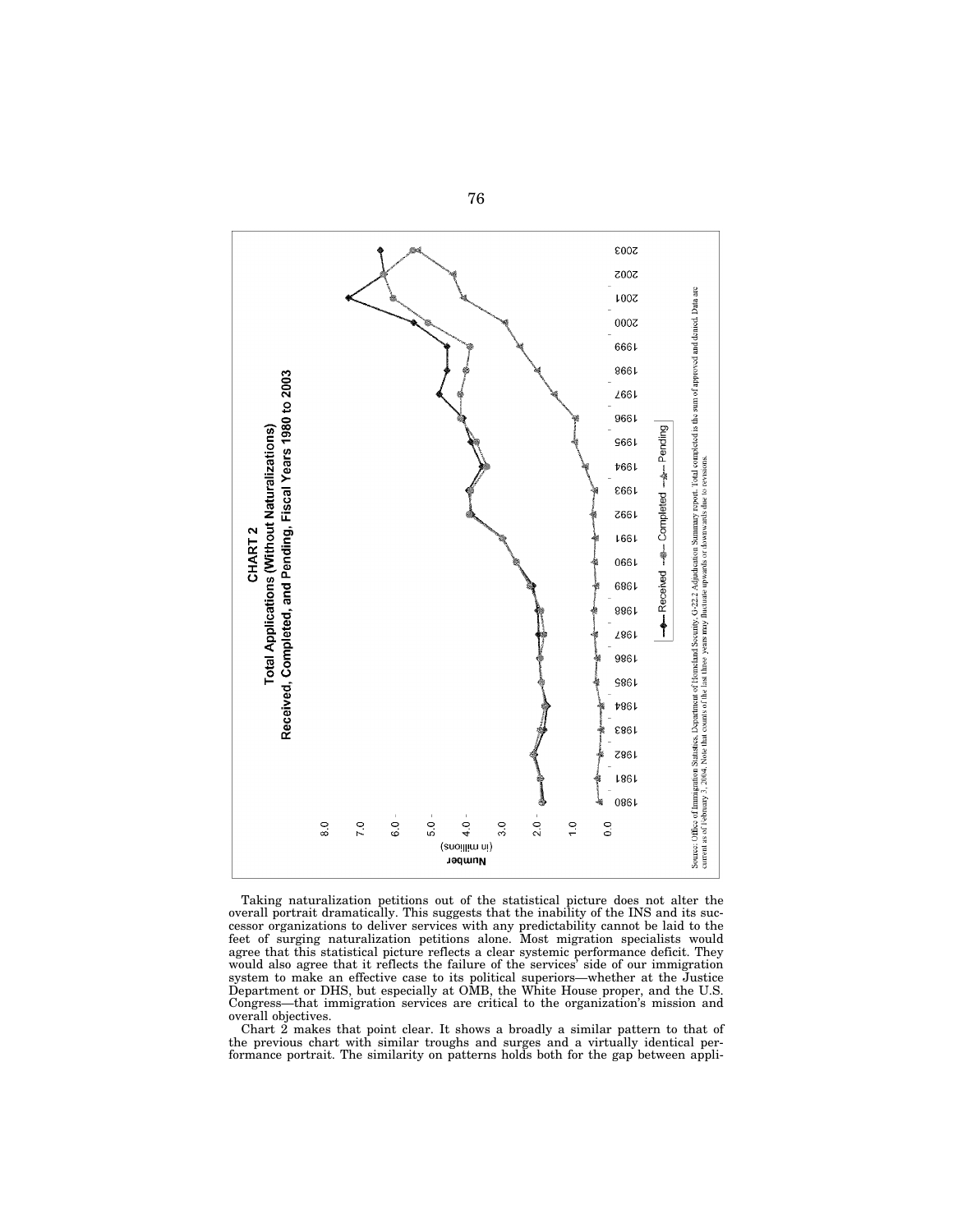**CHART 2**
**Total Applications (Without Naturalizations)**
**Received, Completed, and Pending, Fiscal Years 1980 to 2003**

Source: Office of Immigration Statistics, Department of Homeland Security, G-22.2 Adjudication Summary report. Total completed is the sum of approved and denied. Data are current as of February 3, 2004. Note that counts of the last three years may fluctuate upwards or downwards due to revisions.

Taking naturalization petitions out of the statistical picture does not alter the overall portrait dramatically. This suggests that the inability of the INS and its successor organizations to deliver services with any predictability cannot be laid to the feet of surging naturalization petitions alone. Most migration specialists would agree that this statistical picture reflects a clear systemic performance deficit. They would also agree that it reflects the failure of the services' side of our immigration system to make an effective case to its political superiors—whether at the Justice Department or DHS, but especially at OMB, the White House proper, and the U.S. Congress—that immigration services are critical to the organization's mission and overall objectives.

Chart 2 makes that point clear. It shows a broadly a similar pattern to that of the previous chart with similar troughs and surges and a virtually identical performance portrait. The similarity on patterns holds both for the gap between appli-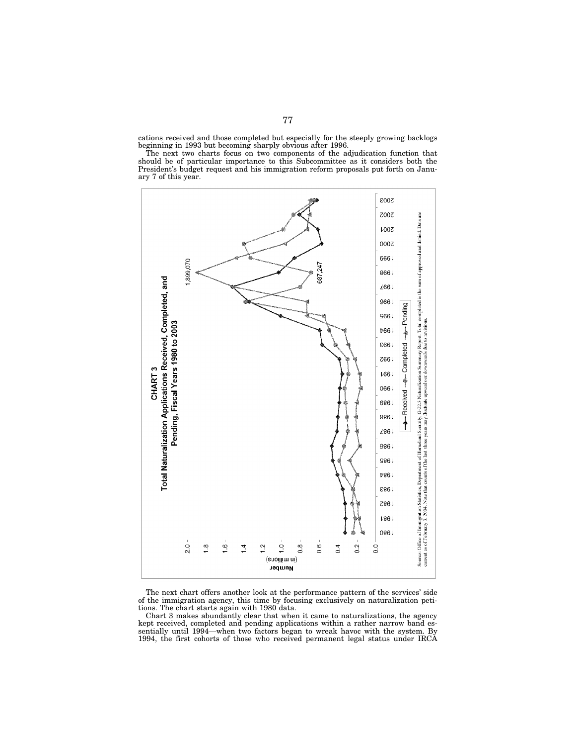cations received and those completed but especially for the steeply growing backlogs beginning in 1993 but becoming sharply obvious after 1996.

The next two charts focus on two components of the adjudication function that should be of particular importance to this Subcommittee as it considers both the President's budget request and his immigration reform proposals put forth on January 7 of this year.

**CHART 3**
**Total Naturalization Applications Received, Completed, and Pending, Fiscal Years 1980 to 2003**

Source: Office of Immigration Statistics, Department of Homeland Security, G-22.3 Naturalization Summary Report. Total completed is the sum of approved and denied. Data are current as of February 3, 2004. Note that counts of the last three years may fluctuate upwards or downwards due to revisions.

The next chart offers another look at the performance pattern of the services' side of the immigration agency, this time by focusing exclusively on naturalization petitions. The chart starts again with 1980 data.

Chart 3 makes abundantly clear that when it came to naturalizations, the agency kept received, completed and pending applications within a rather narrow band essentially until 1994—when two factors began to wreak havoc with the system. By 1994, the first cohorts of those who received permanent legal status under IRCA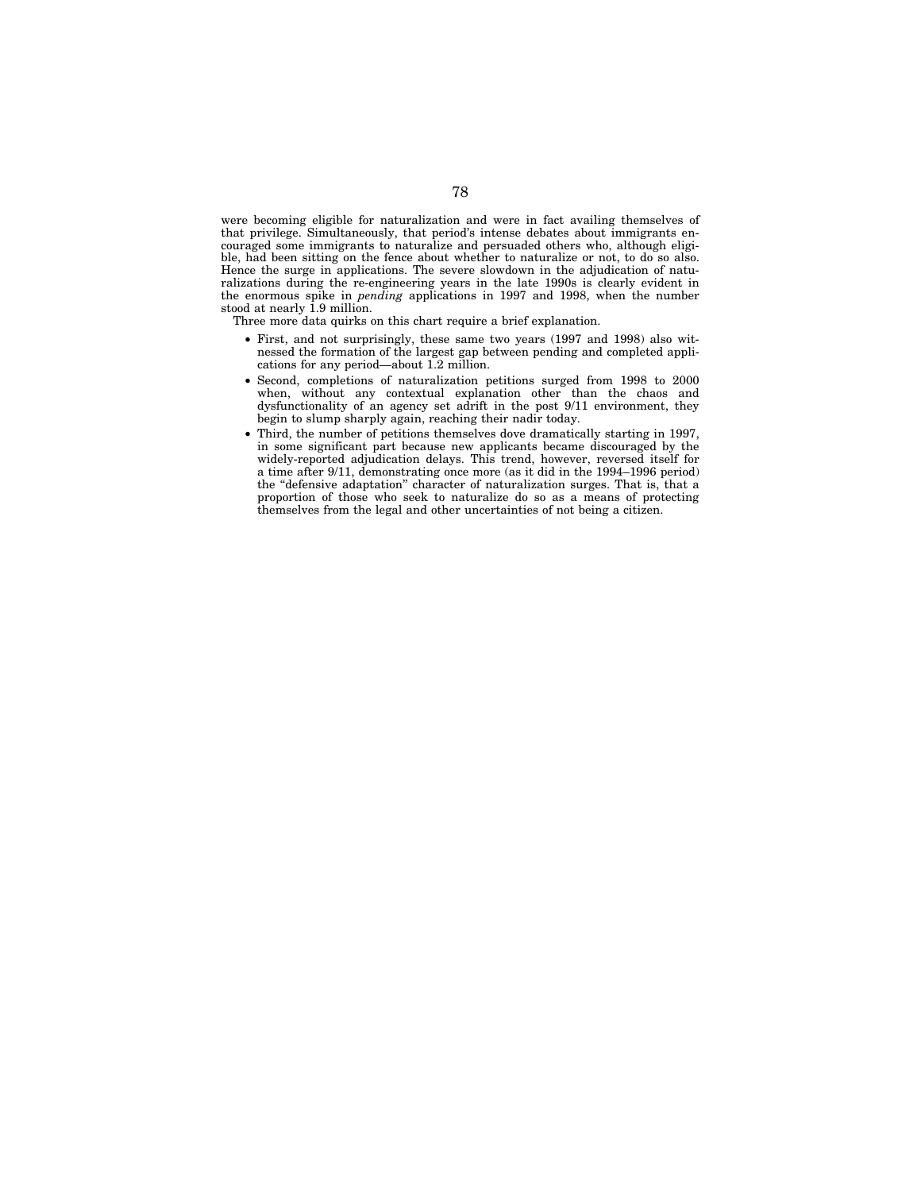were becoming eligible for naturalization and were in fact availing themselves of that privilege. Simultaneously, that period's intense debates about immigrants encouraged some immigrants to naturalize and persuaded others who, although eligible, had been sitting on the fence about whether to naturalize or not, to do so also. Hence the surge in applications. The severe slowdown in the adjudication of naturalizations during the re-engineering years in the late 1990s is clearly evident in the enormous spike in *pending* applications in 1997 and 1998, when the number stood at nearly 1.9 million.

Three more data quirks on this chart require a brief explanation.

- First, and not surprisingly, these same two years (1997 and 1998) also witnessed the formation of the largest gap between pending and completed applications for any period—about 1.2 million.
- Second, completions of naturalization petitions surged from 1998 to 2000 when, without any contextual explanation other than the chaos and dysfunctionality of an agency set adrift in the post 9/11 environment, they begin to slump sharply again, reaching their nadir today.
- Third, the number of petitions themselves dove dramatically starting in 1997, in some significant part because new applicants became discouraged by the widely-reported adjudication delays. This trend, however, reversed itself for a time after 9/11, demonstrating once more (as it did in the 1994–1996 period) the "defensive adaptation" character of naturalization surges. That is, that a proportion of those who seek to naturalize do so as a means of protecting themselves from the legal and other uncertainties of not being a citizen.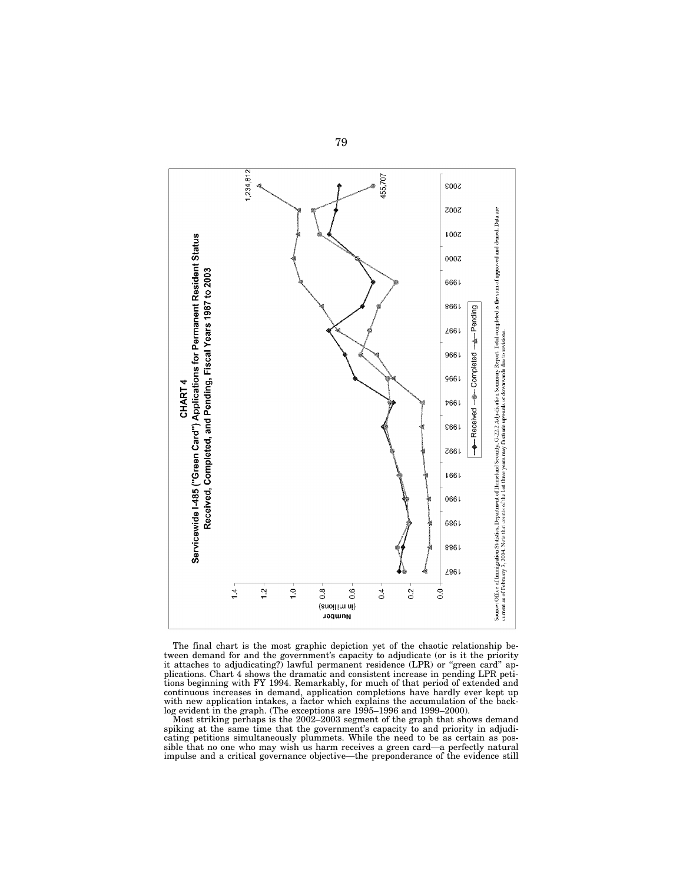**CHART 4**

**Servicewide I-485 ("Green Card") Applications for Permanent Resident Status Received, Completed, and Pending, Fiscal Years 1987 to 2003**

Number (in millions)

1,234,812

455,707

Received — Completed — Pending

Source: Office of Immigration Statistics, Department of Homeland Security, G-22.2 Adjudication Summary Report. Total completed is the sum of approved and denied. Data are current as of February 3, 2004. Note that counts of the last three years may fluctuate upwards or downwards due to revisions.

The final chart is the most graphic depiction yet of the chaotic relationship between demand for and the government's capacity to adjudicate (or is it the priority it attaches to adjudicating?) lawful permanent residence (LPR) or "green card" applications. Chart 4 shows the dramatic and consistent increase in pending LPR petitions beginning with FY 1994. Remarkably, for much of that period of extended and continuous increases in demand, application completions have hardly ever kept up with new application intakes, a factor which explains the accumulation of the backlog evident in the graph. (The exceptions are 1995–1996 and 1999–2000).

Most striking perhaps is the 2002–2003 segment of the graph that shows demand spiking at the same time that the government's capacity to and priority in adjudicating petitions simultaneously plummets. While the need to be as certain as possible that no one who may wish us harm receives a green card—a perfectly natural impulse and a critical governance objective—the preponderance of the evidence still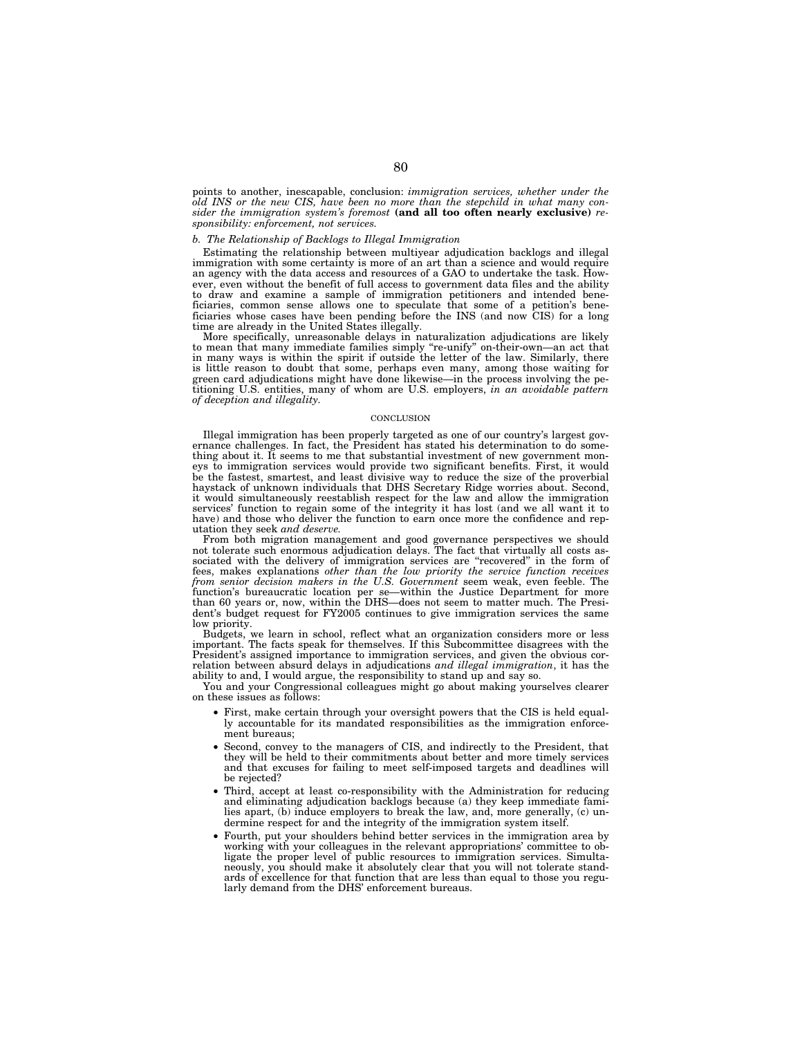points to another, inescapable, conclusion: *immigration services, whether under the old INS or the new CIS, have been no more than the stepchild in what many consider the immigration system's foremost* **(and all too often nearly exclusive)** *responsibility: enforcement, not services.*

### *b. The Relationship of Backlogs to Illegal Immigration*

Estimating the relationship between multiyear adjudication backlogs and illegal immigration with some certainty is more of an art than a science and would require an agency with the data access and resources of a GAO to undertake the task. However, even without the benefit of full access to government data files and the ability to draw and examine a sample of immigration petitioners and intended beneficiaries, common sense allows one to speculate that some of a petition's beneficiaries whose cases have been pending before the INS (and now CIS) for a long time are already in the United States illegally.

More specifically, unreasonable delays in naturalization adjudications are likely to mean that many immediate families simply "re-unify" on-their-own—an act that in many ways is within the spirit if outside the letter of the law. Similarly, there is little reason to doubt that some, perhaps even many, among those waiting for green card adjudications might have done likewise—in the process involving the petitioning U.S. entities, many of whom are U.S. employers, *in an avoidable pattern of deception and illegality.*

## CONCLUSION

Illegal immigration has been properly targeted as one of our country's largest governance challenges. In fact, the President has stated his determination to do something about it. It seems to me that substantial investment of new government moneys to immigration services would provide two significant benefits. First, it would be the fastest, smartest, and least divisive way to reduce the size of the proverbial haystack of unknown individuals that DHS Secretary Ridge worries about. Second, it would simultaneously reestablish respect for the law and allow the immigration services' function to regain some of the integrity it has lost (and we all want it to have) and those who deliver the function to earn once more the confidence and reputation they seek *and deserve.*

From both migration management and good governance perspectives we should not tolerate such enormous adjudication delays. The fact that virtually all costs associated with the delivery of immigration services are "recovered" in the form of fees, makes explanations *other than the low priority the service function receives from senior decision makers in the U.S. Government* seem weak, even feeble. The function's bureaucratic location per se—within the Justice Department for more than 60 years or, now, within the DHS—does not seem to matter much. The President's budget request for FY2005 continues to give immigration services the same low priority.

Budgets, we learn in school, reflect what an organization considers more or less important. The facts speak for themselves. If this Subcommittee disagrees with the President's assigned importance to immigration services, and given the obvious correlation between absurd delays in adjudications *and illegal immigration*, it has the ability to and, I would argue, the responsibility to stand up and say so.

You and your Congressional colleagues might go about making yourselves clearer on these issues as follows:

- First, make certain through your oversight powers that the CIS is held equally accountable for its mandated responsibilities as the immigration enforcement bureaus;
- Second, convey to the managers of CIS, and indirectly to the President, that they will be held to their commitments about better and more timely services and that excuses for failing to meet self-imposed targets and deadlines will be rejected?
- Third, accept at least co-responsibility with the Administration for reducing and eliminating adjudication backlogs because (a) they keep immediate families apart, (b) induce employers to break the law, and, more generally, (c) undermine respect for and the integrity of the immigration system itself.
- Fourth, put your shoulders behind better services in the immigration area by working with your colleagues in the relevant appropriations' committee to obligate the proper level of public resources to immigration services. Simultaneously, you should make it absolutely clear that you will not tolerate standards of excellence for that function that are less than equal to those you regularly demand from the DHS' enforcement bureaus.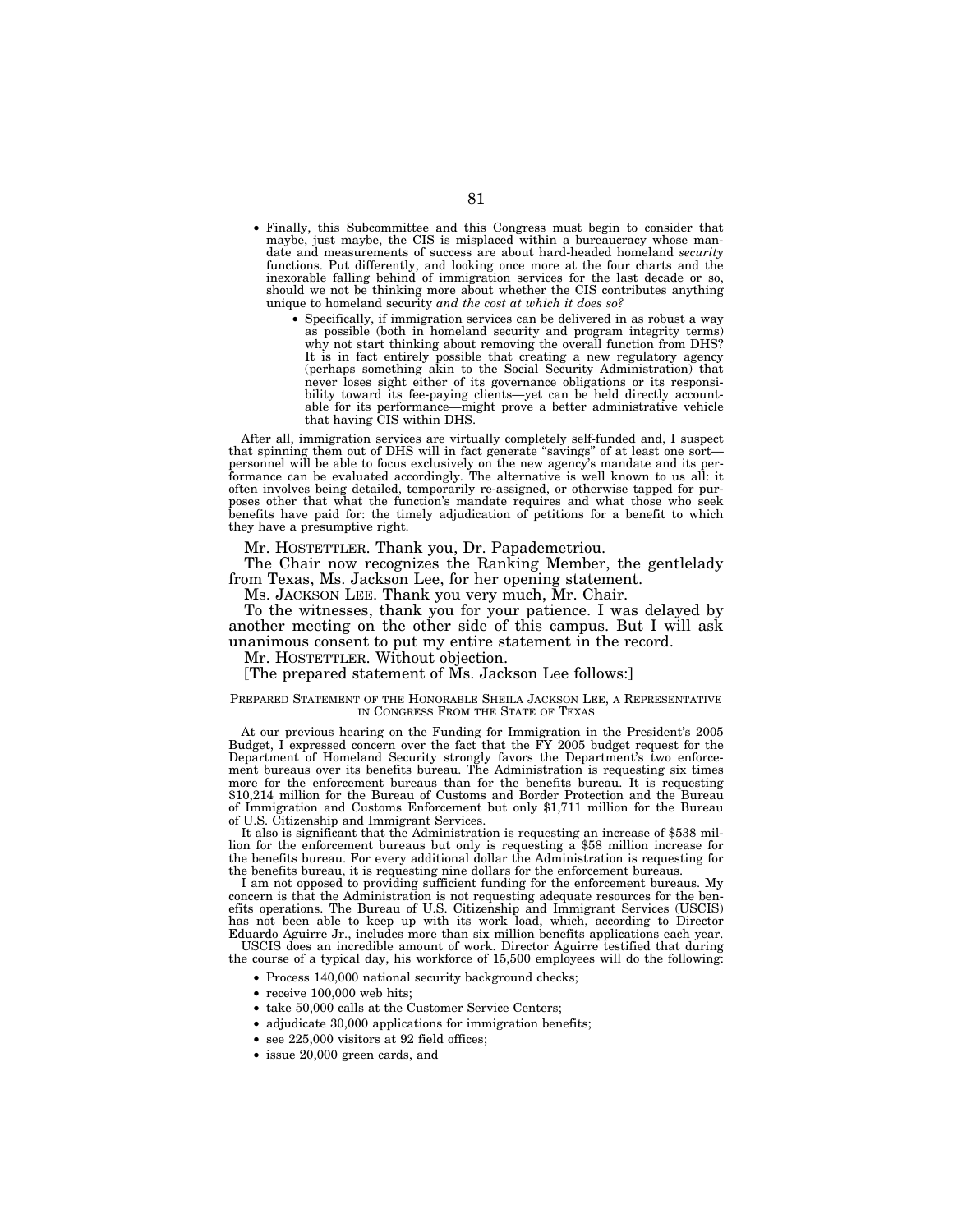- Finally, this Subcommittee and this Congress must begin to consider that maybe, just maybe, the CIS is misplaced within a bureaucracy whose mandate and measurements of success are about hard-headed homeland *security* functions. Put differently, and looking once more at the four charts and the inexorable falling behind of immigration services for the last decade or so, should we not be thinking more about whether the CIS contributes anything unique to homeland security *and the cost at which it does so?*
    - Specifically, if immigration services can be delivered in as robust a way as possible (both in homeland security and program integrity terms) why not start thinking about removing the overall function from DHS? It is in fact entirely possible that creating a new regulatory agency (perhaps something akin to the Social Security Administration) that never loses sight either of its governance obligations or its responsibility toward its fee-paying clients—yet can be held directly accountable for its performance—might prove a better administrative vehicle that having CIS within DHS.

After all, immigration services are virtually completely self-funded and, I suspect that spinning them out of DHS will in fact generate "savings" of at least one sort—personnel will be able to focus exclusively on the new agency's mandate and its performance can be evaluated accordingly. The alternative is well known to us all: it often involves being detailed, temporarily re-assigned, or otherwise tapped for purposes other that what the function's mandate requires and what those who seek benefits have paid for: the timely adjudication of petitions for a benefit to which they have a presumptive right.

Mr. HOSTETTLER. Thank you, Dr. Papademetriou.

The Chair now recognizes the Ranking Member, the gentlelady from Texas, Ms. Jackson Lee, for her opening statement.

Ms. JACKSON LEE. Thank you very much, Mr. Chair.

To the witnesses, thank you for your patience. I was delayed by another meeting on the other side of this campus. But I will ask unanimous consent to put my entire statement in the record.

Mr. HOSTETTLER. Without objection.

[The prepared statement of Ms. Jackson Lee follows:]

PREPARED STATEMENT OF THE HONORABLE SHEILA JACKSON LEE, A REPRESENTATIVE IN CONGRESS FROM THE STATE OF TEXAS

At our previous hearing on the Funding for Immigration in the President's 2005 Budget, I expressed concern over the fact that the FY 2005 budget request for the Department of Homeland Security strongly favors the Department's two enforcement bureaus over its benefits bureau. The Administration is requesting six times more for the enforcement bureaus than for the benefits bureau. It is requesting $10,214 million for the Bureau of Customs and Border Protection and the Bureau of Immigration and Customs Enforcement but only $1,711 million for the Bureau of U.S. Citizenship and Immigrant Services.

It also is significant that the Administration is requesting an increase of $538 million for the enforcement bureaus but only is requesting a $58 million increase for the benefits bureau. For every additional dollar the Administration is requesting for the benefits bureau, it is requesting nine dollars for the enforcement bureaus.

I am not opposed to providing sufficient funding for the enforcement bureaus. My concern is that the Administration is not requesting adequate resources for the benefits operations. The Bureau of U.S. Citizenship and Immigrant Services (USCIS) has not been able to keep up with its work load, which, according to Director Eduardo Aguirre Jr., includes more than six million benefits applications each year.

USCIS does an incredible amount of work. Director Aguirre testified that during the course of a typical day, his workforce of 15,500 employees will do the following:

- Process 140,000 national security background checks;
- receive 100,000 web hits;
- take 50,000 calls at the Customer Service Centers;
- adjudicate 30,000 applications for immigration benefits;
- see 225,000 visitors at 92 field offices;
- issue 20,000 green cards, and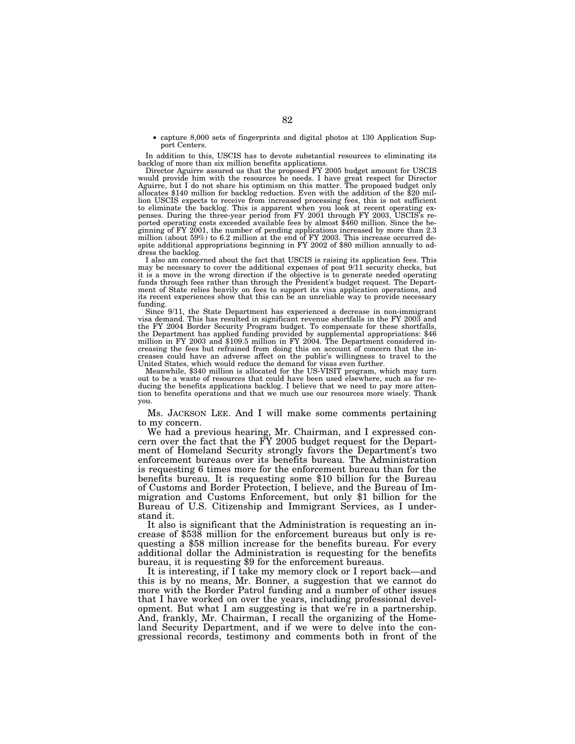- capture 8,000 sets of fingerprints and digital photos at 130 Application Support Centers.

In addition to this, USCIS has to devote substantial resources to eliminating its backlog of more than six million benefits applications.

Director Aguirre assured us that the proposed FY 2005 budget amount for USCIS would provide him with the resources he needs. I have great respect for Director Aguirre, but I do not share his optimism on this matter. The proposed budget only allocates $140 million for backlog reduction. Even with the addition of the $20 million USCIS expects to receive from increased processing fees, this is not sufficient to eliminate the backlog. This is apparent when you look at recent operating expenses. During the three-year period from FY 2001 through FY 2003, USCIS's reported operating costs exceeded available fees by almost $460 million. Since the beginning of FY 2001, the number of pending applications increased by more than 2.3 million (about 59%) to 6.2 million at the end of FY 2003. This increase occurred despite additional appropriations beginning in FY 2002 of $80 million annually to address the backlog.

I also am concerned about the fact that USCIS is raising its application fees. This may be necessary to cover the additional expenses of post 9/11 security checks, but it is a move in the wrong direction if the objective is to generate needed operating funds through fees rather than through the President's budget request. The Department of State relies heavily on fees to support its visa application operations, and its recent experiences show that this can be an unreliable way to provide necessary funding.

Since 9/11, the State Department has experienced a decrease in non-immigrant visa demand. This has resulted in significant revenue shortfalls in the FY 2003 and the FY 2004 Border Security Program budget. To compensate for these shortfalls, the Department has applied funding provided by supplemental appropriations: $46 million in FY 2003 and $109.5 million in FY 2004. The Department considered increasing the fees but refrained from doing this on account of concern that the increases could have an adverse affect on the public's willingness to travel to the United States, which would reduce the demand for visas even further.

Meanwhile, $340 million is allocated for the US-VISIT program, which may turn out to be a waste of resources that could have been used elsewhere, such as for reducing the benefits applications backlog. I believe that we need to pay more attention to benefits operations and that we much use our resources more wisely. Thank you.

Ms. JACKSON LEE. And I will make some comments pertaining to my concern.

We had a previous hearing, Mr. Chairman, and I expressed concern over the fact that the FY 2005 budget request for the Department of Homeland Security strongly favors the Department's two enforcement bureaus over its benefits bureau. The Administration is requesting 6 times more for the enforcement bureau than for the benefits bureau. It is requesting some $10 billion for the Bureau of Customs and Border Protection, I believe, and the Bureau of Immigration and Customs Enforcement, but only $1 billion for the Bureau of U.S. Citizenship and Immigrant Services, as I understand it.

It also is significant that the Administration is requesting an increase of $538 million for the enforcement bureaus but only is requesting a $58 million increase for the benefits bureau. For every additional dollar the Administration is requesting for the benefits bureau, it is requesting $9 for the enforcement bureaus.

It is interesting, if I take my memory clock or I report back—and this is by no means, Mr. Bonner, a suggestion that we cannot do more with the Border Patrol funding and a number of other issues that I have worked on over the years, including professional development. But what I am suggesting is that we're in a partnership. And, frankly, Mr. Chairman, I recall the organizing of the Homeland Security Department, and if we were to delve into the congressional records, testimony and comments both in front of the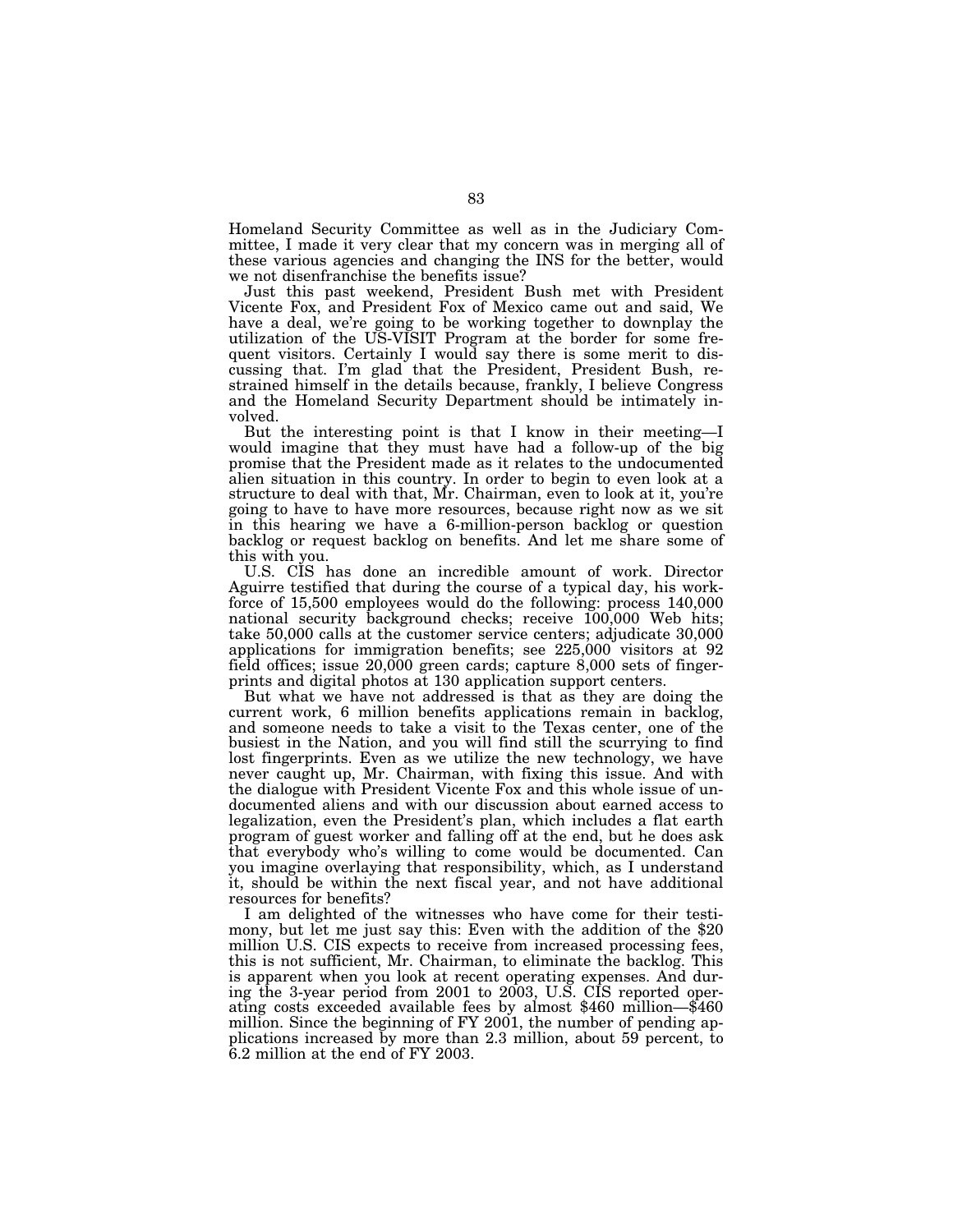Homeland Security Committee as well as in the Judiciary Committee, I made it very clear that my concern was in merging all of these various agencies and changing the INS for the better, would we not disenfranchise the benefits issue?

Just this past weekend, President Bush met with President Vicente Fox, and President Fox of Mexico came out and said, We have a deal, we're going to be working together to downplay the utilization of the US-VISIT Program at the border for some frequent visitors. Certainly I would say there is some merit to discussing that. I'm glad that the President, President Bush, restrained himself in the details because, frankly, I believe Congress and the Homeland Security Department should be intimately involved.

But the interesting point is that I know in their meeting—I would imagine that they must have had a follow-up of the big promise that the President made as it relates to the undocumented alien situation in this country. In order to begin to even look at a structure to deal with that, Mr. Chairman, even to look at it, you're going to have to have more resources, because right now as we sit in this hearing we have a 6-million-person backlog or question backlog or request backlog on benefits. And let me share some of this with you.

U.S. CIS has done an incredible amount of work. Director Aguirre testified that during the course of a typical day, his workforce of 15,500 employees would do the following: process 140,000 national security background checks; receive 100,000 Web hits; take 50,000 calls at the customer service centers; adjudicate 30,000 applications for immigration benefits; see 225,000 visitors at 92 field offices; issue 20,000 green cards; capture 8,000 sets of fingerprints and digital photos at 130 application support centers.

But what we have not addressed is that as they are doing the current work, 6 million benefits applications remain in backlog, and someone needs to take a visit to the Texas center, one of the busiest in the Nation, and you will find still the scurrying to find lost fingerprints. Even as we utilize the new technology, we have never caught up, Mr. Chairman, with fixing this issue. And with the dialogue with President Vicente Fox and this whole issue of undocumented aliens and with our discussion about earned access to legalization, even the President's plan, which includes a flat earth program of guest worker and falling off at the end, but he does ask that everybody who's willing to come would be documented. Can you imagine overlaying that responsibility, which, as I understand it, should be within the next fiscal year, and not have additional resources for benefits?

I am delighted of the witnesses who have come for their testimony, but let me just say this: Even with the addition of the $20 million U.S. CIS expects to receive from increased processing fees, this is not sufficient, Mr. Chairman, to eliminate the backlog. This is apparent when you look at recent operating expenses. And during the 3-year period from 2001 to 2003, U.S. CIS reported operating costs exceeded available fees by almost $460 million—$460 million. Since the beginning of FY 2001, the number of pending applications increased by more than 2.3 million, about 59 percent, to 6.2 million at the end of FY 2003.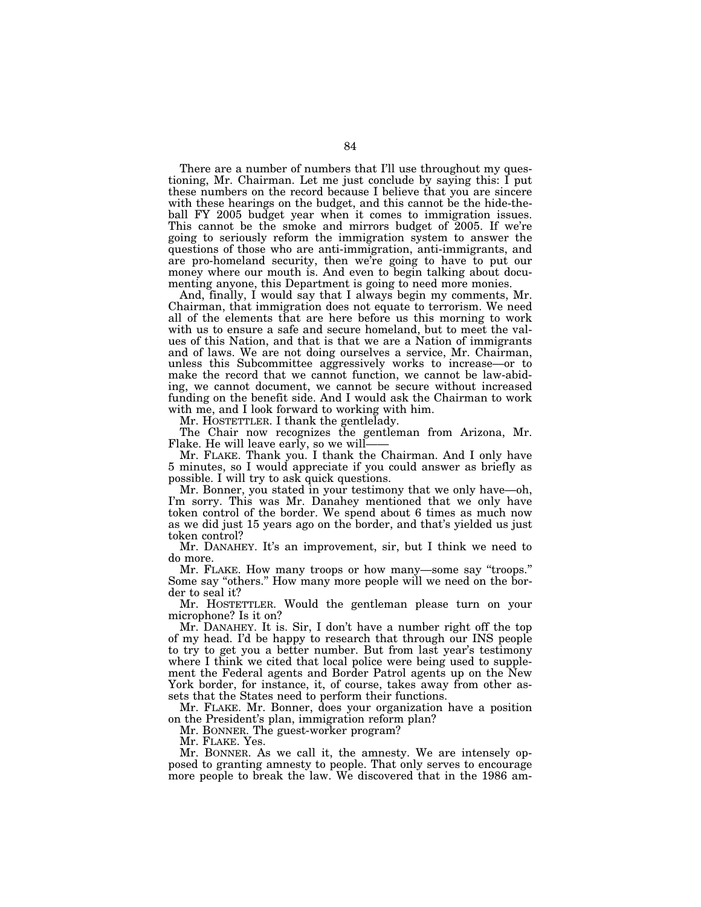There are a number of numbers that I'll use throughout my questioning, Mr. Chairman. Let me just conclude by saying this: I put these numbers on the record because I believe that you are sincere with these hearings on the budget, and this cannot be the hide-the-ball FY 2005 budget year when it comes to immigration issues. This cannot be the smoke and mirrors budget of 2005. If we're going to seriously reform the immigration system to answer the questions of those who are anti-immigration, anti-immigrants, and are pro-homeland security, then we're going to have to put our money where our mouth is. And even to begin talking about documenting anyone, this Department is going to need more monies.

And, finally, I would say that I always begin my comments, Mr. Chairman, that immigration does not equate to terrorism. We need all of the elements that are here before us this morning to work with us to ensure a safe and secure homeland, but to meet the values of this Nation, and that is that we are a Nation of immigrants and of laws. We are not doing ourselves a service, Mr. Chairman, unless this Subcommittee aggressively works to increase—or to make the record that we cannot function, we cannot be law-abiding, we cannot document, we cannot be secure without increased funding on the benefit side. And I would ask the Chairman to work with me, and I look forward to working with him.

Mr. HOSTETTLER. I thank the gentlelady.

The Chair now recognizes the gentleman from Arizona, Mr. Flake. He will leave early, so we will——

Mr. FLAKE. Thank you. I thank the Chairman. And I only have 5 minutes, so I would appreciate if you could answer as briefly as possible. I will try to ask quick questions.

Mr. Bonner, you stated in your testimony that we only have—oh, I'm sorry. This was Mr. Danahey mentioned that we only have token control of the border. We spend about 6 times as much now as we did just 15 years ago on the border, and that's yielded us just token control?

Mr. DANAHEY. It's an improvement, sir, but I think we need to do more.

Mr. FLAKE. How many troops or how many—some say "troops." Some say "others." How many more people will we need on the border to seal it?

Mr. HOSTETTLER. Would the gentleman please turn on your microphone? Is it on?

Mr. DANAHEY. It is. Sir, I don't have a number right off the top of my head. I'd be happy to research that through our INS people to try to get you a better number. But from last year's testimony where I think we cited that local police were being used to supplement the Federal agents and Border Patrol agents up on the New York border, for instance, it, of course, takes away from other assets that the States need to perform their functions.

Mr. FLAKE. Mr. Bonner, does your organization have a position on the President's plan, immigration reform plan?

Mr. BONNER. The guest-worker program?

Mr. FLAKE. Yes.

Mr. BONNER. As we call it, the amnesty. We are intensely opposed to granting amnesty to people. That only serves to encourage more people to break the law. We discovered that in the 1986 am-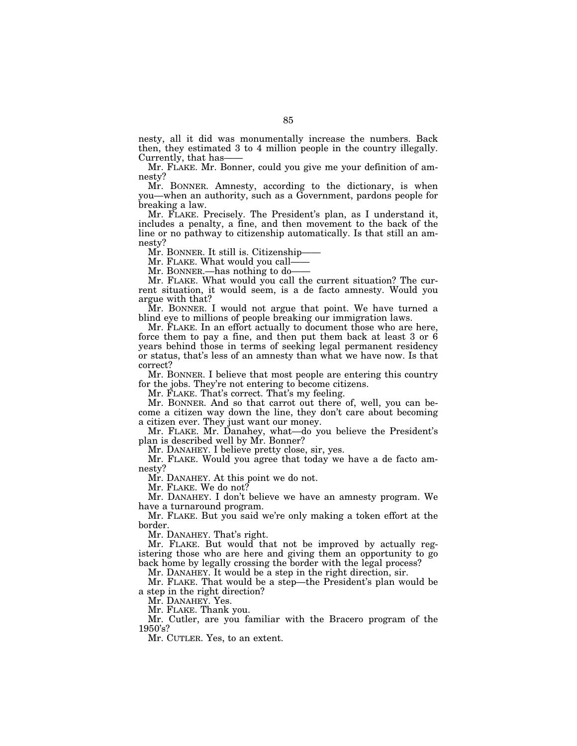nesty, all it did was monumentally increase the numbers. Back then, they estimated 3 to 4 million people in the country illegally. Currently, that has——

Mr. FLAKE. Mr. Bonner, could you give me your definition of amnesty?

Mr. BONNER. Amnesty, according to the dictionary, is when you—when an authority, such as a Government, pardons people for breaking a law.

Mr. FLAKE. Precisely. The President's plan, as I understand it, includes a penalty, a fine, and then movement to the back of the line or no pathway to citizenship automatically. Is that still an amnesty?

Mr. BONNER. It still is. Citizenship——

Mr. FLAKE. What would you call——

Mr. BONNER.—has nothing to do——

Mr. FLAKE. What would you call the current situation? The current situation, it would seem, is a de facto amnesty. Would you argue with that?

Mr. BONNER. I would not argue that point. We have turned a blind eye to millions of people breaking our immigration laws.

Mr. FLAKE. In an effort actually to document those who are here, force them to pay a fine, and then put them back at least 3 or 6 years behind those in terms of seeking legal permanent residency or status, that's less of an amnesty than what we have now. Is that correct?

Mr. BONNER. I believe that most people are entering this country for the jobs. They're not entering to become citizens.

Mr. FLAKE. That's correct. That's my feeling.

Mr. BONNER. And so that carrot out there of, well, you can become a citizen way down the line, they don't care about becoming a citizen ever. They just want our money.

Mr. FLAKE. Mr. Danahey, what—do you believe the President's plan is described well by Mr. Bonner?

Mr. DANAHEY. I believe pretty close, sir, yes.

Mr. FLAKE. Would you agree that today we have a de facto amnesty?

Mr. DANAHEY. At this point we do not.

Mr. FLAKE. We do not?

Mr. DANAHEY. I don't believe we have an amnesty program. We have a turnaround program.

Mr. FLAKE. But you said we're only making a token effort at the border.

Mr. DANAHEY. That's right.

Mr. FLAKE. But would that not be improved by actually registering those who are here and giving them an opportunity to go back home by legally crossing the border with the legal process?

Mr. DANAHEY. It would be a step in the right direction, sir.

Mr. FLAKE. That would be a step—the President's plan would be a step in the right direction?

Mr. DANAHEY. Yes.

Mr. FLAKE. Thank you.

Mr. Cutler, are you familiar with the Bracero program of the 1950's?

Mr. CUTLER. Yes, to an extent.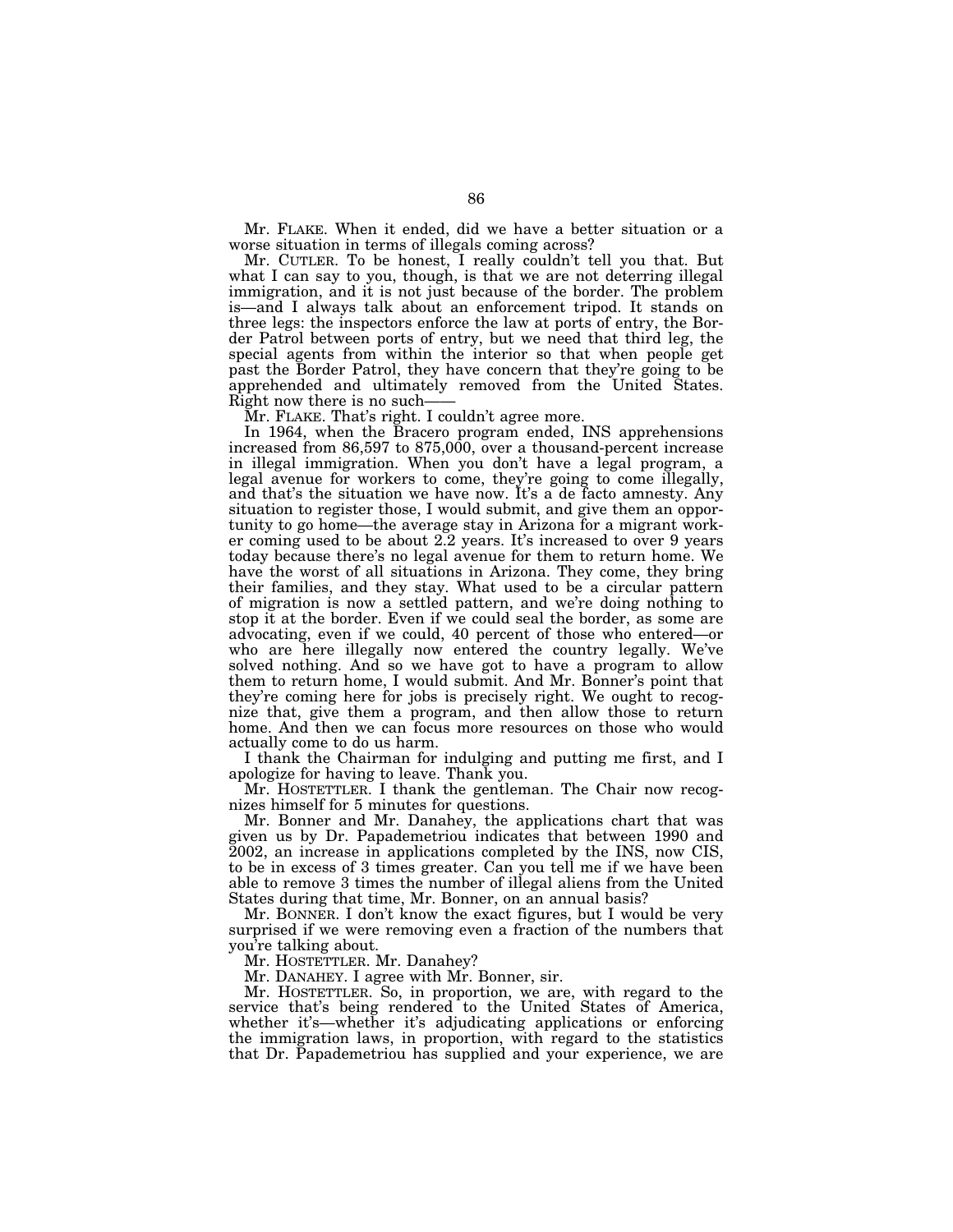Mr. FLAKE. When it ended, did we have a better situation or a worse situation in terms of illegals coming across?

Mr. CUTLER. To be honest, I really couldn't tell you that. But what I can say to you, though, is that we are not deterring illegal immigration, and it is not just because of the border. The problem is—and I always talk about an enforcement tripod. It stands on three legs: the inspectors enforce the law at ports of entry, the Border Patrol between ports of entry, but we need that third leg, the special agents from within the interior so that when people get past the Border Patrol, they have concern that they're going to be apprehended and ultimately removed from the United States. Right now there is no such——

Mr. FLAKE. That's right. I couldn't agree more.

In 1964, when the Bracero program ended, INS apprehensions increased from 86,597 to 875,000, over a thousand-percent increase in illegal immigration. When you don't have a legal program, a legal avenue for workers to come, they're going to come illegally, and that's the situation we have now. It's a de facto amnesty. Any situation to register those, I would submit, and give them an opportunity to go home—the average stay in Arizona for a migrant worker coming used to be about 2.2 years. It's increased to over 9 years today because there's no legal avenue for them to return home. We have the worst of all situations in Arizona. They come, they bring their families, and they stay. What used to be a circular pattern of migration is now a settled pattern, and we're doing nothing to stop it at the border. Even if we could seal the border, as some are advocating, even if we could, 40 percent of those who entered—or who are here illegally now entered the country legally. We've solved nothing. And so we have got to have a program to allow them to return home, I would submit. And Mr. Bonner's point that they're coming here for jobs is precisely right. We ought to recognize that, give them a program, and then allow those to return home. And then we can focus more resources on those who would actually come to do us harm.

I thank the Chairman for indulging and putting me first, and I apologize for having to leave. Thank you.

Mr. HOSTETTLER. I thank the gentleman. The Chair now recognizes himself for 5 minutes for questions.

Mr. Bonner and Mr. Danahey, the applications chart that was given us by Dr. Papademetriou indicates that between 1990 and 2002, an increase in applications completed by the INS, now CIS, to be in excess of 3 times greater. Can you tell me if we have been able to remove 3 times the number of illegal aliens from the United States during that time, Mr. Bonner, on an annual basis?

Mr. BONNER. I don't know the exact figures, but I would be very surprised if we were removing even a fraction of the numbers that you're talking about.

Mr. HOSTETTLER. Mr. Danahey?

Mr. DANAHEY. I agree with Mr. Bonner, sir.

Mr. HOSTETTLER. So, in proportion, we are, with regard to the service that's being rendered to the United States of America, whether it's—whether it's adjudicating applications or enforcing the immigration laws, in proportion, with regard to the statistics that Dr. Papademetriou has supplied and your experience, we are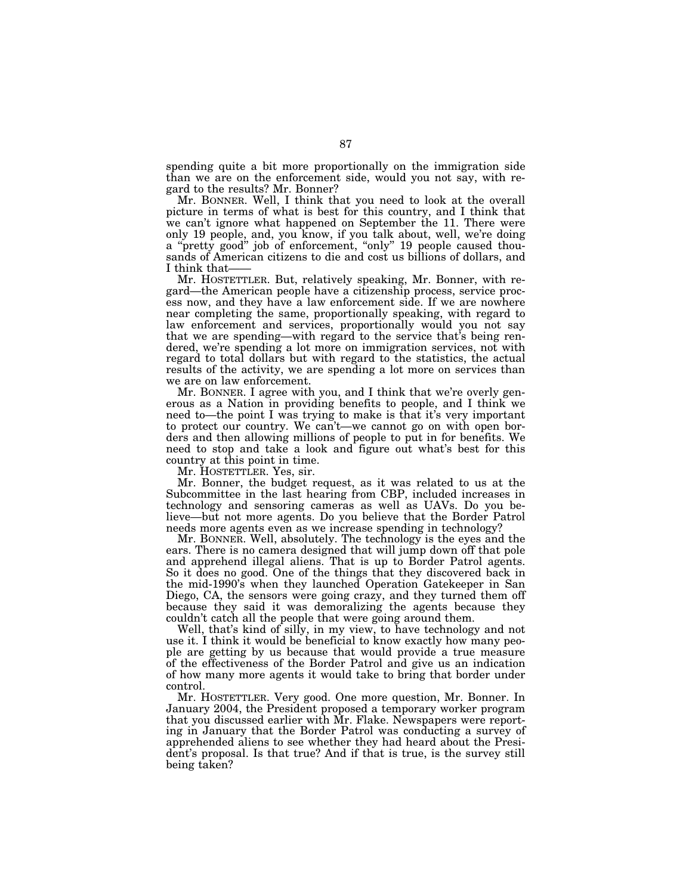spending quite a bit more proportionally on the immigration side than we are on the enforcement side, would you not say, with regard to the results? Mr. Bonner?

Mr. BONNER. Well, I think that you need to look at the overall picture in terms of what is best for this country, and I think that we can't ignore what happened on September the 11. There were only 19 people, and, you know, if you talk about, well, we're doing a "pretty good" job of enforcement, "only" 19 people caused thousands of American citizens to die and cost us billions of dollars, and I think that——

Mr. HOSTETTLER. But, relatively speaking, Mr. Bonner, with regard—the American people have a citizenship process, service process now, and they have a law enforcement side. If we are nowhere near completing the same, proportionally speaking, with regard to law enforcement and services, proportionally would you not say that we are spending—with regard to the service that's being rendered, we're spending a lot more on immigration services, not with regard to total dollars but with regard to the statistics, the actual results of the activity, we are spending a lot more on services than we are on law enforcement.

Mr. BONNER. I agree with you, and I think that we're overly generous as a Nation in providing benefits to people, and I think we need to—the point I was trying to make is that it's very important to protect our country. We can't—we cannot go on with open borders and then allowing millions of people to put in for benefits. We need to stop and take a look and figure out what's best for this country at this point in time.

Mr. HOSTETTLER. Yes, sir.

Mr. Bonner, the budget request, as it was related to us at the Subcommittee in the last hearing from CBP, included increases in technology and sensoring cameras as well as UAVs. Do you believe—but not more agents. Do you believe that the Border Patrol needs more agents even as we increase spending in technology?

Mr. BONNER. Well, absolutely. The technology is the eyes and the ears. There is no camera designed that will jump down off that pole and apprehend illegal aliens. That is up to Border Patrol agents. So it does no good. One of the things that they discovered back in the mid-1990's when they launched Operation Gatekeeper in San Diego, CA, the sensors were going crazy, and they turned them off because they said it was demoralizing the agents because they couldn't catch all the people that were going around them.

Well, that's kind of silly, in my view, to have technology and not use it. I think it would be beneficial to know exactly how many people are getting by us because that would provide a true measure of the effectiveness of the Border Patrol and give us an indication of how many more agents it would take to bring that border under control.

Mr. HOSTETTLER. Very good. One more question, Mr. Bonner. In January 2004, the President proposed a temporary worker program that you discussed earlier with Mr. Flake. Newspapers were reporting in January that the Border Patrol was conducting a survey of apprehended aliens to see whether they had heard about the President's proposal. Is that true? And if that is true, is the survey still being taken?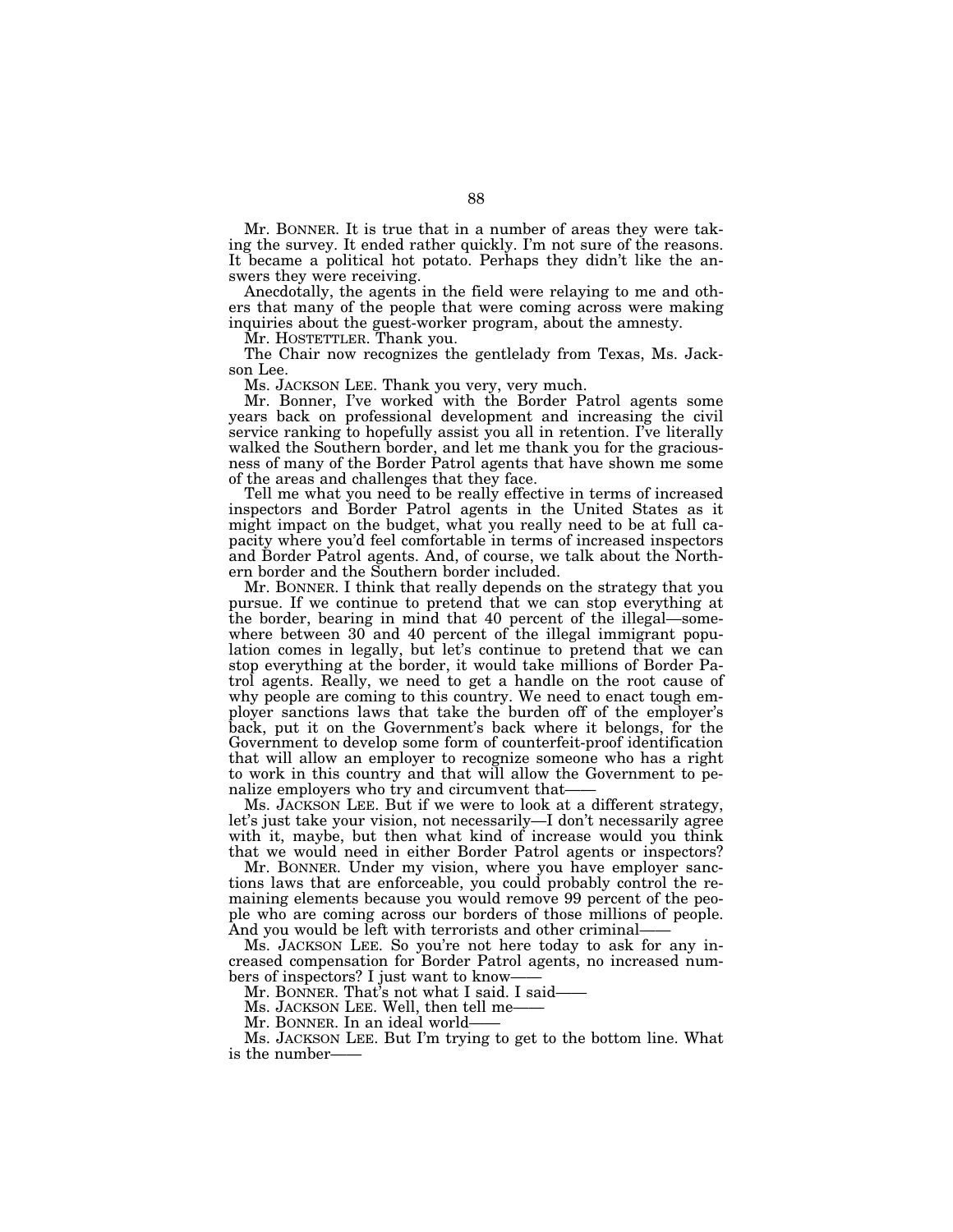Mr. BONNER. It is true that in a number of areas they were taking the survey. It ended rather quickly. I'm not sure of the reasons. It became a political hot potato. Perhaps they didn't like the answers they were receiving.

Anecdotally, the agents in the field were relaying to me and others that many of the people that were coming across were making inquiries about the guest-worker program, about the amnesty.

Mr. HOSTETTLER. Thank you.

The Chair now recognizes the gentlelady from Texas, Ms. Jackson Lee.

Ms. JACKSON LEE. Thank you very, very much.

Mr. Bonner, I've worked with the Border Patrol agents some years back on professional development and increasing the civil service ranking to hopefully assist you all in retention. I've literally walked the Southern border, and let me thank you for the graciousness of many of the Border Patrol agents that have shown me some of the areas and challenges that they face.

Tell me what you need to be really effective in terms of increased inspectors and Border Patrol agents in the United States as it might impact on the budget, what you really need to be at full capacity where you'd feel comfortable in terms of increased inspectors and Border Patrol agents. And, of course, we talk about the Northern border and the Southern border included.

Mr. BONNER. I think that really depends on the strategy that you pursue. If we continue to pretend that we can stop everything at the border, bearing in mind that 40 percent of the illegal—somewhere between 30 and 40 percent of the illegal immigrant population comes in legally, but let's continue to pretend that we can stop everything at the border, it would take millions of Border Patrol agents. Really, we need to get a handle on the root cause of why people are coming to this country. We need to enact tough employer sanctions laws that take the burden off of the employer's back, put it on the Government's back where it belongs, for the Government to develop some form of counterfeit-proof identification that will allow an employer to recognize someone who has a right to work in this country and that will allow the Government to penalize employers who try and circumvent that——

Ms. JACKSON LEE. But if we were to look at a different strategy, let's just take your vision, not necessarily—I don't necessarily agree with it, maybe, but then what kind of increase would you think that we would need in either Border Patrol agents or inspectors?

Mr. BONNER. Under my vision, where you have employer sanctions laws that are enforceable, you could probably control the remaining elements because you would remove 99 percent of the people who are coming across our borders of those millions of people. And you would be left with terrorists and other criminal——

Ms. JACKSON LEE. So you're not here today to ask for any increased compensation for Border Patrol agents, no increased numbers of inspectors? I just want to know——

Mr. BONNER. That's not what I said. I said——

Ms. JACKSON LEE. Well, then tell me——

Mr. BONNER. In an ideal world——

Ms. JACKSON LEE. But I'm trying to get to the bottom line. What is the number——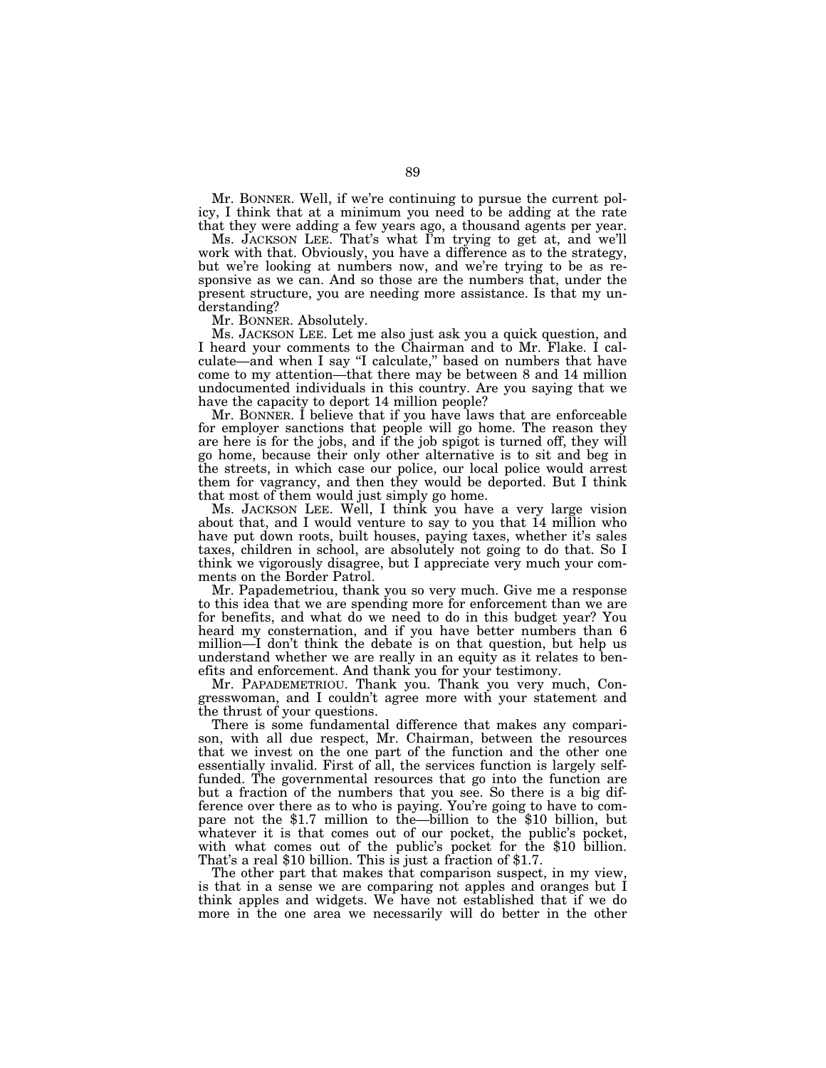Mr. BONNER. Well, if we're continuing to pursue the current policy, I think that at a minimum you need to be adding at the rate that they were adding a few years ago, a thousand agents per year.

Ms. JACKSON LEE. That's what I'm trying to get at, and we'll work with that. Obviously, you have a difference as to the strategy, but we're looking at numbers now, and we're trying to be as responsive as we can. And so those are the numbers that, under the present structure, you are needing more assistance. Is that my understanding?

Mr. BONNER. Absolutely.

Ms. JACKSON LEE. Let me also just ask you a quick question, and I heard your comments to the Chairman and to Mr. Flake. I calculate—and when I say "I calculate," based on numbers that have come to my attention—that there may be between 8 and 14 million undocumented individuals in this country. Are you saying that we have the capacity to deport 14 million people?

Mr. BONNER. I believe that if you have laws that are enforceable for employer sanctions that people will go home. The reason they are here is for the jobs, and if the job spigot is turned off, they will go home, because their only other alternative is to sit and beg in the streets, in which case our police, our local police would arrest them for vagrancy, and then they would be deported. But I think that most of them would just simply go home.

Ms. JACKSON LEE. Well, I think you have a very large vision about that, and I would venture to say to you that 14 million who have put down roots, built houses, paying taxes, whether it's sales taxes, children in school, are absolutely not going to do that. So I think we vigorously disagree, but I appreciate very much your comments on the Border Patrol.

Mr. Papademetriou, thank you so very much. Give me a response to this idea that we are spending more for enforcement than we are for benefits, and what do we need to do in this budget year? You heard my consternation, and if you have better numbers than 6 million—I don't think the debate is on that question, but help us understand whether we are really in an equity as it relates to benefits and enforcement. And thank you for your testimony.

Mr. PAPADEMETRIOU. Thank you. Thank you very much, Congresswoman, and I couldn't agree more with your statement and the thrust of your questions.

There is some fundamental difference that makes any comparison, with all due respect, Mr. Chairman, between the resources that we invest on the one part of the function and the other one essentially invalid. First of all, the services function is largely self-funded. The governmental resources that go into the function are but a fraction of the numbers that you see. So there is a big difference over there as to who is paying. You're going to have to compare not the $1.7 million to the—billion to the $10 billion, but whatever it is that comes out of our pocket, the public's pocket, with what comes out of the public's pocket for the $10 billion. That's a real $10 billion. This is just a fraction of $1.7.

The other part that makes that comparison suspect, in my view, is that in a sense we are comparing not apples and oranges but I think apples and widgets. We have not established that if we do more in the one area we necessarily will do better in the other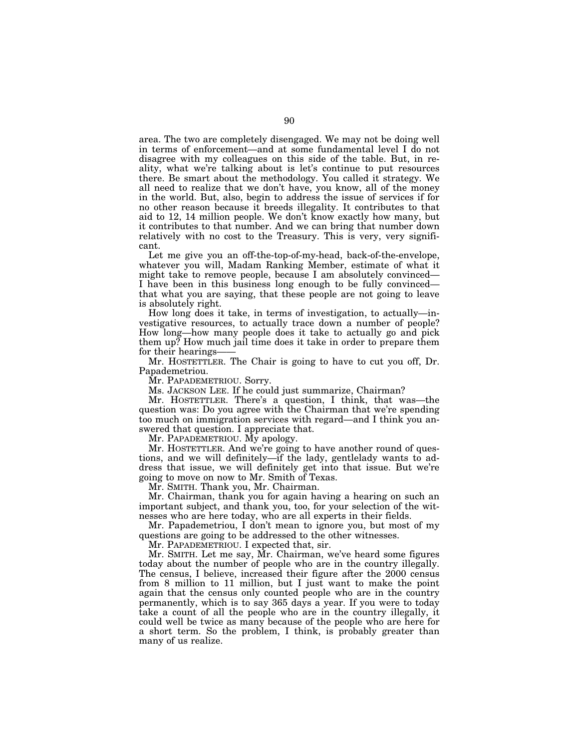area. The two are completely disengaged. We may not be doing well in terms of enforcement—and at some fundamental level I do not disagree with my colleagues on this side of the table. But, in reality, what we're talking about is let's continue to put resources there. Be smart about the methodology. You called it strategy. We all need to realize that we don't have, you know, all of the money in the world. But, also, begin to address the issue of services if for no other reason because it breeds illegality. It contributes to that aid to 12, 14 million people. We don't know exactly how many, but it contributes to that number. And we can bring that number down relatively with no cost to the Treasury. This is very, very significant.

Let me give you an off-the-top-of-my-head, back-of-the-envelope, whatever you will, Madam Ranking Member, estimate of what it might take to remove people, because I am absolutely convinced—I have been in this business long enough to be fully convinced—that what you are saying, that these people are not going to leave is absolutely right.

How long does it take, in terms of investigation, to actually—investigative resources, to actually trace down a number of people? How long—how many people does it take to actually go and pick them up? How much jail time does it take in order to prepare them for their hearings——

Mr. HOSTETTLER. The Chair is going to have to cut you off, Dr. Papademetriou.

Mr. PAPADEMETRIOU. Sorry.

Ms. JACKSON LEE. If he could just summarize, Chairman?

Mr. HOSTETTLER. There's a question, I think, that was—the question was: Do you agree with the Chairman that we're spending too much on immigration services with regard—and I think you answered that question. I appreciate that.

Mr. PAPADEMETRIOU. My apology.

Mr. HOSTETTLER. And we're going to have another round of questions, and we will definitely—if the lady, gentlelady wants to address that issue, we will definitely get into that issue. But we're going to move on now to Mr. Smith of Texas.

Mr. SMITH. Thank you, Mr. Chairman.

Mr. Chairman, thank you for again having a hearing on such an important subject, and thank you, too, for your selection of the witnesses who are here today, who are all experts in their fields.

Mr. Papademetriou, I don't mean to ignore you, but most of my questions are going to be addressed to the other witnesses.

Mr. PAPADEMETRIOU. I expected that, sir.

Mr. SMITH. Let me say, Mr. Chairman, we've heard some figures today about the number of people who are in the country illegally. The census, I believe, increased their figure after the 2000 census from 8 million to 11 million, but I just want to make the point again that the census only counted people who are in the country permanently, which is to say 365 days a year. If you were to today take a count of all the people who are in the country illegally, it could well be twice as many because of the people who are here for a short term. So the problem, I think, is probably greater than many of us realize.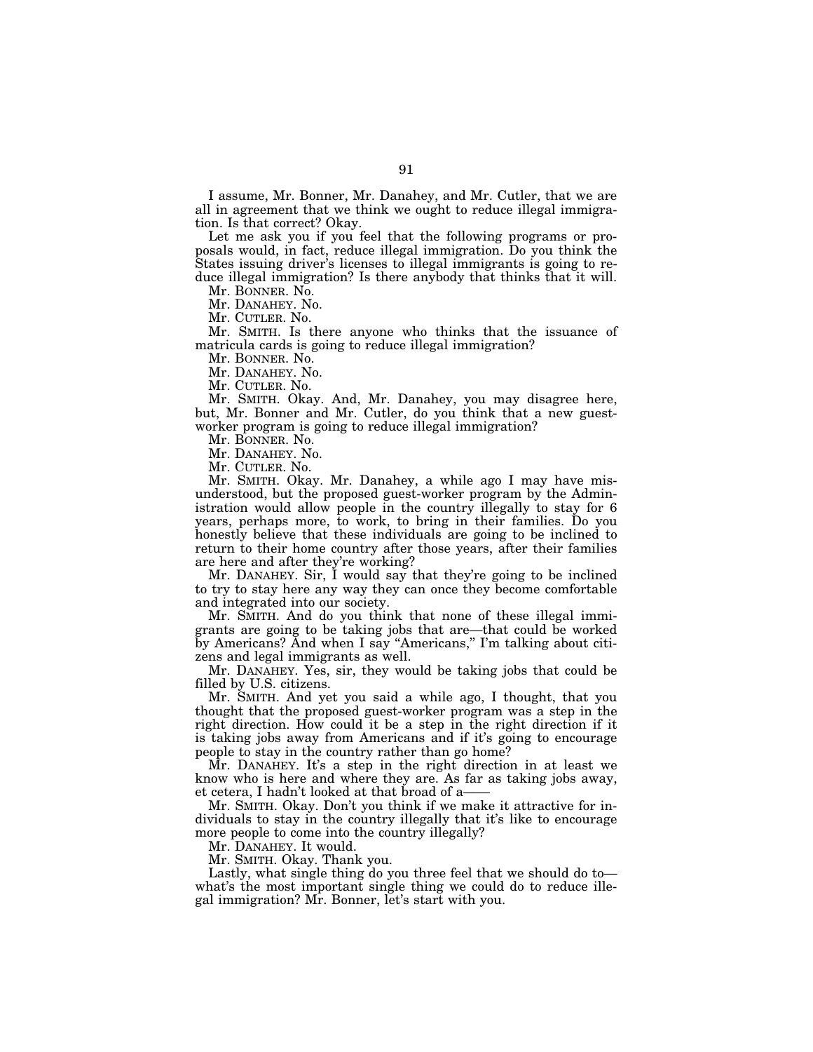I assume, Mr. Bonner, Mr. Danahey, and Mr. Cutler, that we are all in agreement that we think we ought to reduce illegal immigration. Is that correct? Okay.

Let me ask you if you feel that the following programs or proposals would, in fact, reduce illegal immigration. Do you think the States issuing driver's licenses to illegal immigrants is going to reduce illegal immigration? Is there anybody that thinks that it will.

Mr. BONNER. No.

Mr. DANAHEY. No.

Mr. CUTLER. No.

Mr. SMITH. Is there anyone who thinks that the issuance of matricula cards is going to reduce illegal immigration?

Mr. BONNER. No.

Mr. DANAHEY. No.

Mr. CUTLER. No.

Mr. SMITH. Okay. And, Mr. Danahey, you may disagree here, but, Mr. Bonner and Mr. Cutler, do you think that a new guest-worker program is going to reduce illegal immigration?

Mr. BONNER. No.

Mr. DANAHEY. No.

Mr. CUTLER. No.

Mr. SMITH. Okay. Mr. Danahey, a while ago I may have misunderstood, but the proposed guest-worker program by the Administration would allow people in the country illegally to stay for 6 years, perhaps more, to work, to bring in their families. Do you honestly believe that these individuals are going to be inclined to return to their home country after those years, after their families are here and after they're working?

Mr. DANAHEY. Sir, I would say that they're going to be inclined to try to stay here any way they can once they become comfortable and integrated into our society.

Mr. SMITH. And do you think that none of these illegal immigrants are going to be taking jobs that are—that could be worked by Americans? And when I say "Americans," I'm talking about citizens and legal immigrants as well.

Mr. DANAHEY. Yes, sir, they would be taking jobs that could be filled by U.S. citizens.

Mr. SMITH. And yet you said a while ago, I thought, that you thought that the proposed guest-worker program was a step in the right direction. How could it be a step in the right direction if it is taking jobs away from Americans and if it's going to encourage people to stay in the country rather than go home?

Mr. DANAHEY. It's a step in the right direction in at least we know who is here and where they are. As far as taking jobs away, et cetera, I hadn't looked at that broad of a——

Mr. SMITH. Okay. Don't you think if we make it attractive for individuals to stay in the country illegally that it's like to encourage more people to come into the country illegally?

Mr. DANAHEY. It would.

Mr. SMITH. Okay. Thank you.

Lastly, what single thing do you three feel that we should do to—what's the most important single thing we could do to reduce illegal immigration? Mr. Bonner, let's start with you.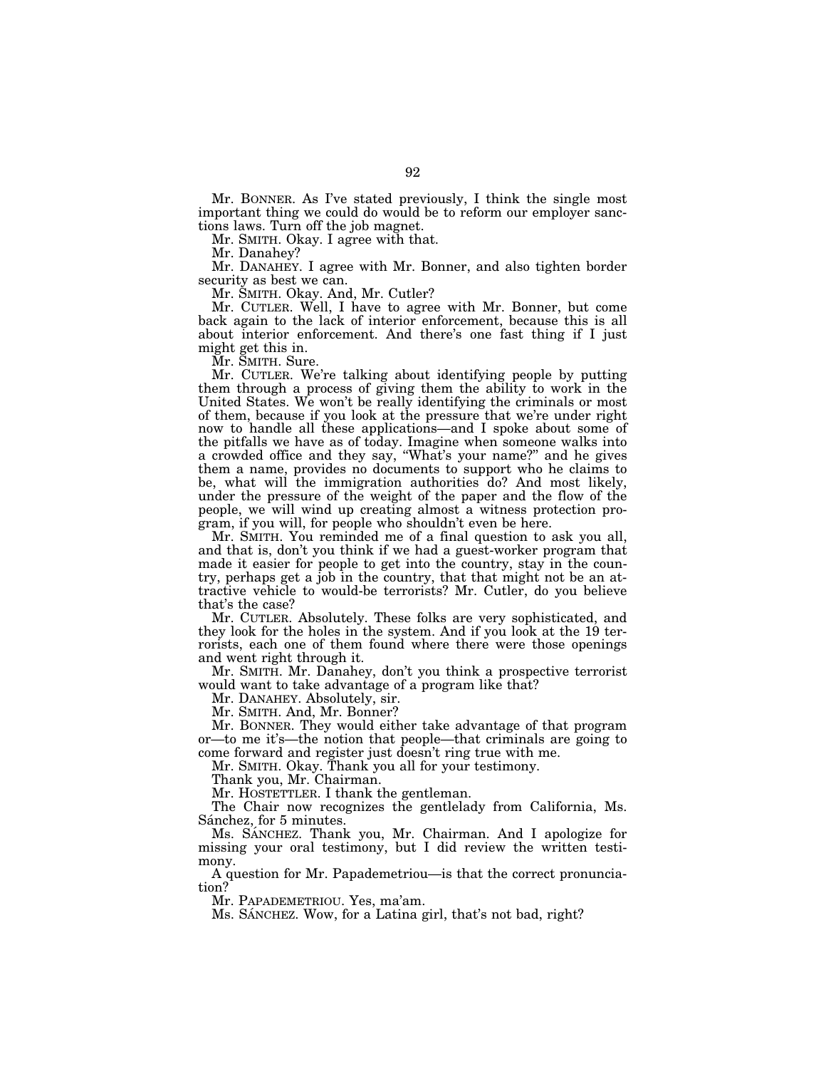Mr. BONNER. As I've stated previously, I think the single most important thing we could do would be to reform our employer sanctions laws. Turn off the job magnet.

Mr. SMITH. Okay. I agree with that.

Mr. Danahey?

Mr. DANAHEY. I agree with Mr. Bonner, and also tighten border security as best we can.

Mr. SMITH. Okay. And, Mr. Cutler?

Mr. CUTLER. Well, I have to agree with Mr. Bonner, but come back again to the lack of interior enforcement, because this is all about interior enforcement. And there's one fast thing if I just might get this in.

Mr. SMITH. Sure.

Mr. CUTLER. We're talking about identifying people by putting them through a process of giving them the ability to work in the United States. We won't be really identifying the criminals or most of them, because if you look at the pressure that we're under right now to handle all these applications—and I spoke about some of the pitfalls we have as of today. Imagine when someone walks into a crowded office and they say, "What's your name?" and he gives them a name, provides no documents to support who he claims to be, what will the immigration authorities do? And most likely, under the pressure of the weight of the paper and the flow of the people, we will wind up creating almost a witness protection program, if you will, for people who shouldn't even be here.

Mr. SMITH. You reminded me of a final question to ask you all, and that is, don't you think if we had a guest-worker program that made it easier for people to get into the country, stay in the country, perhaps get a job in the country, that that might not be an attractive vehicle to would-be terrorists? Mr. Cutler, do you believe that's the case?

Mr. CUTLER. Absolutely. These folks are very sophisticated, and they look for the holes in the system. And if you look at the 19 terrorists, each one of them found where there were those openings and went right through it.

Mr. SMITH. Mr. Danahey, don't you think a prospective terrorist would want to take advantage of a program like that?

Mr. DANAHEY. Absolutely, sir.

Mr. SMITH. And, Mr. Bonner?

Mr. BONNER. They would either take advantage of that program or—to me it's—the notion that people—that criminals are going to come forward and register just doesn't ring true with me.

Mr. SMITH. Okay. Thank you all for your testimony.

Thank you, Mr. Chairman.

Mr. HOSTETTLER. I thank the gentleman.

The Chair now recognizes the gentlelady from California, Ms. Sánchez, for 5 minutes.

Ms. SÁNCHEZ. Thank you, Mr. Chairman. And I apologize for missing your oral testimony, but I did review the written testimony.

A question for Mr. Papademetriou—is that the correct pronunciation?

Mr. PAPADEMETRIOU. Yes, ma'am.

Ms. SÁNCHEZ. Wow, for a Latina girl, that's not bad, right?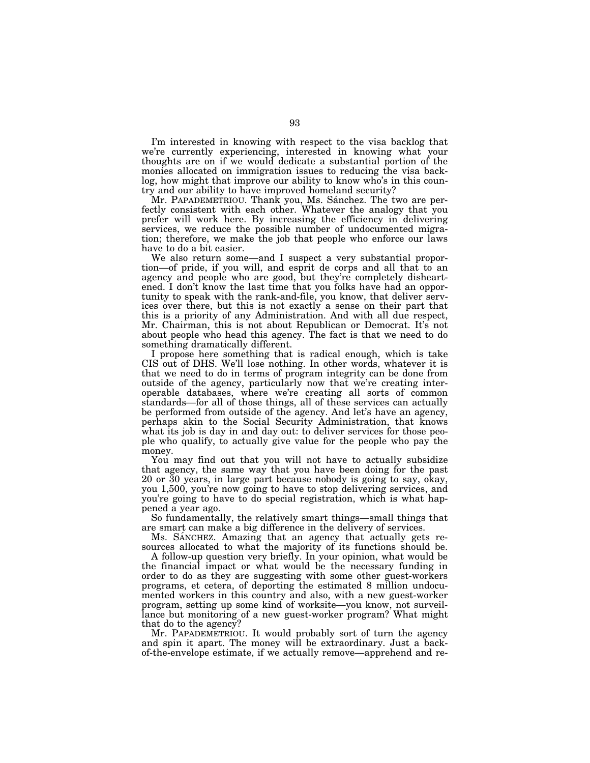I'm interested in knowing with respect to the visa backlog that we're currently experiencing, interested in knowing what your thoughts are on if we would dedicate a substantial portion of the monies allocated on immigration issues to reducing the visa backlog, how might that improve our ability to know who's in this country and our ability to have improved homeland security?

Mr. PAPADEMETRIOU. Thank you, Ms. Sánchez. The two are perfectly consistent with each other. Whatever the analogy that you prefer will work here. By increasing the efficiency in delivering services, we reduce the possible number of undocumented migration; therefore, we make the job that people who enforce our laws have to do a bit easier.

We also return some—and I suspect a very substantial proportion—of pride, if you will, and esprit de corps and all that to an agency and people who are good, but they're completely disheartened. I don't know the last time that you folks have had an opportunity to speak with the rank-and-file, you know, that deliver services over there, but this is not exactly a sense on their part that this is a priority of any Administration. And with all due respect, Mr. Chairman, this is not about Republican or Democrat. It's not about people who head this agency. The fact is that we need to do something dramatically different.

I propose here something that is radical enough, which is take CIS out of DHS. We'll lose nothing. In other words, whatever it is that we need to do in terms of program integrity can be done from outside of the agency, particularly now that we're creating interoperable databases, where we're creating all sorts of common standards—for all of those things, all of these services can actually be performed from outside of the agency. And let's have an agency, perhaps akin to the Social Security Administration, that knows what its job is day in and day out: to deliver services for those people who qualify, to actually give value for the people who pay the money.

You may find out that you will not have to actually subsidize that agency, the same way that you have been doing for the past 20 or 30 years, in large part because nobody is going to say, okay, you 1,500, you're now going to have to stop delivering services, and you're going to have to do special registration, which is what happened a year ago.

So fundamentally, the relatively smart things—small things that are smart can make a big difference in the delivery of services.

Ms. SÁNCHEZ. Amazing that an agency that actually gets resources allocated to what the majority of its functions should be.

A follow-up question very briefly. In your opinion, what would be the financial impact or what would be the necessary funding in order to do as they are suggesting with some other guest-workers programs, et cetera, of deporting the estimated 8 million undocumented workers in this country and also, with a new guest-worker program, setting up some kind of worksite—you know, not surveillance but monitoring of a new guest-worker program? What might that do to the agency?

Mr. PAPADEMETRIOU. It would probably sort of turn the agency and spin it apart. The money will be extraordinary. Just a back-of-the-envelope estimate, if we actually remove—apprehend and re-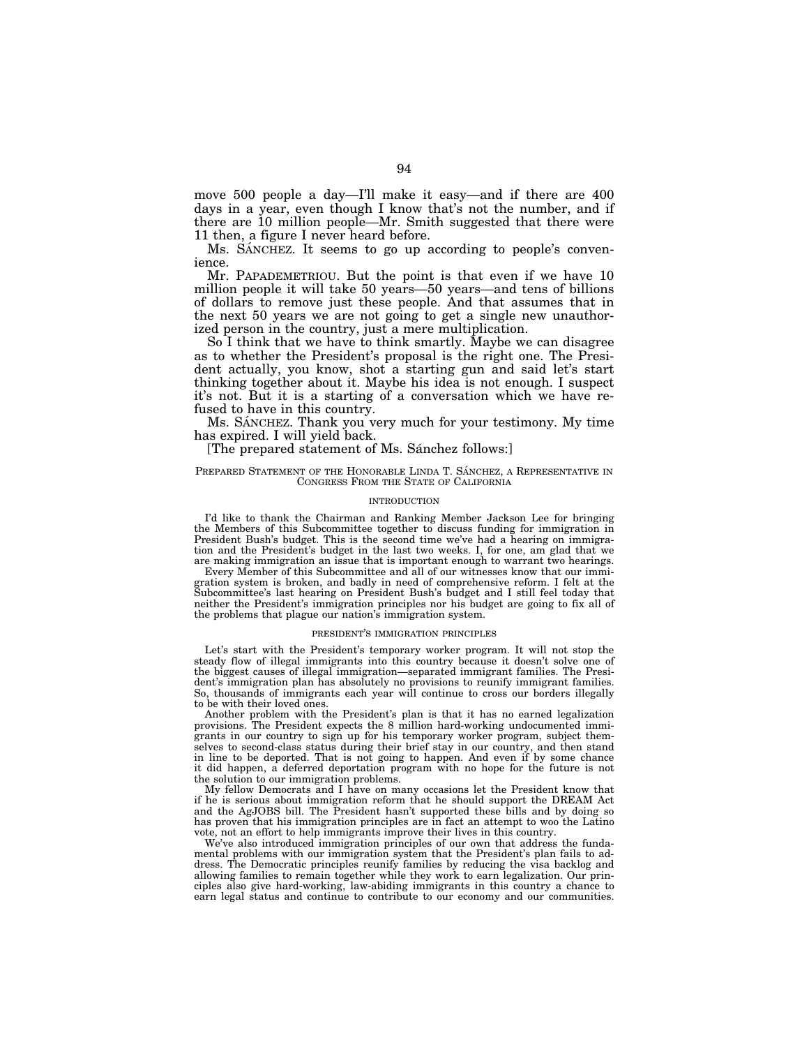move 500 people a day—I'll make it easy—and if there are 400 days in a year, even though I know that's not the number, and if there are 10 million people—Mr. Smith suggested that there were 11 then, a figure I never heard before.

Ms. SÁNCHEZ. It seems to go up according to people's convenience.

Mr. PAPADEMETRIOU. But the point is that even if we have 10 million people it will take 50 years—50 years—and tens of billions of dollars to remove just these people. And that assumes that in the next 50 years we are not going to get a single new unauthorized person in the country, just a mere multiplication.

So I think that we have to think smartly. Maybe we can disagree as to whether the President's proposal is the right one. The President actually, you know, shot a starting gun and said let's start thinking together about it. Maybe his idea is not enough. I suspect it's not. But it is a starting of a conversation which we have refused to have in this country.

Ms. SÁNCHEZ. Thank you very much for your testimony. My time has expired. I will yield back.

[The prepared statement of Ms. Sánchez follows:]

PREPARED STATEMENT OF THE HONORABLE LINDA T. SÁNCHEZ, A REPRESENTATIVE IN CONGRESS FROM THE STATE OF CALIFORNIA

INTRODUCTION

I'd like to thank the Chairman and Ranking Member Jackson Lee for bringing the Members of this Subcommittee together to discuss funding for immigration in President Bush's budget. This is the second time we've had a hearing on immigration and the President's budget in the last two weeks. I, for one, am glad that we are making immigration an issue that is important enough to warrant two hearings.

Every Member of this Subcommittee and all of our witnesses know that our immigration system is broken, and badly in need of comprehensive reform. I felt at the Subcommittee's last hearing on President Bush's budget and I still feel today that neither the President's immigration principles nor his budget are going to fix all of the problems that plague our nation's immigration system.

PRESIDENT'S IMMIGRATION PRINCIPLES

Let's start with the President's temporary worker program. It will not stop the steady flow of illegal immigrants into this country because it doesn't solve one of the biggest causes of illegal immigration—separated immigrant families. The President's immigration plan has absolutely no provisions to reunify immigrant families. So, thousands of immigrants each year will continue to cross our borders illegally to be with their loved ones.

Another problem with the President's plan is that it has no earned legalization provisions. The President expects the 8 million hard-working undocumented immigrants in our country to sign up for his temporary worker program, subject themselves to second-class status during their brief stay in our country, and then stand in line to be deported. That is not going to happen. And even if by some chance it did happen, a deferred deportation program with no hope for the future is not the solution to our immigration problems.

My fellow Democrats and I have on many occasions let the President know that if he is serious about immigration reform that he should support the DREAM Act and the AgJOBS bill. The President hasn't supported these bills and by doing so has proven that his immigration principles are in fact an attempt to woo the Latino vote, not an effort to help immigrants improve their lives in this country.

We've also introduced immigration principles of our own that address the fundamental problems with our immigration system that the President's plan fails to address. The Democratic principles reunify families by reducing the visa backlog and allowing families to remain together while they work to earn legalization. Our principles also give hard-working, law-abiding immigrants in this country a chance to earn legal status and continue to contribute to our economy and our communities.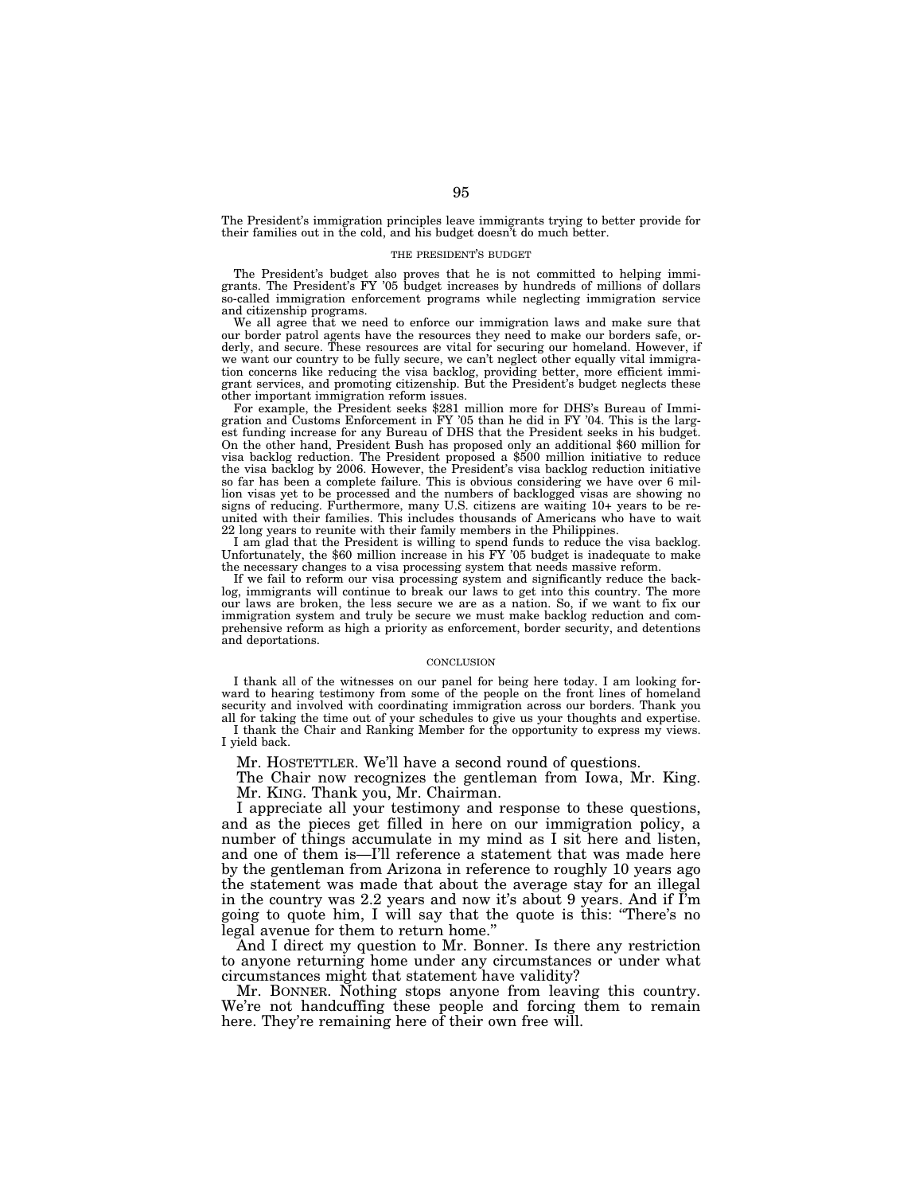The President's immigration principles leave immigrants trying to better provide for their families out in the cold, and his budget doesn't do much better.

### THE PRESIDENT'S BUDGET

The President's budget also proves that he is not committed to helping immigrants. The President's FY '05 budget increases by hundreds of millions of dollars so-called immigration enforcement programs while neglecting immigration service and citizenship programs.

We all agree that we need to enforce our immigration laws and make sure that our border patrol agents have the resources they need to make our borders safe, orderly, and secure. These resources are vital for securing our homeland. However, if we want our country to be fully secure, we can't neglect other equally vital immigration concerns like reducing the visa backlog, providing better, more efficient immigrant services, and promoting citizenship. But the President's budget neglects these other important immigration reform issues.

For example, the President seeks $281 million more for DHS's Bureau of Immigration and Customs Enforcement in FY '05 than he did in FY '04. This is the largest funding increase for any Bureau of DHS that the President seeks in his budget. On the other hand, President Bush has proposed only an additional $60 million for visa backlog reduction. The President proposed a $500 million initiative to reduce the visa backlog by 2006. However, the President's visa backlog reduction initiative so far has been a complete failure. This is obvious considering we have over 6 million visas yet to be processed and the numbers of backlogged visas are showing no signs of reducing. Furthermore, many U.S. citizens are waiting 10+ years to be reunited with their families. This includes thousands of Americans who have to wait 22 long years to reunite with their family members in the Philippines.

I am glad that the President is willing to spend funds to reduce the visa backlog. Unfortunately, the $60 million increase in his FY '05 budget is inadequate to make the necessary changes to a visa processing system that needs massive reform.

If we fail to reform our visa processing system and significantly reduce the backlog, immigrants will continue to break our laws to get into this country. The more our laws are broken, the less secure we are as a nation. So, if we want to fix our immigration system and truly be secure we must make backlog reduction and comprehensive reform as high a priority as enforcement, border security, and detentions and deportations.

### CONCLUSION

I thank all of the witnesses on our panel for being here today. I am looking forward to hearing testimony from some of the people on the front lines of homeland security and involved with coordinating immigration across our borders. Thank you all for taking the time out of your schedules to give us your thoughts and expertise.

I thank the Chair and Ranking Member for the opportunity to express my views. I yield back.

Mr. HOSTETTLER. We'll have a second round of questions.

The Chair now recognizes the gentleman from Iowa, Mr. King.

Mr. KING. Thank you, Mr. Chairman.

I appreciate all your testimony and response to these questions, and as the pieces get filled in here on our immigration policy, a number of things accumulate in my mind as I sit here and listen, and one of them is—I'll reference a statement that was made here by the gentleman from Arizona in reference to roughly 10 years ago the statement was made that about the average stay for an illegal in the country was 2.2 years and now it's about 9 years. And if I'm going to quote him, I will say that the quote is this: "There's no legal avenue for them to return home."

And I direct my question to Mr. Bonner. Is there any restriction to anyone returning home under any circumstances or under what circumstances might that statement have validity?

Mr. BONNER. Nothing stops anyone from leaving this country. We're not handcuffing these people and forcing them to remain here. They're remaining here of their own free will.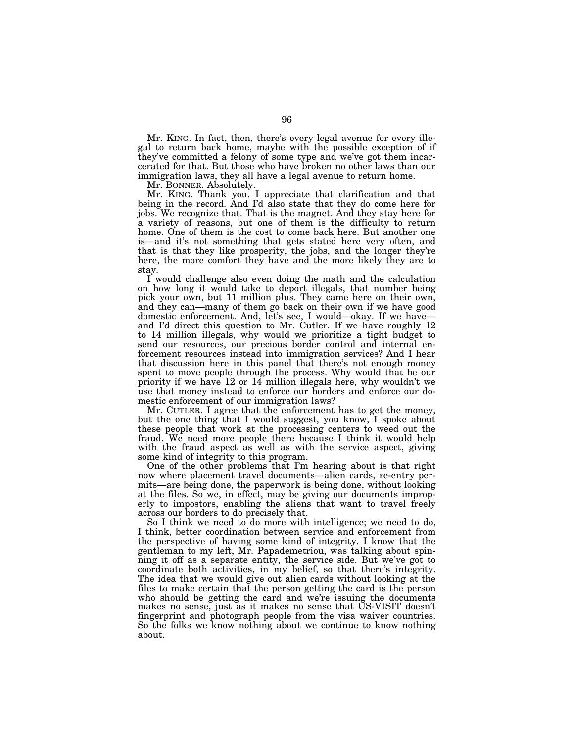Mr. KING. In fact, then, there's every legal avenue for every illegal to return back home, maybe with the possible exception of if they've committed a felony of some type and we've got them incarcerated for that. But those who have broken no other laws than our immigration laws, they all have a legal avenue to return home.

Mr. BONNER. Absolutely.

Mr. KING. Thank you. I appreciate that clarification and that being in the record. And I'd also state that they do come here for jobs. We recognize that. That is the magnet. And they stay here for a variety of reasons, but one of them is the difficulty to return home. One of them is the cost to come back here. But another one is—and it's not something that gets stated here very often, and that is that they like prosperity, the jobs, and the longer they're here, the more comfort they have and the more likely they are to stay.

I would challenge also even doing the math and the calculation on how long it would take to deport illegals, that number being pick your own, but 11 million plus. They came here on their own, and they can—many of them go back on their own if we have good domestic enforcement. And, let's see, I would—okay. If we have—and I'd direct this question to Mr. Cutler. If we have roughly 12 to 14 million illegals, why would we prioritize a tight budget to send our resources, our precious border control and internal enforcement resources instead into immigration services? And I hear that discussion here in this panel that there's not enough money spent to move people through the process. Why would that be our priority if we have 12 or 14 million illegals here, why wouldn't we use that money instead to enforce our borders and enforce our domestic enforcement of our immigration laws?

Mr. CUTLER. I agree that the enforcement has to get the money, but the one thing that I would suggest, you know, I spoke about these people that work at the processing centers to weed out the fraud. We need more people there because I think it would help with the fraud aspect as well as with the service aspect, giving some kind of integrity to this program.

One of the other problems that I'm hearing about is that right now where placement travel documents—alien cards, re-entry permits—are being done, the paperwork is being done, without looking at the files. So we, in effect, may be giving our documents improperly to impostors, enabling the aliens that want to travel freely across our borders to do precisely that.

So I think we need to do more with intelligence; we need to do, I think, better coordination between service and enforcement from the perspective of having some kind of integrity. I know that the gentleman to my left, Mr. Papademetriou, was talking about spinning it off as a separate entity, the service side. But we've got to coordinate both activities, in my belief, so that there's integrity. The idea that we would give out alien cards without looking at the files to make certain that the person getting the card is the person who should be getting the card and we're issuing the documents makes no sense, just as it makes no sense that US-VISIT doesn't fingerprint and photograph people from the visa waiver countries. So the folks we know nothing about we continue to know nothing about.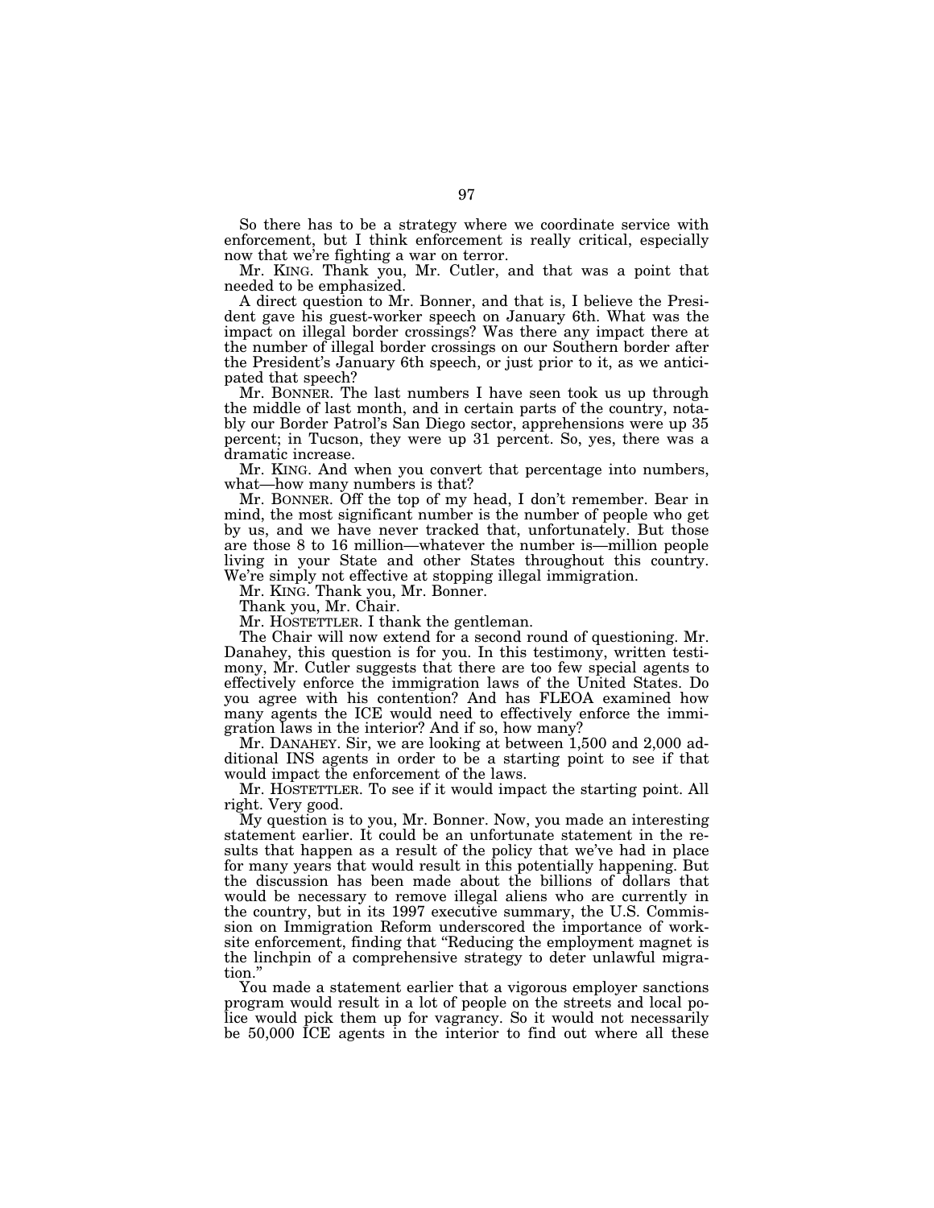So there has to be a strategy where we coordinate service with enforcement, but I think enforcement is really critical, especially now that we're fighting a war on terror.

Mr. KING. Thank you, Mr. Cutler, and that was a point that needed to be emphasized.

A direct question to Mr. Bonner, and that is, I believe the President gave his guest-worker speech on January 6th. What was the impact on illegal border crossings? Was there any impact there at the number of illegal border crossings on our Southern border after the President's January 6th speech, or just prior to it, as we anticipated that speech?

Mr. BONNER. The last numbers I have seen took us up through the middle of last month, and in certain parts of the country, notably our Border Patrol's San Diego sector, apprehensions were up 35 percent; in Tucson, they were up 31 percent. So, yes, there was a dramatic increase.

Mr. KING. And when you convert that percentage into numbers, what—how many numbers is that?

Mr. BONNER. Off the top of my head, I don't remember. Bear in mind, the most significant number is the number of people who get by us, and we have never tracked that, unfortunately. But those are those 8 to 16 million—whatever the number is—million people living in your State and other States throughout this country. We're simply not effective at stopping illegal immigration.

Mr. KING. Thank you, Mr. Bonner.

Thank you, Mr. Chair.

Mr. HOSTETTLER. I thank the gentleman.

The Chair will now extend for a second round of questioning. Mr. Danahey, this question is for you. In this testimony, written testimony, Mr. Cutler suggests that there are too few special agents to effectively enforce the immigration laws of the United States. Do you agree with his contention? And has FLEOA examined how many agents the ICE would need to effectively enforce the immigration laws in the interior? And if so, how many?

Mr. DANAHEY. Sir, we are looking at between 1,500 and 2,000 additional INS agents in order to be a starting point to see if that would impact the enforcement of the laws.

Mr. HOSTETTLER. To see if it would impact the starting point. All right. Very good.

My question is to you, Mr. Bonner. Now, you made an interesting statement earlier. It could be an unfortunate statement in the results that happen as a result of the policy that we've had in place for many years that would result in this potentially happening. But the discussion has been made about the billions of dollars that would be necessary to remove illegal aliens who are currently in the country, but in its 1997 executive summary, the U.S. Commission on Immigration Reform underscored the importance of worksite enforcement, finding that "Reducing the employment magnet is the linchpin of a comprehensive strategy to deter unlawful migration."

You made a statement earlier that a vigorous employer sanctions program would result in a lot of people on the streets and local police would pick them up for vagrancy. So it would not necessarily be 50,000 ICE agents in the interior to find out where all these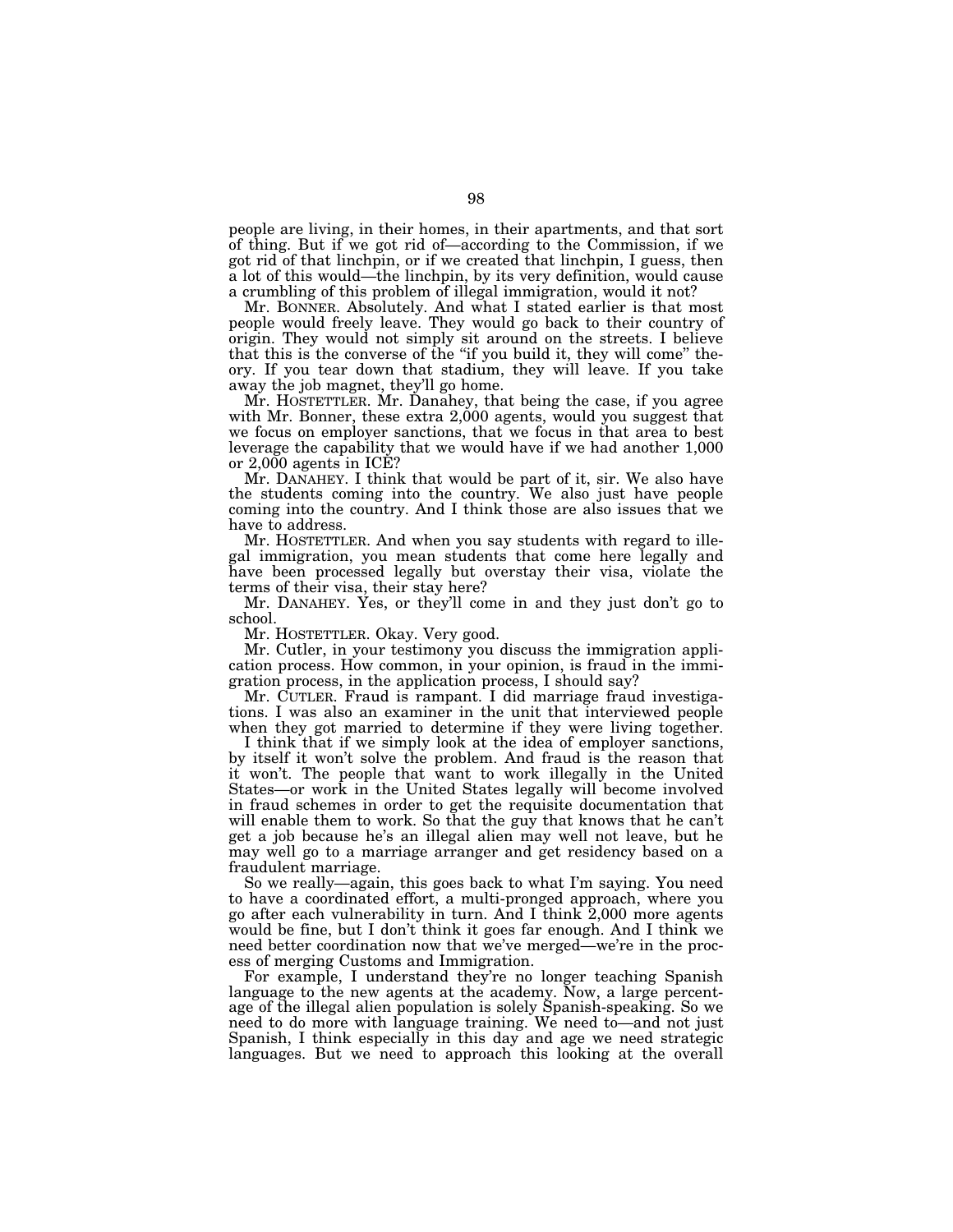people are living, in their homes, in their apartments, and that sort of thing. But if we got rid of—according to the Commission, if we got rid of that linchpin, or if we created that linchpin, I guess, then a lot of this would—the linchpin, by its very definition, would cause a crumbling of this problem of illegal immigration, would it not?

Mr. BONNER. Absolutely. And what I stated earlier is that most people would freely leave. They would go back to their country of origin. They would not simply sit around on the streets. I believe that this is the converse of the "if you build it, they will come" theory. If you tear down that stadium, they will leave. If you take away the job magnet, they'll go home.

Mr. HOSTETTLER. Mr. Danahey, that being the case, if you agree with Mr. Bonner, these extra 2,000 agents, would you suggest that we focus on employer sanctions, that we focus in that area to best leverage the capability that we would have if we had another 1,000 or 2,000 agents in ICE?

Mr. DANAHEY. I think that would be part of it, sir. We also have the students coming into the country. We also just have people coming into the country. And I think those are also issues that we have to address.

Mr. HOSTETTLER. And when you say students with regard to illegal immigration, you mean students that come here legally and have been processed legally but overstay their visa, violate the terms of their visa, their stay here?

Mr. DANAHEY. Yes, or they'll come in and they just don't go to school.

Mr. HOSTETTLER. Okay. Very good.

Mr. Cutler, in your testimony you discuss the immigration application process. How common, in your opinion, is fraud in the immigration process, in the application process, I should say?

Mr. CUTLER. Fraud is rampant. I did marriage fraud investigations. I was also an examiner in the unit that interviewed people when they got married to determine if they were living together.

I think that if we simply look at the idea of employer sanctions, by itself it won't solve the problem. And fraud is the reason that it won't. The people that want to work illegally in the United States—or work in the United States legally will become involved in fraud schemes in order to get the requisite documentation that will enable them to work. So that the guy that knows that he can't get a job because he's an illegal alien may well not leave, but he may well go to a marriage arranger and get residency based on a fraudulent marriage.

So we really—again, this goes back to what I'm saying. You need to have a coordinated effort, a multi-pronged approach, where you go after each vulnerability in turn. And I think 2,000 more agents would be fine, but I don't think it goes far enough. And I think we need better coordination now that we've merged—we're in the process of merging Customs and Immigration.

For example, I understand they're no longer teaching Spanish language to the new agents at the academy. Now, a large percentage of the illegal alien population is solely Spanish-speaking. So we need to do more with language training. We need to—and not just Spanish, I think especially in this day and age we need strategic languages. But we need to approach this looking at the overall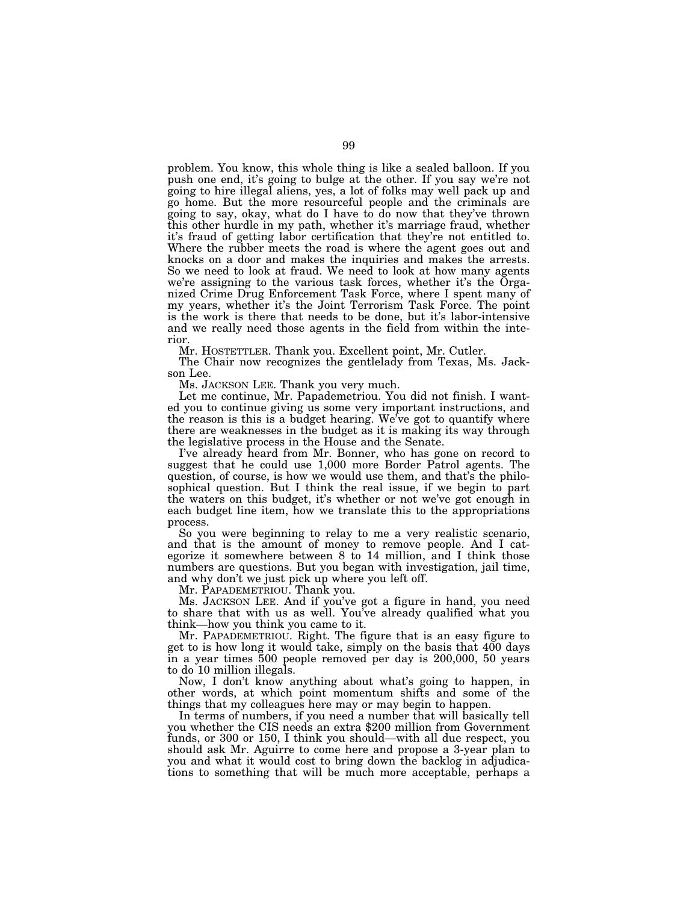problem. You know, this whole thing is like a sealed balloon. If you push one end, it's going to bulge at the other. If you say we're not going to hire illegal aliens, yes, a lot of folks may well pack up and go home. But the more resourceful people and the criminals are going to say, okay, what do I have to do now that they've thrown this other hurdle in my path, whether it's marriage fraud, whether it's fraud of getting labor certification that they're not entitled to. Where the rubber meets the road is where the agent goes out and knocks on a door and makes the inquiries and makes the arrests. So we need to look at fraud. We need to look at how many agents we're assigning to the various task forces, whether it's the Organized Crime Drug Enforcement Task Force, where I spent many of my years, whether it's the Joint Terrorism Task Force. The point is the work is there that needs to be done, but it's labor-intensive and we really need those agents in the field from within the interior.

Mr. HOSTETTLER. Thank you. Excellent point, Mr. Cutler.

The Chair now recognizes the gentlelady from Texas, Ms. Jackson Lee.

Ms. JACKSON LEE. Thank you very much.

Let me continue, Mr. Papademetriou. You did not finish. I wanted you to continue giving us some very important instructions, and the reason is this is a budget hearing. We've got to quantify where there are weaknesses in the budget as it is making its way through the legislative process in the House and the Senate.

I've already heard from Mr. Bonner, who has gone on record to suggest that he could use 1,000 more Border Patrol agents. The question, of course, is how we would use them, and that's the philosophical question. But I think the real issue, if we begin to part the waters on this budget, it's whether or not we've got enough in each budget line item, how we translate this to the appropriations process.

So you were beginning to relay to me a very realistic scenario, and that is the amount of money to remove people. And I categorize it somewhere between 8 to 14 million, and I think those numbers are questions. But you began with investigation, jail time, and why don't we just pick up where you left off.

Mr. PAPADEMETRIOU. Thank you.

Ms. JACKSON LEE. And if you've got a figure in hand, you need to share that with us as well. You've already qualified what you think—how you think you came to it.

Mr. PAPADEMETRIOU. Right. The figure that is an easy figure to get to is how long it would take, simply on the basis that 400 days in a year times 500 people removed per day is 200,000, 50 years to do 10 million illegals.

Now, I don't know anything about what's going to happen, in other words, at which point momentum shifts and some of the things that my colleagues here may or may begin to happen.

In terms of numbers, if you need a number that will basically tell you whether the CIS needs an extra $200 million from Government funds, or 300 or 150, I think you should—with all due respect, you should ask Mr. Aguirre to come here and propose a 3-year plan to you and what it would cost to bring down the backlog in adjudications to something that will be much more acceptable, perhaps a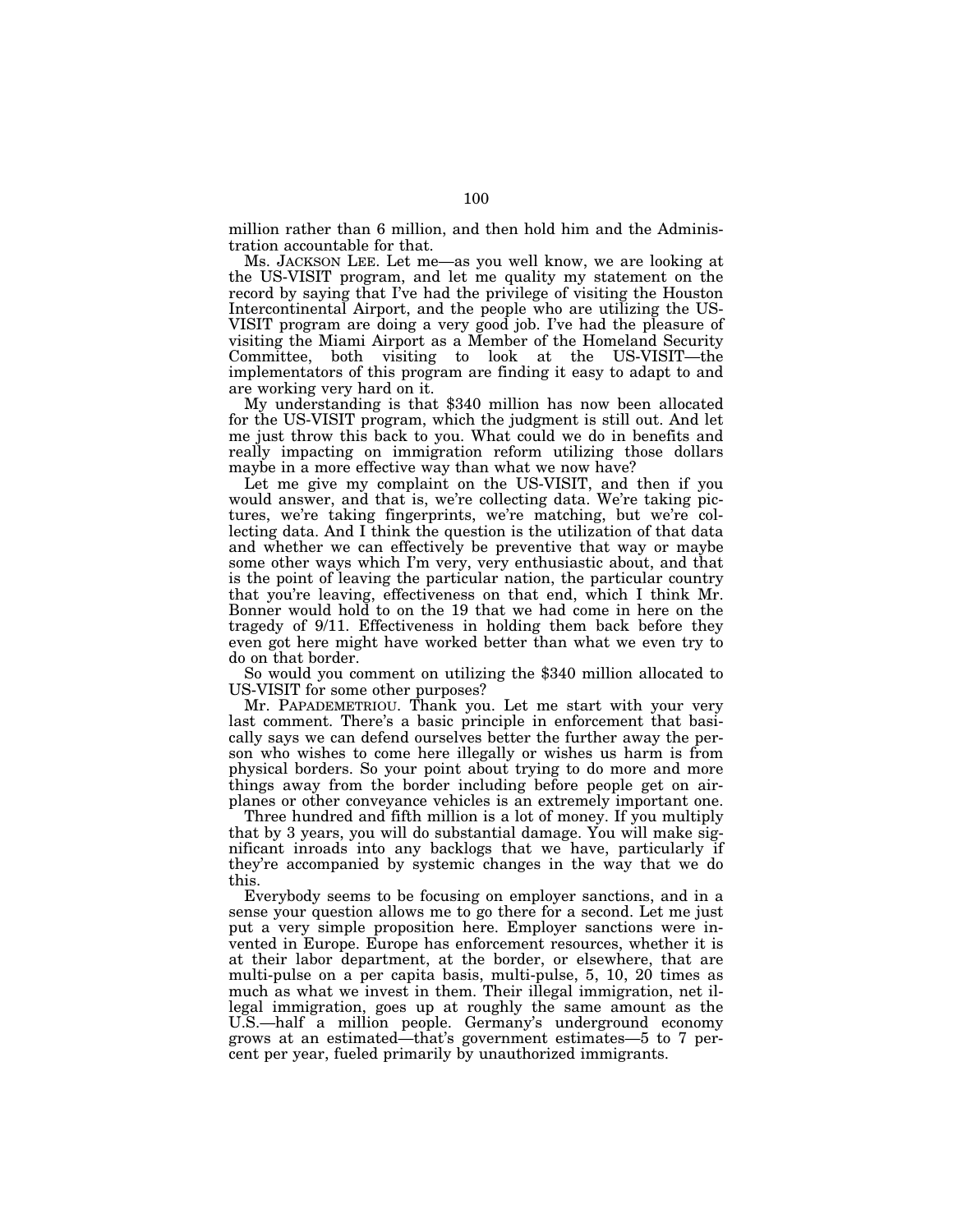million rather than 6 million, and then hold him and the Administration accountable for that.

Ms. JACKSON LEE. Let me—as you well know, we are looking at the US-VISIT program, and let me quality my statement on the record by saying that I've had the privilege of visiting the Houston Intercontinental Airport, and the people who are utilizing the US-VISIT program are doing a very good job. I've had the pleasure of visiting the Miami Airport as a Member of the Homeland Security Committee, both visiting to look at the US-VISIT—the implementators of this program are finding it easy to adapt to and are working very hard on it.

My understanding is that $340 million has now been allocated for the US-VISIT program, which the judgment is still out. And let me just throw this back to you. What could we do in benefits and really impacting on immigration reform utilizing those dollars maybe in a more effective way than what we now have?

Let me give my complaint on the US-VISIT, and then if you would answer, and that is, we're collecting data. We're taking pictures, we're taking fingerprints, we're matching, but we're collecting data. And I think the question is the utilization of that data and whether we can effectively be preventive that way or maybe some other ways which I'm very, very enthusiastic about, and that is the point of leaving the particular nation, the particular country that you're leaving, effectiveness on that end, which I think Mr. Bonner would hold to on the 19 that we had come in here on the tragedy of 9/11. Effectiveness in holding them back before they even got here might have worked better than what we even try to do on that border.

So would you comment on utilizing the $340 million allocated to US-VISIT for some other purposes?

Mr. PAPADEMETRIOU. Thank you. Let me start with your very last comment. There's a basic principle in enforcement that basically says we can defend ourselves better the further away the person who wishes to come here illegally or wishes us harm is from physical borders. So your point about trying to do more and more things away from the border including before people get on airplanes or other conveyance vehicles is an extremely important one.

Three hundred and fifth million is a lot of money. If you multiply that by 3 years, you will do substantial damage. You will make significant inroads into any backlogs that we have, particularly if they're accompanied by systemic changes in the way that we do this.

Everybody seems to be focusing on employer sanctions, and in a sense your question allows me to go there for a second. Let me just put a very simple proposition here. Employer sanctions were invented in Europe. Europe has enforcement resources, whether it is at their labor department, at the border, or elsewhere, that are multi-pulse on a per capita basis, multi-pulse, 5, 10, 20 times as much as what we invest in them. Their illegal immigration, net illegal immigration, goes up at roughly the same amount as the U.S.—half a million people. Germany's underground economy grows at an estimated—that's government estimates—5 to 7 percent per year, fueled primarily by unauthorized immigrants.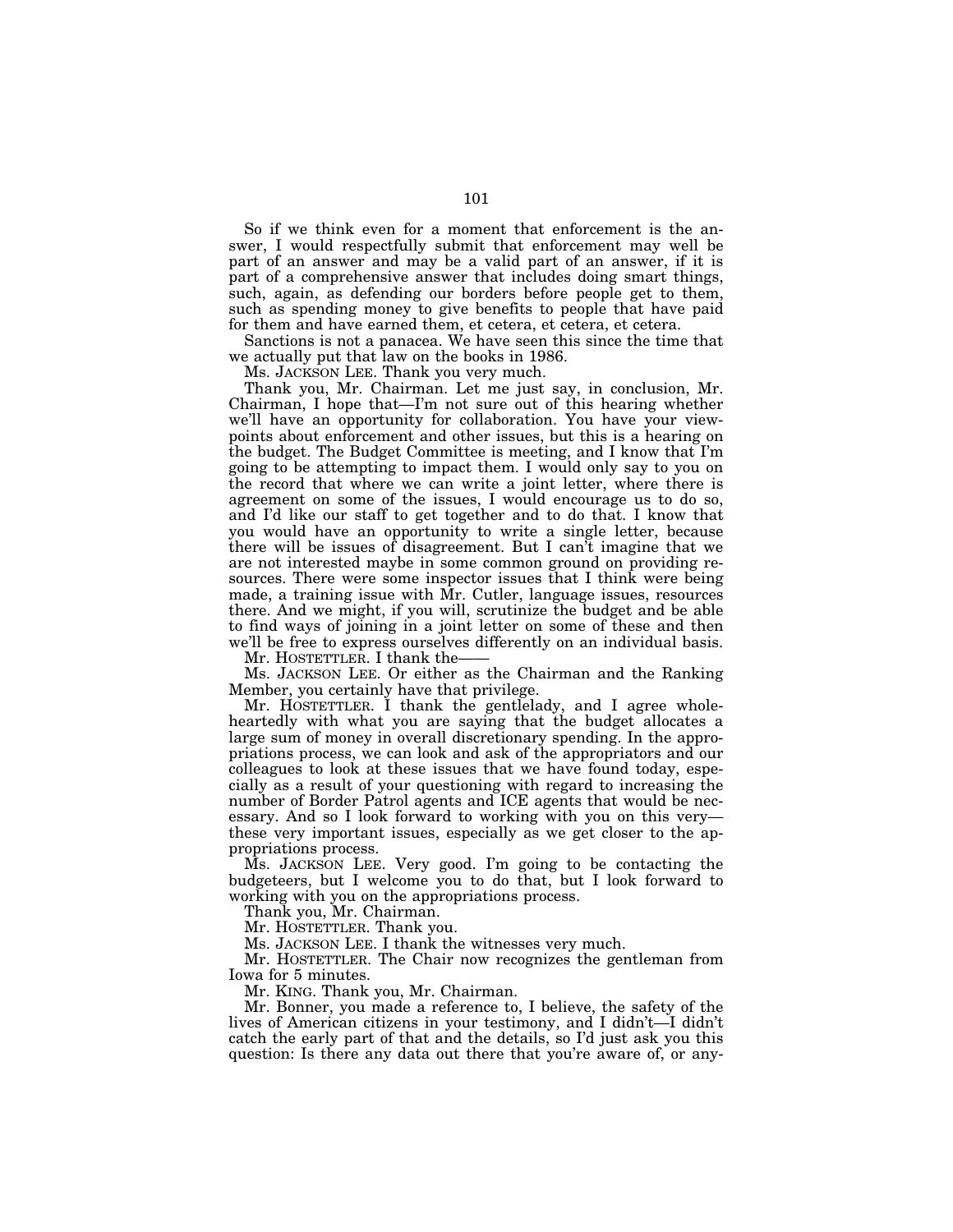So if we think even for a moment that enforcement is the answer, I would respectfully submit that enforcement may well be part of an answer and may be a valid part of an answer, if it is part of a comprehensive answer that includes doing smart things, such, again, as defending our borders before people get to them, such as spending money to give benefits to people that have paid for them and have earned them, et cetera, et cetera, et cetera.

Sanctions is not a panacea. We have seen this since the time that we actually put that law on the books in 1986.

Ms. JACKSON LEE. Thank you very much.

Thank you, Mr. Chairman. Let me just say, in conclusion, Mr. Chairman, I hope that—I'm not sure out of this hearing whether we'll have an opportunity for collaboration. You have your viewpoints about enforcement and other issues, but this is a hearing on the budget. The Budget Committee is meeting, and I know that I'm going to be attempting to impact them. I would only say to you on the record that where we can write a joint letter, where there is agreement on some of the issues, I would encourage us to do so, and I'd like our staff to get together and to do that. I know that you would have an opportunity to write a single letter, because there will be issues of disagreement. But I can't imagine that we are not interested maybe in some common ground on providing resources. There were some inspector issues that I think were being made, a training issue with Mr. Cutler, language issues, resources there. And we might, if you will, scrutinize the budget and be able to find ways of joining in a joint letter on some of these and then we'll be free to express ourselves differently on an individual basis.

Mr. HOSTETTLER. I thank the——

Ms. JACKSON LEE. Or either as the Chairman and the Ranking Member, you certainly have that privilege.

Mr. HOSTETTLER. I thank the gentlelady, and I agree wholeheartedly with what you are saying that the budget allocates a large sum of money in overall discretionary spending. In the appropriations process, we can look and ask of the appropriators and our colleagues to look at these issues that we have found today, especially as a result of your questioning with regard to increasing the number of Border Patrol agents and ICE agents that would be necessary. And so I look forward to working with you on this very—these very important issues, especially as we get closer to the appropriations process.

Ms. JACKSON LEE. Very good. I'm going to be contacting the budgeteers, but I welcome you to do that, but I look forward to working with you on the appropriations process.

Thank you, Mr. Chairman.

Mr. HOSTETTLER. Thank you.

Ms. JACKSON LEE. I thank the witnesses very much.

Mr. HOSTETTLER. The Chair now recognizes the gentleman from Iowa for 5 minutes.

Mr. KING. Thank you, Mr. Chairman.

Mr. Bonner, you made a reference to, I believe, the safety of the lives of American citizens in your testimony, and I didn't—I didn't catch the early part of that and the details, so I'd just ask you this question: Is there any data out there that you're aware of, or any-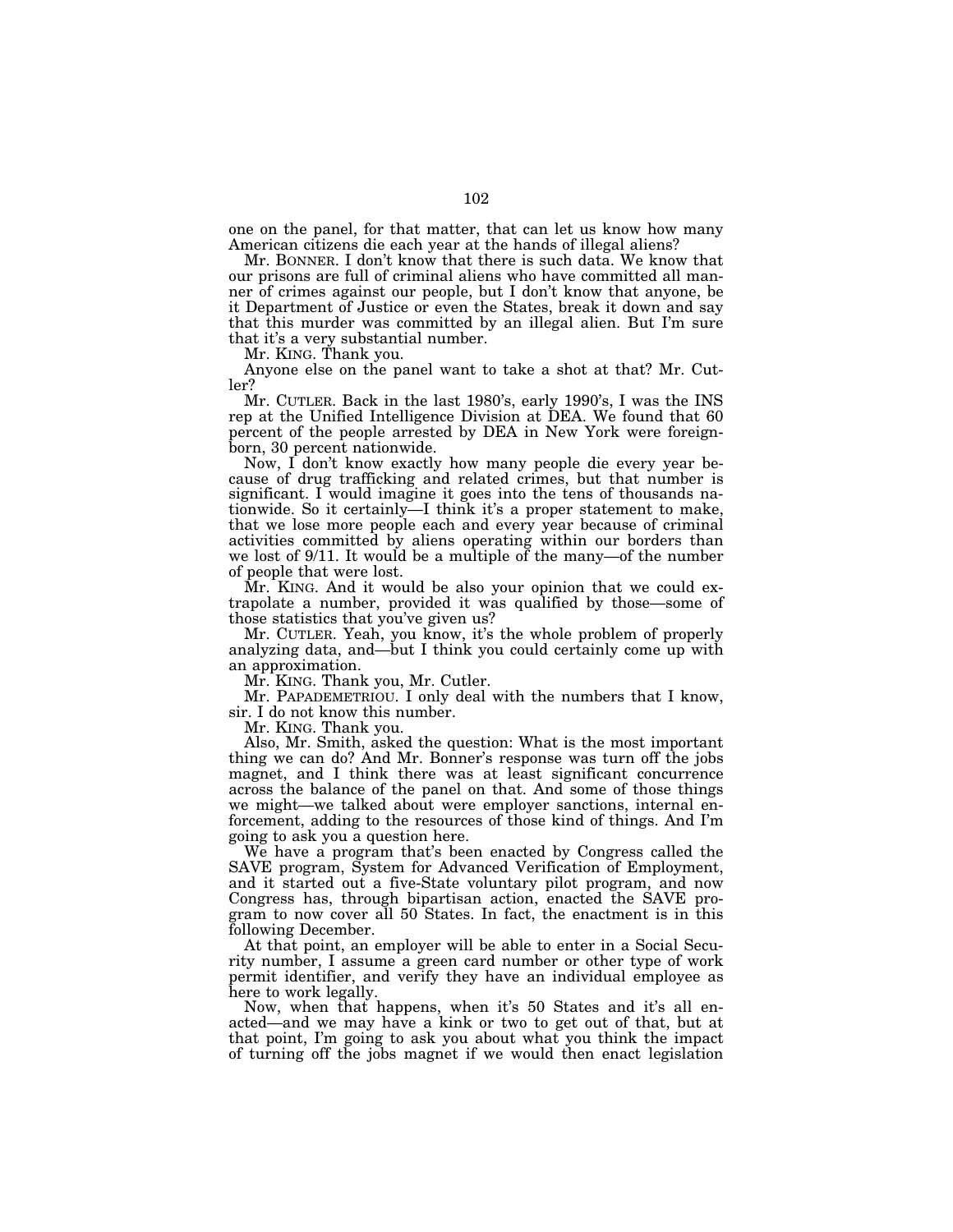one on the panel, for that matter, that can let us know how many American citizens die each year at the hands of illegal aliens?

Mr. BONNER. I don't know that there is such data. We know that our prisons are full of criminal aliens who have committed all manner of crimes against our people, but I don't know that anyone, be it Department of Justice or even the States, break it down and say that this murder was committed by an illegal alien. But I'm sure that it's a very substantial number.

Mr. KING. Thank you.

Anyone else on the panel want to take a shot at that? Mr. Cutler?

Mr. CUTLER. Back in the last 1980's, early 1990's, I was the INS rep at the Unified Intelligence Division at DEA. We found that 60 percent of the people arrested by DEA in New York were foreign-born, 30 percent nationwide.

Now, I don't know exactly how many people die every year because of drug trafficking and related crimes, but that number is significant. I would imagine it goes into the tens of thousands nationwide. So it certainly—I think it's a proper statement to make, that we lose more people each and every year because of criminal activities committed by aliens operating within our borders than we lost of 9/11. It would be a multiple of the many—of the number of people that were lost.

Mr. KING. And it would be also your opinion that we could extrapolate a number, provided it was qualified by those—some of those statistics that you've given us?

Mr. CUTLER. Yeah, you know, it's the whole problem of properly analyzing data, and—but I think you could certainly come up with an approximation.

Mr. KING. Thank you, Mr. Cutler.

Mr. PAPADEMETRIOU. I only deal with the numbers that I know, sir. I do not know this number.

Mr. KING. Thank you.

Also, Mr. Smith, asked the question: What is the most important thing we can do? And Mr. Bonner's response was turn off the jobs magnet, and I think there was at least significant concurrence across the balance of the panel on that. And some of those things we might—we talked about were employer sanctions, internal enforcement, adding to the resources of those kind of things. And I'm going to ask you a question here.

We have a program that's been enacted by Congress called the SAVE program, System for Advanced Verification of Employment, and it started out a five-State voluntary pilot program, and now Congress has, through bipartisan action, enacted the SAVE program to now cover all 50 States. In fact, the enactment is in this following December.

At that point, an employer will be able to enter in a Social Security number, I assume a green card number or other type of work permit identifier, and verify they have an individual employee as here to work legally.

Now, when that happens, when it's 50 States and it's all enacted—and we may have a kink or two to get out of that, but at that point, I'm going to ask you about what you think the impact of turning off the jobs magnet if we would then enact legislation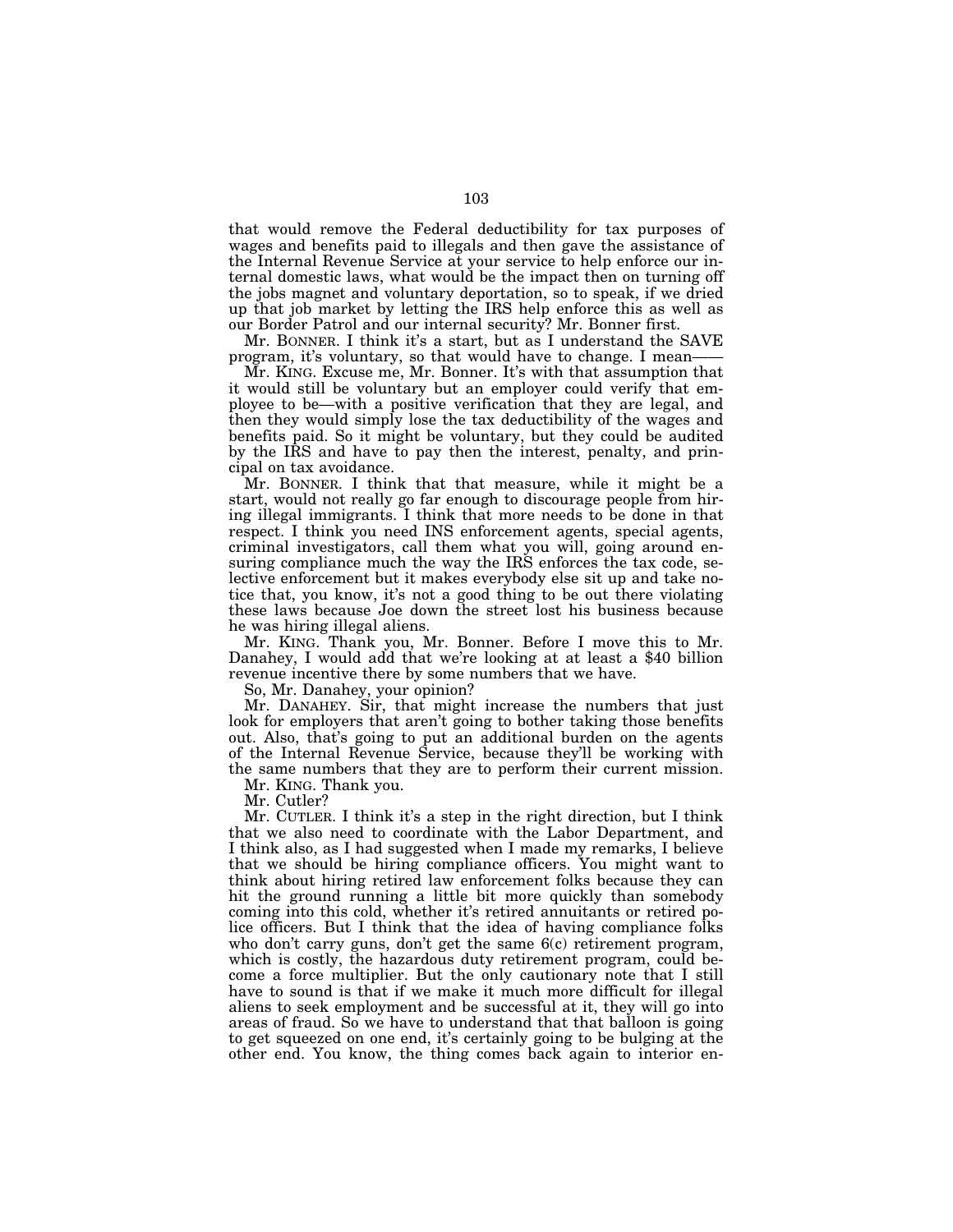that would remove the Federal deductibility for tax purposes of wages and benefits paid to illegals and then gave the assistance of the Internal Revenue Service at your service to help enforce our internal domestic laws, what would be the impact then on turning off the jobs magnet and voluntary deportation, so to speak, if we dried up that job market by letting the IRS help enforce this as well as our Border Patrol and our internal security? Mr. Bonner first.

Mr. BONNER. I think it's a start, but as I understand the SAVE program, it's voluntary, so that would have to change. I mean——

Mr. KING. Excuse me, Mr. Bonner. It's with that assumption that it would still be voluntary but an employer could verify that employee to be—with a positive verification that they are legal, and then they would simply lose the tax deductibility of the wages and benefits paid. So it might be voluntary, but they could be audited by the IRS and have to pay then the interest, penalty, and principal on tax avoidance.

Mr. BONNER. I think that that measure, while it might be a start, would not really go far enough to discourage people from hiring illegal immigrants. I think that more needs to be done in that respect. I think you need INS enforcement agents, special agents, criminal investigators, call them what you will, going around ensuring compliance much the way the IRS enforces the tax code, selective enforcement but it makes everybody else sit up and take notice that, you know, it's not a good thing to be out there violating these laws because Joe down the street lost his business because he was hiring illegal aliens.

Mr. KING. Thank you, Mr. Bonner. Before I move this to Mr. Danahey, I would add that we're looking at at least a $40 billion revenue incentive there by some numbers that we have.

So, Mr. Danahey, your opinion?

Mr. DANAHEY. Sir, that might increase the numbers that just look for employers that aren't going to bother taking those benefits out. Also, that's going to put an additional burden on the agents of the Internal Revenue Service, because they'll be working with the same numbers that they are to perform their current mission.

Mr. KING. Thank you.

Mr. Cutler?

Mr. CUTLER. I think it's a step in the right direction, but I think that we also need to coordinate with the Labor Department, and I think also, as I had suggested when I made my remarks, I believe that we should be hiring compliance officers. You might want to think about hiring retired law enforcement folks because they can hit the ground running a little bit more quickly than somebody coming into this cold, whether it's retired annuitants or retired police officers. But I think that the idea of having compliance folks who don't carry guns, don't get the same 6(c) retirement program, which is costly, the hazardous duty retirement program, could become a force multiplier. But the only cautionary note that I still have to sound is that if we make it much more difficult for illegal aliens to seek employment and be successful at it, they will go into areas of fraud. So we have to understand that that balloon is going to get squeezed on one end, it's certainly going to be bulging at the other end. You know, the thing comes back again to interior en-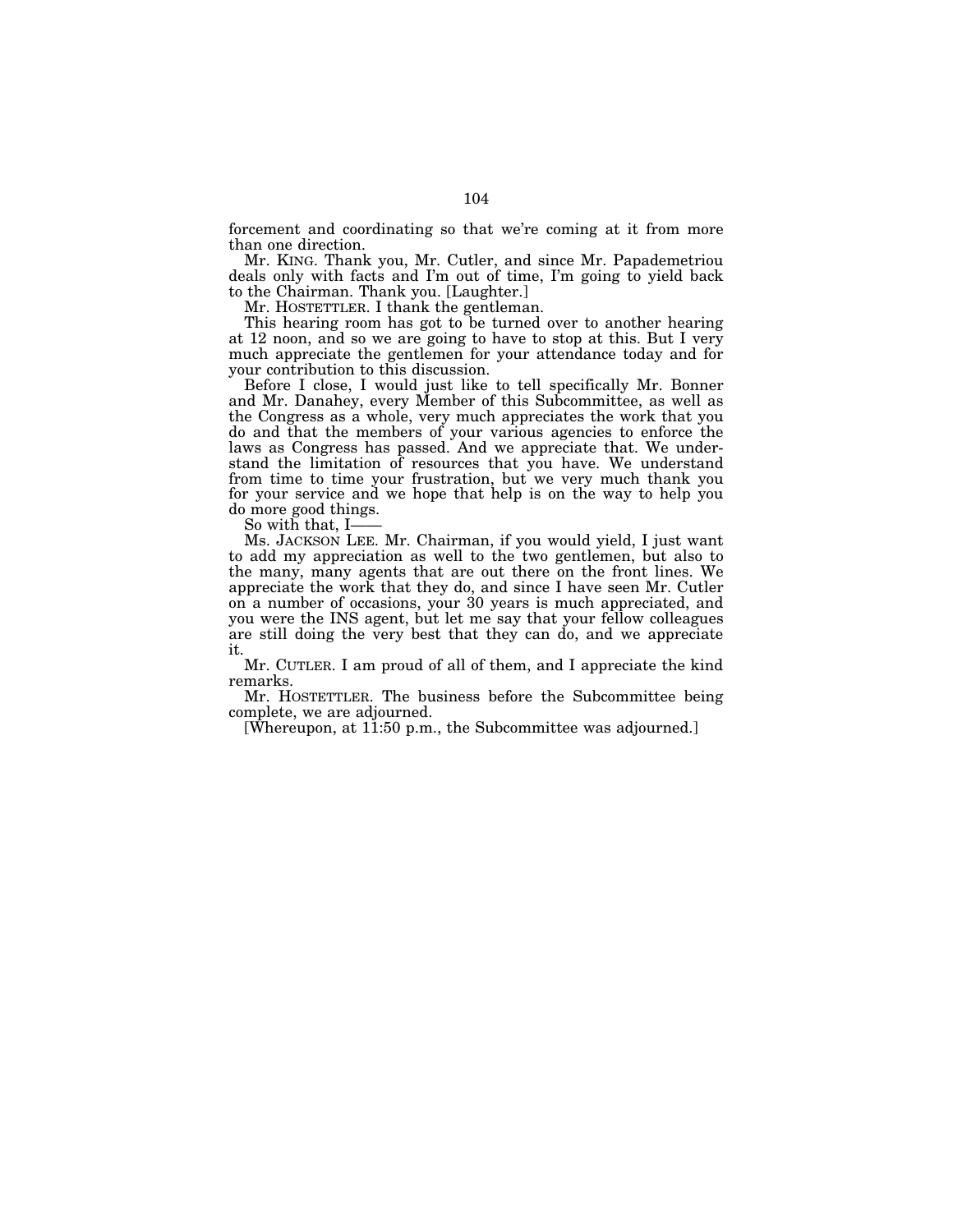forcement and coordinating so that we're coming at it from more than one direction.

Mr. KING. Thank you, Mr. Cutler, and since Mr. Papademetriou deals only with facts and I'm out of time, I'm going to yield back to the Chairman. Thank you. [Laughter.]

Mr. HOSTETTLER. I thank the gentleman.

This hearing room has got to be turned over to another hearing at 12 noon, and so we are going to have to stop at this. But I very much appreciate the gentlemen for your attendance today and for your contribution to this discussion.

Before I close, I would just like to tell specifically Mr. Bonner and Mr. Danahey, every Member of this Subcommittee, as well as the Congress as a whole, very much appreciates the work that you do and that the members of your various agencies to enforce the laws as Congress has passed. And we appreciate that. We understand the limitation of resources that you have. We understand from time to time your frustration, but we very much thank you for your service and we hope that help is on the way to help you do more good things.

So with that, I——

Ms. JACKSON LEE. Mr. Chairman, if you would yield, I just want to add my appreciation as well to the two gentlemen, but also to the many, many agents that are out there on the front lines. We appreciate the work that they do, and since I have seen Mr. Cutler on a number of occasions, your 30 years is much appreciated, and you were the INS agent, but let me say that your fellow colleagues are still doing the very best that they can do, and we appreciate it.

Mr. CUTLER. I am proud of all of them, and I appreciate the kind remarks.

Mr. HOSTETTLER. The business before the Subcommittee being complete, we are adjourned.

[Whereupon, at 11:50 p.m., the Subcommittee was adjourned.]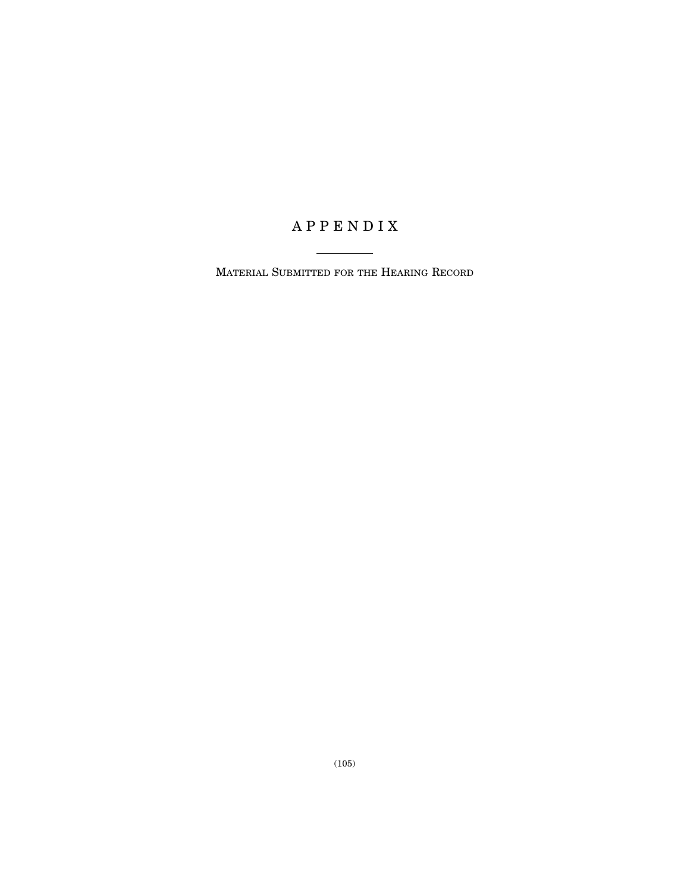# A P P E N D I X

Material Submitted for the Hearing Record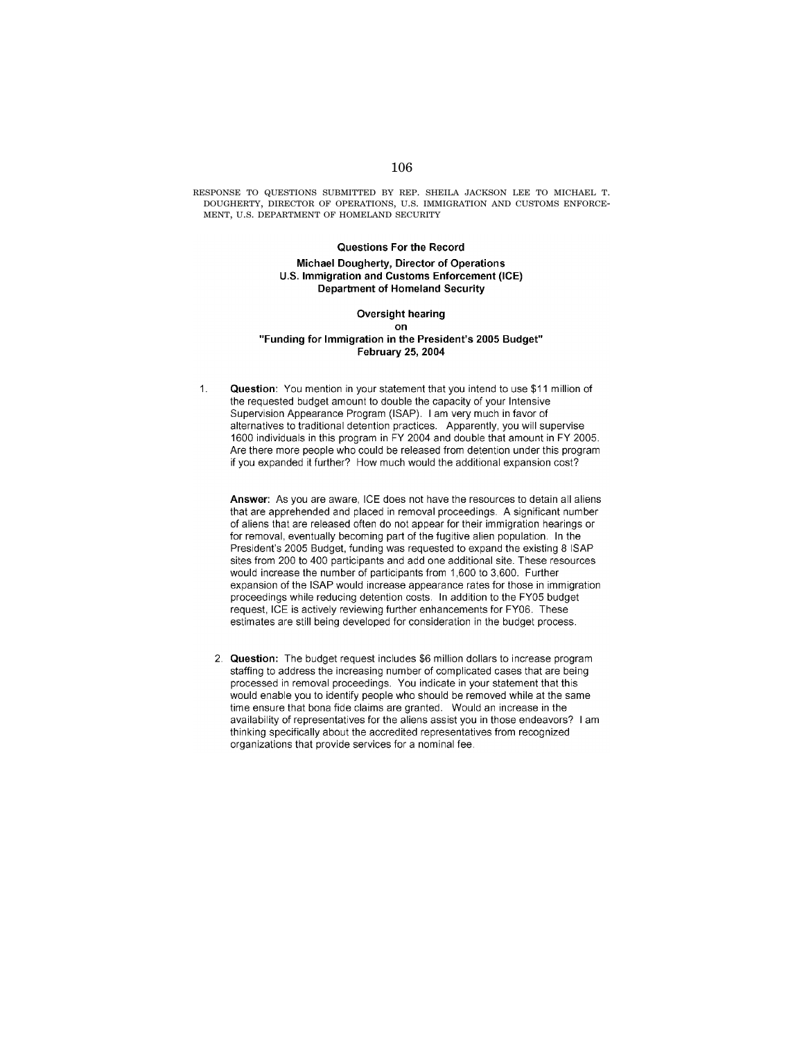RESPONSE TO QUESTIONS SUBMITTED BY REP. SHEILA JACKSON LEE TO MICHAEL T. DOUGHERTY, DIRECTOR OF OPERATIONS, U.S. IMMIGRATION AND CUSTOMS ENFORCEMENT, U.S. DEPARTMENT OF HOMELAND SECURITY

**Questions For the Record**

**Michael Dougherty, Director of Operations**
**U.S. Immigration and Customs Enforcement (ICE)**
**Department of Homeland Security**

**Oversight hearing**
**on**
**"Funding for Immigration in the President's 2005 Budget"**
**February 25, 2004**

1. **Question**: You mention in your statement that you intend to use $11 million of the requested budget amount to double the capacity of your Intensive Supervision Appearance Program (ISAP). I am very much in favor of alternatives to traditional detention practices. Apparently, you will supervise 1600 individuals in this program in FY 2004 and double that amount in FY 2005. Are there more people who could be released from detention under this program if you expanded it further? How much would the additional expansion cost?

   **Answer**: As you are aware, ICE does not have the resources to detain all aliens that are apprehended and placed in removal proceedings. A significant number of aliens that are released often do not appear for their immigration hearings or for removal, eventually becoming part of the fugitive alien population. In the President's 2005 Budget, funding was requested to expand the existing 8 ISAP sites from 200 to 400 participants and add one additional site. These resources would increase the number of participants from 1,600 to 3,600. Further expansion of the ISAP would increase appearance rates for those in immigration proceedings while reducing detention costs. In addition to the FY05 budget request, ICE is actively reviewing further enhancements for FY06. These estimates are still being developed for consideration in the budget process.

2. **Question:** The budget request includes $6 million dollars to increase program staffing to address the increasing number of complicated cases that are being processed in removal proceedings. You indicate in your statement that this would enable you to identify people who should be removed while at the same time ensure that bona fide claims are granted. Would an increase in the availability of representatives for the aliens assist you in those endeavors? I am thinking specifically about the accredited representatives from recognized organizations that provide services for a nominal fee.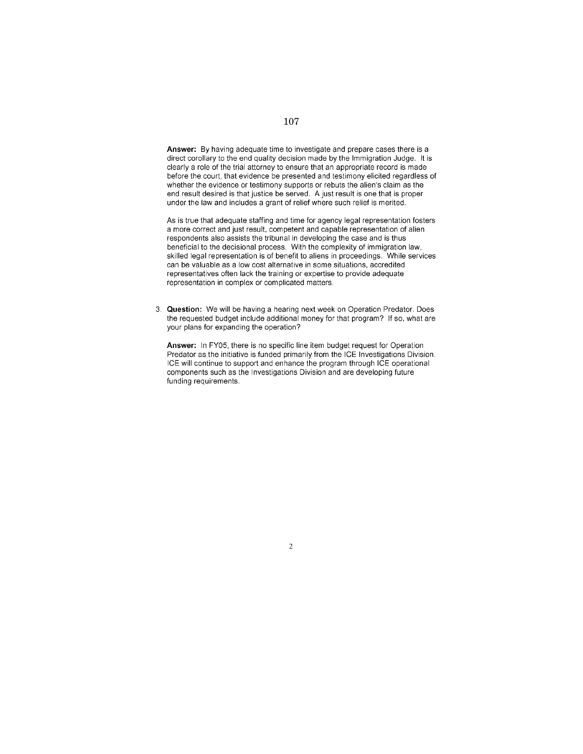**Answer:** By having adequate time to investigate and prepare cases there is a direct corollary to the end quality decision made by the Immigration Judge. It is clearly a role of the trial attorney to ensure that an appropriate record is made before the court, that evidence be presented and testimony elicited regardless of whether the evidence or testimony supports or rebuts the alien's claim as the end result desired is that justice be served. A just result is one that is proper under the law and includes a grant of relief where such relief is merited.

As is true that adequate staffing and time for agency legal representation fosters a more correct and just result, competent and capable representation of alien respondents also assists the tribunal in developing the case and is thus beneficial to the decisional process. With the complexity of immigration law, skilled legal representation is of benefit to aliens in proceedings. While services can be valuable as a low cost alternative in some situations, accredited representatives often lack the training or expertise to provide adequate representation in complex or complicated matters.

3. **Question:** We will be having a hearing next week on Operation Predator. Does the requested budget include additional money for that program? If so, what are your plans for expanding the operation?

   **Answer:** In FY05, there is no specific line item budget request for Operation Predator as the initiative is funded primarily from the ICE Investigations Division. ICE will continue to support and enhance the program through ICE operational components such as the Investigations Division and are developing future funding requirements.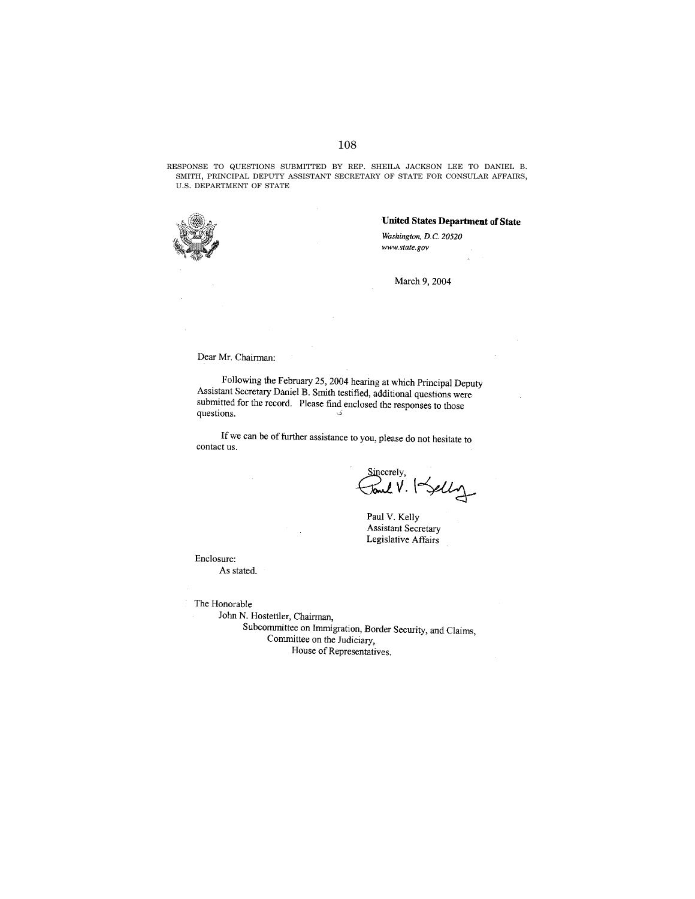RESPONSE TO QUESTIONS SUBMITTED BY REP. SHEILA JACKSON LEE TO DANIEL B. SMITH, PRINCIPAL DEPUTY ASSISTANT SECRETARY OF STATE FOR CONSULAR AFFAIRS, U.S. DEPARTMENT OF STATE

**United States Department of State**

*Washington, D.C. 20520*
*www.state.gov*

March 9, 2004

Dear Mr. Chairman:

Following the February 25, 2004 hearing at which Principal Deputy Assistant Secretary Daniel B. Smith testified, additional questions were submitted for the record. Please find enclosed the responses to those questions.

If we can be of further assistance to you, please do not hesitate to contact us.

Sincerely,

Paul V. Kelly
Assistant Secretary
Legislative Affairs

Enclosure:
As stated.

The Honorable
John N. Hostettler, Chairman,
Subcommittee on Immigration, Border Security, and Claims,
Committee on the Judiciary,
House of Representatives.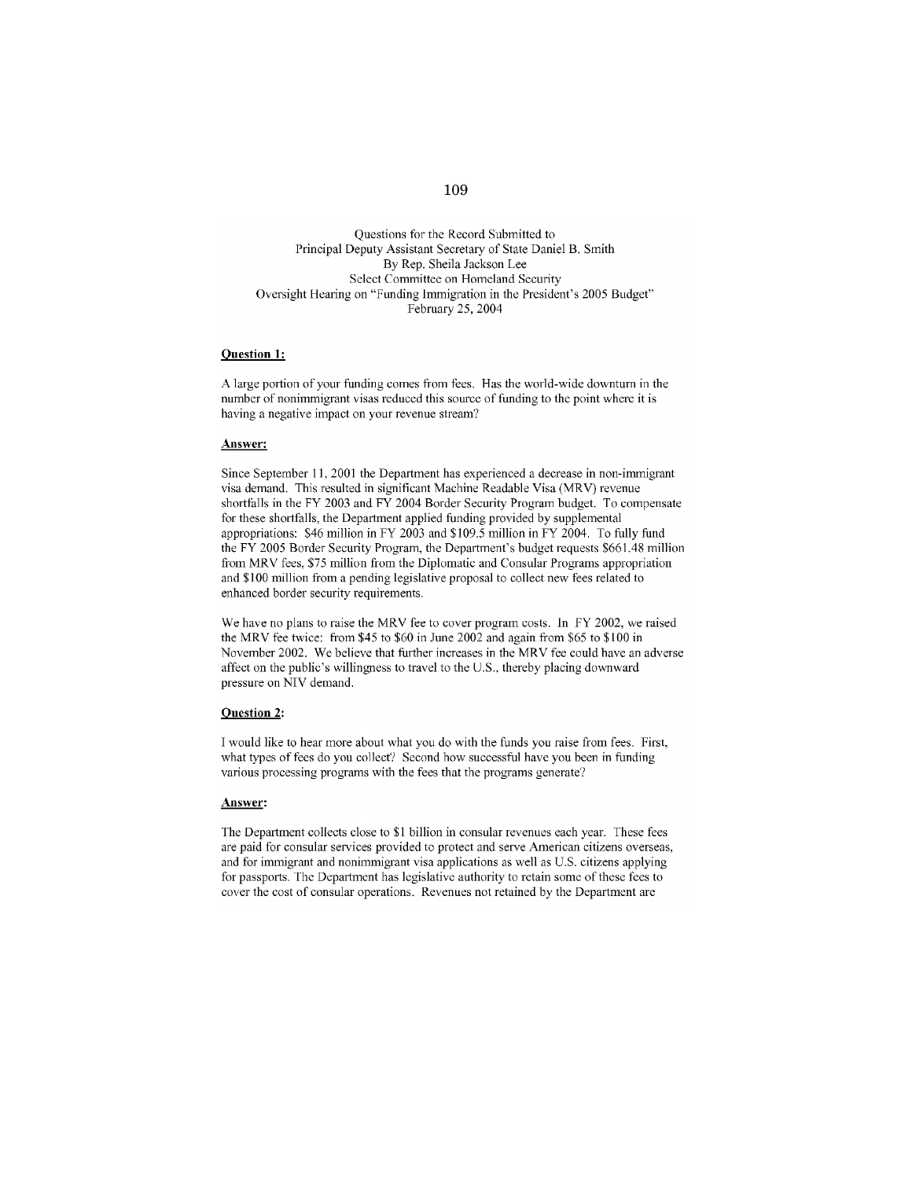Questions for the Record Submitted to
Principal Deputy Assistant Secretary of State Daniel B. Smith
By Rep. Sheila Jackson Lee
Select Committee on Homeland Security
Oversight Hearing on "Funding Immigration in the President's 2005 Budget"
February 25, 2004

**Question 1:**

A large portion of your funding comes from fees. Has the world-wide downturn in the number of nonimmigrant visas reduced this source of funding to the point where it is having a negative impact on your revenue stream?

**Answer:**

Since September 11, 2001 the Department has experienced a decrease in non-immigrant visa demand. This resulted in significant Machine Readable Visa (MRV) revenue shortfalls in the FY 2003 and FY 2004 Border Security Program budget. To compensate for these shortfalls, the Department applied funding provided by supplemental appropriations: $46 million in FY 2003 and $109.5 million in FY 2004. To fully fund the FY 2005 Border Security Program, the Department's budget requests $661.48 million from MRV fees, $75 million from the Diplomatic and Consular Programs appropriation and $100 million from a pending legislative proposal to collect new fees related to enhanced border security requirements.

We have no plans to raise the MRV fee to cover program costs. In FY 2002, we raised the MRV fee twice: from $45 to $60 in June 2002 and again from $65 to $100 in November 2002. We believe that further increases in the MRV fee could have an adverse affect on the public's willingness to travel to the U.S., thereby placing downward pressure on NIV demand.

**Question 2:**

I would like to hear more about what you do with the funds you raise from fees. First, what types of fees do you collect? Second how successful have you been in funding various processing programs with the fees that the programs generate?

**Answer:**

The Department collects close to $1 billion in consular revenues each year. These fees are paid for consular services provided to protect and serve American citizens overseas, and for immigrant and nonimmigrant visa applications as well as U.S. citizens applying for passports. The Department has legislative authority to retain some of these fees to cover the cost of consular operations. Revenues not retained by the Department are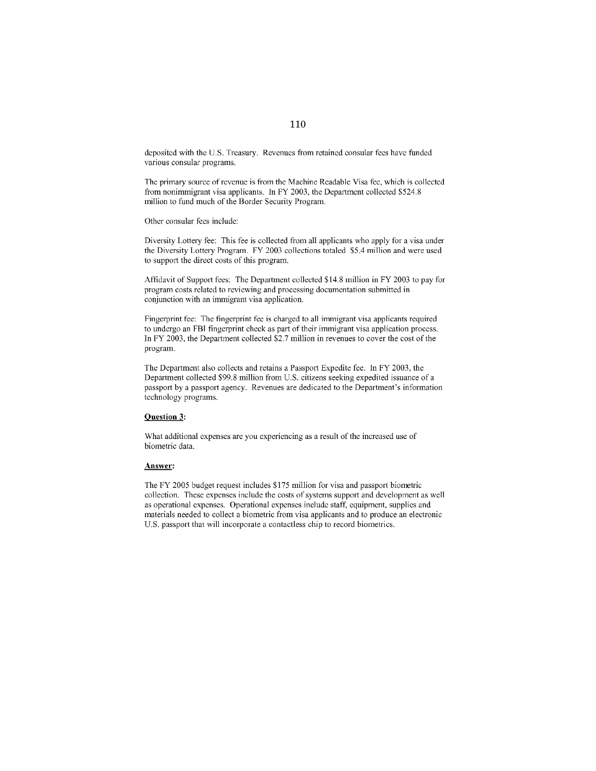deposited with the U.S. Treasury. Revenues from retained consular fees have funded various consular programs.

The primary source of revenue is from the Machine Readable Visa fee, which is collected from nonimmigrant visa applicants. In FY 2003, the Department collected $524.8 million to fund much of the Border Security Program.

Other consular fees include:

Diversity Lottery fee: This fee is collected from all applicants who apply for a visa under the Diversity Lottery Program. FY 2003 collections totaled $5.4 million and were used to support the direct costs of this program.

Affidavit of Support fees: The Department collected $14.8 million in FY 2003 to pay for program costs related to reviewing and processing documentation submitted in conjunction with an immigrant visa application.

Fingerprint fee: The fingerprint fee is charged to all immigrant visa applicants required to undergo an FBI fingerprint check as part of their immigrant visa application process. In FY 2003, the Department collected $2.7 million in revenues to cover the cost of the program.

The Department also collects and retains a Passport Expedite fee. In FY 2003, the Department collected $99.8 million from U.S. citizens seeking expedited issuance of a passport by a passport agency. Revenues are dedicated to the Department's information technology programs.

**Question 3:**

What additional expenses are you experiencing as a result of the increased use of biometric data.

**Answer:**

The FY 2005 budget request includes $175 million for visa and passport biometric collection. These expenses include the costs of systems support and development as well as operational expenses. Operational expenses include staff, equipment, supplies and materials needed to collect a biometric from visa applicants and to produce an electronic U.S. passport that will incorporate a contactless chip to record biometrics.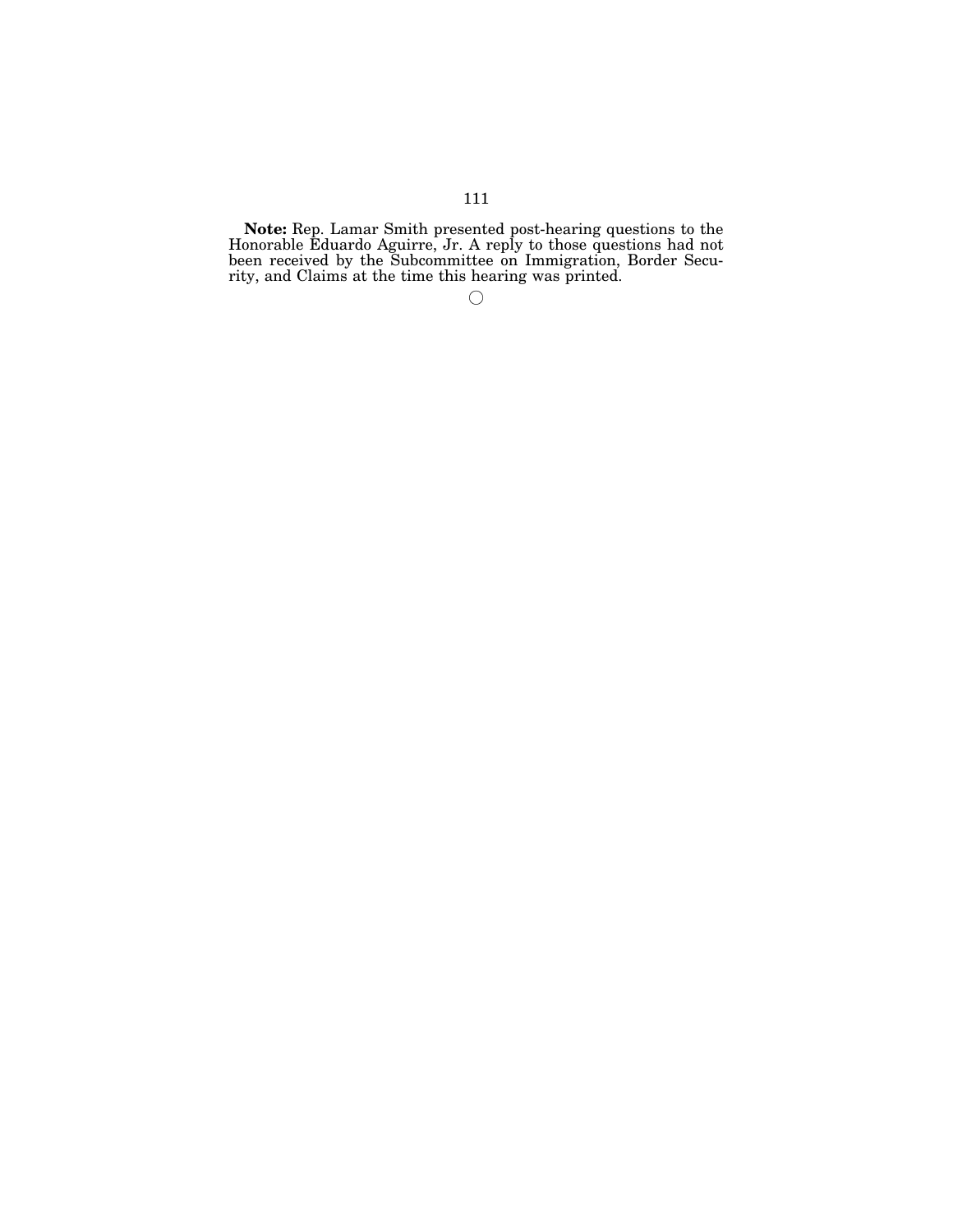**Note:** Rep. Lamar Smith presented post-hearing questions to the Honorable Eduardo Aguirre, Jr. A reply to those questions had not been received by the Subcommittee on Immigration, Border Security, and Claims at the time this hearing was printed.

○